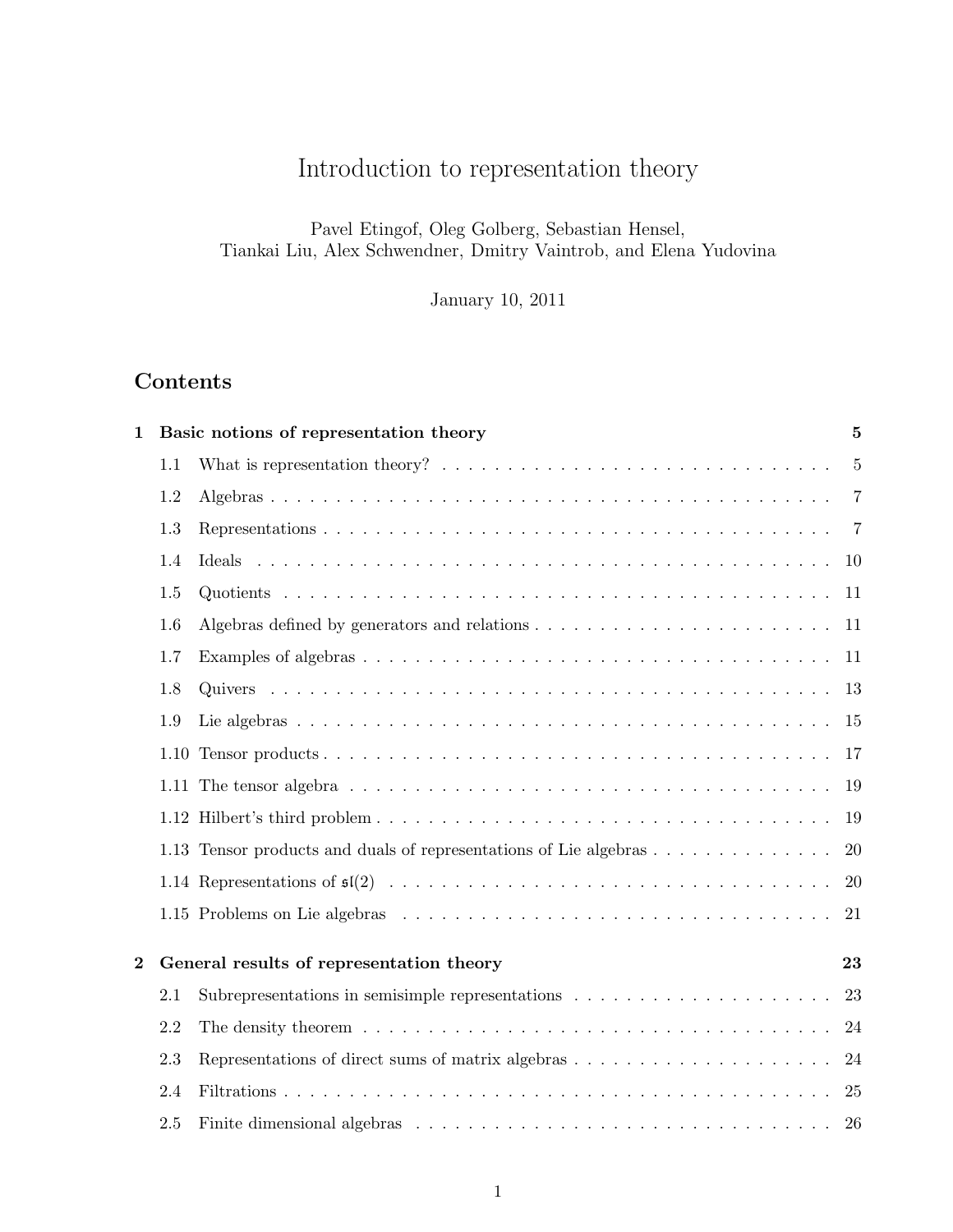# Introduction to representation theory

Pavel Etingof, Oleg Golberg, Sebastian Hensel,
Tiankai Liu, Alex Schwendner, Dmitry Vaintrob, and Elena Yudovina

January 10, 2011

## Contents

**1 Basic notions of representation theory** — **5**

- 1.1 What is representation theory? — 5
- 1.2 Algebras — 7
- 1.3 Representations — 7
- 1.4 Ideals — 10
- 1.5 Quotients — 11
- 1.6 Algebras defined by generators and relations — 11
- 1.7 Examples of algebras — 11
- 1.8 Quivers — 13
- 1.9 Lie algebras — 15
- 1.10 Tensor products — 17
- 1.11 The tensor algebra — 19
- 1.12 Hilbert's third problem — 19
- 1.13 Tensor products and duals of representations of Lie algebras — 20
- 1.14 Representations of $\mathfrak{sl}(2)$ — 20
- 1.15 Problems on Lie algebras — 21

**2 General results of representation theory** — **23**

- 2.1 Subrepresentations in semisimple representations — 23
- 2.2 The density theorem — 24
- 2.3 Representations of direct sums of matrix algebras — 24
- 2.4 Filtrations — 25
- 2.5 Finite dimensional algebras — 26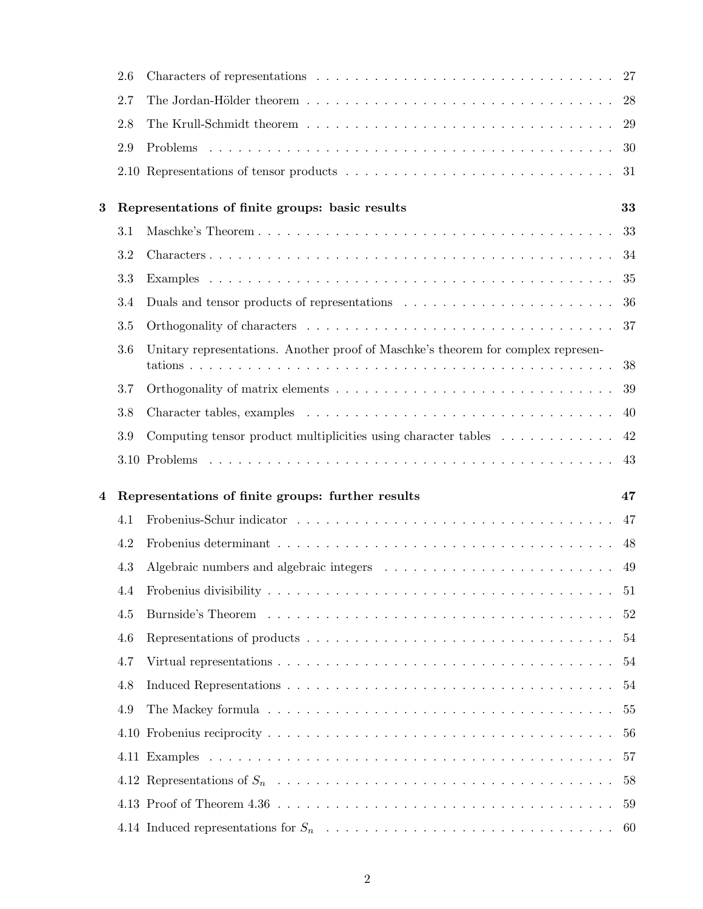2.6 Characters of representations . . . . . . . . . . . . . . . . . . . . . . . . . . . . . . . . 27

2.7 The Jordan-Hölder theorem . . . . . . . . . . . . . . . . . . . . . . . . . . . . . . . . 28

2.8 The Krull-Schmidt theorem . . . . . . . . . . . . . . . . . . . . . . . . . . . . . . . . 29

2.9 Problems . . . . . . . . . . . . . . . . . . . . . . . . . . . . . . . . . . . . . . . . . . 30

2.10 Representations of tensor products . . . . . . . . . . . . . . . . . . . . . . . . . . . 31

**3 Representations of finite groups: basic results** **33**

3.1 Maschke's Theorem . . . . . . . . . . . . . . . . . . . . . . . . . . . . . . . . . . . . 33

3.2 Characters . . . . . . . . . . . . . . . . . . . . . . . . . . . . . . . . . . . . . . . . . 34

3.3 Examples . . . . . . . . . . . . . . . . . . . . . . . . . . . . . . . . . . . . . . . . . 35

3.4 Duals and tensor products of representations . . . . . . . . . . . . . . . . . . . . . . 36

3.5 Orthogonality of characters . . . . . . . . . . . . . . . . . . . . . . . . . . . . . . . . 37

3.6 Unitary representations. Another proof of Maschke's theorem for complex representations . . . . . . . . . . . . . . . . . . . . . . . . . . . . . . . . . . . . . . . . . . . 38

3.7 Orthogonality of matrix elements . . . . . . . . . . . . . . . . . . . . . . . . . . . . . 39

3.8 Character tables, examples . . . . . . . . . . . . . . . . . . . . . . . . . . . . . . . . 40

3.9 Computing tensor product multiplicities using character tables . . . . . . . . . . . . 42

3.10 Problems . . . . . . . . . . . . . . . . . . . . . . . . . . . . . . . . . . . . . . . . . . 43

**4 Representations of finite groups: further results** **47**

4.1 Frobenius-Schur indicator . . . . . . . . . . . . . . . . . . . . . . . . . . . . . . . . . 47

4.2 Frobenius determinant . . . . . . . . . . . . . . . . . . . . . . . . . . . . . . . . . . . 48

4.3 Algebraic numbers and algebraic integers . . . . . . . . . . . . . . . . . . . . . . . . 49

4.4 Frobenius divisibility . . . . . . . . . . . . . . . . . . . . . . . . . . . . . . . . . . . 51

4.5 Burnside's Theorem . . . . . . . . . . . . . . . . . . . . . . . . . . . . . . . . . . . . 52

4.6 Representations of products . . . . . . . . . . . . . . . . . . . . . . . . . . . . . . . . 54

4.7 Virtual representations . . . . . . . . . . . . . . . . . . . . . . . . . . . . . . . . . . 54

4.8 Induced Representations . . . . . . . . . . . . . . . . . . . . . . . . . . . . . . . . . . 54

4.9 The Mackey formula . . . . . . . . . . . . . . . . . . . . . . . . . . . . . . . . . . . . 55

4.10 Frobenius reciprocity . . . . . . . . . . . . . . . . . . . . . . . . . . . . . . . . . . . 56

4.11 Examples . . . . . . . . . . . . . . . . . . . . . . . . . . . . . . . . . . . . . . . . . . 57

4.12 Representations of $S_n$ . . . . . . . . . . . . . . . . . . . . . . . . . . . . . . . . . . 58

4.13 Proof of Theorem 4.36 . . . . . . . . . . . . . . . . . . . . . . . . . . . . . . . . . . 59

4.14 Induced representations for $S_n$ . . . . . . . . . . . . . . . . . . . . . . . . . . . . . 60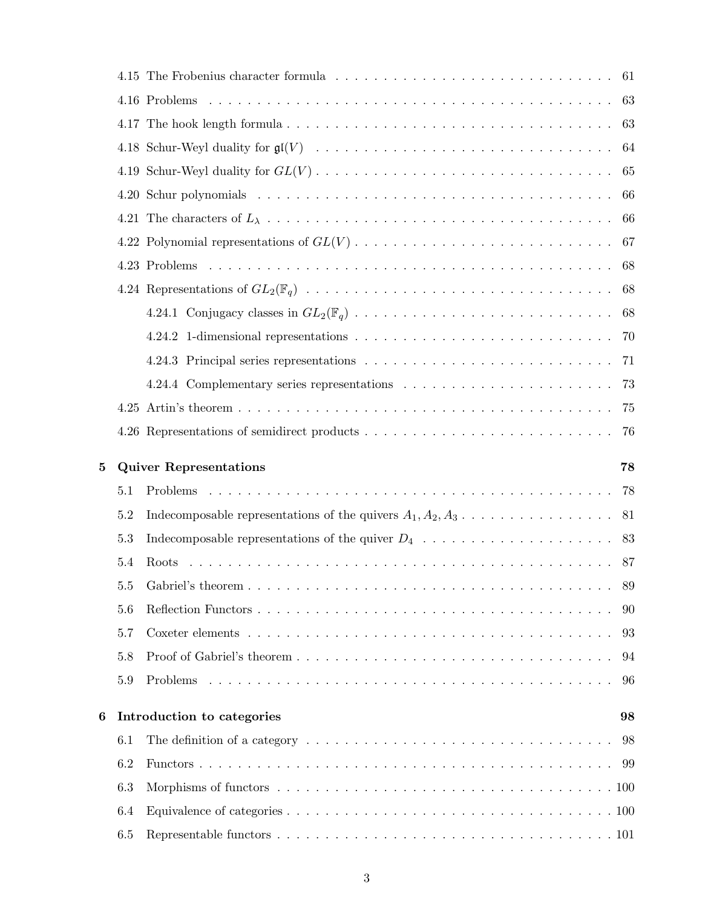4.15 The Frobenius character formula . . . . . . . . . . 61

4.16 Problems . . . . . . . . . . 63

4.17 The hook length formula . . . . . . . . . . 63

4.18 Schur-Weyl duality for $\mathfrak{gl}(V)$ . . . . . . . . . . 64

4.19 Schur-Weyl duality for $GL(V)$ . . . . . . . . . . 65

4.20 Schur polynomials . . . . . . . . . . 66

4.21 The characters of $L_\lambda$ . . . . . . . . . . 66

4.22 Polynomial representations of $GL(V)$ . . . . . . . . . . 67

4.23 Problems . . . . . . . . . . 68

4.24 Representations of $GL_2(\mathbb{F}_q)$ . . . . . . . . . . 68

4.24.1 Conjugacy classes in $GL_2(\mathbb{F}_q)$ . . . . . . . . . . 68

4.24.2 1-dimensional representations . . . . . . . . . . 70

4.24.3 Principal series representations . . . . . . . . . . 71

4.24.4 Complementary series representations . . . . . . . . . . 73

4.25 Artin's theorem . . . . . . . . . . 75

4.26 Representations of semidirect products . . . . . . . . . . 76

**5 Quiver Representations** **78**

5.1 Problems . . . . . . . . . . 78

5.2 Indecomposable representations of the quivers $A_1, A_2, A_3$ . . . . . . . . . . 81

5.3 Indecomposable representations of the quiver $D_4$ . . . . . . . . . . 83

5.4 Roots . . . . . . . . . . 87

5.5 Gabriel's theorem . . . . . . . . . . 89

5.6 Reflection Functors . . . . . . . . . . 90

5.7 Coxeter elements . . . . . . . . . . 93

5.8 Proof of Gabriel's theorem . . . . . . . . . . 94

5.9 Problems . . . . . . . . . . 96

**6 Introduction to categories** **98**

6.1 The definition of a category . . . . . . . . . . 98

6.2 Functors . . . . . . . . . . 99

6.3 Morphisms of functors . . . . . . . . . . 100

6.4 Equivalence of categories . . . . . . . . . . 100

6.5 Representable functors . . . . . . . . . . 101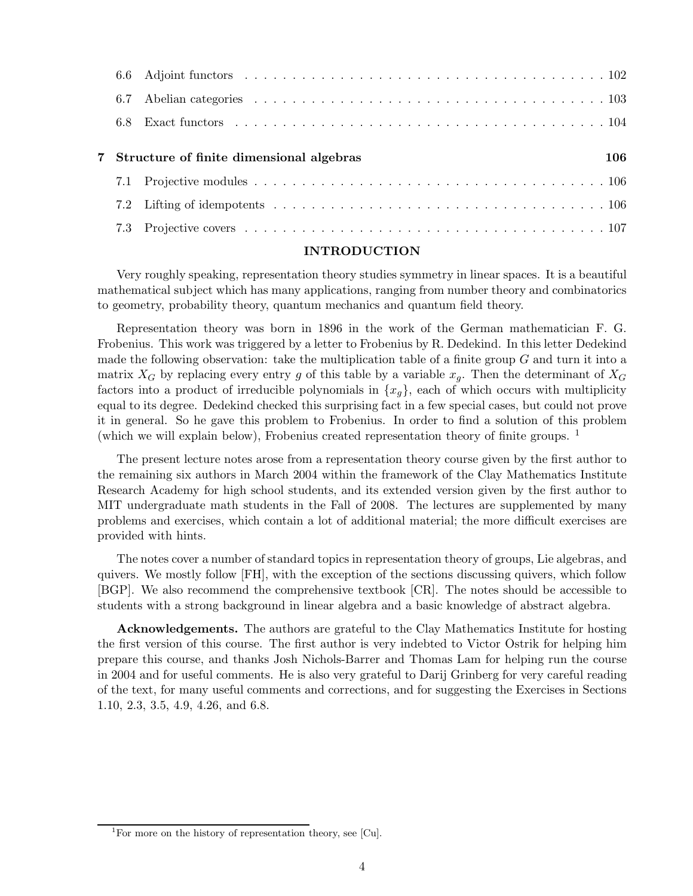6.6 Adjoint functors . . . . . . . . . . . . . . . . . . . . . . . . . . . . . . . . . . . . . . . . 102

6.7 Abelian categories . . . . . . . . . . . . . . . . . . . . . . . . . . . . . . . . . . . . . . 103

6.8 Exact functors . . . . . . . . . . . . . . . . . . . . . . . . . . . . . . . . . . . . . . . . 104

**7 Structure of finite dimensional algebras** **106**

7.1 Projective modules . . . . . . . . . . . . . . . . . . . . . . . . . . . . . . . . . . . . . . 106

7.2 Lifting of idempotents . . . . . . . . . . . . . . . . . . . . . . . . . . . . . . . . . . . . 106

7.3 Projective covers . . . . . . . . . . . . . . . . . . . . . . . . . . . . . . . . . . . . . . . 107

## INTRODUCTION

Very roughly speaking, representation theory studies symmetry in linear spaces. It is a beautiful mathematical subject which has many applications, ranging from number theory and combinatorics to geometry, probability theory, quantum mechanics and quantum field theory.

Representation theory was born in 1896 in the work of the German mathematician F. G. Frobenius. This work was triggered by a letter to Frobenius by R. Dedekind. In this letter Dedekind made the following observation: take the multiplication table of a finite group $G$ and turn it into a matrix $X_G$ by replacing every entry $g$ of this table by a variable $x_g$. Then the determinant of $X_G$ factors into a product of irreducible polynomials in $\{x_g\}$, each of which occurs with multiplicity equal to its degree. Dedekind checked this surprising fact in a few special cases, but could not prove it in general. So he gave this problem to Frobenius. In order to find a solution of this problem (which we will explain below), Frobenius created representation theory of finite groups. [1]

The present lecture notes arose from a representation theory course given by the first author to the remaining six authors in March 2004 within the framework of the Clay Mathematics Institute Research Academy for high school students, and its extended version given by the first author to MIT undergraduate math students in the Fall of 2008. The lectures are supplemented by many problems and exercises, which contain a lot of additional material; the more difficult exercises are provided with hints.

The notes cover a number of standard topics in representation theory of groups, Lie algebras, and quivers. We mostly follow [FH], with the exception of the sections discussing quivers, which follow [BGP]. We also recommend the comprehensive textbook [CR]. The notes should be accessible to students with a strong background in linear algebra and a basic knowledge of abstract algebra.

**Acknowledgements.** The authors are grateful to the Clay Mathematics Institute for hosting the first version of this course. The first author is very indebted to Victor Ostrik for helping him prepare this course, and thanks Josh Nichols-Barrer and Thomas Lam for helping run the course in 2004 and for useful comments. He is also very grateful to Darij Grinberg for very careful reading of the text, for many useful comments and corrections, and for suggesting the Exercises in Sections 1.10, 2.3, 3.5, 4.9, 4.26, and 6.8.

[1] For more on the history of representation theory, see [Cu].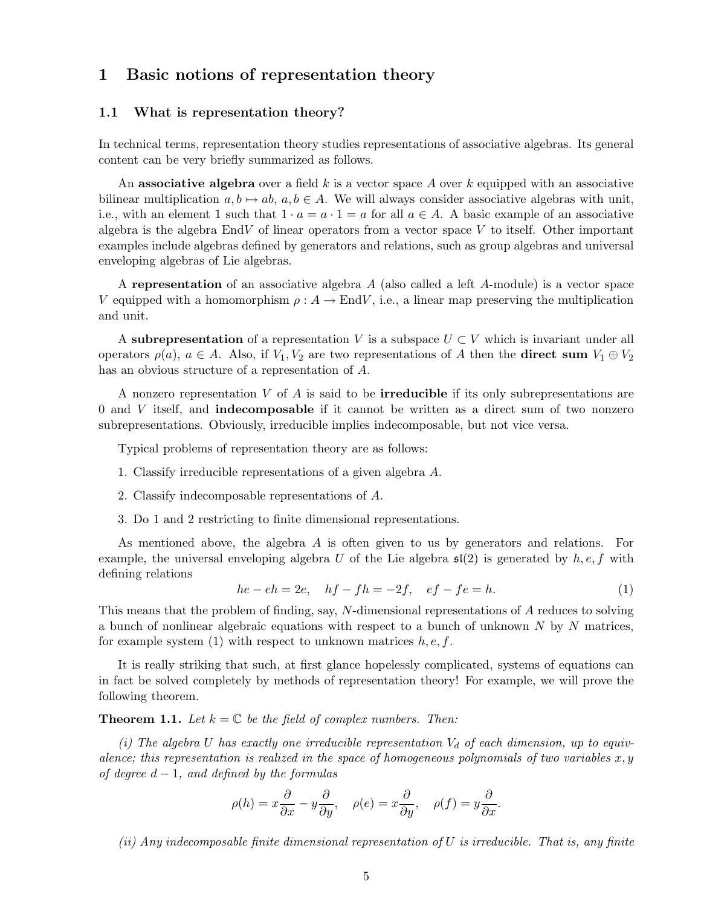# 1 Basic notions of representation theory

## 1.1 What is representation theory?

In technical terms, representation theory studies representations of associative algebras. Its general content can be very briefly summarized as follows.

An **associative algebra** over a field $k$ is a vector space $A$ over $k$ equipped with an associative bilinear multiplication $a, b \mapsto ab$, $a, b \in A$. We will always consider associative algebras with unit, i.e., with an element 1 such that $1 \cdot a = a \cdot 1 = a$ for all $a \in A$. A basic example of an associative algebra is the algebra $\mathrm{End}V$ of linear operators from a vector space $V$ to itself. Other important examples include algebras defined by generators and relations, such as group algebras and universal enveloping algebras of Lie algebras.

A **representation** of an associative algebra $A$ (also called a left $A$-module) is a vector space $V$ equipped with a homomorphism $\rho : A \to \mathrm{End}V$, i.e., a linear map preserving the multiplication and unit.

A **subrepresentation** of a representation $V$ is a subspace $U \subset V$ which is invariant under all operators $\rho(a)$, $a \in A$. Also, if $V_1, V_2$ are two representations of $A$ then the **direct sum** $V_1 \oplus V_2$ has an obvious structure of a representation of $A$.

A nonzero representation $V$ of $A$ is said to be **irreducible** if its only subrepresentations are 0 and $V$ itself, and **indecomposable** if it cannot be written as a direct sum of two nonzero subrepresentations. Obviously, irreducible implies indecomposable, but not vice versa.

Typical problems of representation theory are as follows:

1. Classify irreducible representations of a given algebra $A$.
2. Classify indecomposable representations of $A$.
3. Do 1 and 2 restricting to finite dimensional representations.

As mentioned above, the algebra $A$ is often given to us by generators and relations. For example, the universal enveloping algebra $U$ of the Lie algebra $\mathfrak{sl}(2)$ is generated by $h, e, f$ with defining relations

$$he - eh = 2e, \quad hf - fh = -2f, \quad ef - fe = h. \tag{1}$$

This means that the problem of finding, say, $N$-dimensional representations of $A$ reduces to solving a bunch of nonlinear algebraic equations with respect to a bunch of unknown $N$ by $N$ matrices, for example system (1) with respect to unknown matrices $h, e, f$.

It is really striking that such, at first glance hopelessly complicated, systems of equations can in fact be solved completely by methods of representation theory! For example, we will prove the following theorem.

**Theorem 1.1.** *Let $k = \mathbb{C}$ be the field of complex numbers. Then:*

*(i) The algebra $U$ has exactly one irreducible representation $V_d$ of each dimension, up to equivalence; this representation is realized in the space of homogeneous polynomials of two variables $x, y$ of degree $d - 1$, and defined by the formulas*

$$\rho(h) = x\frac{\partial}{\partial x} - y\frac{\partial}{\partial y}, \quad \rho(e) = x\frac{\partial}{\partial y}, \quad \rho(f) = y\frac{\partial}{\partial x}.$$

*(ii) Any indecomposable finite dimensional representation of $U$ is irreducible. That is, any finite*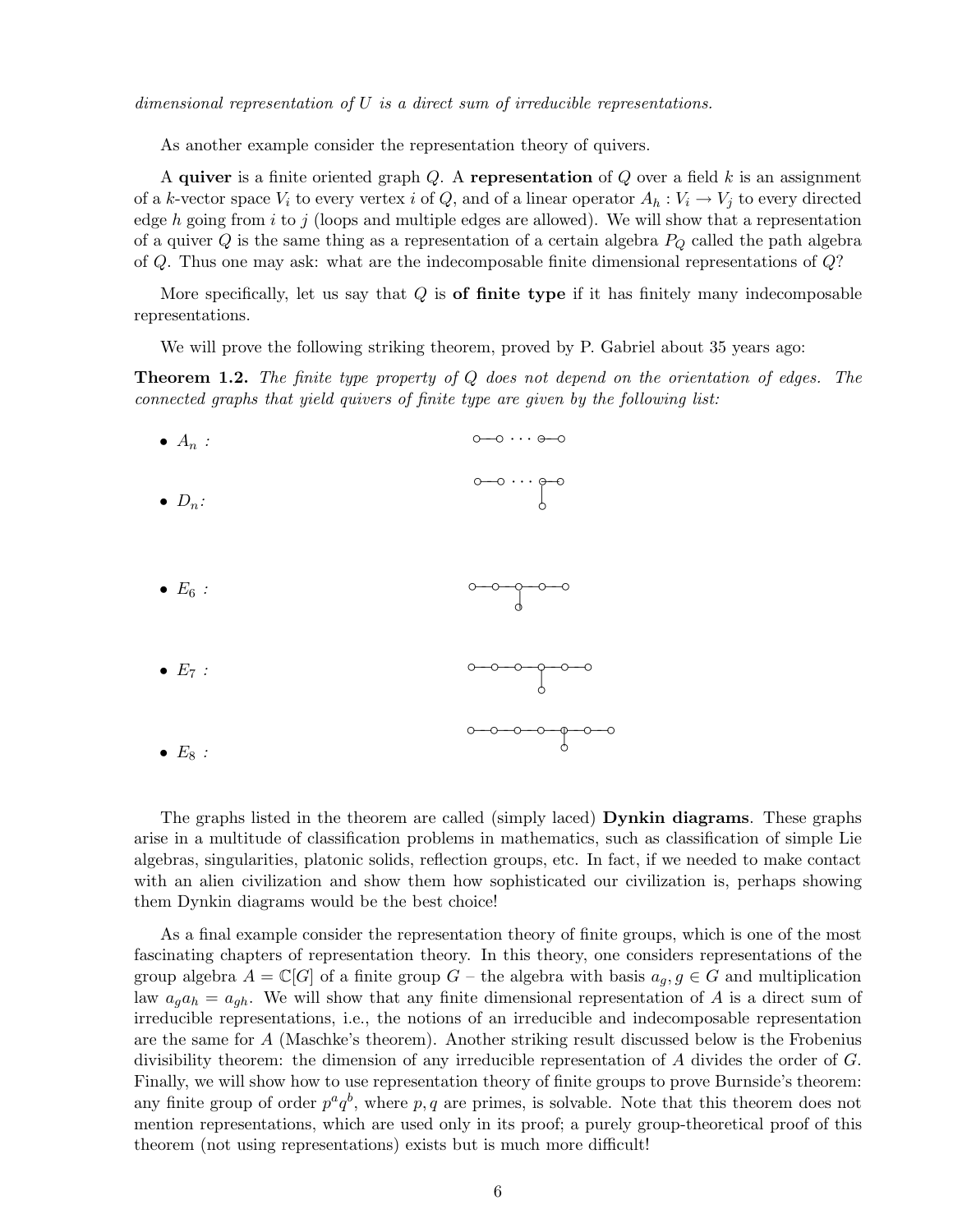*dimensional representation of $U$ is a direct sum of irreducible representations.*

As another example consider the representation theory of quivers.

A **quiver** is a finite oriented graph $Q$. A **representation** of $Q$ over a field $k$ is an assignment of a $k$-vector space $V_i$ to every vertex $i$ of $Q$, and of a linear operator $A_h : V_i \to V_j$ to every directed edge $h$ going from $i$ to $j$ (loops and multiple edges are allowed). We will show that a representation of a quiver $Q$ is the same thing as a representation of a certain algebra $P_Q$ called the path algebra of $Q$. Thus one may ask: what are the indecomposable finite dimensional representations of $Q$?

More specifically, let us say that $Q$ is **of finite type** if it has finitely many indecomposable representations.

We will prove the following striking theorem, proved by P. Gabriel about 35 years ago:

**Theorem 1.2.** *The finite type property of $Q$ does not depend on the orientation of edges. The connected graphs that yield quivers of finite type are given by the following list:*

- $A_n$ :
- $D_n$:
- $E_6$ :
- $E_7$ :
- $E_8$ :

The graphs listed in the theorem are called (simply laced) **Dynkin diagrams**. These graphs arise in a multitude of classification problems in mathematics, such as classification of simple Lie algebras, singularities, platonic solids, reflection groups, etc. In fact, if we needed to make contact with an alien civilization and show them how sophisticated our civilization is, perhaps showing them Dynkin diagrams would be the best choice!

As a final example consider the representation theory of finite groups, which is one of the most fascinating chapters of representation theory. In this theory, one considers representations of the group algebra $A = \mathbb{C}[G]$ of a finite group $G$ – the algebra with basis $a_g, g \in G$ and multiplication law $a_g a_h = a_{gh}$. We will show that any finite dimensional representation of $A$ is a direct sum of irreducible representations, i.e., the notions of an irreducible and indecomposable representation are the same for $A$ (Maschke's theorem). Another striking result discussed below is the Frobenius divisibility theorem: the dimension of any irreducible representation of $A$ divides the order of $G$. Finally, we will show how to use representation theory of finite groups to prove Burnside's theorem: any finite group of order $p^a q^b$, where $p, q$ are primes, is solvable. Note that this theorem does not mention representations, which are used only in its proof; a purely group-theoretical proof of this theorem (not using representations) exists but is much more difficult!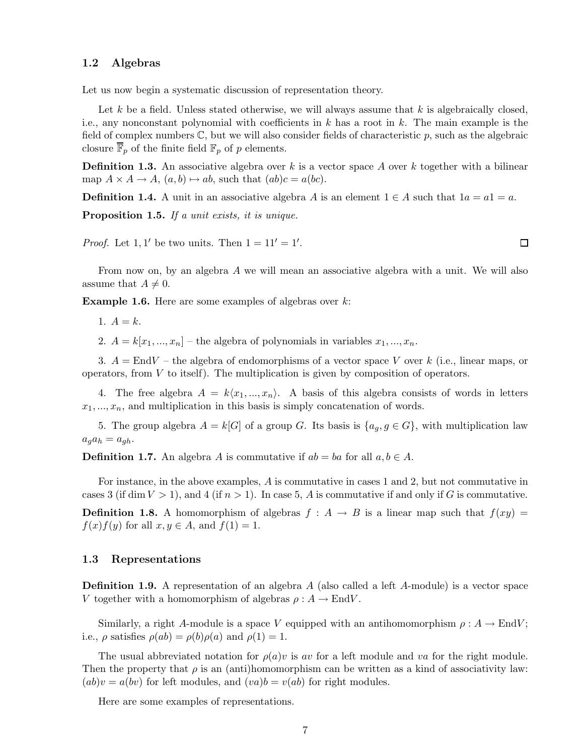## 1.2 Algebras

Let us now begin a systematic discussion of representation theory.

Let $k$ be a field. Unless stated otherwise, we will always assume that $k$ is algebraically closed, i.e., any nonconstant polynomial with coefficients in $k$ has a root in $k$. The main example is the field of complex numbers $\mathbb{C}$, but we will also consider fields of characteristic $p$, such as the algebraic closure $\overline{\mathbb{F}}_p$ of the finite field $\mathbb{F}_p$ of $p$ elements.

**Definition 1.3.** An associative algebra over $k$ is a vector space $A$ over $k$ together with a bilinear map $A \times A \to A$, $(a, b) \mapsto ab$, such that $(ab)c = a(bc)$.

**Definition 1.4.** A unit in an associative algebra $A$ is an element $1 \in A$ such that $1a = a1 = a$.

**Proposition 1.5.** *If a unit exists, it is unique.*

*Proof.* Let $1, 1'$ be two units. Then $1 = 11' = 1'$. □

From now on, by an algebra $A$ we will mean an associative algebra with a unit. We will also assume that $A \neq 0$.

**Example 1.6.** Here are some examples of algebras over $k$:

1. $A = k$.

2. $A = k[x_1, ..., x_n]$ – the algebra of polynomials in variables $x_1, ..., x_n$.

3. $A = \mathrm{End}V$ – the algebra of endomorphisms of a vector space $V$ over $k$ (i.e., linear maps, or operators, from $V$ to itself). The multiplication is given by composition of operators.

4. The free algebra $A = k\langle x_1, ..., x_n\rangle$. A basis of this algebra consists of words in letters $x_1, ..., x_n$, and multiplication in this basis is simply concatenation of words.

5. The group algebra $A = k[G]$ of a group $G$. Its basis is $\{a_g, g \in G\}$, with multiplication law $a_g a_h = a_{gh}$.

**Definition 1.7.** An algebra $A$ is commutative if $ab = ba$ for all $a, b \in A$.

For instance, in the above examples, $A$ is commutative in cases 1 and 2, but not commutative in cases 3 (if $\dim V > 1$), and 4 (if $n > 1$). In case 5, $A$ is commutative if and only if $G$ is commutative.

**Definition 1.8.** A homomorphism of algebras $f : A \to B$ is a linear map such that $f(xy) = f(x)f(y)$ for all $x, y \in A$, and $f(1) = 1$.

## 1.3 Representations

**Definition 1.9.** A representation of an algebra $A$ (also called a left $A$-module) is a vector space $V$ together with a homomorphism of algebras $\rho : A \to \mathrm{End}V$.

Similarly, a right $A$-module is a space $V$ equipped with an antihomomorphism $\rho : A \to \mathrm{End}V$; i.e., $\rho$ satisfies $\rho(ab) = \rho(b)\rho(a)$ and $\rho(1) = 1$.

The usual abbreviated notation for $\rho(a)v$ is $av$ for a left module and $va$ for the right module. Then the property that $\rho$ is an (anti)homomorphism can be written as a kind of associativity law: $(ab)v = a(bv)$ for left modules, and $(va)b = v(ab)$ for right modules.

Here are some examples of representations.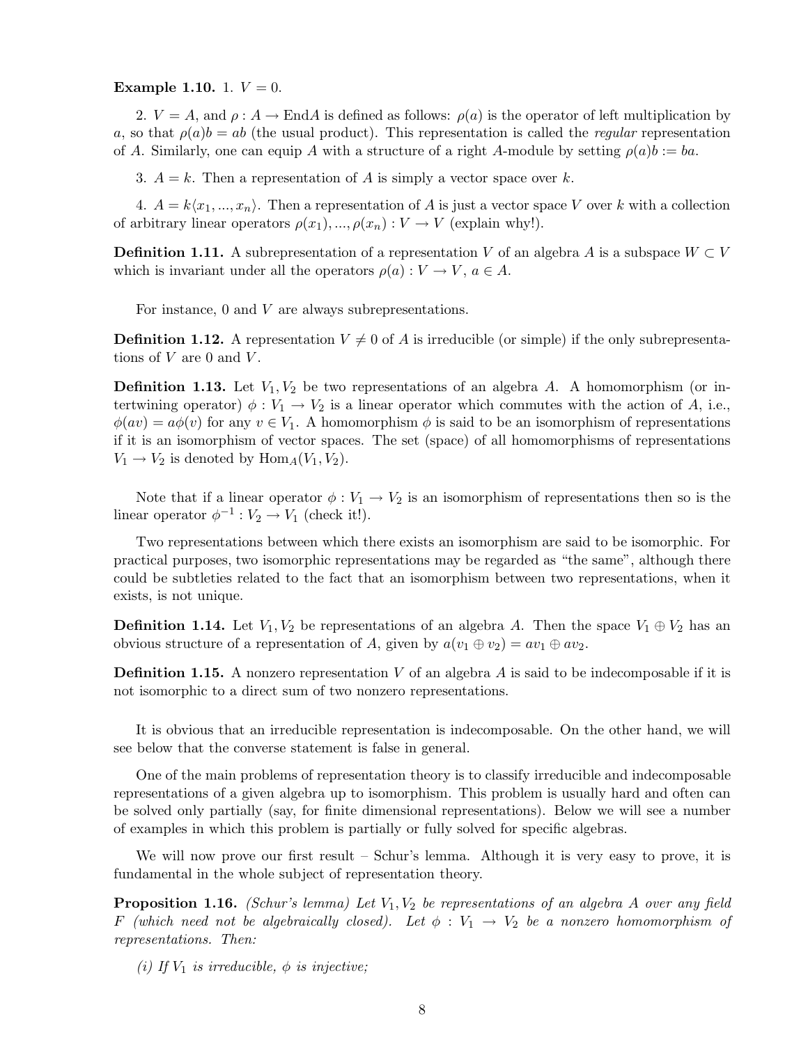**Example 1.10.** 1. $V = 0$.

2. $V = A$, and $\rho : A \to \mathrm{End}A$ is defined as follows: $\rho(a)$ is the operator of left multiplication by $a$, so that $\rho(a)b = ab$ (the usual product). This representation is called the *regular* representation of $A$. Similarly, one can equip $A$ with a structure of a right $A$-module by setting $\rho(a)b := ba$.

3. $A = k$. Then a representation of $A$ is simply a vector space over $k$.

4. $A = k\langle x_1, ..., x_n\rangle$. Then a representation of $A$ is just a vector space $V$ over $k$ with a collection of arbitrary linear operators $\rho(x_1), ..., \rho(x_n) : V \to V$ (explain why!).

**Definition 1.11.** A subrepresentation of a representation $V$ of an algebra $A$ is a subspace $W \subset V$ which is invariant under all the operators $\rho(a) : V \to V$, $a \in A$.

For instance, 0 and $V$ are always subrepresentations.

**Definition 1.12.** A representation $V \neq 0$ of $A$ is irreducible (or simple) if the only subrepresentations of $V$ are 0 and $V$.

**Definition 1.13.** Let $V_1, V_2$ be two representations of an algebra $A$. A homomorphism (or intertwining operator) $\phi : V_1 \to V_2$ is a linear operator which commutes with the action of $A$, i.e., $\phi(av) = a\phi(v)$ for any $v \in V_1$. A homomorphism $\phi$ is said to be an isomorphism of representations if it is an isomorphism of vector spaces. The set (space) of all homomorphisms of representations $V_1 \to V_2$ is denoted by $\mathrm{Hom}_A(V_1, V_2)$.

Note that if a linear operator $\phi : V_1 \to V_2$ is an isomorphism of representations then so is the linear operator $\phi^{-1} : V_2 \to V_1$ (check it!).

Two representations between which there exists an isomorphism are said to be isomorphic. For practical purposes, two isomorphic representations may be regarded as "the same", although there could be subtleties related to the fact that an isomorphism between two representations, when it exists, is not unique.

**Definition 1.14.** Let $V_1, V_2$ be representations of an algebra $A$. Then the space $V_1 \oplus V_2$ has an obvious structure of a representation of $A$, given by $a(v_1 \oplus v_2) = av_1 \oplus av_2$.

**Definition 1.15.** A nonzero representation $V$ of an algebra $A$ is said to be indecomposable if it is not isomorphic to a direct sum of two nonzero representations.

It is obvious that an irreducible representation is indecomposable. On the other hand, we will see below that the converse statement is false in general.

One of the main problems of representation theory is to classify irreducible and indecomposable representations of a given algebra up to isomorphism. This problem is usually hard and often can be solved only partially (say, for finite dimensional representations). Below we will see a number of examples in which this problem is partially or fully solved for specific algebras.

We will now prove our first result – Schur's lemma. Although it is very easy to prove, it is fundamental in the whole subject of representation theory.

**Proposition 1.16.** *(Schur's lemma) Let $V_1, V_2$ be representations of an algebra $A$ over any field $F$ (which need not be algebraically closed). Let $\phi : V_1 \to V_2$ be a nonzero homomorphism of representations. Then:*

*(i) If $V_1$ is irreducible, $\phi$ is injective;*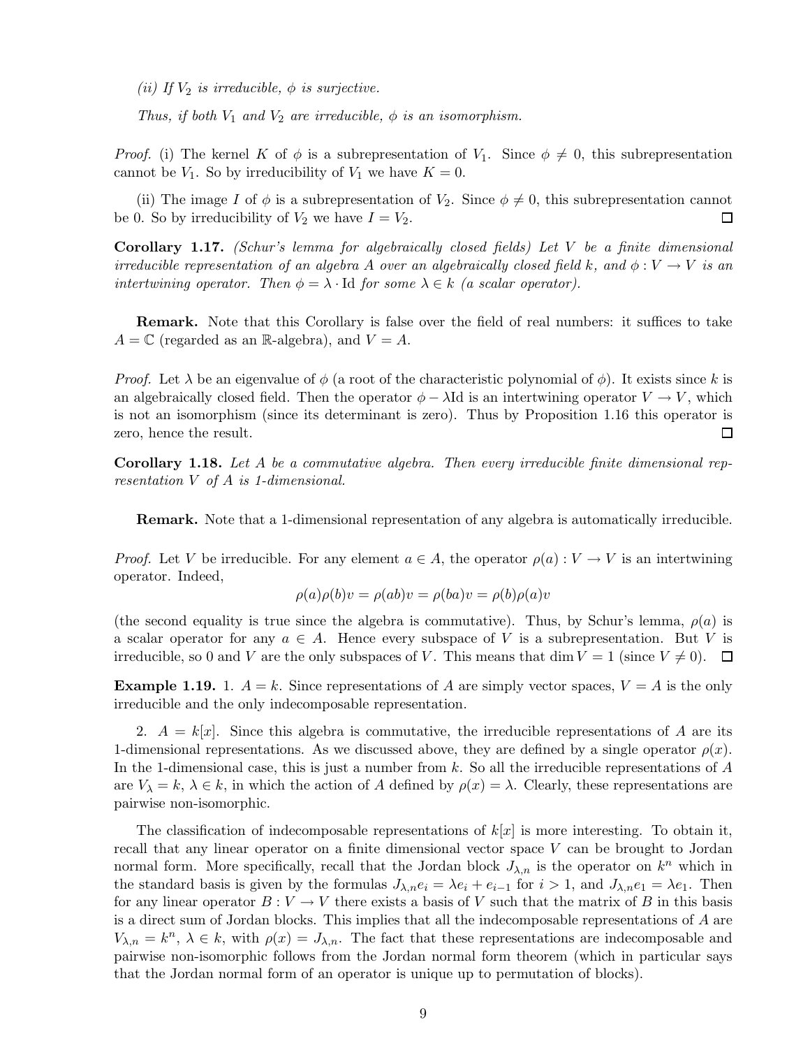*(ii) If $V_2$ is irreducible, $\phi$ is surjective.*

*Thus, if both $V_1$ and $V_2$ are irreducible, $\phi$ is an isomorphism.*

*Proof.* (i) The kernel $K$ of $\phi$ is a subrepresentation of $V_1$. Since $\phi \neq 0$, this subrepresentation cannot be $V_1$. So by irreducibility of $V_1$ we have $K = 0$.

(ii) The image $I$ of $\phi$ is a subrepresentation of $V_2$. Since $\phi \neq 0$, this subrepresentation cannot be 0. So by irreducibility of $V_2$ we have $I = V_2$. □

**Corollary 1.17.** *(Schur's lemma for algebraically closed fields) Let $V$ be a finite dimensional irreducible representation of an algebra $A$ over an algebraically closed field $k$, and $\phi : V \to V$ is an intertwining operator. Then $\phi = \lambda \cdot \mathrm{Id}$ for some $\lambda \in k$ (a scalar operator).*

**Remark.** Note that this Corollary is false over the field of real numbers: it suffices to take $A = \mathbb{C}$ (regarded as an $\mathbb{R}$-algebra), and $V = A$.

*Proof.* Let $\lambda$ be an eigenvalue of $\phi$ (a root of the characteristic polynomial of $\phi$). It exists since $k$ is an algebraically closed field. Then the operator $\phi - \lambda\mathrm{Id}$ is an intertwining operator $V \to V$, which is not an isomorphism (since its determinant is zero). Thus by Proposition 1.16 this operator is zero, hence the result. □

**Corollary 1.18.** *Let $A$ be a commutative algebra. Then every irreducible finite dimensional representation $V$ of $A$ is 1-dimensional.*

**Remark.** Note that a 1-dimensional representation of any algebra is automatically irreducible.

*Proof.* Let $V$ be irreducible. For any element $a \in A$, the operator $\rho(a) : V \to V$ is an intertwining operator. Indeed,

$$\rho(a)\rho(b)v = \rho(ab)v = \rho(ba)v = \rho(b)\rho(a)v$$

(the second equality is true since the algebra is commutative). Thus, by Schur's lemma, $\rho(a)$ is a scalar operator for any $a \in A$. Hence every subspace of $V$ is a subrepresentation. But $V$ is irreducible, so 0 and $V$ are the only subspaces of $V$. This means that $\dim V = 1$ (since $V \neq 0$). □

**Example 1.19.** 1. $A = k$. Since representations of $A$ are simply vector spaces, $V = A$ is the only irreducible and the only indecomposable representation.

2. $A = k[x]$. Since this algebra is commutative, the irreducible representations of $A$ are its 1-dimensional representations. As we discussed above, they are defined by a single operator $\rho(x)$. In the 1-dimensional case, this is just a number from $k$. So all the irreducible representations of $A$ are $V_\lambda = k$, $\lambda \in k$, in which the action of $A$ defined by $\rho(x) = \lambda$. Clearly, these representations are pairwise non-isomorphic.

The classification of indecomposable representations of $k[x]$ is more interesting. To obtain it, recall that any linear operator on a finite dimensional vector space $V$ can be brought to Jordan normal form. More specifically, recall that the Jordan block $J_{\lambda,n}$ is the operator on $k^n$ which in the standard basis is given by the formulas $J_{\lambda,n}e_i = \lambda e_i + e_{i-1}$ for $i > 1$, and $J_{\lambda,n}e_1 = \lambda e_1$. Then for any linear operator $B : V \to V$ there exists a basis of $V$ such that the matrix of $B$ in this basis is a direct sum of Jordan blocks. This implies that all the indecomposable representations of $A$ are $V_{\lambda,n} = k^n$, $\lambda \in k$, with $\rho(x) = J_{\lambda,n}$. The fact that these representations are indecomposable and pairwise non-isomorphic follows from the Jordan normal form theorem (which in particular says that the Jordan normal form of an operator is unique up to permutation of blocks).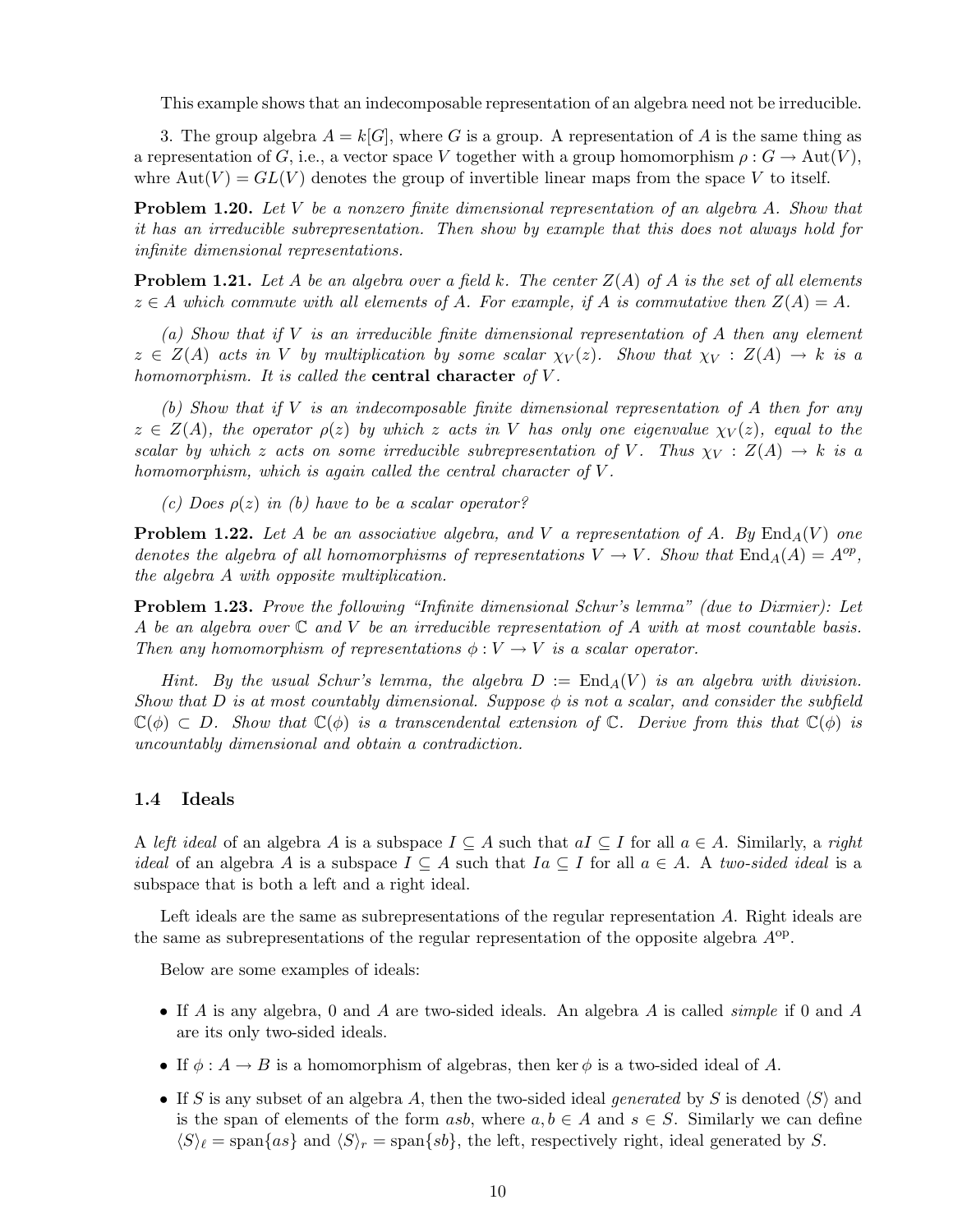This example shows that an indecomposable representation of an algebra need not be irreducible.

3. The group algebra $A = k[G]$, where $G$ is a group. A representation of $A$ is the same thing as a representation of $G$, i.e., a vector space $V$ together with a group homomorphism $\rho : G \to \mathrm{Aut}(V)$, whre $\mathrm{Aut}(V) = GL(V)$ denotes the group of invertible linear maps from the space $V$ to itself.

**Problem 1.20.** *Let $V$ be a nonzero finite dimensional representation of an algebra $A$. Show that it has an irreducible subrepresentation. Then show by example that this does not always hold for infinite dimensional representations.*

**Problem 1.21.** *Let $A$ be an algebra over a field $k$. The center $Z(A)$ of $A$ is the set of all elements $z \in A$ which commute with all elements of $A$. For example, if $A$ is commutative then $Z(A) = A$.*

*(a) Show that if $V$ is an irreducible finite dimensional representation of $A$ then any element $z \in Z(A)$ acts in $V$ by multiplication by some scalar $\chi_V(z)$. Show that $\chi_V : Z(A) \to k$ is a homomorphism. It is called the* **central character** *of $V$.*

*(b) Show that if $V$ is an indecomposable finite dimensional representation of $A$ then for any $z \in Z(A)$, the operator $\rho(z)$ by which $z$ acts in $V$ has only one eigenvalue $\chi_V(z)$, equal to the scalar by which $z$ acts on some irreducible subrepresentation of $V$. Thus $\chi_V : Z(A) \to k$ is a homomorphism, which is again called the central character of $V$.*

*(c) Does $\rho(z)$ in (b) have to be a scalar operator?*

**Problem 1.22.** *Let $A$ be an associative algebra, and $V$ a representation of $A$. By $\mathrm{End}_A(V)$ one denotes the algebra of all homomorphisms of representations $V \to V$. Show that $\mathrm{End}_A(A) = A^{op}$, the algebra $A$ with opposite multiplication.*

**Problem 1.23.** *Prove the following "Infinite dimensional Schur's lemma" (due to Dixmier): Let $A$ be an algebra over $\mathbb{C}$ and $V$ be an irreducible representation of $A$ with at most countable basis. Then any homomorphism of representations $\phi : V \to V$ is a scalar operator.*

*Hint. By the usual Schur's lemma, the algebra $D := \mathrm{End}_A(V)$ is an algebra with division. Show that $D$ is at most countably dimensional. Suppose $\phi$ is not a scalar, and consider the subfield $\mathbb{C}(\phi) \subset D$. Show that $\mathbb{C}(\phi)$ is a transcendental extension of $\mathbb{C}$. Derive from this that $\mathbb{C}(\phi)$ is uncountably dimensional and obtain a contradiction.*

### 1.4 Ideals

A *left ideal* of an algebra $A$ is a subspace $I \subseteq A$ such that $aI \subseteq I$ for all $a \in A$. Similarly, a *right ideal* of an algebra $A$ is a subspace $I \subseteq A$ such that $Ia \subseteq I$ for all $a \in A$. A *two-sided ideal* is a subspace that is both a left and a right ideal.

Left ideals are the same as subrepresentations of the regular representation $A$. Right ideals are the same as subrepresentations of the regular representation of the opposite algebra $A^{\mathrm{op}}$.

Below are some examples of ideals:

- If $A$ is any algebra, 0 and $A$ are two-sided ideals. An algebra $A$ is called *simple* if 0 and $A$ are its only two-sided ideals.
- If $\phi : A \to B$ is a homomorphism of algebras, then $\ker \phi$ is a two-sided ideal of $A$.
- If $S$ is any subset of an algebra $A$, then the two-sided ideal *generated* by $S$ is denoted $\langle S \rangle$ and is the span of elements of the form $asb$, where $a, b \in A$ and $s \in S$. Similarly we can define $\langle S \rangle_\ell = \mathrm{span}\{as\}$ and $\langle S \rangle_r = \mathrm{span}\{sb\}$, the left, respectively right, ideal generated by $S$.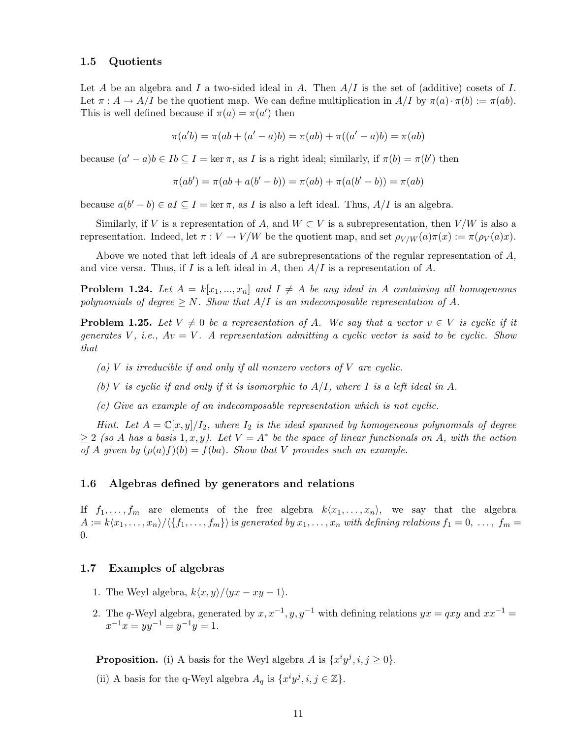## 1.5 Quotients

Let $A$ be an algebra and $I$ a two-sided ideal in $A$. Then $A/I$ is the set of (additive) cosets of $I$. Let $\pi : A \to A/I$ be the quotient map. We can define multiplication in $A/I$ by $\pi(a) \cdot \pi(b) := \pi(ab)$. This is well defined because if $\pi(a) = \pi(a')$ then

$$\pi(a'b) = \pi(ab + (a' - a)b) = \pi(ab) + \pi((a' - a)b) = \pi(ab)$$

because $(a' - a)b \in Ib \subseteq I = \ker \pi$, as $I$ is a right ideal; similarly, if $\pi(b) = \pi(b')$ then

$$\pi(ab') = \pi(ab + a(b' - b)) = \pi(ab) + \pi(a(b' - b)) = \pi(ab)$$

because $a(b' - b) \in aI \subseteq I = \ker \pi$, as $I$ is also a left ideal. Thus, $A/I$ is an algebra.

Similarly, if $V$ is a representation of $A$, and $W \subset V$ is a subrepresentation, then $V/W$ is also a representation. Indeed, let $\pi : V \to V/W$ be the quotient map, and set $\rho_{V/W}(a)\pi(x) := \pi(\rho_V(a)x)$.

Above we noted that left ideals of $A$ are subrepresentations of the regular representation of $A$, and vice versa. Thus, if $I$ is a left ideal in $A$, then $A/I$ is a representation of $A$.

**Problem 1.24.** *Let $A = k[x_1, ..., x_n]$ and $I \neq A$ be any ideal in $A$ containing all homogeneous polynomials of degree $\geq N$. Show that $A/I$ is an indecomposable representation of $A$.*

**Problem 1.25.** *Let $V \neq 0$ be a representation of $A$. We say that a vector $v \in V$ is cyclic if it generates $V$, i.e., $Av = V$. A representation admitting a cyclic vector is said to be cyclic. Show that*

*(a) $V$ is irreducible if and only if all nonzero vectors of $V$ are cyclic.*

*(b) $V$ is cyclic if and only if it is isomorphic to $A/I$, where $I$ is a left ideal in $A$.*

*(c) Give an example of an indecomposable representation which is not cyclic.*

*Hint. Let $A = \mathbb{C}[x, y]/I_2$, where $I_2$ is the ideal spanned by homogeneous polynomials of degree $\geq 2$ (so $A$ has a basis $1, x, y$). Let $V = A^*$ be the space of linear functionals on $A$, with the action of $A$ given by $(\rho(a)f)(b) = f(ba)$. Show that $V$ provides such an example.*

## 1.6 Algebras defined by generators and relations

If $f_1, \ldots, f_m$ are elements of the free algebra $k\langle x_1, \ldots, x_n \rangle$, we say that the algebra $A := k\langle x_1, \ldots, x_n \rangle / \langle \{f_1, \ldots, f_m\} \rangle$ is *generated by* $x_1, \ldots, x_n$ *with defining relations* $f_1 = 0, \ \ldots, \ f_m = 0$.

## 1.7 Examples of algebras

1. The Weyl algebra, $k\langle x, y \rangle / \langle yx - xy - 1 \rangle$.
2. The $q$-Weyl algebra, generated by $x, x^{-1}, y, y^{-1}$ with defining relations $yx = qxy$ and $xx^{-1} = x^{-1}x = yy^{-1} = y^{-1}y = 1$.

**Proposition.** (i) A basis for the Weyl algebra $A$ is $\{x^i y^j, i, j \geq 0\}$.

(ii) A basis for the q-Weyl algebra $A_q$ is $\{x^i y^j, i, j \in \mathbb{Z}\}$.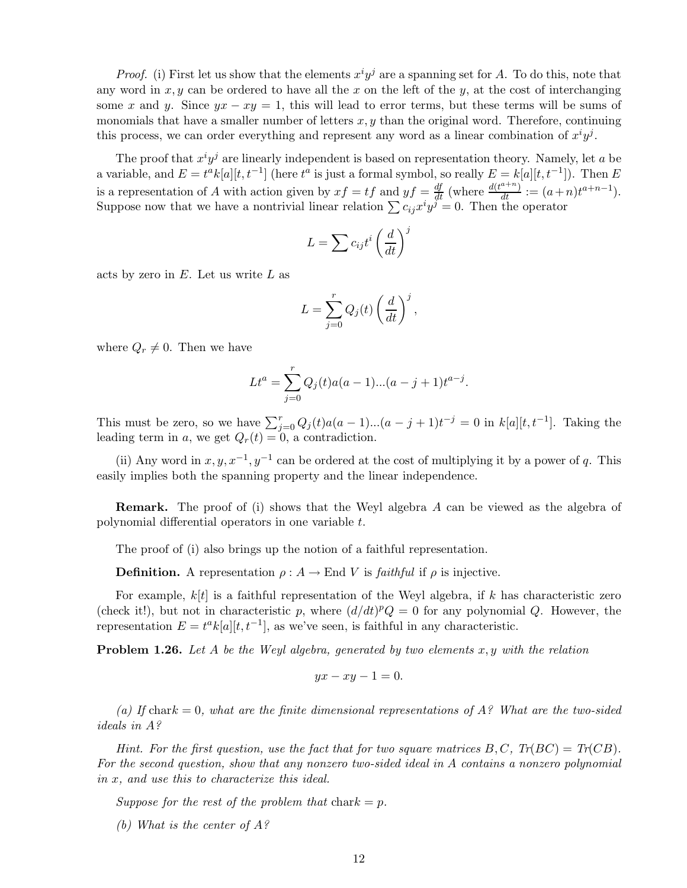*Proof.* (i) First let us show that the elements $x^i y^j$ are a spanning set for $A$. To do this, note that any word in $x, y$ can be ordered to have all the $x$ on the left of the $y$, at the cost of interchanging some $x$ and $y$. Since $yx - xy = 1$, this will lead to error terms, but these terms will be sums of monomials that have a smaller number of letters $x, y$ than the original word. Therefore, continuing this process, we can order everything and represent any word as a linear combination of $x^i y^j$.

The proof that $x^i y^j$ are linearly independent is based on representation theory. Namely, let $a$ be a variable, and $E = t^a k[a][t, t^{-1}]$ (here $t^a$ is just a formal symbol, so really $E = k[a][t, t^{-1}]$). Then $E$ is a representation of $A$ with action given by $xf = tf$ and $yf = \frac{df}{dt}$ (where $\frac{d(t^{a+n})}{dt} := (a+n)t^{a+n-1}$). Suppose now that we have a nontrivial linear relation $\sum c_{ij} x^i y^j = 0$. Then the operator

$$L = \sum c_{ij} t^i \left(\frac{d}{dt}\right)^j$$

acts by zero in $E$. Let us write $L$ as

$$L = \sum_{j=0}^{r} Q_j(t) \left(\frac{d}{dt}\right)^j,$$

where $Q_r \neq 0$. Then we have

$$Lt^a = \sum_{j=0}^{r} Q_j(t) a(a-1)...(a-j+1)t^{a-j}.$$

This must be zero, so we have $\sum_{j=0}^{r} Q_j(t) a(a-1)...(a-j+1)t^{-j} = 0$ in $k[a][t, t^{-1}]$. Taking the leading term in $a$, we get $Q_r(t) = 0$, a contradiction.

(ii) Any word in $x, y, x^{-1}, y^{-1}$ can be ordered at the cost of multiplying it by a power of $q$. This easily implies both the spanning property and the linear independence.

**Remark.** The proof of (i) shows that the Weyl algebra $A$ can be viewed as the algebra of polynomial differential operators in one variable $t$.

The proof of (i) also brings up the notion of a faithful representation.

**Definition.** A representation $\rho : A \to \mathrm{End}\, V$ is *faithful* if $\rho$ is injective.

For example, $k[t]$ is a faithful representation of the Weyl algebra, if $k$ has characteristic zero (check it!), but not in characteristic $p$, where $(d/dt)^p Q = 0$ for any polynomial $Q$. However, the representation $E = t^a k[a][t, t^{-1}]$, as we've seen, is faithful in any characteristic.

**Problem 1.26.** *Let $A$ be the Weyl algebra, generated by two elements $x, y$ with the relation*

$$yx - xy - 1 = 0.$$

*(a) If* $\mathrm{char} k = 0$*, what are the finite dimensional representations of $A$? What are the two-sided ideals in $A$?*

*Hint. For the first question, use the fact that for two square matrices $B, C$, $Tr(BC) = Tr(CB)$. For the second question, show that any nonzero two-sided ideal in $A$ contains a nonzero polynomial in $x$, and use this to characterize this ideal.*

*Suppose for the rest of the problem that* $\mathrm{char} k = p$.

*(b) What is the center of $A$?*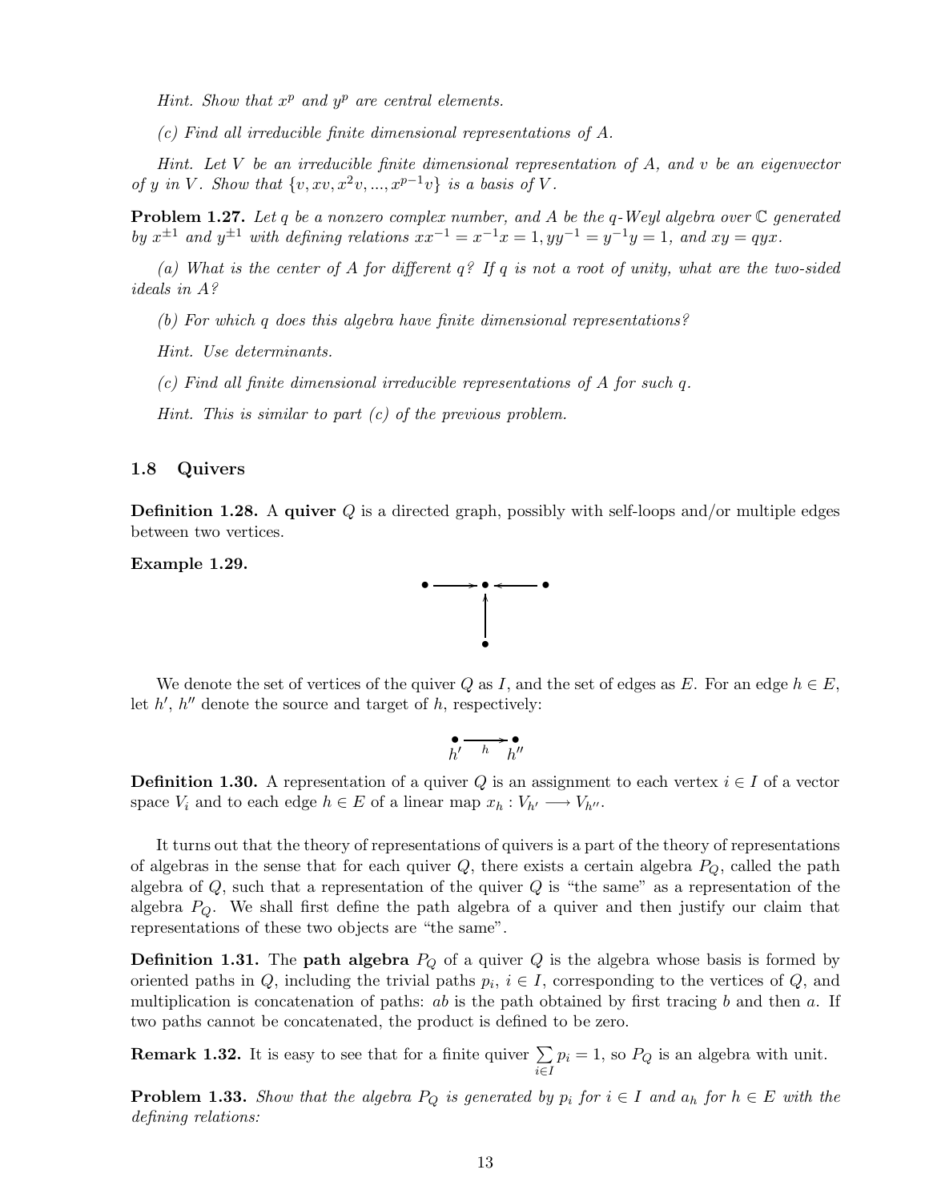*Hint.* *Show that $x^p$ and $y^p$ are central elements.*

*(c) Find all irreducible finite dimensional representations of $A$.*

*Hint.* *Let $V$ be an irreducible finite dimensional representation of $A$, and $v$ be an eigenvector of $y$ in $V$. Show that $\{v, xv, x^2v, ..., x^{p-1}v\}$ is a basis of $V$.*

**Problem 1.27.** *Let $q$ be a nonzero complex number, and $A$ be the $q$-Weyl algebra over $\mathbb{C}$ generated by $x^{\pm 1}$ and $y^{\pm 1}$ with defining relations $xx^{-1} = x^{-1}x = 1, yy^{-1} = y^{-1}y = 1,$ and $xy = qyx$.*

*(a) What is the center of $A$ for different $q$? If $q$ is not a root of unity, what are the two-sided ideals in $A$?*

*(b) For which $q$ does this algebra have finite dimensional representations?*

*Hint.* *Use determinants.*

*(c) Find all finite dimensional irreducible representations of $A$ for such $q$.*

*Hint.* *This is similar to part (c) of the previous problem.*

## 1.8 Quivers

**Definition 1.28.** A **quiver** $Q$ is a directed graph, possibly with self-loops and/or multiple edges between two vertices.

**Example 1.29.**

$$\bullet \longrightarrow \bullet \longleftarrow \bullet, \quad \bullet \uparrow \text{(to the middle vertex)}$$

We denote the set of vertices of the quiver $Q$ as $I$, and the set of edges as $E$. For an edge $h \in E$, let $h'$, $h''$ denote the source and target of $h$, respectively:

$$\underset{h'}{\bullet} \xrightarrow{\;h\;} \underset{h''}{\bullet}$$

**Definition 1.30.** A representation of a quiver $Q$ is an assignment to each vertex $i \in I$ of a vector space $V_i$ and to each edge $h \in E$ of a linear map $x_h : V_{h'} \longrightarrow V_{h''}$.

It turns out that the theory of representations of quivers is a part of the theory of representations of algebras in the sense that for each quiver $Q$, there exists a certain algebra $P_Q$, called the path algebra of $Q$, such that a representation of the quiver $Q$ is "the same" as a representation of the algebra $P_Q$. We shall first define the path algebra of a quiver and then justify our claim that representations of these two objects are "the same".

**Definition 1.31.** The **path algebra** $P_Q$ of a quiver $Q$ is the algebra whose basis is formed by oriented paths in $Q$, including the trivial paths $p_i$, $i \in I$, corresponding to the vertices of $Q$, and multiplication is concatenation of paths: $ab$ is the path obtained by first tracing $b$ and then $a$. If two paths cannot be concatenated, the product is defined to be zero.

**Remark 1.32.** It is easy to see that for a finite quiver $\sum_{i \in I} p_i = 1$, so $P_Q$ is an algebra with unit.

**Problem 1.33.** *Show that the algebra $P_Q$ is generated by $p_i$ for $i \in I$ and $a_h$ for $h \in E$ with the defining relations:*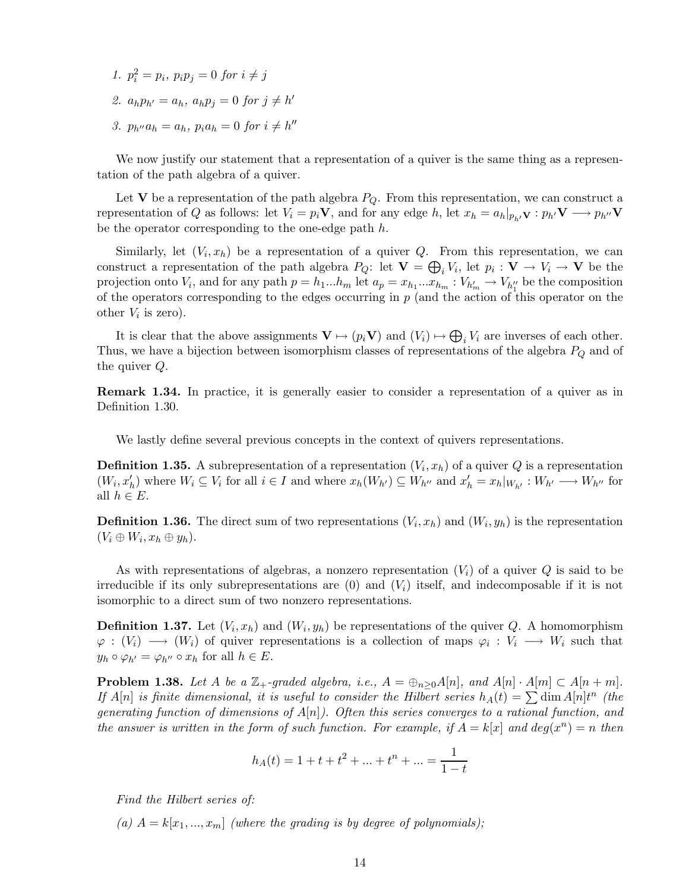1. $p_i^2 = p_i$, $p_i p_j = 0$ for $i \neq j$
2. $a_h p_{h'} = a_h$, $a_h p_j = 0$ for $j \neq h'$
3. $p_{h''} a_h = a_h$, $p_i a_h = 0$ for $i \neq h''$

We now justify our statement that a representation of a quiver is the same thing as a representation of the path algebra of a quiver.

Let $\mathbf{V}$ be a representation of the path algebra $P_Q$. From this representation, we can construct a representation of $Q$ as follows: let $V_i = p_i \mathbf{V}$, and for any edge $h$, let $x_h = a_h|_{p_{h'}\mathbf{V}} : p_{h'}\mathbf{V} \longrightarrow p_{h''}\mathbf{V}$ be the operator corresponding to the one-edge path $h$.

Similarly, let $(V_i, x_h)$ be a representation of a quiver $Q$. From this representation, we can construct a representation of the path algebra $P_Q$: let $\mathbf{V} = \bigoplus_i V_i$, let $p_i : \mathbf{V} \to V_i \to \mathbf{V}$ be the projection onto $V_i$, and for any path $p = h_1 ... h_m$ let $a_p = x_{h_1} ... x_{h_m} : V_{h'_m} \to V_{h''_1}$ be the composition of the operators corresponding to the edges occurring in $p$ (and the action of this operator on the other $V_i$ is zero).

It is clear that the above assignments $\mathbf{V} \mapsto (p_i \mathbf{V})$ and $(V_i) \mapsto \bigoplus_i V_i$ are inverses of each other. Thus, we have a bijection between isomorphism classes of representations of the algebra $P_Q$ and of the quiver $Q$.

**Remark 1.34.** In practice, it is generally easier to consider a representation of a quiver as in Definition 1.30.

We lastly define several previous concepts in the context of quivers representations.

**Definition 1.35.** A subrepresentation of a representation $(V_i, x_h)$ of a quiver $Q$ is a representation $(W_i, x'_h)$ where $W_i \subseteq V_i$ for all $i \in I$ and where $x_h(W_{h'}) \subseteq W_{h''}$ and $x'_h = x_h|_{W_{h'}} : W_{h'} \longrightarrow W_{h''}$ for all $h \in E$.

**Definition 1.36.** The direct sum of two representations $(V_i, x_h)$ and $(W_i, y_h)$ is the representation $(V_i \oplus W_i, x_h \oplus y_h)$.

As with representations of algebras, a nonzero representation $(V_i)$ of a quiver $Q$ is said to be irreducible if its only subrepresentations are $(0)$ and $(V_i)$ itself, and indecomposable if it is not isomorphic to a direct sum of two nonzero representations.

**Definition 1.37.** Let $(V_i, x_h)$ and $(W_i, y_h)$ be representations of the quiver $Q$. A homomorphism $\varphi : (V_i) \longrightarrow (W_i)$ of quiver representations is a collection of maps $\varphi_i : V_i \longrightarrow W_i$ such that $y_h \circ \varphi_{h'} = \varphi_{h''} \circ x_h$ for all $h \in E$.

**Problem 1.38.** *Let $A$ be a $\mathbb{Z}_+$-graded algebra, i.e., $A = \oplus_{n \geq 0} A[n]$, and $A[n] \cdot A[m] \subset A[n+m]$. If $A[n]$ is finite dimensional, it is useful to consider the Hilbert series $h_A(t) = \sum \dim A[n] t^n$ (the generating function of dimensions of $A[n]$). Often this series converges to a rational function, and the answer is written in the form of such function. For example, if $A = k[x]$ and $deg(x^n) = n$ then*

$$h_A(t) = 1 + t + t^2 + ... + t^n + ... = \frac{1}{1-t}$$

*Find the Hilbert series of:*

*(a) $A = k[x_1, ..., x_m]$ (where the grading is by degree of polynomials);*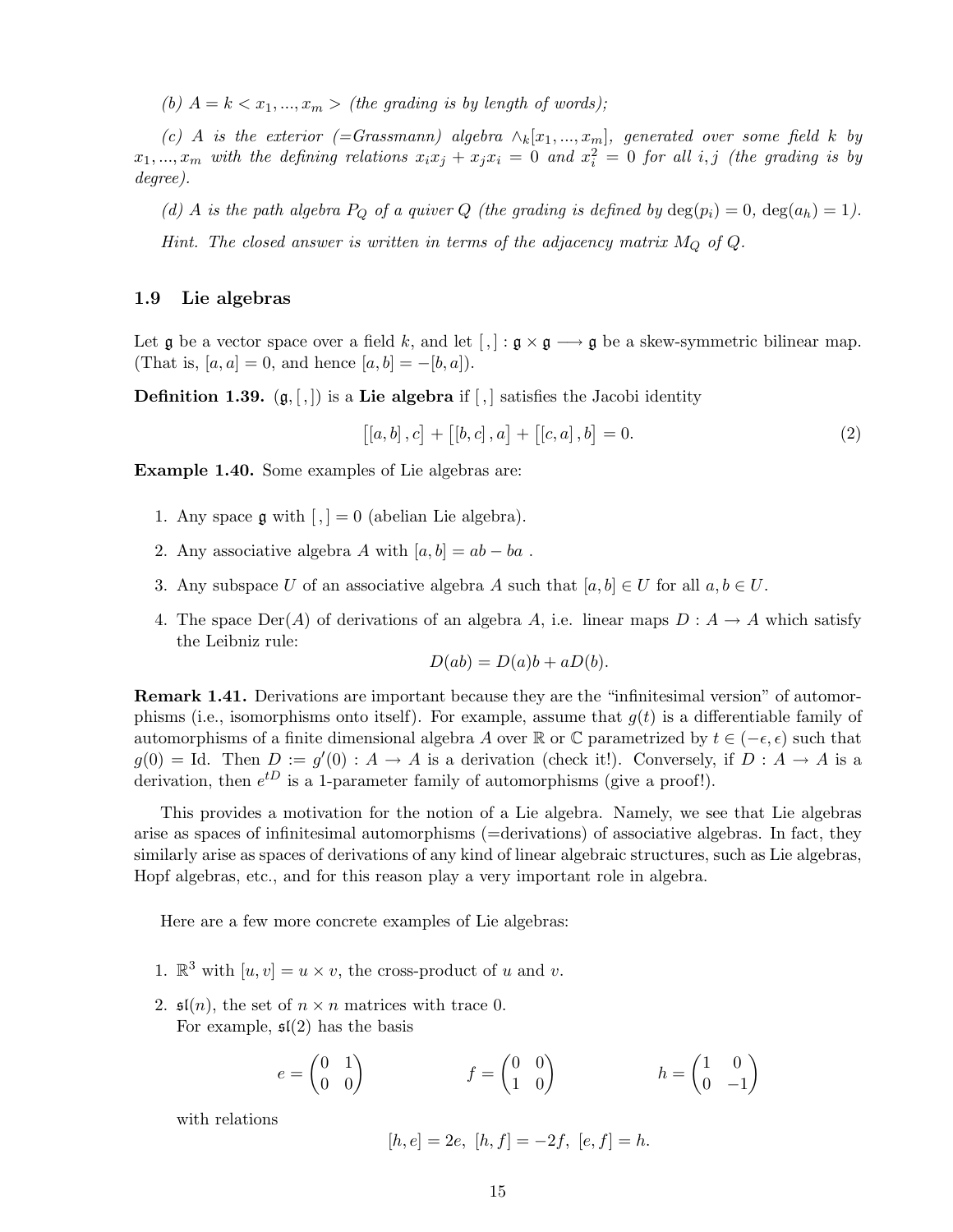*(b) $A = k < x_1, ..., x_m >$ (the grading is by length of words);*

*(c) $A$ is the exterior (=Grassmann) algebra $\wedge_k[x_1, ..., x_m]$, generated over some field $k$ by $x_1, ..., x_m$ with the defining relations $x_i x_j + x_j x_i = 0$ and $x_i^2 = 0$ for all $i, j$ (the grading is by degree).*

*(d) $A$ is the path algebra $P_Q$ of a quiver $Q$ (the grading is defined by $\deg(p_i) = 0$, $\deg(a_h) = 1$).*

*Hint. The closed answer is written in terms of the adjacency matrix $M_Q$ of $Q$.*

## 1.9 Lie algebras

Let $\mathfrak{g}$ be a vector space over a field $k$, and let $[,] : \mathfrak{g} \times \mathfrak{g} \longrightarrow \mathfrak{g}$ be a skew-symmetric bilinear map. (That is, $[a, a] = 0$, and hence $[a, b] = -[b, a]$).

**Definition 1.39.** $(\mathfrak{g}, [,])$ is a **Lie algebra** if $[,]$ satisfies the Jacobi identity

$$\big[[a, b], c\big] + \big[[b, c], a\big] + \big[[c, a], b\big] = 0. \tag{2}$$

**Example 1.40.** Some examples of Lie algebras are:

1. Any space $\mathfrak{g}$ with $[,] = 0$ (abelian Lie algebra).
2. Any associative algebra $A$ with $[a, b] = ab - ba$ .
3. Any subspace $U$ of an associative algebra $A$ such that $[a, b] \in U$ for all $a, b \in U$.
4. The space $\mathrm{Der}(A)$ of derivations of an algebra $A$, i.e. linear maps $D : A \to A$ which satisfy the Leibniz rule:
$$D(ab) = D(a)b + aD(b).$$

**Remark 1.41.** Derivations are important because they are the "infinitesimal version" of automorphisms (i.e., isomorphisms onto itself). For example, assume that $g(t)$ is a differentiable family of automorphisms of a finite dimensional algebra $A$ over $\mathbb{R}$ or $\mathbb{C}$ parametrized by $t \in (-\epsilon, \epsilon)$ such that $g(0) = \mathrm{Id}$. Then $D := g'(0) : A \to A$ is a derivation (check it!). Conversely, if $D : A \to A$ is a derivation, then $e^{tD}$ is a 1-parameter family of automorphisms (give a proof!).

This provides a motivation for the notion of a Lie algebra. Namely, we see that Lie algebras arise as spaces of infinitesimal automorphisms (=derivations) of associative algebras. In fact, they similarly arise as spaces of derivations of any kind of linear algebraic structures, such as Lie algebras, Hopf algebras, etc., and for this reason play a very important role in algebra.

Here are a few more concrete examples of Lie algebras:

1. $\mathbb{R}^3$ with $[u, v] = u \times v$, the cross-product of $u$ and $v$.
2. $\mathfrak{sl}(n)$, the set of $n \times n$ matrices with trace 0.
   For example, $\mathfrak{sl}(2)$ has the basis
$$e = \begin{pmatrix} 0 & 1 \\ 0 & 0 \end{pmatrix} \qquad f = \begin{pmatrix} 0 & 0 \\ 1 & 0 \end{pmatrix} \qquad h = \begin{pmatrix} 1 & 0 \\ 0 & -1 \end{pmatrix}$$
   with relations
$$[h, e] = 2e, \ [h, f] = -2f, \ [e, f] = h.$$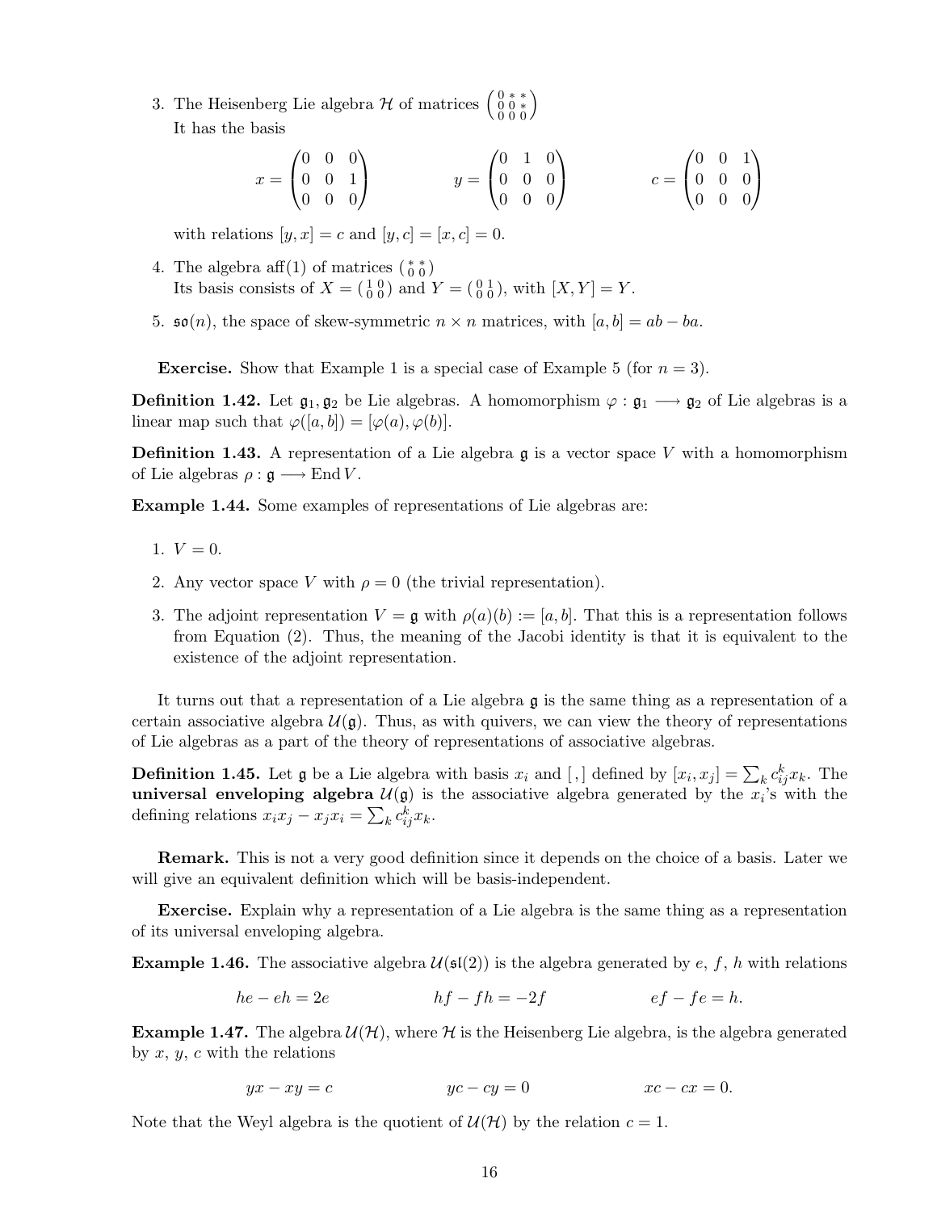3. The Heisenberg Lie algebra $\mathcal{H}$ of matrices $\left(\begin{smallmatrix} 0 & * & * \\ 0 & 0 & * \\ 0 & 0 & 0 \end{smallmatrix}\right)$
   It has the basis

$$x = \begin{pmatrix} 0 & 0 & 0 \\ 0 & 0 & 1 \\ 0 & 0 & 0 \end{pmatrix} \qquad y = \begin{pmatrix} 0 & 1 & 0 \\ 0 & 0 & 0 \\ 0 & 0 & 0 \end{pmatrix} \qquad c = \begin{pmatrix} 0 & 0 & 1 \\ 0 & 0 & 0 \\ 0 & 0 & 0 \end{pmatrix}$$

   with relations $[y, x] = c$ and $[y, c] = [x, c] = 0$.

4. The algebra $\mathrm{aff}(1)$ of matrices $\left(\begin{smallmatrix} * & * \\ 0 & 0 \end{smallmatrix}\right)$
   Its basis consists of $X = \left(\begin{smallmatrix} 1 & 0 \\ 0 & 0 \end{smallmatrix}\right)$ and $Y = \left(\begin{smallmatrix} 0 & 1 \\ 0 & 0 \end{smallmatrix}\right)$, with $[X, Y] = Y$.

5. $\mathfrak{so}(n)$, the space of skew-symmetric $n \times n$ matrices, with $[a, b] = ab - ba$.

**Exercise.** Show that Example 1 is a special case of Example 5 (for $n = 3$).

**Definition 1.42.** Let $\mathfrak{g}_1, \mathfrak{g}_2$ be Lie algebras. A homomorphism $\varphi : \mathfrak{g}_1 \longrightarrow \mathfrak{g}_2$ of Lie algebras is a linear map such that $\varphi([a, b]) = [\varphi(a), \varphi(b)]$.

**Definition 1.43.** A representation of a Lie algebra $\mathfrak{g}$ is a vector space $V$ with a homomorphism of Lie algebras $\rho : \mathfrak{g} \longrightarrow \operatorname{End} V$.

**Example 1.44.** Some examples of representations of Lie algebras are:

1. $V = 0$.
2. Any vector space $V$ with $\rho = 0$ (the trivial representation).
3. The adjoint representation $V = \mathfrak{g}$ with $\rho(a)(b) := [a, b]$. That this is a representation follows from Equation (2). Thus, the meaning of the Jacobi identity is that it is equivalent to the existence of the adjoint representation.

It turns out that a representation of a Lie algebra $\mathfrak{g}$ is the same thing as a representation of a certain associative algebra $\mathcal{U}(\mathfrak{g})$. Thus, as with quivers, we can view the theory of representations of Lie algebras as a part of the theory of representations of associative algebras.

**Definition 1.45.** Let $\mathfrak{g}$ be a Lie algebra with basis $x_i$ and $[,]$ defined by $[x_i, x_j] = \sum_k c_{ij}^k x_k$. The **universal enveloping algebra** $\mathcal{U}(\mathfrak{g})$ is the associative algebra generated by the $x_i$'s with the defining relations $x_i x_j - x_j x_i = \sum_k c_{ij}^k x_k$.

**Remark.** This is not a very good definition since it depends on the choice of a basis. Later we will give an equivalent definition which will be basis-independent.

**Exercise.** Explain why a representation of a Lie algebra is the same thing as a representation of its universal enveloping algebra.

**Example 1.46.** The associative algebra $\mathcal{U}(\mathfrak{sl}(2))$ is the algebra generated by $e$, $f$, $h$ with relations

$$he - eh = 2e \qquad hf - fh = -2f \qquad ef - fe = h.$$

**Example 1.47.** The algebra $\mathcal{U}(\mathcal{H})$, where $\mathcal{H}$ is the Heisenberg Lie algebra, is the algebra generated by $x$, $y$, $c$ with the relations

$$yx - xy = c \qquad yc - cy = 0 \qquad xc - cx = 0.$$

Note that the Weyl algebra is the quotient of $\mathcal{U}(\mathcal{H})$ by the relation $c = 1$.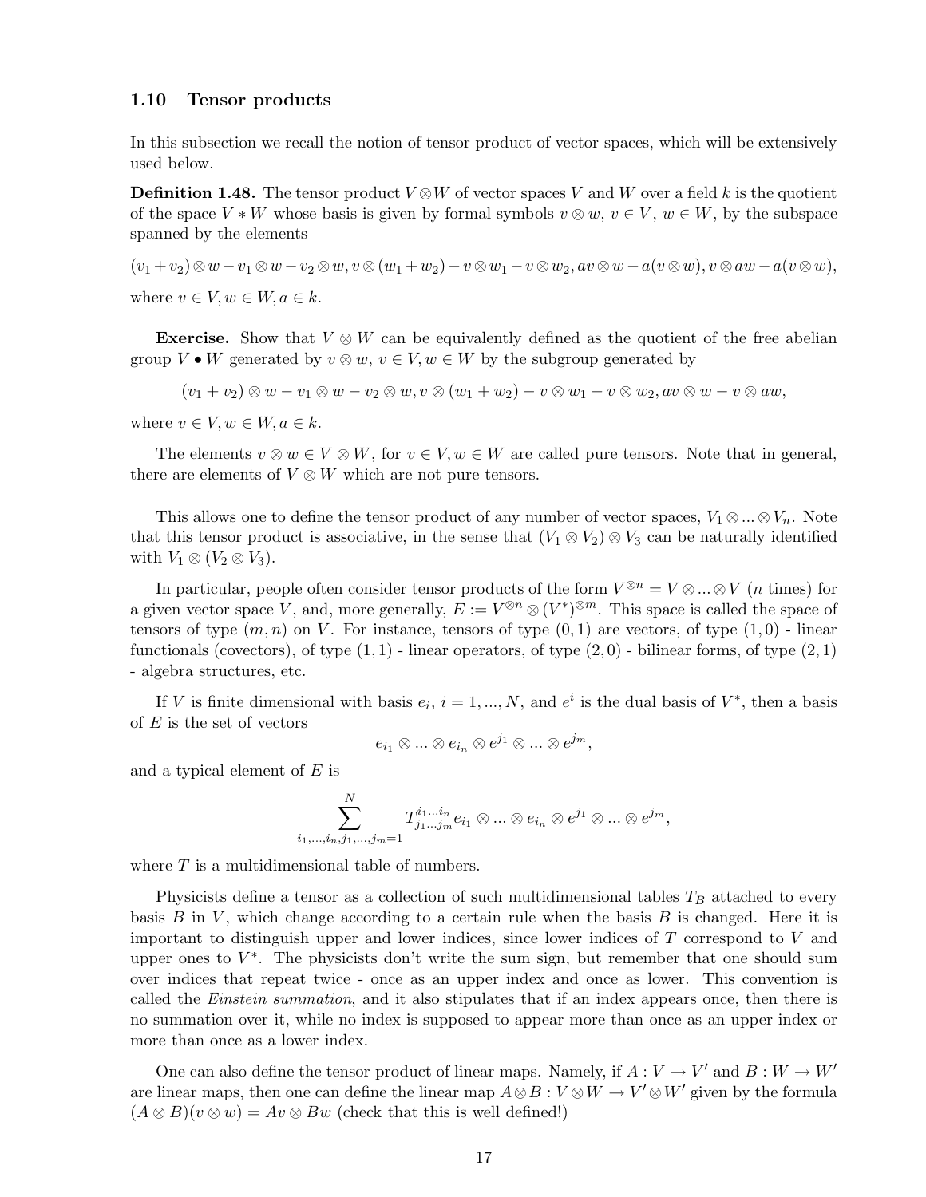### 1.10 Tensor products

In this subsection we recall the notion of tensor product of vector spaces, which will be extensively used below.

**Definition 1.48.** The tensor product $V \otimes W$ of vector spaces $V$ and $W$ over a field $k$ is the quotient of the space $V * W$ whose basis is given by formal symbols $v \otimes w$, $v \in V$, $w \in W$, by the subspace spanned by the elements

$$(v_1+v_2)\otimes w - v_1\otimes w - v_2 \otimes w, v\otimes(w_1+w_2) - v\otimes w_1 - v\otimes w_2, av\otimes w - a(v\otimes w), v\otimes aw - a(v\otimes w),$$

where $v \in V, w \in W, a \in k$.

**Exercise.** Show that $V \otimes W$ can be equivalently defined as the quotient of the free abelian group $V \bullet W$ generated by $v \otimes w$, $v \in V, w \in W$ by the subgroup generated by

$$(v_1+v_2)\otimes w - v_1\otimes w - v_2\otimes w, v\otimes(w_1+w_2) - v\otimes w_1 - v\otimes w_2, av\otimes w - v\otimes aw,$$

where $v \in V, w \in W, a \in k$.

The elements $v \otimes w \in V \otimes W$, for $v \in V, w \in W$ are called pure tensors. Note that in general, there are elements of $V \otimes W$ which are not pure tensors.

This allows one to define the tensor product of any number of vector spaces, $V_1 \otimes ... \otimes V_n$. Note that this tensor product is associative, in the sense that $(V_1 \otimes V_2) \otimes V_3$ can be naturally identified with $V_1 \otimes (V_2 \otimes V_3)$.

In particular, people often consider tensor products of the form $V^{\otimes n} = V \otimes ... \otimes V$ ($n$ times) for a given vector space $V$, and, more generally, $E := V^{\otimes n} \otimes (V^*)^{\otimes m}$. This space is called the space of tensors of type $(m, n)$ on $V$. For instance, tensors of type $(0, 1)$ are vectors, of type $(1, 0)$ - linear functionals (covectors), of type $(1, 1)$ - linear operators, of type $(2, 0)$ - bilinear forms, of type $(2, 1)$ - algebra structures, etc.

If $V$ is finite dimensional with basis $e_i$, $i = 1, ..., N$, and $e^i$ is the dual basis of $V^*$, then a basis of $E$ is the set of vectors

$$e_{i_1} \otimes ... \otimes e_{i_n} \otimes e^{j_1} \otimes ... \otimes e^{j_m},$$

and a typical element of $E$ is

$$\sum_{i_1,...,i_n,j_1,...,j_m=1}^{N} T^{i_1...i_n}_{j_1...j_m} e_{i_1} \otimes ... \otimes e_{i_n} \otimes e^{j_1} \otimes ... \otimes e^{j_m},$$

where $T$ is a multidimensional table of numbers.

Physicists define a tensor as a collection of such multidimensional tables $T_B$ attached to every basis $B$ in $V$, which change according to a certain rule when the basis $B$ is changed. Here it is important to distinguish upper and lower indices, since lower indices of $T$ correspond to $V$ and upper ones to $V^*$. The physicists don't write the sum sign, but remember that one should sum over indices that repeat twice - once as an upper index and once as lower. This convention is called the *Einstein summation*, and it also stipulates that if an index appears once, then there is no summation over it, while no index is supposed to appear more than once as an upper index or more than once as a lower index.

One can also define the tensor product of linear maps. Namely, if $A : V \to V'$ and $B : W \to W'$ are linear maps, then one can define the linear map $A \otimes B : V \otimes W \to V' \otimes W'$ given by the formula $(A \otimes B)(v \otimes w) = Av \otimes Bw$ (check that this is well defined!)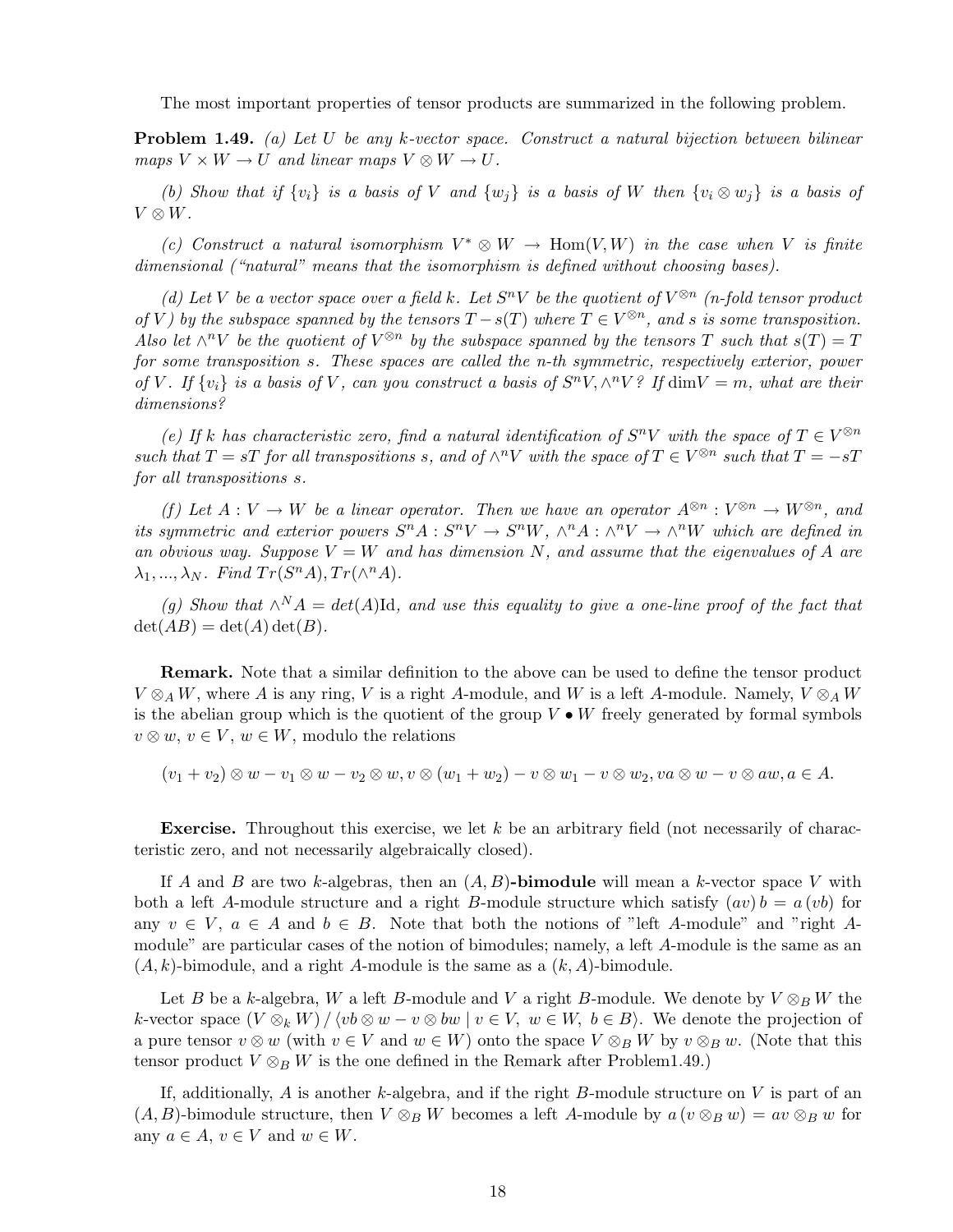The most important properties of tensor products are summarized in the following problem.

**Problem 1.49.** *(a) Let $U$ be any $k$-vector space. Construct a natural bijection between bilinear maps $V \times W \to U$ and linear maps $V \otimes W \to U$.*

*(b) Show that if $\{v_i\}$ is a basis of $V$ and $\{w_j\}$ is a basis of $W$ then $\{v_i \otimes w_j\}$ is a basis of $V \otimes W$.*

*(c) Construct a natural isomorphism $V^* \otimes W \to \mathrm{Hom}(V, W)$ in the case when $V$ is finite dimensional ("natural" means that the isomorphism is defined without choosing bases).*

*(d) Let $V$ be a vector space over a field $k$. Let $S^n V$ be the quotient of $V^{\otimes n}$ ($n$-fold tensor product of $V$) by the subspace spanned by the tensors $T - s(T)$ where $T \in V^{\otimes n}$, and $s$ is some transposition. Also let $\wedge^n V$ be the quotient of $V^{\otimes n}$ by the subspace spanned by the tensors $T$ such that $s(T) = T$ for some transposition $s$. These spaces are called the $n$-th symmetric, respectively exterior, power of $V$. If $\{v_i\}$ is a basis of $V$, can you construct a basis of $S^n V, \wedge^n V$? If* $\mathrm{dim}V = m$*, what are their dimensions?*

*(e) If $k$ has characteristic zero, find a natural identification of $S^n V$ with the space of $T \in V^{\otimes n}$ such that $T = sT$ for all transpositions $s$, and of $\wedge^n V$ with the space of $T \in V^{\otimes n}$ such that $T = -sT$ for all transpositions $s$.*

*(f) Let $A : V \to W$ be a linear operator. Then we have an operator $A^{\otimes n} : V^{\otimes n} \to W^{\otimes n}$, and its symmetric and exterior powers $S^n A : S^n V \to S^n W$, $\wedge^n A : \wedge^n V \to \wedge^n W$ which are defined in an obvious way. Suppose $V = W$ and has dimension $N$, and assume that the eigenvalues of $A$ are $\lambda_1, ..., \lambda_N$. Find $Tr(S^n A), Tr(\wedge^n A)$.*

*(g) Show that $\wedge^N A = det(A)\mathrm{Id}$, and use this equality to give a one-line proof of the fact that* $\det(AB) = \det(A)\det(B)$.

**Remark.** Note that a similar definition to the above can be used to define the tensor product $V \otimes_A W$, where $A$ is any ring, $V$ is a right $A$-module, and $W$ is a left $A$-module. Namely, $V \otimes_A W$ is the abelian group which is the quotient of the group $V \bullet W$ freely generated by formal symbols $v \otimes w$, $v \in V$, $w \in W$, modulo the relations

$$(v_1 + v_2) \otimes w - v_1 \otimes w - v_2 \otimes w, v \otimes (w_1 + w_2) - v \otimes w_1 - v \otimes w_2, va \otimes w - v \otimes aw, a \in A.$$

**Exercise.** Throughout this exercise, we let $k$ be an arbitrary field (not necessarily of characteristic zero, and not necessarily algebraically closed).

If $A$ and $B$ are two $k$-algebras, then an $(A, B)$**-bimodule** will mean a $k$-vector space $V$ with both a left $A$-module structure and a right $B$-module structure which satisfy $(av)b = a(vb)$ for any $v \in V$, $a \in A$ and $b \in B$. Note that both the notions of "left $A$-module" and "right $A$-module" are particular cases of the notion of bimodules; namely, a left $A$-module is the same as an $(A, k)$-bimodule, and a right $A$-module is the same as a $(k, A)$-bimodule.

Let $B$ be a $k$-algebra, $W$ a left $B$-module and $V$ a right $B$-module. We denote by $V \otimes_B W$ the $k$-vector space $(V \otimes_k W) / \langle vb \otimes w - v \otimes bw \mid v \in V,\ w \in W,\ b \in B\rangle$. We denote the projection of a pure tensor $v \otimes w$ (with $v \in V$ and $w \in W$) onto the space $V \otimes_B W$ by $v \otimes_B w$. (Note that this tensor product $V \otimes_B W$ is the one defined in the Remark after Problem1.49.)

If, additionally, $A$ is another $k$-algebra, and if the right $B$-module structure on $V$ is part of an $(A, B)$-bimodule structure, then $V \otimes_B W$ becomes a left $A$-module by $a(v \otimes_B w) = av \otimes_B w$ for any $a \in A$, $v \in V$ and $w \in W$.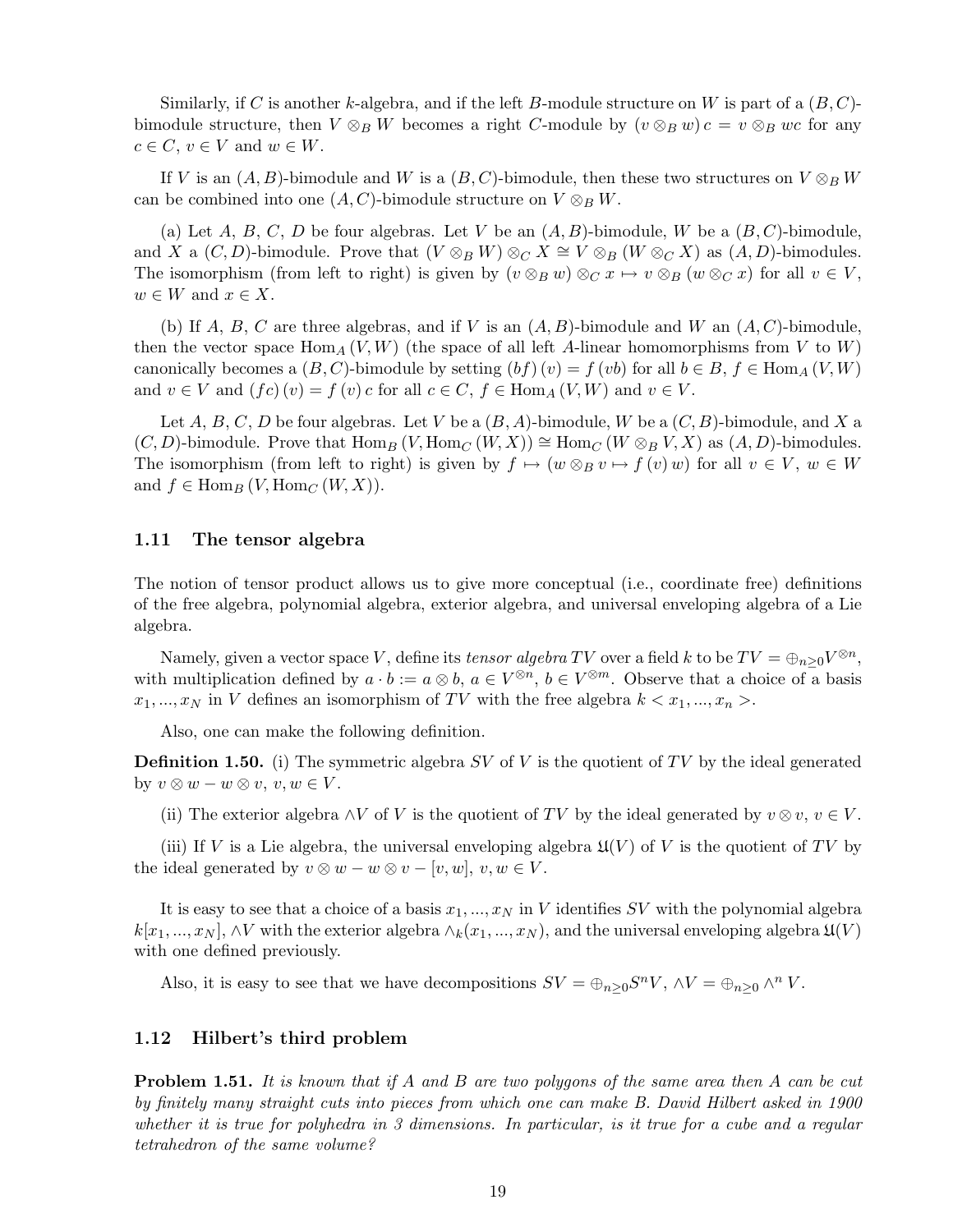Similarly, if $C$ is another $k$-algebra, and if the left $B$-module structure on $W$ is part of a $(B, C)$-bimodule structure, then $V \otimes_B W$ becomes a right $C$-module by $(v \otimes_B w)\, c = v \otimes_B wc$ for any $c \in C$, $v \in V$ and $w \in W$.

If $V$ is an $(A, B)$-bimodule and $W$ is a $(B, C)$-bimodule, then these two structures on $V \otimes_B W$ can be combined into one $(A, C)$-bimodule structure on $V \otimes_B W$.

(a) Let $A$, $B$, $C$, $D$ be four algebras. Let $V$ be an $(A, B)$-bimodule, $W$ be a $(B, C)$-bimodule, and $X$ a $(C, D)$-bimodule. Prove that $(V \otimes_B W) \otimes_C X \cong V \otimes_B (W \otimes_C X)$ as $(A, D)$-bimodules. The isomorphism (from left to right) is given by $(v \otimes_B w) \otimes_C x \mapsto v \otimes_B (w \otimes_C x)$ for all $v \in V$, $w \in W$ and $x \in X$.

(b) If $A$, $B$, $C$ are three algebras, and if $V$ is an $(A, B)$-bimodule and $W$ an $(A, C)$-bimodule, then the vector space $\mathrm{Hom}_A(V, W)$ (the space of all left $A$-linear homomorphisms from $V$ to $W$) canonically becomes a $(B, C)$-bimodule by setting $(bf)(v) = f(vb)$ for all $b \in B$, $f \in \mathrm{Hom}_A(V, W)$ and $v \in V$ and $(fc)(v) = f(v)\, c$ for all $c \in C$, $f \in \mathrm{Hom}_A(V, W)$ and $v \in V$.

Let $A$, $B$, $C$, $D$ be four algebras. Let $V$ be a $(B, A)$-bimodule, $W$ be a $(C, B)$-bimodule, and $X$ a $(C, D)$-bimodule. Prove that $\mathrm{Hom}_B(V, \mathrm{Hom}_C(W, X)) \cong \mathrm{Hom}_C(W \otimes_B V, X)$ as $(A, D)$-bimodules. The isomorphism (from left to right) is given by $f \mapsto (w \otimes_B v \mapsto f(v)\, w)$ for all $v \in V$, $w \in W$ and $f \in \mathrm{Hom}_B(V, \mathrm{Hom}_C(W, X))$.

## 1.11 The tensor algebra

The notion of tensor product allows us to give more conceptual (i.e., coordinate free) definitions of the free algebra, polynomial algebra, exterior algebra, and universal enveloping algebra of a Lie algebra.

Namely, given a vector space $V$, define its *tensor algebra* $TV$ over a field $k$ to be $TV = \oplus_{n \geq 0} V^{\otimes n}$, with multiplication defined by $a \cdot b := a \otimes b$, $a \in V^{\otimes n}$, $b \in V^{\otimes m}$. Observe that a choice of a basis $x_1, ..., x_N$ in $V$ defines an isomorphism of $TV$ with the free algebra $k < x_1, ..., x_n >$.

Also, one can make the following definition.

**Definition 1.50.** (i) The symmetric algebra $SV$ of $V$ is the quotient of $TV$ by the ideal generated by $v \otimes w - w \otimes v$, $v, w \in V$.

(ii) The exterior algebra $\wedge V$ of $V$ is the quotient of $TV$ by the ideal generated by $v \otimes v$, $v \in V$.

(iii) If $V$ is a Lie algebra, the universal enveloping algebra $\mathfrak{U}(V)$ of $V$ is the quotient of $TV$ by the ideal generated by $v \otimes w - w \otimes v - [v, w]$, $v, w \in V$.

It is easy to see that a choice of a basis $x_1, ..., x_N$ in $V$ identifies $SV$ with the polynomial algebra $k[x_1, ..., x_N]$, $\wedge V$ with the exterior algebra $\wedge_k(x_1, ..., x_N)$, and the universal enveloping algebra $\mathfrak{U}(V)$ with one defined previously.

Also, it is easy to see that we have decompositions $SV = \oplus_{n \geq 0} S^n V$, $\wedge V = \oplus_{n \geq 0} \wedge^n V$.

## 1.12 Hilbert's third problem

**Problem 1.51.** *It is known that if $A$ and $B$ are two polygons of the same area then $A$ can be cut by finitely many straight cuts into pieces from which one can make $B$. David Hilbert asked in 1900 whether it is true for polyhedra in 3 dimensions. In particular, is it true for a cube and a regular tetrahedron of the same volume?*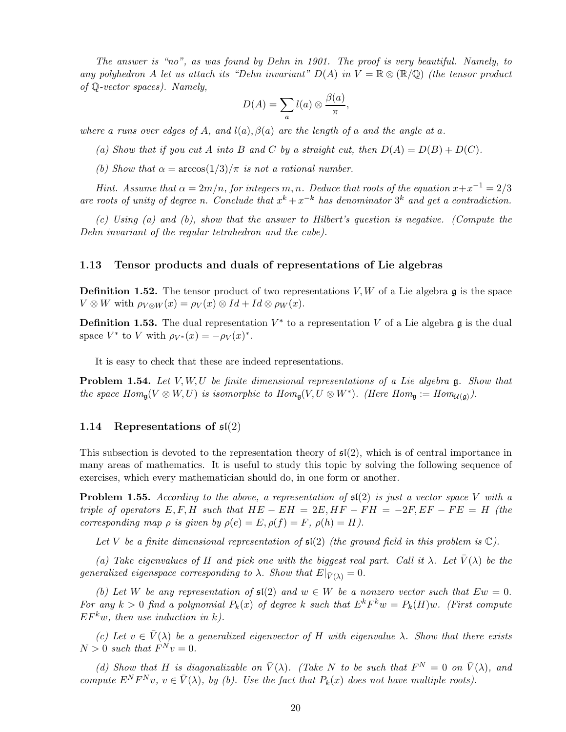*The answer is "no", as was found by Dehn in 1901. The proof is very beautiful. Namely, to any polyhedron $A$ let us attach its "Dehn invariant" $D(A)$ in $V = \mathbb{R} \otimes (\mathbb{R}/\mathbb{Q})$ (the tensor product of $\mathbb{Q}$-vector spaces). Namely,*

$$D(A) = \sum_a l(a) \otimes \frac{\beta(a)}{\pi},$$

*where $a$ runs over edges of $A$, and $l(a), \beta(a)$ are the length of $a$ and the angle at $a$.*

*(a) Show that if you cut $A$ into $B$ and $C$ by a straight cut, then $D(A) = D(B) + D(C)$.*

*(b) Show that $\alpha = \arccos(1/3)/\pi$ is not a rational number.*

*Hint. Assume that $\alpha = 2m/n$, for integers $m, n$. Deduce that roots of the equation $x + x^{-1} = 2/3$ are roots of unity of degree $n$. Conclude that $x^k + x^{-k}$ has denominator $3^k$ and get a contradiction.*

*(c) Using (a) and (b), show that the answer to Hilbert's question is negative. (Compute the Dehn invariant of the regular tetrahedron and the cube).*

### 1.13 Tensor products and duals of representations of Lie algebras

**Definition 1.52.** The tensor product of two representations $V, W$ of a Lie algebra $\mathfrak{g}$ is the space $V \otimes W$ with $\rho_{V\otimes W}(x) = \rho_V(x) \otimes Id + Id \otimes \rho_W(x)$.

**Definition 1.53.** The dual representation $V^*$ to a representation $V$ of a Lie algebra $\mathfrak{g}$ is the dual space $V^*$ to $V$ with $\rho_{V^*}(x) = -\rho_V(x)^*$.

It is easy to check that these are indeed representations.

**Problem 1.54.** *Let $V, W, U$ be finite dimensional representations of a Lie algebra $\mathfrak{g}$. Show that the space $Hom_{\mathfrak{g}}(V \otimes W, U)$ is isomorphic to $Hom_{\mathfrak{g}}(V, U \otimes W^*)$. (Here $Hom_{\mathfrak{g}} := Hom_{\mathcal{U}(\mathfrak{g})}$).*

### 1.14 Representations of $\mathfrak{sl}(2)$

This subsection is devoted to the representation theory of $\mathfrak{sl}(2)$, which is of central importance in many areas of mathematics. It is useful to study this topic by solving the following sequence of exercises, which every mathematician should do, in one form or another.

**Problem 1.55.** *According to the above, a representation of $\mathfrak{sl}(2)$ is just a vector space $V$ with a triple of operators $E, F, H$ such that $HE - EH = 2E, HF - FH = -2F, EF - FE = H$ (the corresponding map $\rho$ is given by $\rho(e) = E, \rho(f) = F$, $\rho(h) = H$).*

*Let $V$ be a finite dimensional representation of $\mathfrak{sl}(2)$ (the ground field in this problem is $\mathbb{C}$).*

*(a) Take eigenvalues of $H$ and pick one with the biggest real part. Call it $\lambda$. Let $\bar{V}(\lambda)$ be the generalized eigenspace corresponding to $\lambda$. Show that $E|_{\bar{V}(\lambda)} = 0$.*

*(b) Let $W$ be any representation of $\mathfrak{sl}(2)$ and $w \in W$ be a nonzero vector such that $Ew = 0$. For any $k > 0$ find a polynomial $P_k(x)$ of degree $k$ such that $E^k F^k w = P_k(H)w$. (First compute $EF^k w$, then use induction in $k$).*

*(c) Let $v \in \bar{V}(\lambda)$ be a generalized eigenvector of $H$ with eigenvalue $\lambda$. Show that there exists $N > 0$ such that $F^N v = 0$.*

*(d) Show that $H$ is diagonalizable on $\bar{V}(\lambda)$. (Take $N$ to be such that $F^N = 0$ on $\bar{V}(\lambda)$, and compute $E^N F^N v$, $v \in \bar{V}(\lambda)$, by (b). Use the fact that $P_k(x)$ does not have multiple roots).*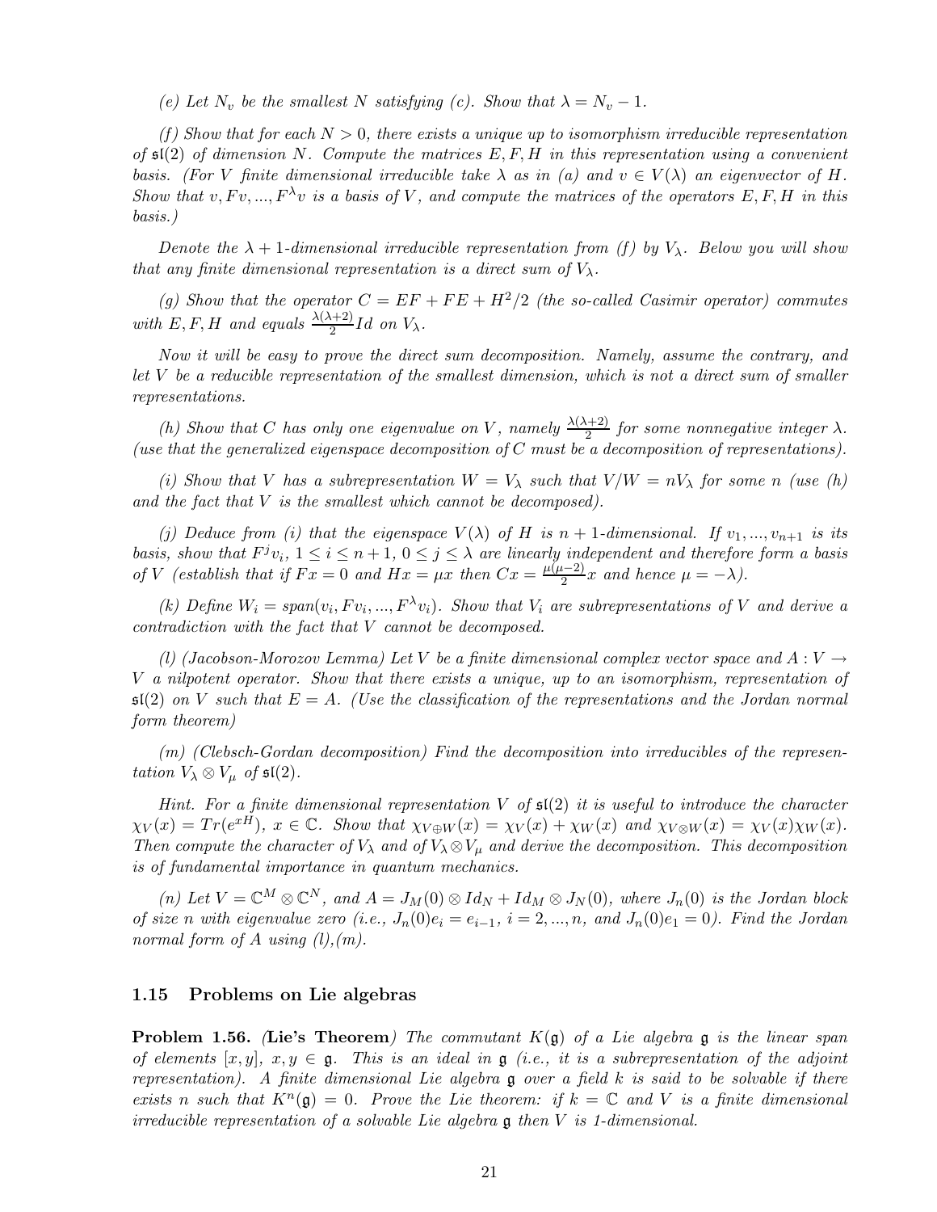*(e) Let $N_v$ be the smallest $N$ satisfying (c). Show that $\lambda = N_v - 1$.*

*(f) Show that for each $N > 0$, there exists a unique up to isomorphism irreducible representation of $\mathfrak{sl}(2)$ of dimension $N$. Compute the matrices $E, F, H$ in this representation using a convenient basis. (For $V$ finite dimensional irreducible take $\lambda$ as in (a) and $v \in V(\lambda)$ an eigenvector of $H$. Show that $v, Fv, ..., F^{\lambda}v$ is a basis of $V$, and compute the matrices of the operators $E, F, H$ in this basis.)*

*Denote the $\lambda+1$-dimensional irreducible representation from (f) by $V_\lambda$. Below you will show that any finite dimensional representation is a direct sum of $V_\lambda$.*

*(g) Show that the operator $C = EF + FE + H^2/2$ (the so-called Casimir operator) commutes with $E, F, H$ and equals $\frac{\lambda(\lambda+2)}{2} Id$ on $V_\lambda$.*

*Now it will be easy to prove the direct sum decomposition. Namely, assume the contrary, and let $V$ be a reducible representation of the smallest dimension, which is not a direct sum of smaller representations.*

*(h) Show that $C$ has only one eigenvalue on $V$, namely $\frac{\lambda(\lambda+2)}{2}$ for some nonnegative integer $\lambda$. (use that the generalized eigenspace decomposition of $C$ must be a decomposition of representations).*

*(i) Show that $V$ has a subrepresentation $W = V_\lambda$ such that $V/W = nV_\lambda$ for some $n$ (use (h) and the fact that $V$ is the smallest which cannot be decomposed).*

*(j) Deduce from (i) that the eigenspace $V(\lambda)$ of $H$ is $n+1$-dimensional. If $v_1, ..., v_{n+1}$ is its basis, show that $F^j v_i$, $1 \le i \le n+1$, $0 \le j \le \lambda$ are linearly independent and therefore form a basis of $V$ (establish that if $Fx = 0$ and $Hx = \mu x$ then $Cx = \frac{\mu(\mu-2)}{2}x$ and hence $\mu = -\lambda$).*

*(k) Define $W_i = span(v_i, Fv_i, ..., F^{\lambda}v_i)$. Show that $V_i$ are subrepresentations of $V$ and derive a contradiction with the fact that $V$ cannot be decomposed.*

*(l) (Jacobson-Morozov Lemma) Let $V$ be a finite dimensional complex vector space and $A : V \to V$ a nilpotent operator. Show that there exists a unique, up to an isomorphism, representation of $\mathfrak{sl}(2)$ on $V$ such that $E = A$. (Use the classification of the representations and the Jordan normal form theorem)*

*(m) (Clebsch-Gordan decomposition) Find the decomposition into irreducibles of the representation $V_\lambda \otimes V_\mu$ of $\mathfrak{sl}(2)$.*

*Hint. For a finite dimensional representation $V$ of $\mathfrak{sl}(2)$ it is useful to introduce the character $\chi_V(x) = Tr(e^{xH})$, $x \in \mathbb{C}$. Show that $\chi_{V \oplus W}(x) = \chi_V(x) + \chi_W(x)$ and $\chi_{V \otimes W}(x) = \chi_V(x)\chi_W(x)$. Then compute the character of $V_\lambda$ and of $V_\lambda \otimes V_\mu$ and derive the decomposition. This decomposition is of fundamental importance in quantum mechanics.*

*(n) Let $V = \mathbb{C}^M \otimes \mathbb{C}^N$, and $A = J_M(0) \otimes Id_N + Id_M \otimes J_N(0)$, where $J_n(0)$ is the Jordan block of size $n$ with eigenvalue zero (i.e., $J_n(0)e_i = e_{i-1}$, $i = 2, ..., n$, and $J_n(0)e_1 = 0$). Find the Jordan normal form of $A$ using (l),(m).*

### 1.15 Problems on Lie algebras

**Problem 1.56.** *(**Lie's Theorem**) The commutant $K(\mathfrak{g})$ of a Lie algebra $\mathfrak{g}$ is the linear span of elements $[x, y]$, $x, y \in \mathfrak{g}$. This is an ideal in $\mathfrak{g}$ (i.e., it is a subrepresentation of the adjoint representation). A finite dimensional Lie algebra $\mathfrak{g}$ over a field $k$ is said to be solvable if there exists $n$ such that $K^n(\mathfrak{g}) = 0$. Prove the Lie theorem: if $k = \mathbb{C}$ and $V$ is a finite dimensional irreducible representation of a solvable Lie algebra $\mathfrak{g}$ then $V$ is 1-dimensional.*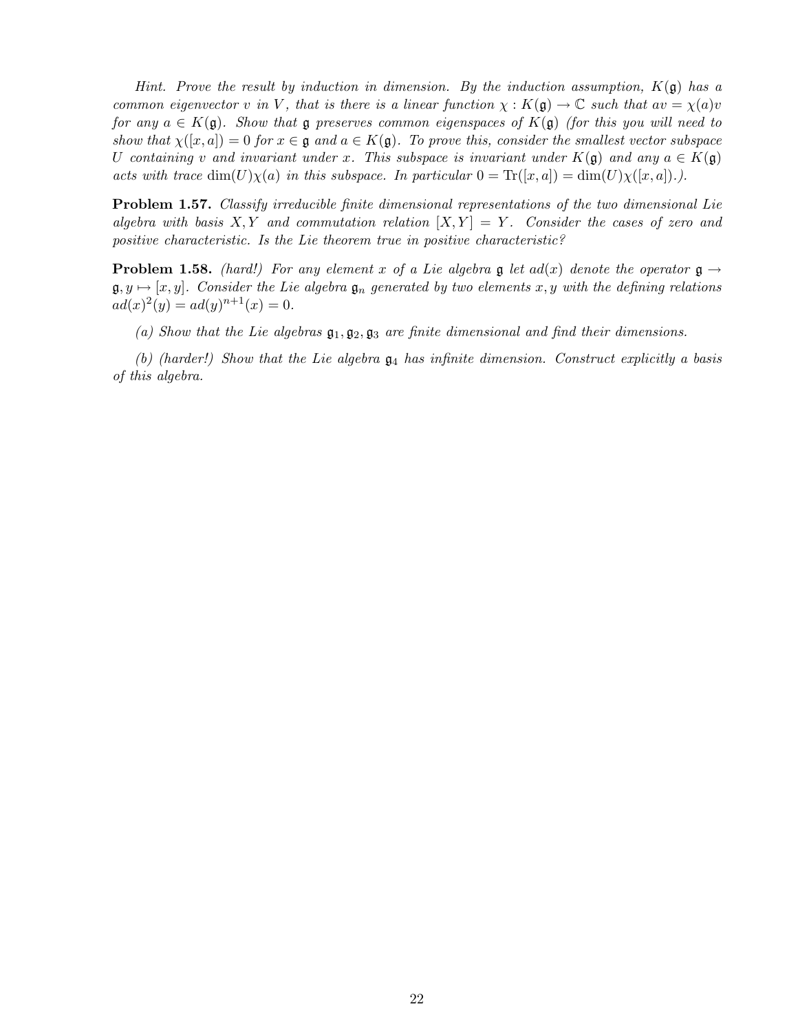*Hint. Prove the result by induction in dimension. By the induction assumption, $K(\mathfrak{g})$ has a common eigenvector $v$ in $V$, that is there is a linear function $\chi : K(\mathfrak{g}) \to \mathbb{C}$ such that $av = \chi(a)v$ for any $a \in K(\mathfrak{g})$. Show that $\mathfrak{g}$ preserves common eigenspaces of $K(\mathfrak{g})$ (for this you will need to show that $\chi([x, a]) = 0$ for $x \in \mathfrak{g}$ and $a \in K(\mathfrak{g})$. To prove this, consider the smallest vector subspace $U$ containing $v$ and invariant under $x$. This subspace is invariant under $K(\mathfrak{g})$ and any $a \in K(\mathfrak{g})$ acts with trace $\dim(U)\chi(a)$ in this subspace. In particular $0 = \mathrm{Tr}([x, a]) = \dim(U)\chi([x, a])$.).*

**Problem 1.57.** *Classify irreducible finite dimensional representations of the two dimensional Lie algebra with basis $X, Y$ and commutation relation $[X, Y] = Y$. Consider the cases of zero and positive characteristic. Is the Lie theorem true in positive characteristic?*

**Problem 1.58.** *(hard!) For any element $x$ of a Lie algebra $\mathfrak{g}$ let $ad(x)$ denote the operator $\mathfrak{g} \to \mathfrak{g}, y \mapsto [x, y]$. Consider the Lie algebra $\mathfrak{g}_n$ generated by two elements $x, y$ with the defining relations $ad(x)^2(y) = ad(y)^{n+1}(x) = 0$.*

*(a) Show that the Lie algebras $\mathfrak{g}_1, \mathfrak{g}_2, \mathfrak{g}_3$ are finite dimensional and find their dimensions.*

*(b) (harder!) Show that the Lie algebra $\mathfrak{g}_4$ has infinite dimension. Construct explicitly a basis of this algebra.*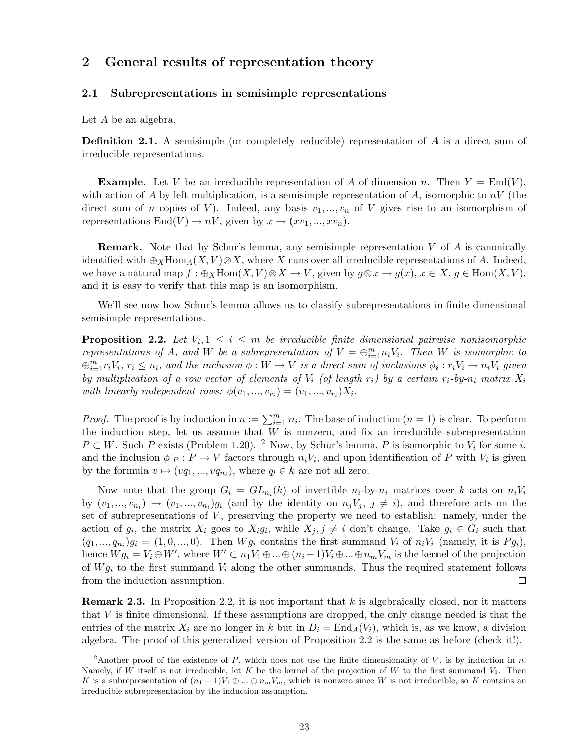## 2 General results of representation theory

### 2.1 Subrepresentations in semisimple representations

Let $A$ be an algebra.

**Definition 2.1.** A semisimple (or completely reducible) representation of $A$ is a direct sum of irreducible representations.

**Example.** Let $V$ be an irreducible representation of $A$ of dimension $n$. Then $Y = \text{End}(V)$, with action of $A$ by left multiplication, is a semisimple representation of $A$, isomorphic to $nV$ (the direct sum of $n$ copies of $V$). Indeed, any basis $v_1, ..., v_n$ of $V$ gives rise to an isomorphism of representations $\text{End}(V) \to nV$, given by $x \to (xv_1, ..., xv_n)$.

**Remark.** Note that by Schur's lemma, any semisimple representation $V$ of $A$ is canonically identified with $\oplus_X \text{Hom}_A(X, V) \otimes X$, where $X$ runs over all irreducible representations of $A$. Indeed, we have a natural map $f : \oplus_X \text{Hom}(X, V) \otimes X \to V$, given by $g \otimes x \to g(x)$, $x \in X$, $g \in \text{Hom}(X, V)$, and it is easy to verify that this map is an isomorphism.

We'll see now how Schur's lemma allows us to classify subrepresentations in finite dimensional semisimple representations.

**Proposition 2.2.** *Let $V_i, 1 \leq i \leq m$ be irreducible finite dimensional pairwise nonisomorphic representations of $A$, and $W$ be a subrepresentation of $V = \oplus_{i=1}^m n_i V_i$. Then $W$ is isomorphic to $\oplus_{i=1}^m r_i V_i$, $r_i \leq n_i$, and the inclusion $\phi : W \to V$ is a direct sum of inclusions $\phi_i : r_i V_i \to n_i V_i$ given by multiplication of a row vector of elements of $V_i$ (of length $r_i$) by a certain $r_i$-by-$n_i$ matrix $X_i$ with linearly independent rows: $\phi(v_1, ..., v_{r_i}) = (v_1, ..., v_{r_i})X_i$.*

*Proof.* The proof is by induction in $n := \sum_{i=1}^m n_i$. The base of induction ($n = 1$) is clear. To perform the induction step, let us assume that $W$ is nonzero, and fix an irreducible subrepresentation $P \subset W$. Such $P$ exists (Problem 1.20). [2] Now, by Schur's lemma, $P$ is isomorphic to $V_i$ for some $i$, and the inclusion $\phi|_P : P \to V$ factors through $n_i V_i$, and upon identification of $P$ with $V_i$ is given by the formula $v \mapsto (vq_1, ..., vq_{n_i})$, where $q_l \in k$ are not all zero.

Now note that the group $G_i = GL_{n_i}(k)$ of invertible $n_i$-by-$n_i$ matrices over $k$ acts on $n_i V_i$ by $(v_1, ..., v_{n_i}) \to (v_1, ..., v_{n_i})g_i$ (and by the identity on $n_j V_j$, $j \neq i$), and therefore acts on the set of subrepresentations of $V$, preserving the property we need to establish: namely, under the action of $g_i$, the matrix $X_i$ goes to $X_i g_i$, while $X_j, j \neq i$ don't change. Take $g_i \in G_i$ such that $(q_1, ..., q_{n_i})g_i = (1, 0, ..., 0)$. Then $Wg_i$ contains the first summand $V_i$ of $n_i V_i$ (namely, it is $Pg_i$), hence $Wg_i = V_i \oplus W'$, where $W' \subset n_1 V_1 \oplus ... \oplus (n_i - 1)V_i \oplus ... \oplus n_m V_m$ is the kernel of the projection of $Wg_i$ to the first summand $V_i$ along the other summands. Thus the required statement follows from the induction assumption. □

**Remark 2.3.** In Proposition 2.2, it is not important that $k$ is algebraically closed, nor it matters that $V$ is finite dimensional. If these assumptions are dropped, the only change needed is that the entries of the matrix $X_i$ are no longer in $k$ but in $D_i = \text{End}_A(V_i)$, which is, as we know, a division algebra. The proof of this generalized version of Proposition 2.2 is the same as before (check it!).

---

[2] Another proof of the existence of $P$, which does not use the finite dimensionality of $V$, is by induction in $n$. Namely, if $W$ itself is not irreducible, let $K$ be the kernel of the projection of $W$ to the first summand $V_1$. Then $K$ is a subrepresentation of $(n_1 - 1)V_1 \oplus ... \oplus n_m V_m$, which is nonzero since $W$ is not irreducible, so $K$ contains an irreducible subrepresentation by the induction assumption.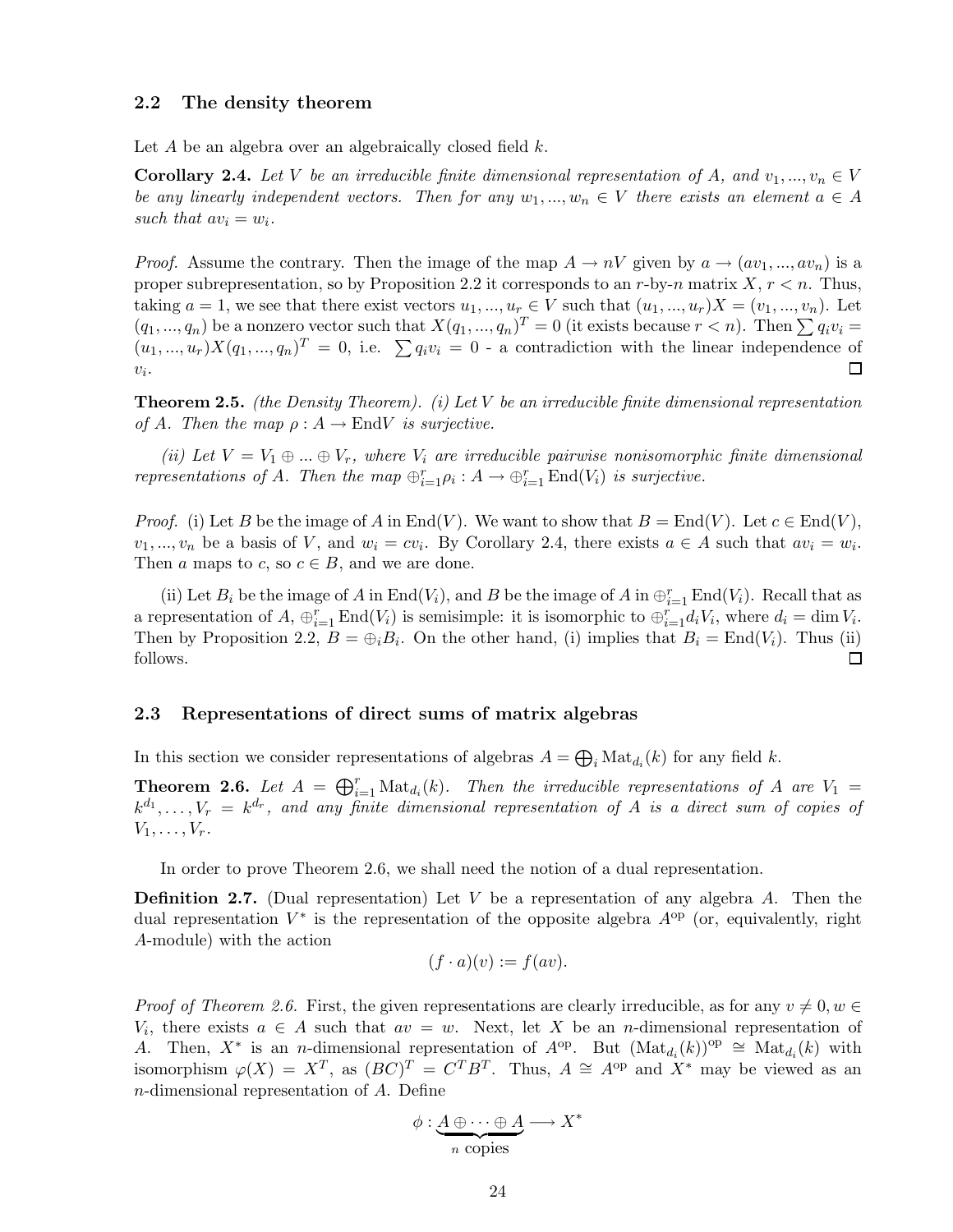### 2.2 The density theorem

Let $A$ be an algebra over an algebraically closed field $k$.

**Corollary 2.4.** *Let $V$ be an irreducible finite dimensional representation of $A$, and $v_1, ..., v_n \in V$ be any linearly independent vectors. Then for any $w_1, ..., w_n \in V$ there exists an element $a \in A$ such that $av_i = w_i$.*

*Proof.* Assume the contrary. Then the image of the map $A \to nV$ given by $a \to (av_1, ..., av_n)$ is a proper subrepresentation, so by Proposition 2.2 it corresponds to an $r$-by-$n$ matrix $X$, $r < n$. Thus, taking $a = 1$, we see that there exist vectors $u_1, ..., u_r \in V$ such that $(u_1, ..., u_r)X = (v_1, ..., v_n)$. Let $(q_1, ..., q_n)$ be a nonzero vector such that $X(q_1, ..., q_n)^T = 0$ (it exists because $r < n$). Then $\sum q_i v_i = (u_1, ..., u_r)X(q_1, ..., q_n)^T = 0$, i.e. $\sum q_i v_i = 0$ - a contradiction with the linear independence of $v_i$. □

**Theorem 2.5.** *(the Density Theorem). (i) Let $V$ be an irreducible finite dimensional representation of $A$. Then the map $\rho : A \to \mathrm{End}V$ is surjective.*

*(ii) Let $V = V_1 \oplus ... \oplus V_r$, where $V_i$ are irreducible pairwise nonisomorphic finite dimensional representations of $A$. Then the map $\oplus_{i=1}^r \rho_i : A \to \oplus_{i=1}^r \mathrm{End}(V_i)$ is surjective.*

*Proof.* (i) Let $B$ be the image of $A$ in $\mathrm{End}(V)$. We want to show that $B = \mathrm{End}(V)$. Let $c \in \mathrm{End}(V)$, $v_1, ..., v_n$ be a basis of $V$, and $w_i = cv_i$. By Corollary 2.4, there exists $a \in A$ such that $av_i = w_i$. Then $a$ maps to $c$, so $c \in B$, and we are done.

(ii) Let $B_i$ be the image of $A$ in $\mathrm{End}(V_i)$, and $B$ be the image of $A$ in $\oplus_{i=1}^r \mathrm{End}(V_i)$. Recall that as a representation of $A$, $\oplus_{i=1}^r \mathrm{End}(V_i)$ is semisimple: it is isomorphic to $\oplus_{i=1}^r d_i V_i$, where $d_i = \dim V_i$. Then by Proposition 2.2, $B = \oplus_i B_i$. On the other hand, (i) implies that $B_i = \mathrm{End}(V_i)$. Thus (ii) follows. □

### 2.3 Representations of direct sums of matrix algebras

In this section we consider representations of algebras $A = \bigoplus_i \mathrm{Mat}_{d_i}(k)$ for any field $k$.

**Theorem 2.6.** *Let $A = \bigoplus_{i=1}^r \mathrm{Mat}_{d_i}(k)$. Then the irreducible representations of $A$ are $V_1 = k^{d_1}, \ldots, V_r = k^{d_r}$, and any finite dimensional representation of $A$ is a direct sum of copies of $V_1, \ldots, V_r$.*

In order to prove Theorem 2.6, we shall need the notion of a dual representation.

**Definition 2.7.** (Dual representation) Let $V$ be a representation of any algebra $A$. Then the dual representation $V^*$ is the representation of the opposite algebra $A^{\mathrm{op}}$ (or, equivalently, right $A$-module) with the action

$$(f \cdot a)(v) := f(av).$$

*Proof of Theorem 2.6.* First, the given representations are clearly irreducible, as for any $v \neq 0, w \in V_i$, there exists $a \in A$ such that $av = w$. Next, let $X$ be an $n$-dimensional representation of $A$. Then, $X^*$ is an $n$-dimensional representation of $A^{\mathrm{op}}$. But $(\mathrm{Mat}_{d_i}(k))^{\mathrm{op}} \cong \mathrm{Mat}_{d_i}(k)$ with isomorphism $\varphi(X) = X^T$, as $(BC)^T = C^T B^T$. Thus, $A \cong A^{\mathrm{op}}$ and $X^*$ may be viewed as an $n$-dimensional representation of $A$. Define

$$\phi : \underbrace{A \oplus \cdots \oplus A}_{n \text{ copies}} \longrightarrow X^*$$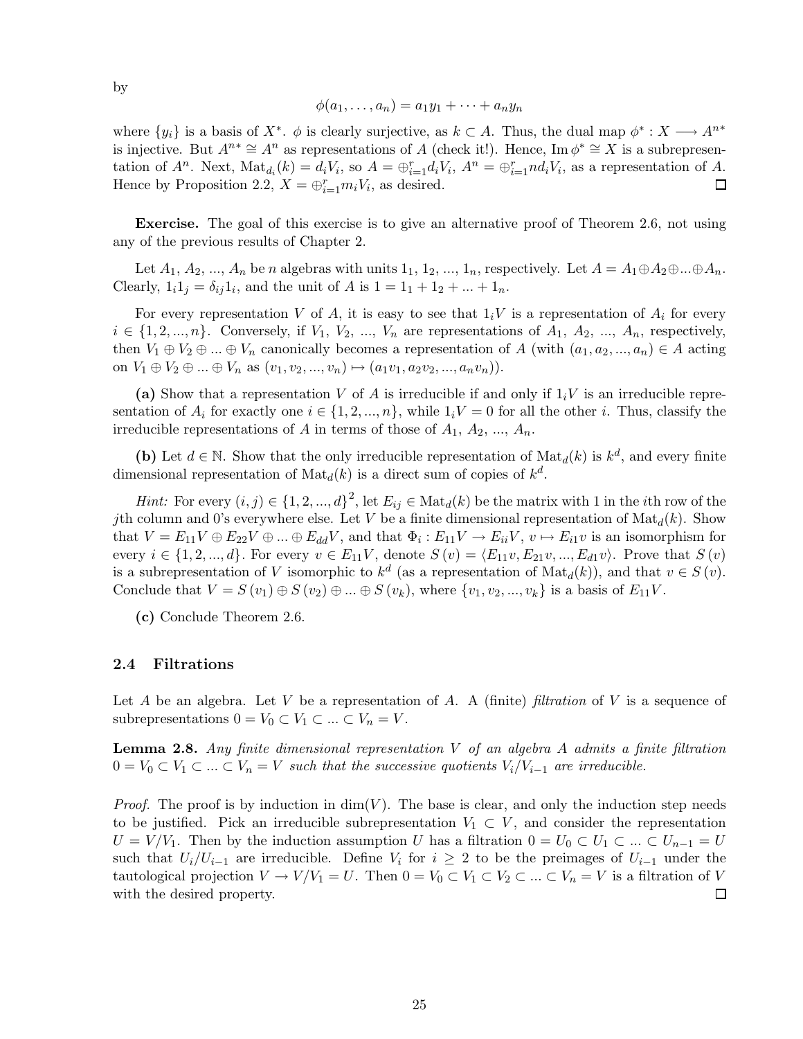by

$$\phi(a_1, \ldots, a_n) = a_1 y_1 + \cdots + a_n y_n$$

where $\{y_i\}$ is a basis of $X^*$. $\phi$ is clearly surjective, as $k \subset A$. Thus, the dual map $\phi^* : X \longrightarrow A^{n*}$ is injective. But $A^{n*} \cong A^n$ as representations of $A$ (check it!). Hence, $\operatorname{Im} \phi^* \cong X$ is a subrepresentation of $A^n$. Next, $\operatorname{Mat}_{d_i}(k) = d_i V_i$, so $A = \oplus_{i=1}^r d_i V_i$, $A^n = \oplus_{i=1}^r n d_i V_i$, as a representation of $A$. Hence by Proposition 2.2, $X = \oplus_{i=1}^r m_i V_i$, as desired. ☐

**Exercise.** The goal of this exercise is to give an alternative proof of Theorem 2.6, not using any of the previous results of Chapter 2.

Let $A_1$, $A_2$, ..., $A_n$ be $n$ algebras with units $1_1$, $1_2$, ..., $1_n$, respectively. Let $A = A_1 \oplus A_2 \oplus ... \oplus A_n$. Clearly, $1_i 1_j = \delta_{ij} 1_i$, and the unit of $A$ is $1 = 1_1 + 1_2 + ... + 1_n$.

For every representation $V$ of $A$, it is easy to see that $1_i V$ is a representation of $A_i$ for every $i \in \{1, 2, ..., n\}$. Conversely, if $V_1$, $V_2$, ..., $V_n$ are representations of $A_1$, $A_2$, ..., $A_n$, respectively, then $V_1 \oplus V_2 \oplus ... \oplus V_n$ canonically becomes a representation of $A$ (with $(a_1, a_2, ..., a_n) \in A$ acting on $V_1 \oplus V_2 \oplus ... \oplus V_n$ as $(v_1, v_2, ..., v_n) \mapsto (a_1 v_1, a_2 v_2, ..., a_n v_n)$).

**(a)** Show that a representation $V$ of $A$ is irreducible if and only if $1_i V$ is an irreducible representation of $A_i$ for exactly one $i \in \{1, 2, ..., n\}$, while $1_i V = 0$ for all the other $i$. Thus, classify the irreducible representations of $A$ in terms of those of $A_1$, $A_2$, ..., $A_n$.

**(b)** Let $d \in \mathbb{N}$. Show that the only irreducible representation of $\operatorname{Mat}_d(k)$ is $k^d$, and every finite dimensional representation of $\operatorname{Mat}_d(k)$ is a direct sum of copies of $k^d$.

*Hint:* For every $(i, j) \in \{1, 2, ..., d\}^2$, let $E_{ij} \in \operatorname{Mat}_d(k)$ be the matrix with 1 in the $i$th row of the $j$th column and 0's everywhere else. Let $V$ be a finite dimensional representation of $\operatorname{Mat}_d(k)$. Show that $V = E_{11} V \oplus E_{22} V \oplus ... \oplus E_{dd} V$, and that $\Phi_i : E_{11} V \to E_{ii} V$, $v \mapsto E_{i1} v$ is an isomorphism for every $i \in \{1, 2, ..., d\}$. For every $v \in E_{11} V$, denote $S(v) = \langle E_{11} v, E_{21} v, ..., E_{d1} v \rangle$. Prove that $S(v)$ is a subrepresentation of $V$ isomorphic to $k^d$ (as a representation of $\operatorname{Mat}_d(k)$), and that $v \in S(v)$. Conclude that $V = S(v_1) \oplus S(v_2) \oplus ... \oplus S(v_k)$, where $\{v_1, v_2, ..., v_k\}$ is a basis of $E_{11} V$.

**(c)** Conclude Theorem 2.6.

## 2.4 Filtrations

Let $A$ be an algebra. Let $V$ be a representation of $A$. A (finite) *filtration* of $V$ is a sequence of subrepresentations $0 = V_0 \subset V_1 \subset ... \subset V_n = V$.

**Lemma 2.8.** *Any finite dimensional representation $V$ of an algebra $A$ admits a finite filtration $0 = V_0 \subset V_1 \subset ... \subset V_n = V$ such that the successive quotients $V_i / V_{i-1}$ are irreducible.*

*Proof.* The proof is by induction in $\dim(V)$. The base is clear, and only the induction step needs to be justified. Pick an irreducible subrepresentation $V_1 \subset V$, and consider the representation $U = V/V_1$. Then by the induction assumption $U$ has a filtration $0 = U_0 \subset U_1 \subset ... \subset U_{n-1} = U$ such that $U_i / U_{i-1}$ are irreducible. Define $V_i$ for $i \geq 2$ to be the preimages of $U_{i-1}$ under the tautological projection $V \to V/V_1 = U$. Then $0 = V_0 \subset V_1 \subset V_2 \subset ... \subset V_n = V$ is a filtration of $V$ with the desired property. ☐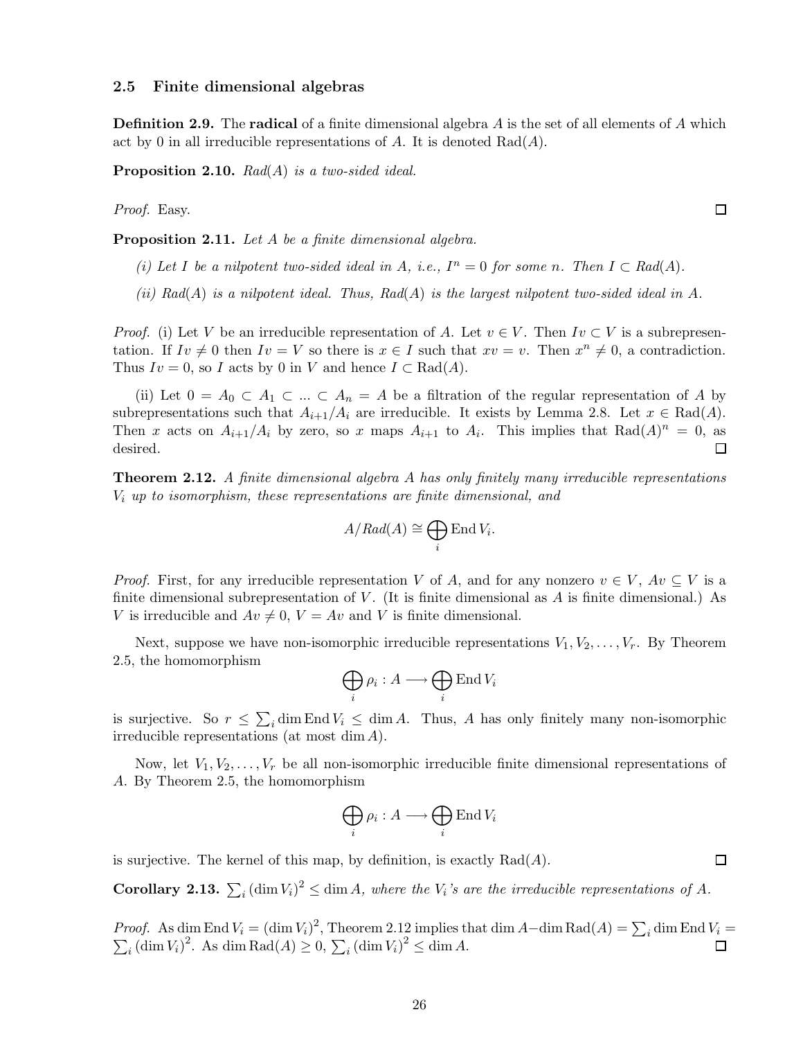### 2.5 Finite dimensional algebras

**Definition 2.9.** The **radical** of a finite dimensional algebra $A$ is the set of all elements of $A$ which act by 0 in all irreducible representations of $A$. It is denoted $\mathrm{Rad}(A)$.

**Proposition 2.10.** *$Rad(A)$ is a two-sided ideal.*

*Proof.* Easy. ∎

**Proposition 2.11.** *Let $A$ be a finite dimensional algebra.*

*(i) Let $I$ be a nilpotent two-sided ideal in $A$, i.e., $I^n = 0$ for some $n$. Then $I \subset Rad(A)$.*

*(ii) $Rad(A)$ is a nilpotent ideal. Thus, $Rad(A)$ is the largest nilpotent two-sided ideal in $A$.*

*Proof.* (i) Let $V$ be an irreducible representation of $A$. Let $v \in V$. Then $Iv \subset V$ is a subrepresentation. If $Iv \neq 0$ then $Iv = V$ so there is $x \in I$ such that $xv = v$. Then $x^n \neq 0$, a contradiction. Thus $Iv = 0$, so $I$ acts by 0 in $V$ and hence $I \subset \mathrm{Rad}(A)$.

(ii) Let $0 = A_0 \subset A_1 \subset ... \subset A_n = A$ be a filtration of the regular representation of $A$ by subrepresentations such that $A_{i+1}/A_i$ are irreducible. It exists by Lemma 2.8. Let $x \in \mathrm{Rad}(A)$. Then $x$ acts on $A_{i+1}/A_i$ by zero, so $x$ maps $A_{i+1}$ to $A_i$. This implies that $\mathrm{Rad}(A)^n = 0$, as desired. ∎

**Theorem 2.12.** *A finite dimensional algebra $A$ has only finitely many irreducible representations $V_i$ up to isomorphism, these representations are finite dimensional, and*

$$A/Rad(A) \cong \bigoplus_i \mathrm{End}\, V_i.$$

*Proof.* First, for any irreducible representation $V$ of $A$, and for any nonzero $v \in V$, $Av \subseteq V$ is a finite dimensional subrepresentation of $V$. (It is finite dimensional as $A$ is finite dimensional.) As $V$ is irreducible and $Av \neq 0$, $V = Av$ and $V$ is finite dimensional.

Next, suppose we have non-isomorphic irreducible representations $V_1, V_2, \ldots, V_r$. By Theorem 2.5, the homomorphism

$$\bigoplus_i \rho_i : A \longrightarrow \bigoplus_i \mathrm{End}\, V_i$$

is surjective. So $r \leq \sum_i \dim \mathrm{End}\, V_i \leq \dim A$. Thus, $A$ has only finitely many non-isomorphic irreducible representations (at most $\dim A$).

Now, let $V_1, V_2, \ldots, V_r$ be all non-isomorphic irreducible finite dimensional representations of $A$. By Theorem 2.5, the homomorphism

$$\bigoplus_i \rho_i : A \longrightarrow \bigoplus_i \mathrm{End}\, V_i$$

is surjective. The kernel of this map, by definition, is exactly $\mathrm{Rad}(A)$. ∎

**Corollary 2.13.** *$\sum_i (\dim V_i)^2 \leq \dim A$, where the $V_i$'s are the irreducible representations of $A$.*

*Proof.* As $\dim \mathrm{End}\, V_i = (\dim V_i)^2$, Theorem 2.12 implies that $\dim A - \dim \mathrm{Rad}(A) = \sum_i \dim \mathrm{End}\, V_i = \sum_i (\dim V_i)^2$. As $\dim \mathrm{Rad}(A) \geq 0$, $\sum_i (\dim V_i)^2 \leq \dim A$. ∎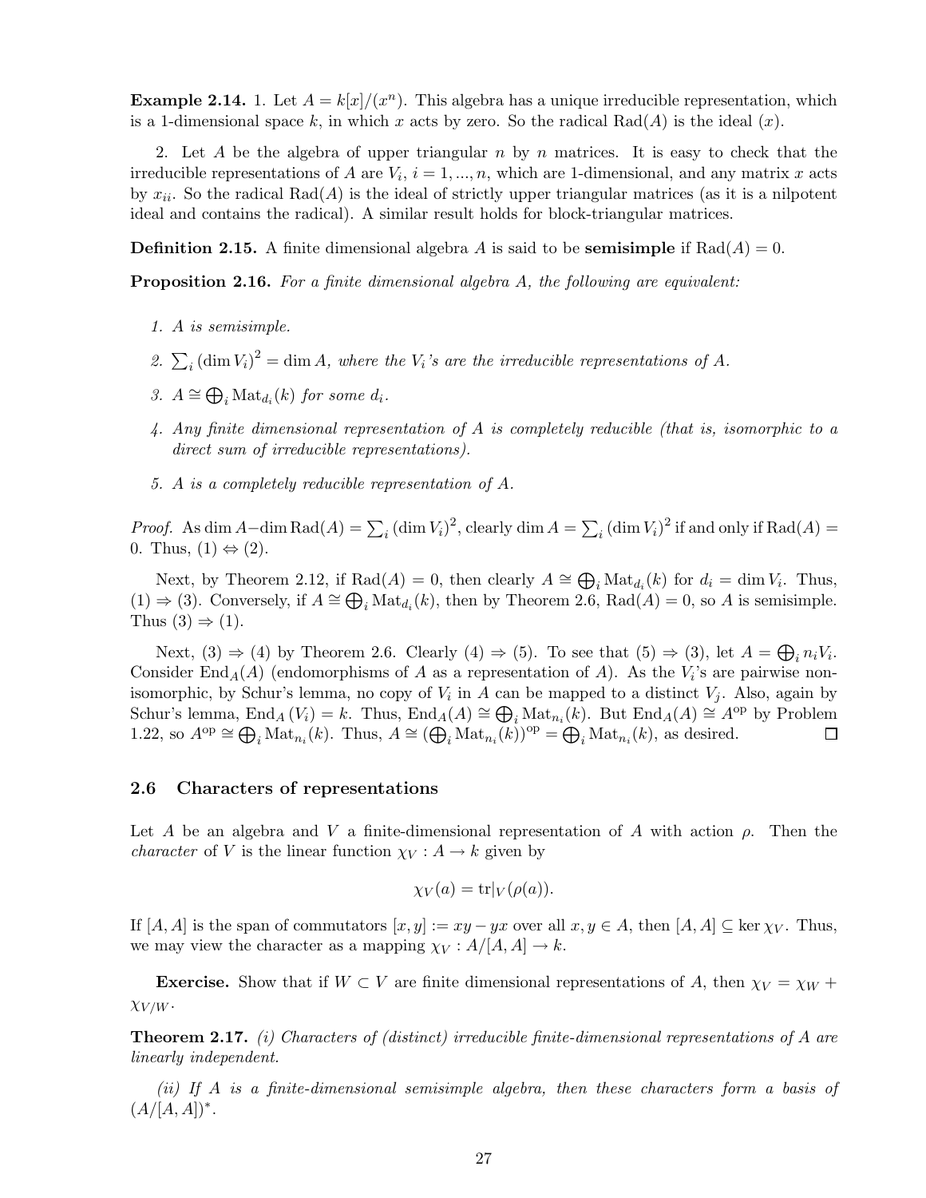**Example 2.14.** 1. Let $A = k[x]/(x^n)$. This algebra has a unique irreducible representation, which is a 1-dimensional space $k$, in which $x$ acts by zero. So the radical $\mathrm{Rad}(A)$ is the ideal $(x)$.

2. Let $A$ be the algebra of upper triangular $n$ by $n$ matrices. It is easy to check that the irreducible representations of $A$ are $V_i$, $i = 1, ..., n$, which are 1-dimensional, and any matrix $x$ acts by $x_{ii}$. So the radical $\mathrm{Rad}(A)$ is the ideal of strictly upper triangular matrices (as it is a nilpotent ideal and contains the radical). A similar result holds for block-triangular matrices.

**Definition 2.15.** A finite dimensional algebra $A$ is said to be **semisimple** if $\mathrm{Rad}(A) = 0$.

**Proposition 2.16.** *For a finite dimensional algebra $A$, the following are equivalent:*

1. *$A$ is semisimple.*
2. *$\sum_i (\dim V_i)^2 = \dim A$, where the $V_i$'s are the irreducible representations of $A$.*
3. *$A \cong \bigoplus_i \mathrm{Mat}_{d_i}(k)$ for some $d_i$.*
4. *Any finite dimensional representation of $A$ is completely reducible (that is, isomorphic to a direct sum of irreducible representations).*
5. *$A$ is a completely reducible representation of $A$.*

*Proof.* As $\dim A - \dim \mathrm{Rad}(A) = \sum_i (\dim V_i)^2$, clearly $\dim A = \sum_i (\dim V_i)^2$ if and only if $\mathrm{Rad}(A) = 0$. Thus, (1) $\Leftrightarrow$ (2).

Next, by Theorem 2.12, if $\mathrm{Rad}(A) = 0$, then clearly $A \cong \bigoplus_i \mathrm{Mat}_{d_i}(k)$ for $d_i = \dim V_i$. Thus, (1) $\Rightarrow$ (3). Conversely, if $A \cong \bigoplus_i \mathrm{Mat}_{d_i}(k)$, then by Theorem 2.6, $\mathrm{Rad}(A) = 0$, so $A$ is semisimple. Thus (3) $\Rightarrow$ (1).

Next, (3) $\Rightarrow$ (4) by Theorem 2.6. Clearly (4) $\Rightarrow$ (5). To see that (5) $\Rightarrow$ (3), let $A = \bigoplus_i n_i V_i$. Consider $\mathrm{End}_A(A)$ (endomorphisms of $A$ as a representation of $A$). As the $V_i$'s are pairwise non-isomorphic, by Schur's lemma, no copy of $V_i$ in $A$ can be mapped to a distinct $V_j$. Also, again by Schur's lemma, $\mathrm{End}_A(V_i) = k$. Thus, $\mathrm{End}_A(A) \cong \bigoplus_i \mathrm{Mat}_{n_i}(k)$. But $\mathrm{End}_A(A) \cong A^{\mathrm{op}}$ by Problem 1.22, so $A^{\mathrm{op}} \cong \bigoplus_i \mathrm{Mat}_{n_i}(k)$. Thus, $A \cong (\bigoplus_i \mathrm{Mat}_{n_i}(k))^{\mathrm{op}} = \bigoplus_i \mathrm{Mat}_{n_i}(k)$, as desired. $\square$

### 2.6 Characters of representations

Let $A$ be an algebra and $V$ a finite-dimensional representation of $A$ with action $\rho$. Then the *character* of $V$ is the linear function $\chi_V : A \to k$ given by

$$\chi_V(a) = \mathrm{tr}|_V(\rho(a)).$$

If $[A, A]$ is the span of commutators $[x, y] := xy - yx$ over all $x, y \in A$, then $[A, A] \subseteq \ker \chi_V$. Thus, we may view the character as a mapping $\chi_V : A/[A, A] \to k$.

**Exercise.** Show that if $W \subset V$ are finite dimensional representations of $A$, then $\chi_V = \chi_W + \chi_{V/W}$.

**Theorem 2.17.** *(i) Characters of (distinct) irreducible finite-dimensional representations of $A$ are linearly independent.*

*(ii) If $A$ is a finite-dimensional semisimple algebra, then these characters form a basis of $(A/[A, A])^*$.*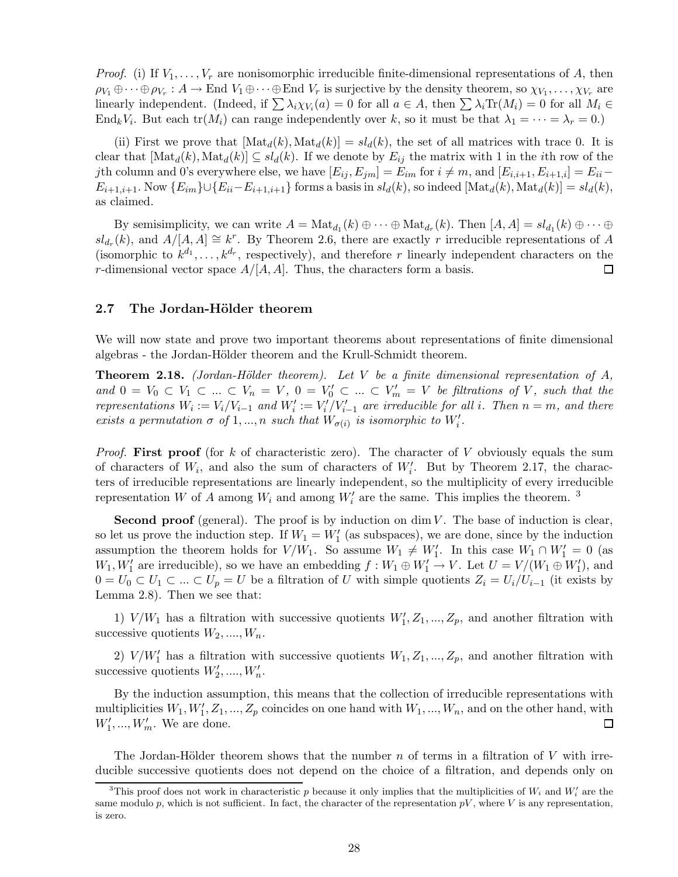*Proof.* (i) If $V_1, \dots, V_r$ are nonisomorphic irreducible finite-dimensional representations of $A$, then $\rho_{V_1} \oplus \cdots \oplus \rho_{V_r} : A \to \text{End } V_1 \oplus \cdots \oplus \text{End } V_r$ is surjective by the density theorem, so $\chi_{V_1}, \dots, \chi_{V_r}$ are linearly independent. (Indeed, if $\sum \lambda_i \chi_{V_i}(a) = 0$ for all $a \in A$, then $\sum \lambda_i \text{Tr}(M_i) = 0$ for all $M_i \in \text{End}_k V_i$. But each $\text{tr}(M_i)$ can range independently over $k$, so it must be that $\lambda_1 = \cdots = \lambda_r = 0$.)

(ii) First we prove that $[\text{Mat}_d(k), \text{Mat}_d(k)] = sl_d(k)$, the set of all matrices with trace 0. It is clear that $[\text{Mat}_d(k), \text{Mat}_d(k)] \subseteq sl_d(k)$. If we denote by $E_{ij}$ the matrix with 1 in the $i$th row of the $j$th column and 0's everywhere else, we have $[E_{ij}, E_{jm}] = E_{im}$ for $i \neq m$, and $[E_{i,i+1}, E_{i+1,i}] = E_{ii} - E_{i+1,i+1}$. Now $\{E_{im}\} \cup \{E_{ii} - E_{i+1,i+1}\}$ forms a basis in $sl_d(k)$, so indeed $[\text{Mat}_d(k), \text{Mat}_d(k)] = sl_d(k)$, as claimed.

By semisimplicity, we can write $A = \text{Mat}_{d_1}(k) \oplus \cdots \oplus \text{Mat}_{d_r}(k)$. Then $[A, A] = sl_{d_1}(k) \oplus \cdots \oplus sl_{d_r}(k)$, and $A/[A, A] \cong k^r$. By Theorem 2.6, there are exactly $r$ irreducible representations of $A$ (isomorphic to $k^{d_1}, \dots, k^{d_r}$, respectively), and therefore $r$ linearly independent characters on the $r$-dimensional vector space $A/[A, A]$. Thus, the characters form a basis. □

## 2.7 The Jordan-Hölder theorem

We will now state and prove two important theorems about representations of finite dimensional algebras - the Jordan-Hölder theorem and the Krull-Schmidt theorem.

**Theorem 2.18.** *(Jordan-Hölder theorem). Let $V$ be a finite dimensional representation of $A$, and $0 = V_0 \subset V_1 \subset ... \subset V_n = V$, $0 = V'_0 \subset ... \subset V'_m = V$ be filtrations of $V$, such that the representations $W_i := V_i/V_{i-1}$ and $W'_i := V'_i/V'_{i-1}$ are irreducible for all $i$. Then $n = m$, and there exists a permutation $\sigma$ of $1, ..., n$ such that $W_{\sigma(i)}$ is isomorphic to $W'_i$.*

*Proof.* **First proof** (for $k$ of characteristic zero). The character of $V$ obviously equals the sum of characters of $W_i$, and also the sum of characters of $W'_i$. But by Theorem 2.17, the characters of irreducible representations are linearly independent, so the multiplicity of every irreducible representation $W$ of $A$ among $W_i$ and among $W'_i$ are the same. This implies the theorem. [3]

**Second proof** (general). The proof is by induction on $\dim V$. The base of induction is clear, so let us prove the induction step. If $W_1 = W'_1$ (as subspaces), we are done, since by the induction assumption the theorem holds for $V/W_1$. So assume $W_1 \neq W'_1$. In this case $W_1 \cap W'_1 = 0$ (as $W_1, W'_1$ are irreducible), so we have an embedding $f : W_1 \oplus W'_1 \to V$. Let $U = V/(W_1 \oplus W'_1)$, and $0 = U_0 \subset U_1 \subset ... \subset U_p = U$ be a filtration of $U$ with simple quotients $Z_i = U_i/U_{i-1}$ (it exists by Lemma 2.8). Then we see that:

1) $V/W_1$ has a filtration with successive quotients $W'_1, Z_1, ..., Z_p$, and another filtration with successive quotients $W_2, ...., W_n$.

2) $V/W'_1$ has a filtration with successive quotients $W_1, Z_1, ..., Z_p$, and another filtration with successive quotients $W'_2, ...., W'_n$.

By the induction assumption, this means that the collection of irreducible representations with multiplicities $W_1, W'_1, Z_1, ..., Z_p$ coincides on one hand with $W_1, ..., W_n$, and on the other hand, with $W'_1, ..., W'_m$. We are done. □

The Jordan-Hölder theorem shows that the number $n$ of terms in a filtration of $V$ with irreducible successive quotients does not depend on the choice of a filtration, and depends only on

[3] This proof does not work in characteristic $p$ because it only implies that the multiplicities of $W_i$ and $W'_i$ are the same modulo $p$, which is not sufficient. In fact, the character of the representation $pV$, where $V$ is any representation, is zero.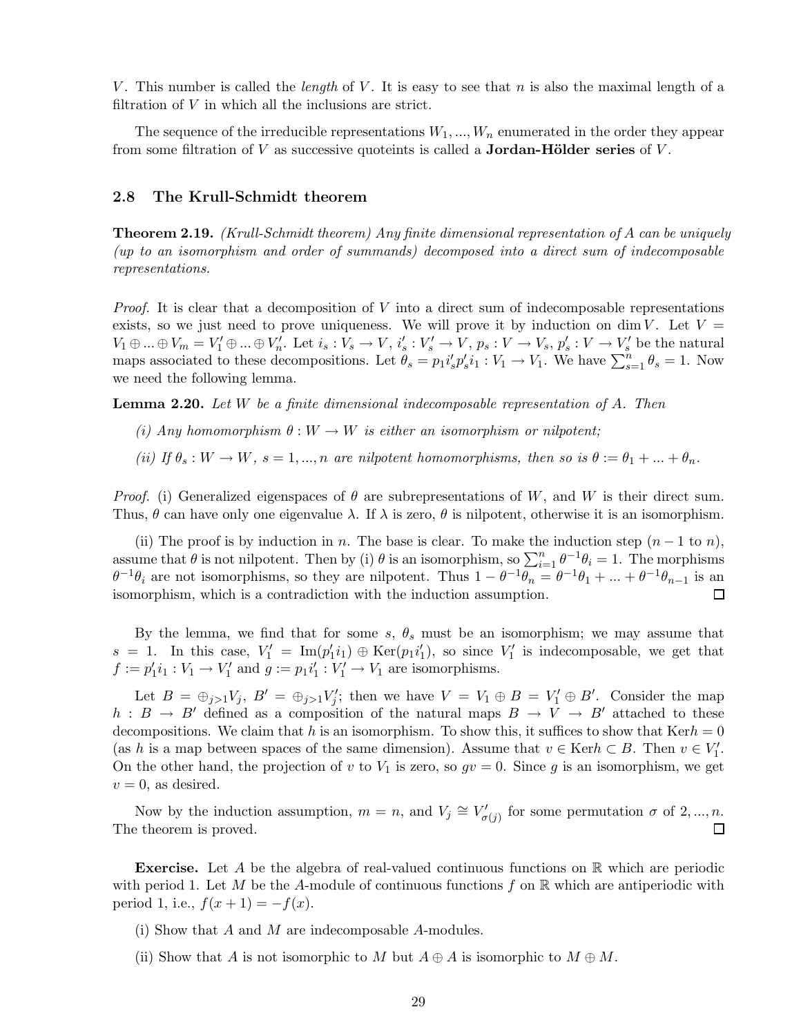$V$. This number is called the *length* of $V$. It is easy to see that $n$ is also the maximal length of a filtration of $V$ in which all the inclusions are strict.

The sequence of the irreducible representations $W_1, ..., W_n$ enumerated in the order they appear from some filtration of $V$ as successive quoteints is called a **Jordan-Hölder series** of $V$.

### 2.8 The Krull-Schmidt theorem

**Theorem 2.19.** *(Krull-Schmidt theorem) Any finite dimensional representation of $A$ can be uniquely (up to an isomorphism and order of summands) decomposed into a direct sum of indecomposable representations.*

*Proof.* It is clear that a decomposition of $V$ into a direct sum of indecomposable representations exists, so we just need to prove uniqueness. We will prove it by induction on $\dim V$. Let $V = V_1 \oplus ... \oplus V_m = V_1' \oplus ... \oplus V_n'$. Let $i_s : V_s \to V$, $i_s' : V_s' \to V$, $p_s : V \to V_s$, $p_s' : V \to V_s'$ be the natural maps associated to these decompositions. Let $\theta_s = p_1 i_s' p_s' i_1 : V_1 \to V_1$. We have $\sum_{s=1}^{n} \theta_s = 1$. Now we need the following lemma.

**Lemma 2.20.** *Let $W$ be a finite dimensional indecomposable representation of $A$. Then*

*(i) Any homomorphism $\theta : W \to W$ is either an isomorphism or nilpotent;*

*(ii) If $\theta_s : W \to W$, $s = 1, ..., n$ are nilpotent homomorphisms, then so is $\theta := \theta_1 + ... + \theta_n$.*

*Proof.* (i) Generalized eigenspaces of $\theta$ are subrepresentations of $W$, and $W$ is their direct sum. Thus, $\theta$ can have only one eigenvalue $\lambda$. If $\lambda$ is zero, $\theta$ is nilpotent, otherwise it is an isomorphism.

(ii) The proof is by induction in $n$. The base is clear. To make the induction step ($n-1$ to $n$), assume that $\theta$ is not nilpotent. Then by (i) $\theta$ is an isomorphism, so $\sum_{i=1}^{n} \theta^{-1}\theta_i = 1$. The morphisms $\theta^{-1}\theta_i$ are not isomorphisms, so they are nilpotent. Thus $1 - \theta^{-1}\theta_n = \theta^{-1}\theta_1 + ... + \theta^{-1}\theta_{n-1}$ is an isomorphism, which is a contradiction with the induction assumption. ☐

By the lemma, we find that for some $s$, $\theta_s$ must be an isomorphism; we may assume that $s = 1$. In this case, $V_1' = \mathrm{Im}(p_1' i_1) \oplus \mathrm{Ker}(p_1 i_1')$, so since $V_1'$ is indecomposable, we get that $f := p_1' i_1 : V_1 \to V_1'$ and $g := p_1 i_1' : V_1' \to V_1$ are isomorphisms.

Let $B = \oplus_{j>1} V_j$, $B' = \oplus_{j>1} V_j'$; then we have $V = V_1 \oplus B = V_1' \oplus B'$. Consider the map $h : B \to B'$ defined as a composition of the natural maps $B \to V \to B'$ attached to these decompositions. We claim that $h$ is an isomorphism. To show this, it suffices to show that $\mathrm{Ker} h = 0$ (as $h$ is a map between spaces of the same dimension). Assume that $v \in \mathrm{Ker} h \subset B$. Then $v \in V_1'$. On the other hand, the projection of $v$ to $V_1$ is zero, so $gv = 0$. Since $g$ is an isomorphism, we get $v = 0$, as desired.

Now by the induction assumption, $m = n$, and $V_j \cong V_{\sigma(j)}'$ for some permutation $\sigma$ of $2, ..., n$. The theorem is proved. ☐

**Exercise.** Let $A$ be the algebra of real-valued continuous functions on $\mathbb{R}$ which are periodic with period 1. Let $M$ be the $A$-module of continuous functions $f$ on $\mathbb{R}$ which are antiperiodic with period 1, i.e., $f(x+1) = -f(x)$.

(i) Show that $A$ and $M$ are indecomposable $A$-modules.

(ii) Show that $A$ is not isomorphic to $M$ but $A \oplus A$ is isomorphic to $M \oplus M$.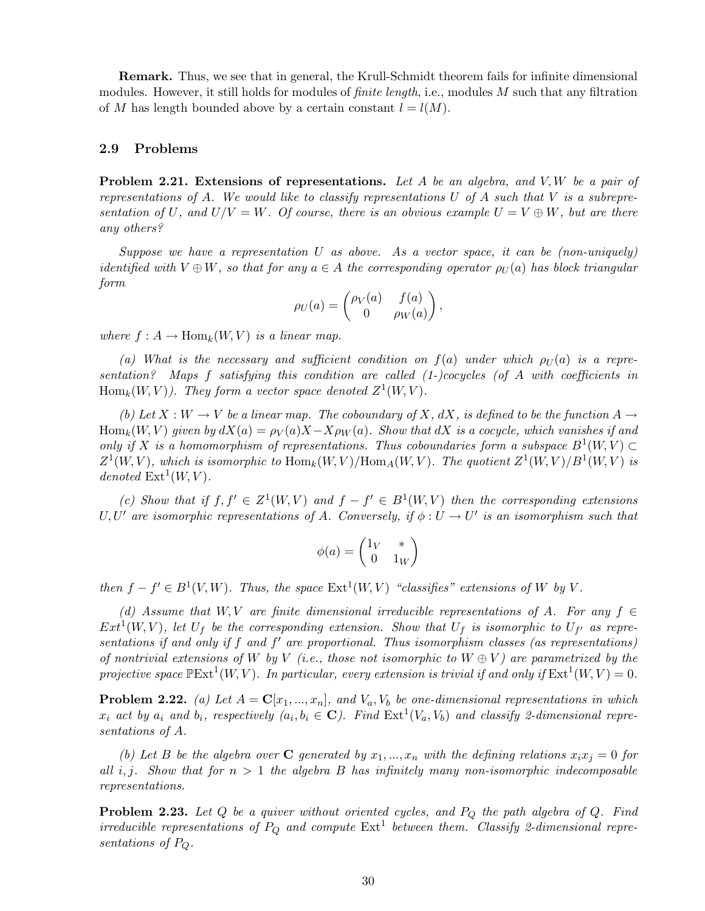**Remark.** Thus, we see that in general, the Krull-Schmidt theorem fails for infinite dimensional modules. However, it still holds for modules of *finite length*, i.e., modules $M$ such that any filtration of $M$ has length bounded above by a certain constant $l = l(M)$.

## 2.9 Problems

**Problem 2.21. Extensions of representations.** *Let $A$ be an algebra, and $V, W$ be a pair of representations of $A$. We would like to classify representations $U$ of $A$ such that $V$ is a subrepresentation of $U$, and $U/V = W$. Of course, there is an obvious example $U = V \oplus W$, but are there any others?*

*Suppose we have a representation $U$ as above. As a vector space, it can be (non-uniquely) identified with $V \oplus W$, so that for any $a \in A$ the corresponding operator $\rho_U(a)$ has block triangular form*

$$\rho_U(a) = \begin{pmatrix} \rho_V(a) & f(a) \\ 0 & \rho_W(a) \end{pmatrix},$$

*where $f : A \to \mathrm{Hom}_k(W, V)$ is a linear map.*

*(a) What is the necessary and sufficient condition on $f(a)$ under which $\rho_U(a)$ is a representation? Maps $f$ satisfying this condition are called (1-)cocycles (of $A$ with coefficients in $\mathrm{Hom}_k(W, V)$). They form a vector space denoted $Z^1(W, V)$.*

*(b) Let $X : W \to V$ be a linear map. The coboundary of $X$, $dX$, is defined to be the function $A \to \mathrm{Hom}_k(W, V)$ given by $dX(a) = \rho_V(a)X - X\rho_W(a)$. Show that $dX$ is a cocycle, which vanishes if and only if $X$ is a homomorphism of representations. Thus coboundaries form a subspace $B^1(W, V) \subset Z^1(W, V)$, which is isomorphic to $\mathrm{Hom}_k(W, V)/\mathrm{Hom}_A(W, V)$. The quotient $Z^1(W, V)/B^1(W, V)$ is denoted $\mathrm{Ext}^1(W, V)$.*

*(c) Show that if $f, f' \in Z^1(W, V)$ and $f - f' \in B^1(W, V)$ then the corresponding extensions $U, U'$ are isomorphic representations of $A$. Conversely, if $\phi : U \to U'$ is an isomorphism such that*

$$\phi(a) = \begin{pmatrix} 1_V & * \\ 0 & 1_W \end{pmatrix}$$

*then $f - f' \in B^1(V, W)$. Thus, the space $\mathrm{Ext}^1(W, V)$ "classifies" extensions of $W$ by $V$.*

*(d) Assume that $W, V$ are finite dimensional irreducible representations of $A$. For any $f \in Ext^1(W, V)$, let $U_f$ be the corresponding extension. Show that $U_f$ is isomorphic to $U_{f'}$ as representations if and only if $f$ and $f'$ are proportional. Thus isomorphism classes (as representations) of nontrivial extensions of $W$ by $V$ (i.e., those not isomorphic to $W \oplus V$) are parametrized by the projective space $\mathbb{P}\mathrm{Ext}^1(W, V)$. In particular, every extension is trivial if and only if $\mathrm{Ext}^1(W, V) = 0$.*

**Problem 2.22.** *(a) Let $A = \mathbf{C}[x_1, ..., x_n]$, and $V_a, V_b$ be one-dimensional representations in which $x_i$ act by $a_i$ and $b_i$, respectively ($a_i, b_i \in \mathbf{C}$). Find $\mathrm{Ext}^1(V_a, V_b)$ and classify 2-dimensional representations of $A$.*

*(b) Let $B$ be the algebra over $\mathbf{C}$ generated by $x_1, ..., x_n$ with the defining relations $x_i x_j = 0$ for all $i, j$. Show that for $n > 1$ the algebra $B$ has infinitely many non-isomorphic indecomposable representations.*

**Problem 2.23.** *Let $Q$ be a quiver without oriented cycles, and $P_Q$ the path algebra of $Q$. Find irreducible representations of $P_Q$ and compute $\mathrm{Ext}^1$ between them. Classify 2-dimensional representations of $P_Q$.*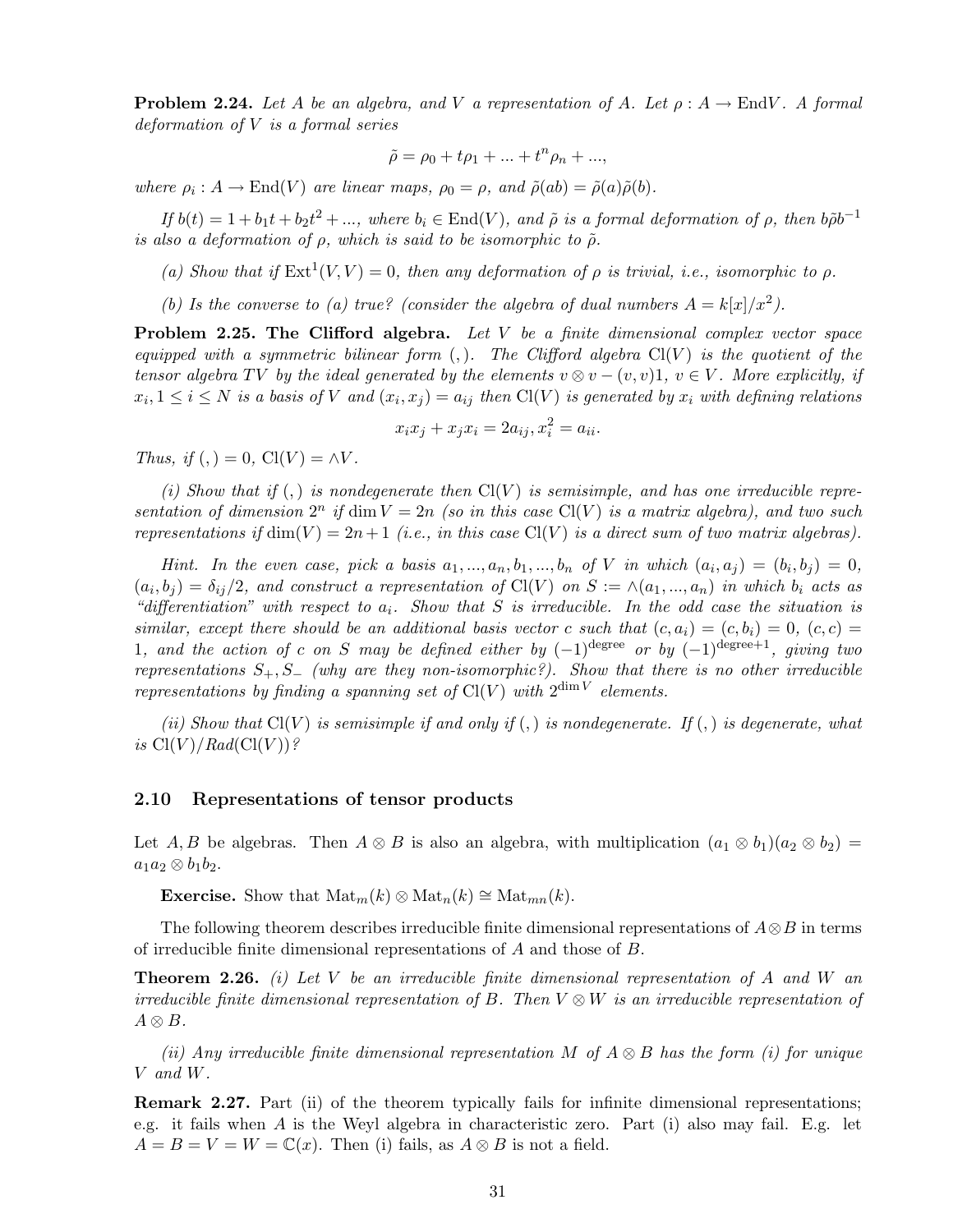**Problem 2.24.** *Let $A$ be an algebra, and $V$ a representation of $A$. Let $\rho : A \to \text{End}V$. A formal deformation of $V$ is a formal series*

$$\tilde{\rho} = \rho_0 + t\rho_1 + ... + t^n\rho_n + ...,$$

*where $\rho_i : A \to \text{End}(V)$ are linear maps, $\rho_0 = \rho$, and $\tilde{\rho}(ab) = \tilde{\rho}(a)\tilde{\rho}(b)$.*

*If $b(t) = 1 + b_1 t + b_2 t^2 + ...$, where $b_i \in \text{End}(V)$, and $\tilde{\rho}$ is a formal deformation of $\rho$, then $b\tilde{\rho}b^{-1}$ is also a deformation of $\rho$, which is said to be isomorphic to $\tilde{\rho}$.*

*(a) Show that if $\text{Ext}^1(V,V) = 0$, then any deformation of $\rho$ is trivial, i.e., isomorphic to $\rho$.*

*(b) Is the converse to (a) true? (consider the algebra of dual numbers $A = k[x]/x^2$).*

**Problem 2.25. The Clifford algebra.** *Let $V$ be a finite dimensional complex vector space equipped with a symmetric bilinear form $(,)$. The Clifford algebra $\text{Cl}(V)$ is the quotient of the tensor algebra $TV$ by the ideal generated by the elements $v \otimes v - (v,v)1$, $v \in V$. More explicitly, if $x_i, 1 \le i \le N$ is a basis of $V$ and $(x_i, x_j) = a_{ij}$ then $\text{Cl}(V)$ is generated by $x_i$ with defining relations*

$$x_i x_j + x_j x_i = 2a_{ij}, x_i^2 = a_{ii}.$$

*Thus, if $(,) = 0$, $\text{Cl}(V) = \wedge V$.*

*(i) Show that if $(,)$ is nondegenerate then $\text{Cl}(V)$ is semisimple, and has one irreducible representation of dimension $2^n$ if $\dim V = 2n$ (so in this case $\text{Cl}(V)$ is a matrix algebra), and two such representations if $\dim(V) = 2n+1$ (i.e., in this case $\text{Cl}(V)$ is a direct sum of two matrix algebras).*

*Hint. In the even case, pick a basis $a_1, ..., a_n, b_1, ..., b_n$ of $V$ in which $(a_i, a_j) = (b_i, b_j) = 0$, $(a_i, b_j) = \delta_{ij}/2$, and construct a representation of $\text{Cl}(V)$ on $S := \wedge(a_1, ..., a_n)$ in which $b_i$ acts as "differentiation" with respect to $a_i$. Show that $S$ is irreducible. In the odd case the situation is similar, except there should be an additional basis vector $c$ such that $(c, a_i) = (c, b_i) = 0$, $(c,c) = 1$, and the action of $c$ on $S$ may be defined either by $(-1)^{\text{degree}}$ or by $(-1)^{\text{degree}+1}$, giving two representations $S_+, S_-$ (why are they non-isomorphic?). Show that there is no other irreducible representations by finding a spanning set of $\text{Cl}(V)$ with $2^{\dim V}$ elements.*

*(ii) Show that $\text{Cl}(V)$ is semisimple if and only if $(,)$ is nondegenerate. If $(,)$ is degenerate, what is $\text{Cl}(V)/Rad(\text{Cl}(V))$?*

### 2.10 Representations of tensor products

Let $A, B$ be algebras. Then $A \otimes B$ is also an algebra, with multiplication $(a_1 \otimes b_1)(a_2 \otimes b_2) = a_1 a_2 \otimes b_1 b_2$.

**Exercise.** Show that $\text{Mat}_m(k) \otimes \text{Mat}_n(k) \cong \text{Mat}_{mn}(k)$.

The following theorem describes irreducible finite dimensional representations of $A \otimes B$ in terms of irreducible finite dimensional representations of $A$ and those of $B$.

**Theorem 2.26.** *(i) Let $V$ be an irreducible finite dimensional representation of $A$ and $W$ an irreducible finite dimensional representation of $B$. Then $V \otimes W$ is an irreducible representation of $A \otimes B$.*

*(ii) Any irreducible finite dimensional representation $M$ of $A \otimes B$ has the form (i) for unique $V$ and $W$.*

**Remark 2.27.** Part (ii) of the theorem typically fails for infinite dimensional representations; e.g. it fails when $A$ is the Weyl algebra in characteristic zero. Part (i) also may fail. E.g. let $A = B = V = W = \mathbb{C}(x)$. Then (i) fails, as $A \otimes B$ is not a field.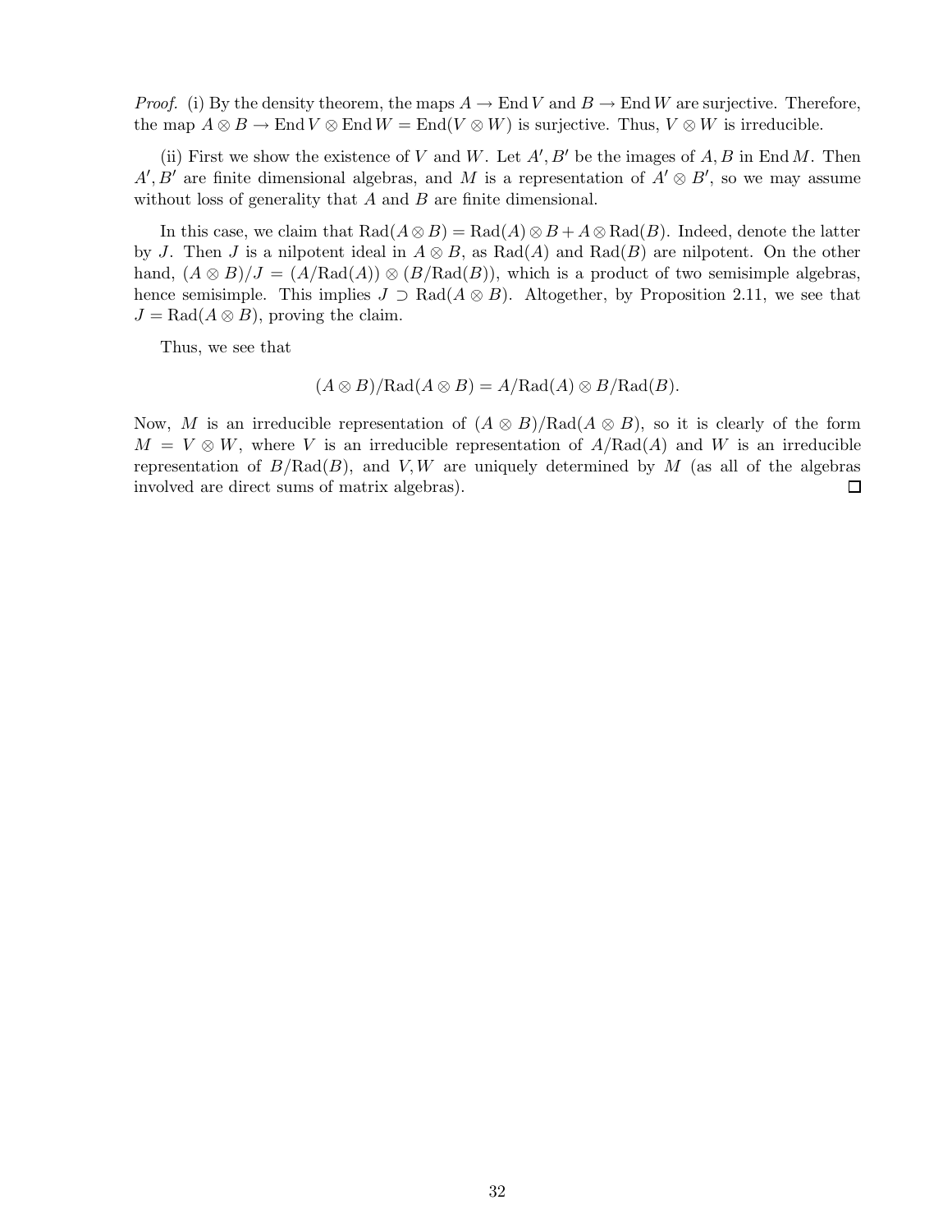*Proof.* (i) By the density theorem, the maps $A \to \operatorname{End} V$ and $B \to \operatorname{End} W$ are surjective. Therefore, the map $A \otimes B \to \operatorname{End} V \otimes \operatorname{End} W = \operatorname{End}(V \otimes W)$ is surjective. Thus, $V \otimes W$ is irreducible.

(ii) First we show the existence of $V$ and $W$. Let $A', B'$ be the images of $A, B$ in $\operatorname{End} M$. Then $A', B'$ are finite dimensional algebras, and $M$ is a representation of $A' \otimes B'$, so we may assume without loss of generality that $A$ and $B$ are finite dimensional.

In this case, we claim that $\operatorname{Rad}(A \otimes B) = \operatorname{Rad}(A) \otimes B + A \otimes \operatorname{Rad}(B)$. Indeed, denote the latter by $J$. Then $J$ is a nilpotent ideal in $A \otimes B$, as $\operatorname{Rad}(A)$ and $\operatorname{Rad}(B)$ are nilpotent. On the other hand, $(A \otimes B)/J = (A/\operatorname{Rad}(A)) \otimes (B/\operatorname{Rad}(B))$, which is a product of two semisimple algebras, hence semisimple. This implies $J \supset \operatorname{Rad}(A \otimes B)$. Altogether, by Proposition 2.11, we see that $J = \operatorname{Rad}(A \otimes B)$, proving the claim.

Thus, we see that

$$(A \otimes B)/\operatorname{Rad}(A \otimes B) = A/\operatorname{Rad}(A) \otimes B/\operatorname{Rad}(B).$$

Now, $M$ is an irreducible representation of $(A \otimes B)/\operatorname{Rad}(A \otimes B)$, so it is clearly of the form $M = V \otimes W$, where $V$ is an irreducible representation of $A/\operatorname{Rad}(A)$ and $W$ is an irreducible representation of $B/\operatorname{Rad}(B)$, and $V, W$ are uniquely determined by $M$ (as all of the algebras involved are direct sums of matrix algebras). $\square$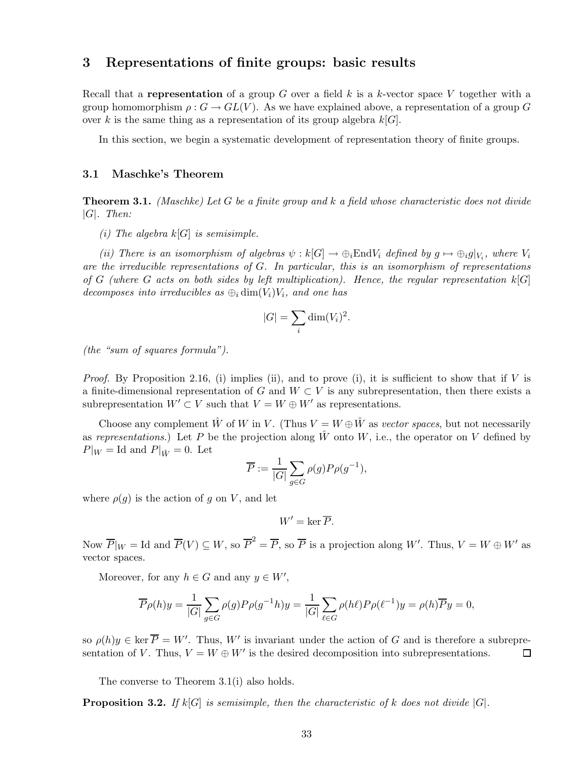# 3 Representations of finite groups: basic results

Recall that a **representation** of a group $G$ over a field $k$ is a $k$-vector space $V$ together with a group homomorphism $\rho : G \to GL(V)$. As we have explained above, a representation of a group $G$ over $k$ is the same thing as a representation of its group algebra $k[G]$.

In this section, we begin a systematic development of representation theory of finite groups.

## 3.1 Maschke's Theorem

**Theorem 3.1.** *(Maschke) Let $G$ be a finite group and $k$ a field whose characteristic does not divide $|G|$. Then:*

*(i) The algebra $k[G]$ is semisimple.*

*(ii) There is an isomorphism of algebras $\psi : k[G] \to \oplus_i \mathrm{End} V_i$ defined by $g \mapsto \oplus_i g|_{V_i}$, where $V_i$ are the irreducible representations of $G$. In particular, this is an isomorphism of representations of $G$ (where $G$ acts on both sides by left multiplication). Hence, the regular representation $k[G]$ decomposes into irreducibles as $\oplus_i \dim(V_i) V_i$, and one has*

$$|G| = \sum_i \dim(V_i)^2.$$

*(the "sum of squares formula").*

*Proof.* By Proposition 2.16, (i) implies (ii), and to prove (i), it is sufficient to show that if $V$ is a finite-dimensional representation of $G$ and $W \subset V$ is any subrepresentation, then there exists a subrepresentation $W' \subset V$ such that $V = W \oplus W'$ as representations.

Choose any complement $\hat{W}$ of $W$ in $V$. (Thus $V = W \oplus \hat{W}$ as *vector spaces*, but not necessarily as *representations*.) Let $P$ be the projection along $\hat{W}$ onto $W$, i.e., the operator on $V$ defined by $P|_W = \mathrm{Id}$ and $P|_{\hat{W}} = 0$. Let

$$\overline{P} := \frac{1}{|G|} \sum_{g \in G} \rho(g) P \rho(g^{-1}),$$

where $\rho(g)$ is the action of $g$ on $V$, and let

$$W' = \ker \overline{P}.$$

Now $\overline{P}|_W = \mathrm{Id}$ and $\overline{P}(V) \subseteq W$, so $\overline{P}^2 = \overline{P}$, so $\overline{P}$ is a projection along $W'$. Thus, $V = W \oplus W'$ as vector spaces.

Moreover, for any $h \in G$ and any $y \in W'$,

$$\overline{P} \rho(h) y = \frac{1}{|G|} \sum_{g \in G} \rho(g) P \rho(g^{-1} h) y = \frac{1}{|G|} \sum_{\ell \in G} \rho(h\ell) P \rho(\ell^{-1}) y = \rho(h) \overline{P} y = 0,$$

so $\rho(h) y \in \ker \overline{P} = W'$. Thus, $W'$ is invariant under the action of $G$ and is therefore a subrepresentation of $V$. Thus, $V = W \oplus W'$ is the desired decomposition into subrepresentations. $\square$

The converse to Theorem 3.1(i) also holds.

**Proposition 3.2.** *If $k[G]$ is semisimple, then the characteristic of $k$ does not divide $|G|$.*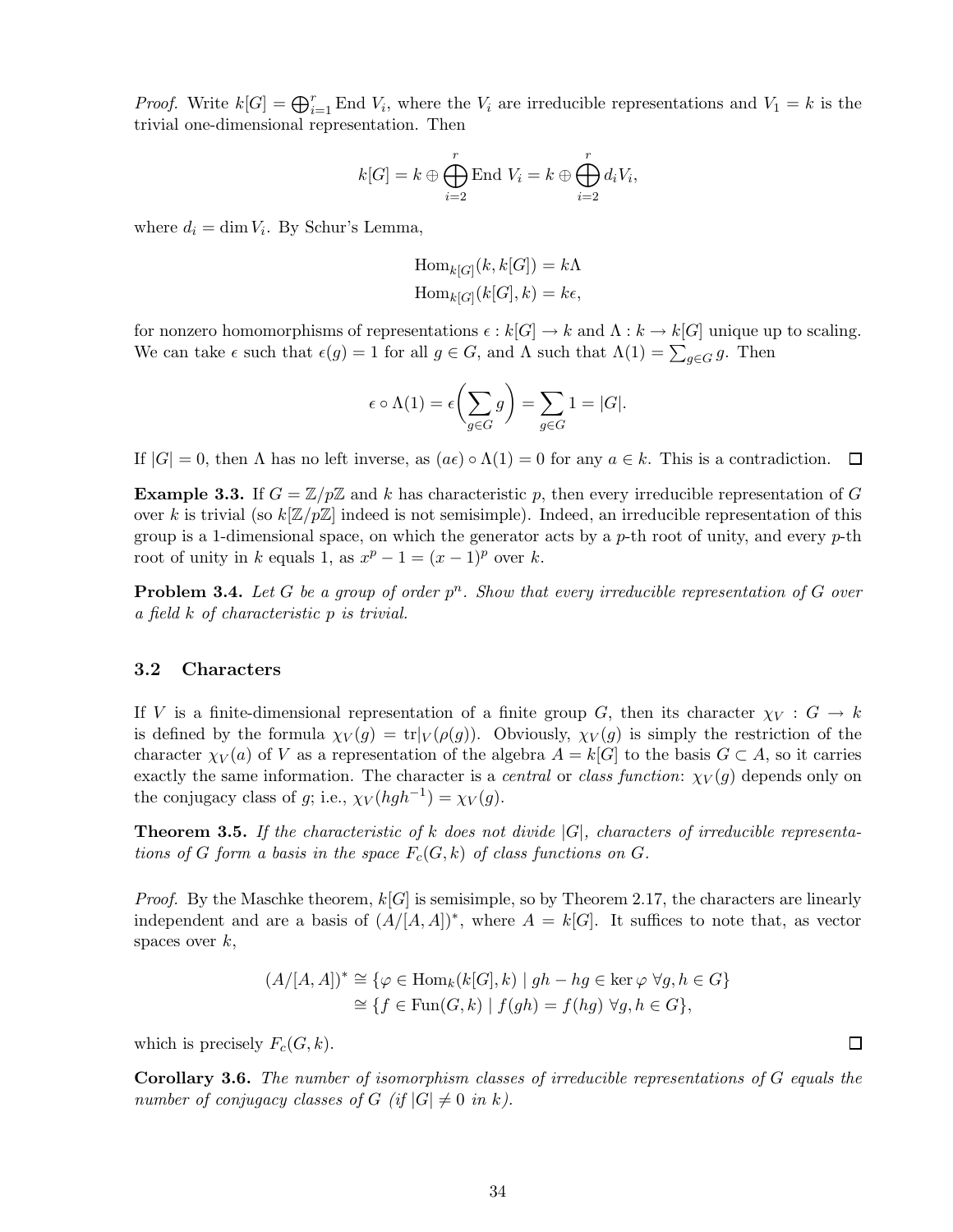*Proof.* Write $k[G] = \bigoplus_{i=1}^{r} \text{End } V_i$, where the $V_i$ are irreducible representations and $V_1 = k$ is the trivial one-dimensional representation. Then

$$k[G] = k \oplus \bigoplus_{i=2}^{r} \text{End } V_i = k \oplus \bigoplus_{i=2}^{r} d_i V_i,$$

where $d_i = \dim V_i$. By Schur's Lemma,

$$\text{Hom}_{k[G]}(k, k[G]) = k\Lambda$$
$$\text{Hom}_{k[G]}(k[G], k) = k\epsilon,$$

for nonzero homomorphisms of representations $\epsilon : k[G] \to k$ and $\Lambda : k \to k[G]$ unique up to scaling. We can take $\epsilon$ such that $\epsilon(g) = 1$ for all $g \in G$, and $\Lambda$ such that $\Lambda(1) = \sum_{g \in G} g$. Then

$$\epsilon \circ \Lambda(1) = \epsilon\left(\sum_{g \in G} g\right) = \sum_{g \in G} 1 = |G|.$$

If $|G| = 0$, then $\Lambda$ has no left inverse, as $(a\epsilon) \circ \Lambda(1) = 0$ for any $a \in k$. This is a contradiction. $\square$

**Example 3.3.** If $G = \mathbb{Z}/p\mathbb{Z}$ and $k$ has characteristic $p$, then every irreducible representation of $G$ over $k$ is trivial (so $k[\mathbb{Z}/p\mathbb{Z}]$ indeed is not semisimple). Indeed, an irreducible representation of this group is a 1-dimensional space, on which the generator acts by a $p$-th root of unity, and every $p$-th root of unity in $k$ equals 1, as $x^p - 1 = (x-1)^p$ over $k$.

**Problem 3.4.** *Let $G$ be a group of order $p^n$. Show that every irreducible representation of $G$ over a field $k$ of characteristic $p$ is trivial.*

### 3.2 Characters

If $V$ is a finite-dimensional representation of a finite group $G$, then its character $\chi_V : G \to k$ is defined by the formula $\chi_V(g) = \text{tr}|_V(\rho(g))$. Obviously, $\chi_V(g)$ is simply the restriction of the character $\chi_V(a)$ of $V$ as a representation of the algebra $A = k[G]$ to the basis $G \subset A$, so it carries exactly the same information. The character is a *central* or *class function*: $\chi_V(g)$ depends only on the conjugacy class of $g$; i.e., $\chi_V(hgh^{-1}) = \chi_V(g)$.

**Theorem 3.5.** *If the characteristic of $k$ does not divide $|G|$, characters of irreducible representations of $G$ form a basis in the space $F_c(G, k)$ of class functions on $G$.*

*Proof.* By the Maschke theorem, $k[G]$ is semisimple, so by Theorem 2.17, the characters are linearly independent and are a basis of $(A/[A,A])^*$, where $A = k[G]$. It suffices to note that, as vector spaces over $k$,

$$\begin{aligned}(A/[A,A])^* &\cong \{\varphi \in \text{Hom}_k(k[G], k) \mid gh - hg \in \ker\varphi \ \forall g, h \in G\} \\ &\cong \{f \in \text{Fun}(G, k) \mid f(gh) = f(hg) \ \forall g, h \in G\},\end{aligned}$$

which is precisely $F_c(G, k)$. $\square$

**Corollary 3.6.** *The number of isomorphism classes of irreducible representations of $G$ equals the number of conjugacy classes of $G$ (if $|G| \neq 0$ in $k$).*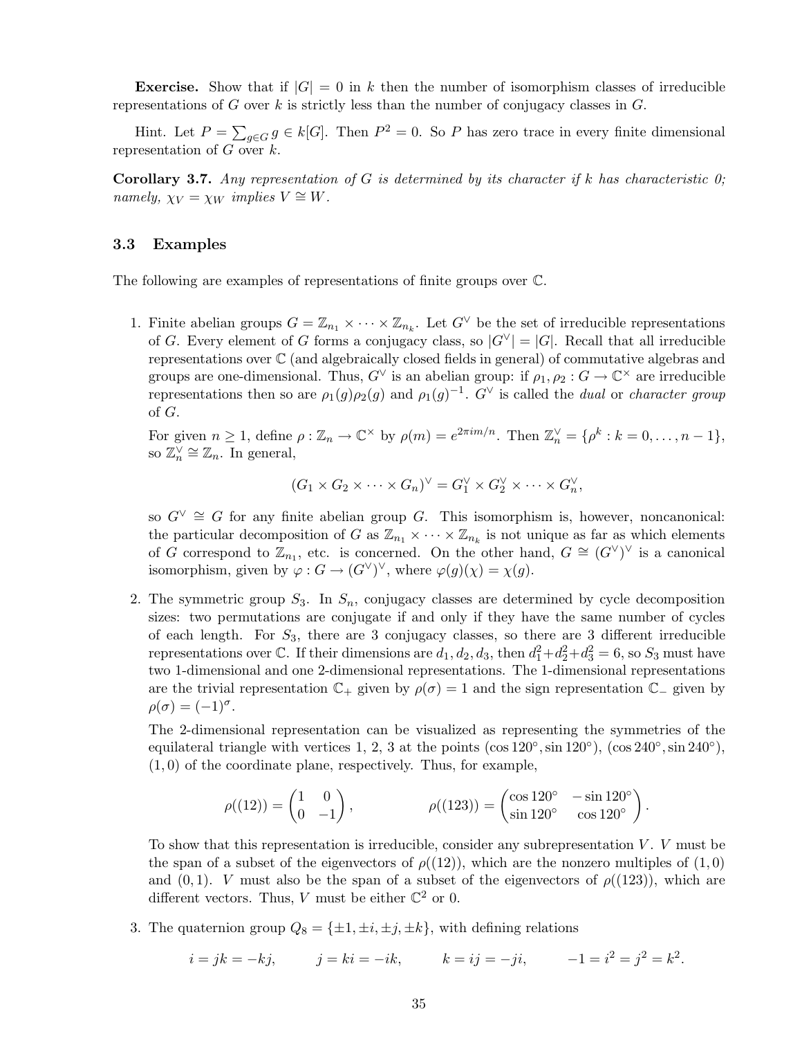**Exercise.** Show that if $|G| = 0$ in $k$ then the number of isomorphism classes of irreducible representations of $G$ over $k$ is strictly less than the number of conjugacy classes in $G$.

Hint. Let $P = \sum_{g \in G} g \in k[G]$. Then $P^2 = 0$. So $P$ has zero trace in every finite dimensional representation of $G$ over $k$.

**Corollary 3.7.** *Any representation of $G$ is determined by its character if $k$ has characteristic 0; namely, $\chi_V = \chi_W$ implies $V \cong W$.*

### 3.3 Examples

The following are examples of representations of finite groups over $\mathbb{C}$.

1. Finite abelian groups $G = \mathbb{Z}_{n_1} \times \cdots \times \mathbb{Z}_{n_k}$. Let $G^\vee$ be the set of irreducible representations of $G$. Every element of $G$ forms a conjugacy class, so $|G^\vee| = |G|$. Recall that all irreducible representations over $\mathbb{C}$ (and algebraically closed fields in general) of commutative algebras and groups are one-dimensional. Thus, $G^\vee$ is an abelian group: if $\rho_1, \rho_2 : G \to \mathbb{C}^\times$ are irreducible representations then so are $\rho_1(g)\rho_2(g)$ and $\rho_1(g)^{-1}$. $G^\vee$ is called the *dual* or *character group* of $G$.

   For given $n \geq 1$, define $\rho : \mathbb{Z}_n \to \mathbb{C}^\times$ by $\rho(m) = e^{2\pi i m/n}$. Then $\mathbb{Z}_n^\vee = \{\rho^k : k = 0, \ldots, n-1\}$, so $\mathbb{Z}_n^\vee \cong \mathbb{Z}_n$. In general,

   $$(G_1 \times G_2 \times \cdots \times G_n)^\vee = G_1^\vee \times G_2^\vee \times \cdots \times G_n^\vee,$$

   so $G^\vee \cong G$ for any finite abelian group $G$. This isomorphism is, however, noncanonical: the particular decomposition of $G$ as $\mathbb{Z}_{n_1} \times \cdots \times \mathbb{Z}_{n_k}$ is not unique as far as which elements of $G$ correspond to $\mathbb{Z}_{n_1}$, etc. is concerned. On the other hand, $G \cong (G^\vee)^\vee$ is a canonical isomorphism, given by $\varphi : G \to (G^\vee)^\vee$, where $\varphi(g)(\chi) = \chi(g)$.

2. The symmetric group $S_3$. In $S_n$, conjugacy classes are determined by cycle decomposition sizes: two permutations are conjugate if and only if they have the same number of cycles of each length. For $S_3$, there are 3 conjugacy classes, so there are 3 different irreducible representations over $\mathbb{C}$. If their dimensions are $d_1, d_2, d_3$, then $d_1^2 + d_2^2 + d_3^2 = 6$, so $S_3$ must have two 1-dimensional and one 2-dimensional representations. The 1-dimensional representations are the trivial representation $\mathbb{C}_+$ given by $\rho(\sigma) = 1$ and the sign representation $\mathbb{C}_-$ given by $\rho(\sigma) = (-1)^\sigma$.

   The 2-dimensional representation can be visualized as representing the symmetries of the equilateral triangle with vertices 1, 2, 3 at the points $(\cos 120^\circ, \sin 120^\circ)$, $(\cos 240^\circ, \sin 240^\circ)$, $(1, 0)$ of the coordinate plane, respectively. Thus, for example,

   $$\rho((12)) = \begin{pmatrix} 1 & 0 \\ 0 & -1 \end{pmatrix}, \qquad \rho((123)) = \begin{pmatrix} \cos 120^\circ & -\sin 120^\circ \\ \sin 120^\circ & \cos 120^\circ \end{pmatrix}.$$

   To show that this representation is irreducible, consider any subrepresentation $V$. $V$ must be the span of a subset of the eigenvectors of $\rho((12))$, which are the nonzero multiples of $(1, 0)$ and $(0, 1)$. $V$ must also be the span of a subset of the eigenvectors of $\rho((123))$, which are different vectors. Thus, $V$ must be either $\mathbb{C}^2$ or 0.

3. The quaternion group $Q_8 = \{\pm 1, \pm i, \pm j, \pm k\}$, with defining relations

   $$i = jk = -kj, \qquad j = ki = -ik, \qquad k = ij = -ji, \qquad -1 = i^2 = j^2 = k^2.$$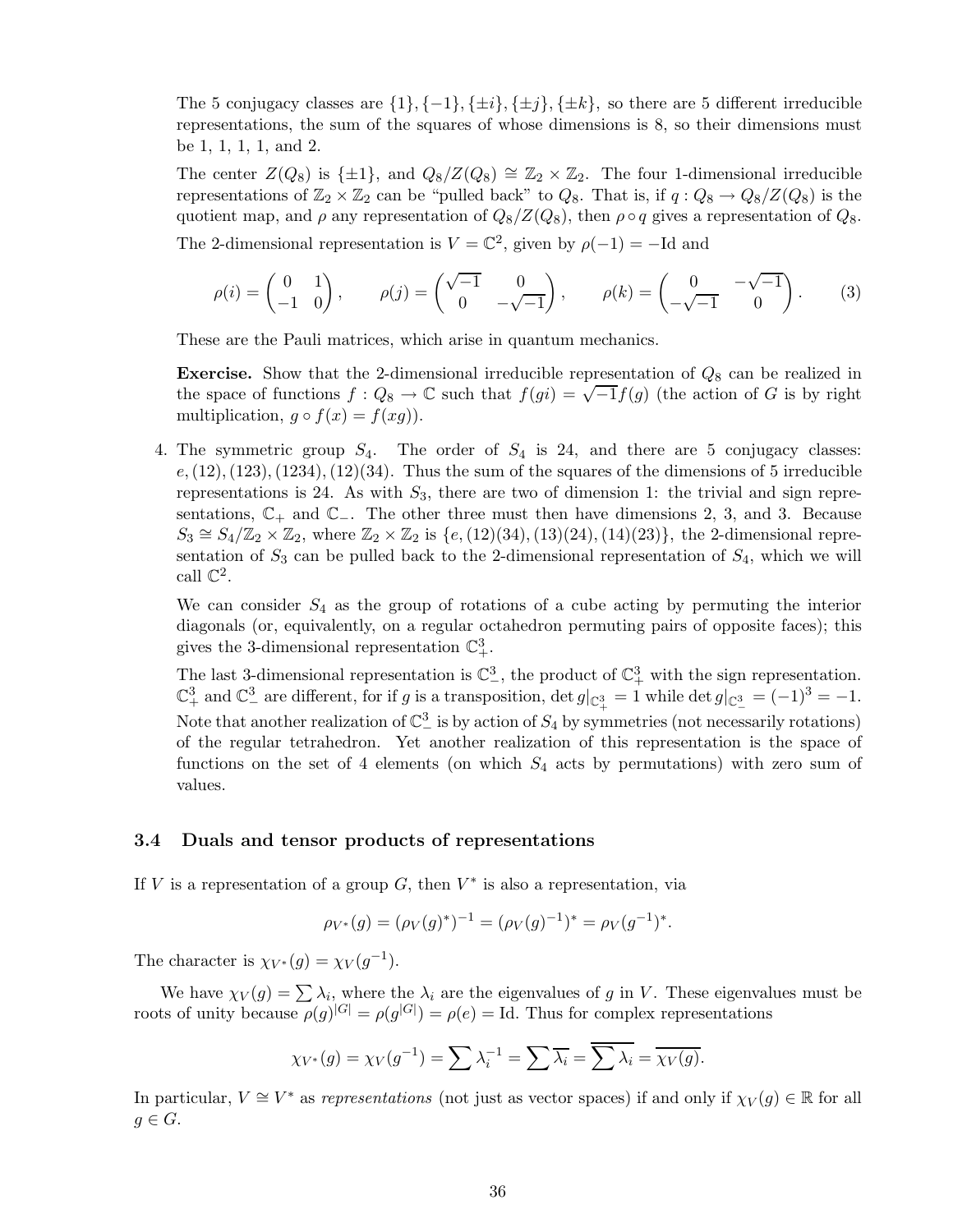The 5 conjugacy classes are $\{1\}, \{-1\}, \{\pm i\}, \{\pm j\}, \{\pm k\}$, so there are 5 different irreducible representations, the sum of the squares of whose dimensions is 8, so their dimensions must be 1, 1, 1, 1, and 2.

The center $Z(Q_8)$ is $\{\pm 1\}$, and $Q_8/Z(Q_8) \cong \mathbb{Z}_2 \times \mathbb{Z}_2$. The four 1-dimensional irreducible representations of $\mathbb{Z}_2 \times \mathbb{Z}_2$ can be "pulled back" to $Q_8$. That is, if $q : Q_8 \to Q_8/Z(Q_8)$ is the quotient map, and $\rho$ any representation of $Q_8/Z(Q_8)$, then $\rho \circ q$ gives a representation of $Q_8$.

The 2-dimensional representation is $V = \mathbb{C}^2$, given by $\rho(-1) = -\mathrm{Id}$ and

$$\rho(i) = \begin{pmatrix} 0 & 1 \\ -1 & 0 \end{pmatrix}, \qquad \rho(j) = \begin{pmatrix} \sqrt{-1} & 0 \\ 0 & -\sqrt{-1} \end{pmatrix}, \qquad \rho(k) = \begin{pmatrix} 0 & -\sqrt{-1} \\ -\sqrt{-1} & 0 \end{pmatrix}. \tag{3}$$

These are the Pauli matrices, which arise in quantum mechanics.

**Exercise.** Show that the 2-dimensional irreducible representation of $Q_8$ can be realized in the space of functions $f : Q_8 \to \mathbb{C}$ such that $f(gi) = \sqrt{-1}f(g)$ (the action of $G$ is by right multiplication, $g \circ f(x) = f(xg)$).

4. The symmetric group $S_4$. The order of $S_4$ is 24, and there are 5 conjugacy classes: $e, (12), (123), (1234), (12)(34)$. Thus the sum of the squares of the dimensions of 5 irreducible representations is 24. As with $S_3$, there are two of dimension 1: the trivial and sign representations, $\mathbb{C}_+$ and $\mathbb{C}_-$. The other three must then have dimensions 2, 3, and 3. Because $S_3 \cong S_4/\mathbb{Z}_2 \times \mathbb{Z}_2$, where $\mathbb{Z}_2 \times \mathbb{Z}_2$ is $\{e, (12)(34), (13)(24), (14)(23)\}$, the 2-dimensional representation of $S_3$ can be pulled back to the 2-dimensional representation of $S_4$, which we will call $\mathbb{C}^2$.

   We can consider $S_4$ as the group of rotations of a cube acting by permuting the interior diagonals (or, equivalently, on a regular octahedron permuting pairs of opposite faces); this gives the 3-dimensional representation $\mathbb{C}^3_+$.

   The last 3-dimensional representation is $\mathbb{C}^3_-$, the product of $\mathbb{C}^3_+$ with the sign representation. $\mathbb{C}^3_+$ and $\mathbb{C}^3_-$ are different, for if $g$ is a transposition, $\det g|_{\mathbb{C}^3_+} = 1$ while $\det g|_{\mathbb{C}^3_-} = (-1)^3 = -1$. Note that another realization of $\mathbb{C}^3_-$ is by action of $S_4$ by symmetries (not necessarily rotations) of the regular tetrahedron. Yet another realization of this representation is the space of functions on the set of 4 elements (on which $S_4$ acts by permutations) with zero sum of values.

### 3.4 Duals and tensor products of representations

If $V$ is a representation of a group $G$, then $V^*$ is also a representation, via

$$\rho_{V^*}(g) = (\rho_V(g)^*)^{-1} = (\rho_V(g)^{-1})^* = \rho_V(g^{-1})^*.$$

The character is $\chi_{V^*}(g) = \chi_V(g^{-1})$.

We have $\chi_V(g) = \sum \lambda_i$, where the $\lambda_i$ are the eigenvalues of $g$ in $V$. These eigenvalues must be roots of unity because $\rho(g)^{|G|} = \rho(g^{|G|}) = \rho(e) = \mathrm{Id}$. Thus for complex representations

$$\chi_{V^*}(g) = \chi_V(g^{-1}) = \sum \lambda_i^{-1} = \sum \overline{\lambda_i} = \overline{\sum \lambda_i} = \overline{\chi_V(g)}.$$

In particular, $V \cong V^*$ as *representations* (not just as vector spaces) if and only if $\chi_V(g) \in \mathbb{R}$ for all $g \in G$.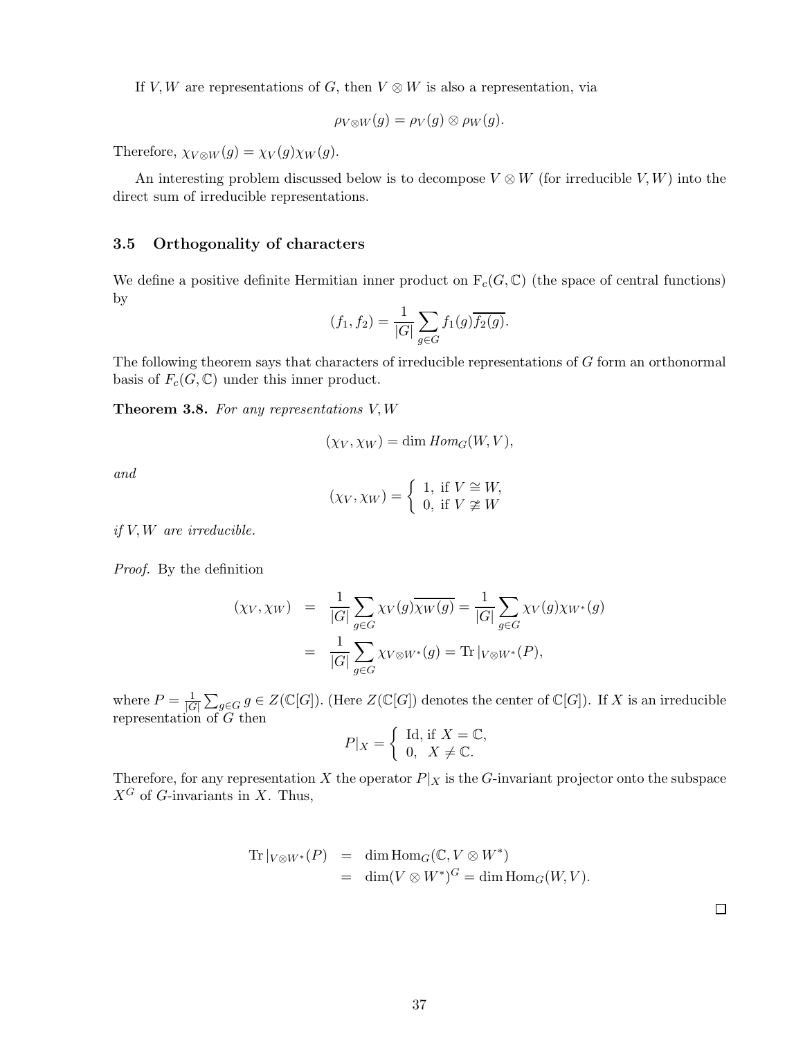If $V, W$ are representations of $G$, then $V \otimes W$ is also a representation, via

$$\rho_{V\otimes W}(g) = \rho_V(g) \otimes \rho_W(g).$$

Therefore, $\chi_{V\otimes W}(g) = \chi_V(g)\chi_W(g)$.

An interesting problem discussed below is to decompose $V \otimes W$ (for irreducible $V, W$) into the direct sum of irreducible representations.

### 3.5 Orthogonality of characters

We define a positive definite Hermitian inner product on $\mathrm{F}_c(G, \mathbb{C})$ (the space of central functions) by

$$(f_1, f_2) = \frac{1}{|G|}\sum_{g\in G} f_1(g)\overline{f_2(g)}.$$

The following theorem says that characters of irreducible representations of $G$ form an orthonormal basis of $F_c(G, \mathbb{C})$ under this inner product.

**Theorem 3.8.** *For any representations $V, W$*

$$(\chi_V, \chi_W) = \dim Hom_G(W, V),$$

*and*

$$(\chi_V, \chi_W) = \begin{cases} 1, \text{ if } V \cong W, \\ 0, \text{ if } V \ncong W \end{cases}$$

*if $V, W$ are irreducible.*

*Proof.* By the definition

$$\begin{aligned} (\chi_V, \chi_W) &= \frac{1}{|G|}\sum_{g\in G}\chi_V(g)\overline{\chi_W(g)} = \frac{1}{|G|}\sum_{g\in G}\chi_V(g)\chi_{W^*}(g) \\ &= \frac{1}{|G|}\sum_{g\in G}\chi_{V\otimes W^*}(g) = \mathrm{Tr}|_{V\otimes W^*}(P), \end{aligned}$$

where $P = \frac{1}{|G|}\sum_{g\in G} g \in Z(\mathbb{C}[G])$. (Here $Z(\mathbb{C}[G])$ denotes the center of $\mathbb{C}[G]$). If $X$ is an irreducible representation of $G$ then

$$P|_X = \begin{cases} \mathrm{Id}, \text{ if } X = \mathbb{C}, \\ 0, \ \ X \neq \mathbb{C}. \end{cases}$$

Therefore, for any representation $X$ the operator $P|_X$ is the $G$-invariant projector onto the subspace $X^G$ of $G$-invariants in $X$. Thus,

$$\begin{aligned} \mathrm{Tr}|_{V\otimes W^*}(P) &= \dim \mathrm{Hom}_G(\mathbb{C}, V \otimes W^*) \\ &= \dim(V \otimes W^*)^G = \dim \mathrm{Hom}_G(W, V). \end{aligned}$$

∎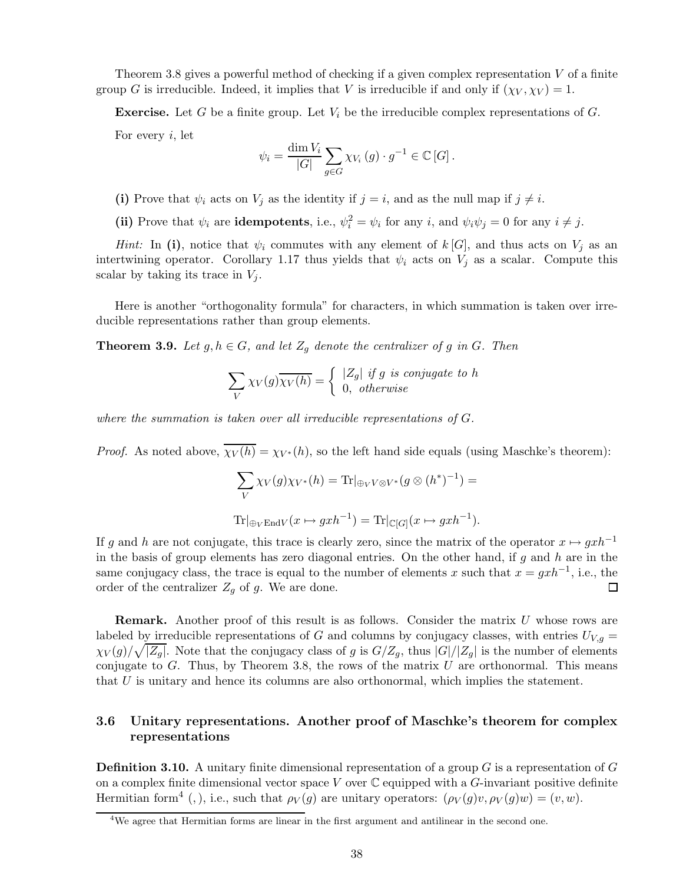Theorem 3.8 gives a powerful method of checking if a given complex representation $V$ of a finite group $G$ is irreducible. Indeed, it implies that $V$ is irreducible if and only if $(\chi_V, \chi_V) = 1$.

**Exercise.** Let $G$ be a finite group. Let $V_i$ be the irreducible complex representations of $G$.

For every $i$, let

$$\psi_i = \frac{\dim V_i}{|G|} \sum_{g \in G} \chi_{V_i}(g) \cdot g^{-1} \in \mathbb{C}[G].$$

**(i)** Prove that $\psi_i$ acts on $V_j$ as the identity if $j = i$, and as the null map if $j \neq i$.

**(ii)** Prove that $\psi_i$ are **idempotents**, i.e., $\psi_i^2 = \psi_i$ for any $i$, and $\psi_i \psi_j = 0$ for any $i \neq j$.

*Hint:* In **(i)**, notice that $\psi_i$ commutes with any element of $k[G]$, and thus acts on $V_j$ as an intertwining operator. Corollary 1.17 thus yields that $\psi_i$ acts on $V_j$ as a scalar. Compute this scalar by taking its trace in $V_j$.

Here is another "orthogonality formula" for characters, in which summation is taken over irreducible representations rather than group elements.

**Theorem 3.9.** *Let $g, h \in G$, and let $Z_g$ denote the centralizer of $g$ in $G$. Then*

$$\sum_V \chi_V(g)\overline{\chi_V(h)} = \begin{cases} |Z_g| \text{ if } g \text{ is conjugate to } h \\ 0, \text{ otherwise} \end{cases}$$

*where the summation is taken over all irreducible representations of $G$.*

*Proof.* As noted above, $\overline{\chi_V(h)} = \chi_{V^*}(h)$, so the left hand side equals (using Maschke's theorem):

$$\sum_V \chi_V(g)\chi_{V^*}(h) = \mathrm{Tr}|_{\oplus_V V \otimes V^*}(g \otimes (h^*)^{-1}) =$$

$$\mathrm{Tr}|_{\oplus_V \mathrm{End} V}(x \mapsto gxh^{-1}) = \mathrm{Tr}|_{\mathbb{C}[G]}(x \mapsto gxh^{-1}).$$

If $g$ and $h$ are not conjugate, this trace is clearly zero, since the matrix of the operator $x \mapsto gxh^{-1}$ in the basis of group elements has zero diagonal entries. On the other hand, if $g$ and $h$ are in the same conjugacy class, the trace is equal to the number of elements $x$ such that $x = gxh^{-1}$, i.e., the order of the centralizer $Z_g$ of $g$. We are done. $\square$

**Remark.** Another proof of this result is as follows. Consider the matrix $U$ whose rows are labeled by irreducible representations of $G$ and columns by conjugacy classes, with entries $U_{V,g} = \chi_V(g)/\sqrt{|Z_g|}$. Note that the conjugacy class of $g$ is $G/Z_g$, thus $|G|/|Z_g|$ is the number of elements conjugate to $G$. Thus, by Theorem 3.8, the rows of the matrix $U$ are orthonormal. This means that $U$ is unitary and hence its columns are also orthonormal, which implies the statement.

### 3.6 Unitary representations. Another proof of Maschke's theorem for complex representations

**Definition 3.10.** A unitary finite dimensional representation of a group $G$ is a representation of $G$ on a complex finite dimensional vector space $V$ over $\mathbb{C}$ equipped with a $G$-invariant positive definite Hermitian form[4] $(,)$, i.e., such that $\rho_V(g)$ are unitary operators: $(\rho_V(g)v, \rho_V(g)w) = (v, w)$.

[4] We agree that Hermitian forms are linear in the first argument and antilinear in the second one.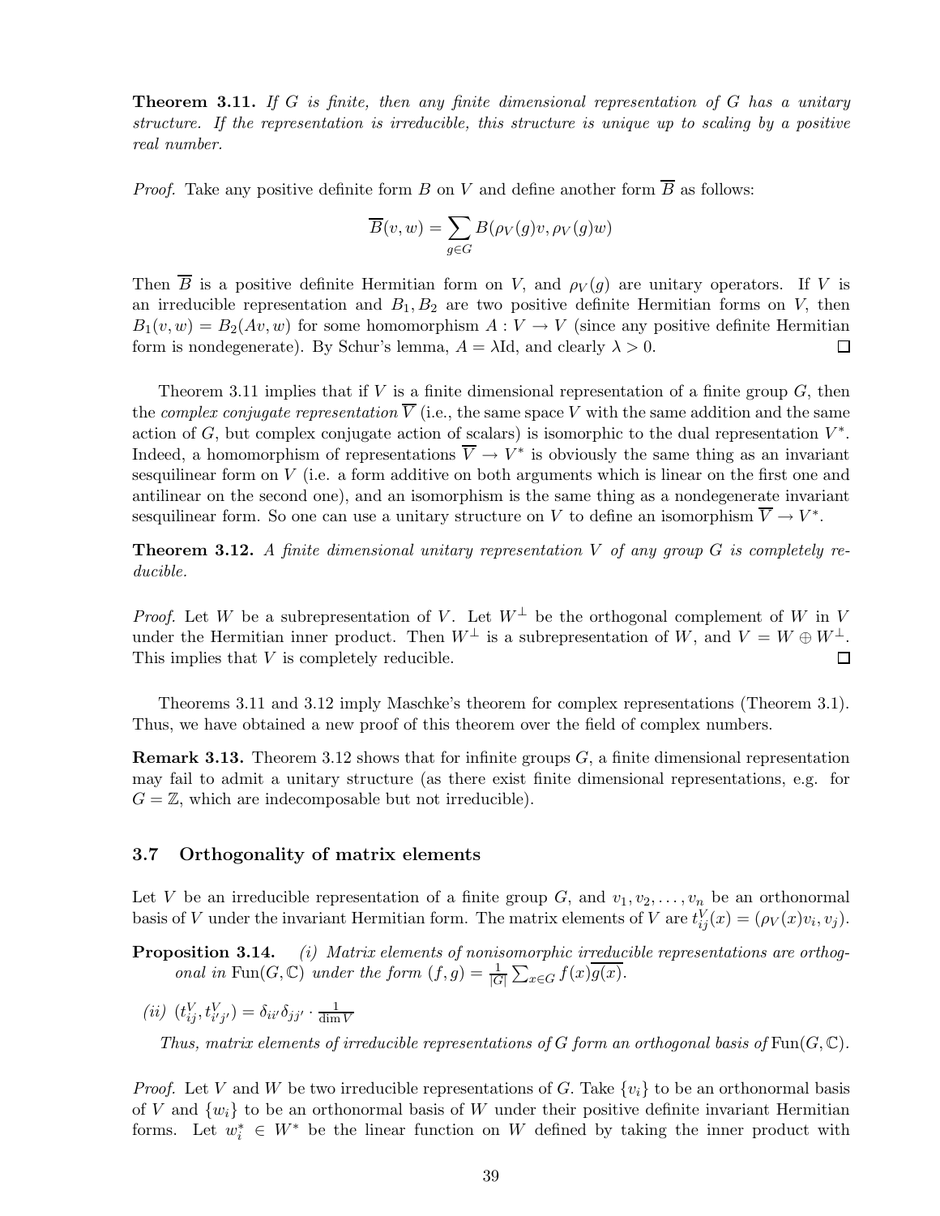**Theorem 3.11.** *If $G$ is finite, then any finite dimensional representation of $G$ has a unitary structure. If the representation is irreducible, this structure is unique up to scaling by a positive real number.*

*Proof.* Take any positive definite form $B$ on $V$ and define another form $\overline{B}$ as follows:

$$\overline{B}(v,w) = \sum_{g \in G} B(\rho_V(g)v, \rho_V(g)w)$$

Then $\overline{B}$ is a positive definite Hermitian form on $V$, and $\rho_V(g)$ are unitary operators. If $V$ is an irreducible representation and $B_1, B_2$ are two positive definite Hermitian forms on $V$, then $B_1(v,w) = B_2(Av,w)$ for some homomorphism $A : V \to V$ (since any positive definite Hermitian form is nondegenerate). By Schur's lemma, $A = \lambda \mathrm{Id}$, and clearly $\lambda > 0$. □

Theorem 3.11 implies that if $V$ is a finite dimensional representation of a finite group $G$, then the *complex conjugate representation* $\overline{V}$ (i.e., the same space $V$ with the same addition and the same action of $G$, but complex conjugate action of scalars) is isomorphic to the dual representation $V^*$. Indeed, a homomorphism of representations $\overline{V} \to V^*$ is obviously the same thing as an invariant sesquilinear form on $V$ (i.e. a form additive on both arguments which is linear on the first one and antilinear on the second one), and an isomorphism is the same thing as a nondegenerate invariant sesquilinear form. So one can use a unitary structure on $V$ to define an isomorphism $\overline{V} \to V^*$.

**Theorem 3.12.** *A finite dimensional unitary representation $V$ of any group $G$ is completely reducible.*

*Proof.* Let $W$ be a subrepresentation of $V$. Let $W^\perp$ be the orthogonal complement of $W$ in $V$ under the Hermitian inner product. Then $W^\perp$ is a subrepresentation of $W$, and $V = W \oplus W^\perp$. This implies that $V$ is completely reducible. □

Theorems 3.11 and 3.12 imply Maschke's theorem for complex representations (Theorem 3.1). Thus, we have obtained a new proof of this theorem over the field of complex numbers.

**Remark 3.13.** Theorem 3.12 shows that for infinite groups $G$, a finite dimensional representation may fail to admit a unitary structure (as there exist finite dimensional representations, e.g. for $G = \mathbb{Z}$, which are indecomposable but not irreducible).

### 3.7 Orthogonality of matrix elements

Let $V$ be an irreducible representation of a finite group $G$, and $v_1, v_2, \ldots, v_n$ be an orthonormal basis of $V$ under the invariant Hermitian form. The matrix elements of $V$ are $t_{ij}^V(x) = (\rho_V(x)v_i, v_j)$.

**Proposition 3.14.** *(i) Matrix elements of nonisomorphic irreducible representations are orthogonal in $\mathrm{Fun}(G, \mathbb{C})$ under the form $(f,g) = \frac{1}{|G|}\sum_{x \in G} f(x)\overline{g(x)}$.*

*(ii) $(t_{ij}^V, t_{i'j'}^V) = \delta_{ii'}\delta_{jj'} \cdot \frac{1}{\dim V}$*

*Thus, matrix elements of irreducible representations of $G$ form an orthogonal basis of $\mathrm{Fun}(G, \mathbb{C})$.*

*Proof.* Let $V$ and $W$ be two irreducible representations of $G$. Take $\{v_i\}$ to be an orthonormal basis of $V$ and $\{w_i\}$ to be an orthonormal basis of $W$ under their positive definite invariant Hermitian forms. Let $w_i^* \in W^*$ be the linear function on $W$ defined by taking the inner product with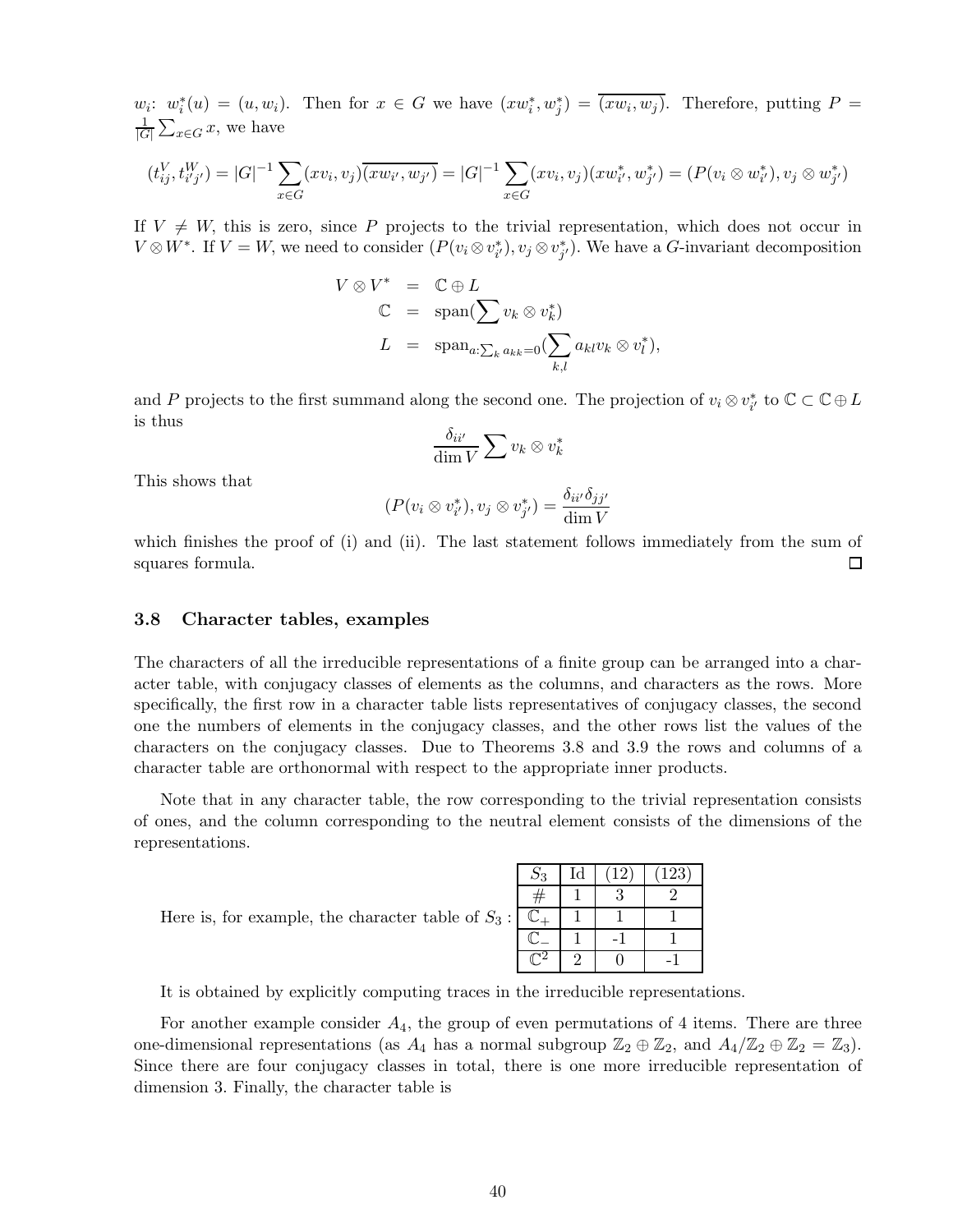$w_i$: $w_i^*(u) = (u, w_i)$. Then for $x \in G$ we have $(xw_i^*, w_j^*) = \overline{(xw_i, w_j)}$. Therefore, putting $P = \frac{1}{|G|}\sum_{x\in G} x$, we have

$$(t_{ij}^V, t_{i'j'}^W) = |G|^{-1} \sum_{x\in G} (xv_i, v_j)\overline{(xw_{i'}, w_{j'})} = |G|^{-1} \sum_{x\in G} (xv_i, v_j)(xw_{i'}^*, w_{j'}^*) = (P(v_i \otimes w_{i'}^*), v_j \otimes w_{j'}^*)$$

If $V \neq W$, this is zero, since $P$ projects to the trivial representation, which does not occur in $V \otimes W^*$. If $V = W$, we need to consider $(P(v_i \otimes v_{i'}^*), v_j \otimes v_{j'}^*)$. We have a $G$-invariant decomposition

$$\begin{aligned}
V \otimes V^* &= \mathbb{C} \oplus L \\
\mathbb{C} &= \operatorname{span}(\sum v_k \otimes v_k^*) \\
L &= \operatorname{span}_{a:\sum_k a_{kk}=0}(\sum_{k,l} a_{kl} v_k \otimes v_l^*),
\end{aligned}$$

and $P$ projects to the first summand along the second one. The projection of $v_i \otimes v_{i'}^*$ to $\mathbb{C} \subset \mathbb{C} \oplus L$ is thus

$$\frac{\delta_{ii'}}{\dim V} \sum v_k \otimes v_k^*$$

This shows that

$$(P(v_i \otimes v_{i'}^*), v_j \otimes v_{j'}^*) = \frac{\delta_{ii'}\delta_{jj'}}{\dim V}$$

which finishes the proof of (i) and (ii). The last statement follows immediately from the sum of squares formula. $\square$

### 3.8 Character tables, examples

The characters of all the irreducible representations of a finite group can be arranged into a character table, with conjugacy classes of elements as the columns, and characters as the rows. More specifically, the first row in a character table lists representatives of conjugacy classes, the second one the numbers of elements in the conjugacy classes, and the other rows list the values of the characters on the conjugacy classes. Due to Theorems 3.8 and 3.9 the rows and columns of a character table are orthonormal with respect to the appropriate inner products.

Note that in any character table, the row corresponding to the trivial representation consists of ones, and the column corresponding to the neutral element consists of the dimensions of the representations.

Here is, for example, the character table of $S_3$ :

| $S_3$ | Id | (12) | (123) |
|---|---|---|---|
| # | 1 | 3 | 2 |
| $\mathbb{C}_+$ | 1 | 1 | 1 |
| $\mathbb{C}_-$ | 1 | -1 | 1 |
| $\mathbb{C}^2$ | 2 | 0 | -1 |

It is obtained by explicitly computing traces in the irreducible representations.

For another example consider $A_4$, the group of even permutations of 4 items. There are three one-dimensional representations (as $A_4$ has a normal subgroup $\mathbb{Z}_2 \oplus \mathbb{Z}_2$, and $A_4/\mathbb{Z}_2 \oplus \mathbb{Z}_2 = \mathbb{Z}_3$). Since there are four conjugacy classes in total, there is one more irreducible representation of dimension 3. Finally, the character table is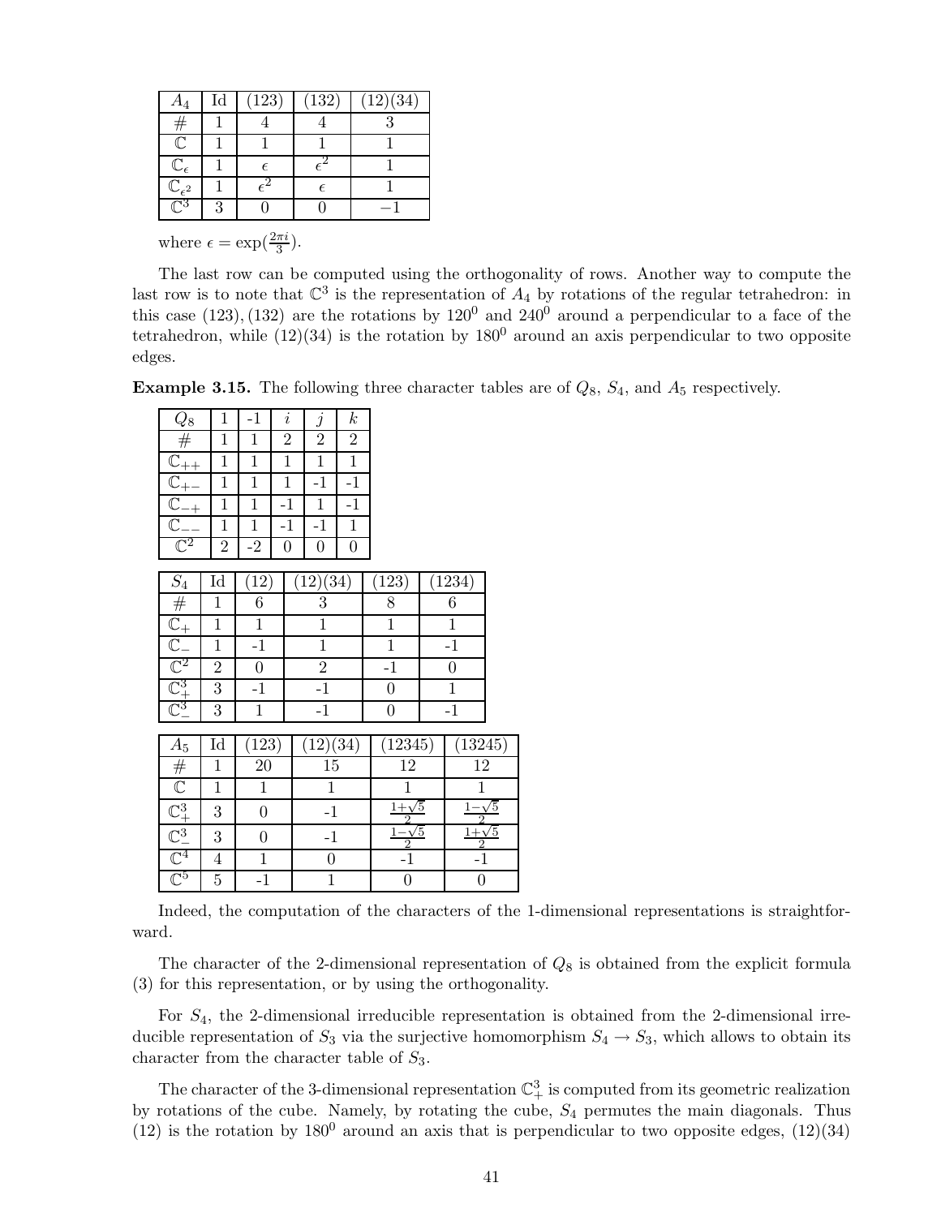| $A_4$ | Id | (123) | (132) | (12)(34) |
|---|---|---|---|---|
| # | 1 | 4 | 4 | 3 |
| $\mathbb{C}$ | 1 | 1 | 1 | 1 |
| $\mathbb{C}_\epsilon$ | 1 | $\epsilon$ | $\epsilon^2$ | 1 |
| $\mathbb{C}_{\epsilon^2}$ | 1 | $\epsilon^2$ | $\epsilon$ | 1 |
| $\mathbb{C}^3$ | 3 | 0 | 0 | $-1$ |

where $\epsilon = \exp(\frac{2\pi i}{3})$.

The last row can be computed using the orthogonality of rows. Another way to compute the last row is to note that $\mathbb{C}^3$ is the representation of $A_4$ by rotations of the regular tetrahedron: in this case $(123), (132)$ are the rotations by $120^0$ and $240^0$ around a perpendicular to a face of the tetrahedron, while $(12)(34)$ is the rotation by $180^0$ around an axis perpendicular to two opposite edges.

**Example 3.15.** The following three character tables are of $Q_8$, $S_4$, and $A_5$ respectively.

| $Q_8$ | 1 | -1 | $i$ | $j$ | $k$ |
|---|---|---|---|---|---|
| # | 1 | 1 | 2 | 2 | 2 |
| $\mathbb{C}_{++}$ | 1 | 1 | 1 | 1 | 1 |
| $\mathbb{C}_{+-}$ | 1 | 1 | 1 | -1 | -1 |
| $\mathbb{C}_{-+}$ | 1 | 1 | -1 | 1 | -1 |
| $\mathbb{C}_{--}$ | 1 | 1 | -1 | -1 | 1 |
| $\mathbb{C}^2$ | 2 | -2 | 0 | 0 | 0 |

| $S_4$ | Id | (12) | (12)(34) | (123) | (1234) |
|---|---|---|---|---|---|
| # | 1 | 6 | 3 | 8 | 6 |
| $\mathbb{C}_+$ | 1 | 1 | 1 | 1 | 1 |
| $\mathbb{C}_-$ | 1 | -1 | 1 | 1 | -1 |
| $\mathbb{C}^2$ | 2 | 0 | 2 | -1 | 0 |
| $\mathbb{C}^3_+$ | 3 | -1 | -1 | 0 | 1 |
| $\mathbb{C}^3_-$ | 3 | 1 | -1 | 0 | -1 |

| $A_5$ | Id | (123) | (12)(34) | (12345) | (13245) |
|---|---|---|---|---|---|
| # | 1 | 20 | 15 | 12 | 12 |
| $\mathbb{C}$ | 1 | 1 | 1 | 1 | 1 |
| $\mathbb{C}^3_+$ | 3 | 0 | -1 | $\frac{1+\sqrt{5}}{2}$ | $\frac{1-\sqrt{5}}{2}$ |
| $\mathbb{C}^3_-$ | 3 | 0 | -1 | $\frac{1-\sqrt{5}}{2}$ | $\frac{1+\sqrt{5}}{2}$ |
| $\mathbb{C}^4$ | 4 | 1 | 0 | -1 | -1 |
| $\mathbb{C}^5$ | 5 | -1 | 1 | 0 | 0 |

Indeed, the computation of the characters of the 1-dimensional representations is straightforward.

The character of the 2-dimensional representation of $Q_8$ is obtained from the explicit formula (3) for this representation, or by using the orthogonality.

For $S_4$, the 2-dimensional irreducible representation is obtained from the 2-dimensional irreducible representation of $S_3$ via the surjective homomorphism $S_4 \to S_3$, which allows to obtain its character from the character table of $S_3$.

The character of the 3-dimensional representation $\mathbb{C}^3_+$ is computed from its geometric realization by rotations of the cube. Namely, by rotating the cube, $S_4$ permutes the main diagonals. Thus $(12)$ is the rotation by $180^0$ around an axis that is perpendicular to two opposite edges, $(12)(34)$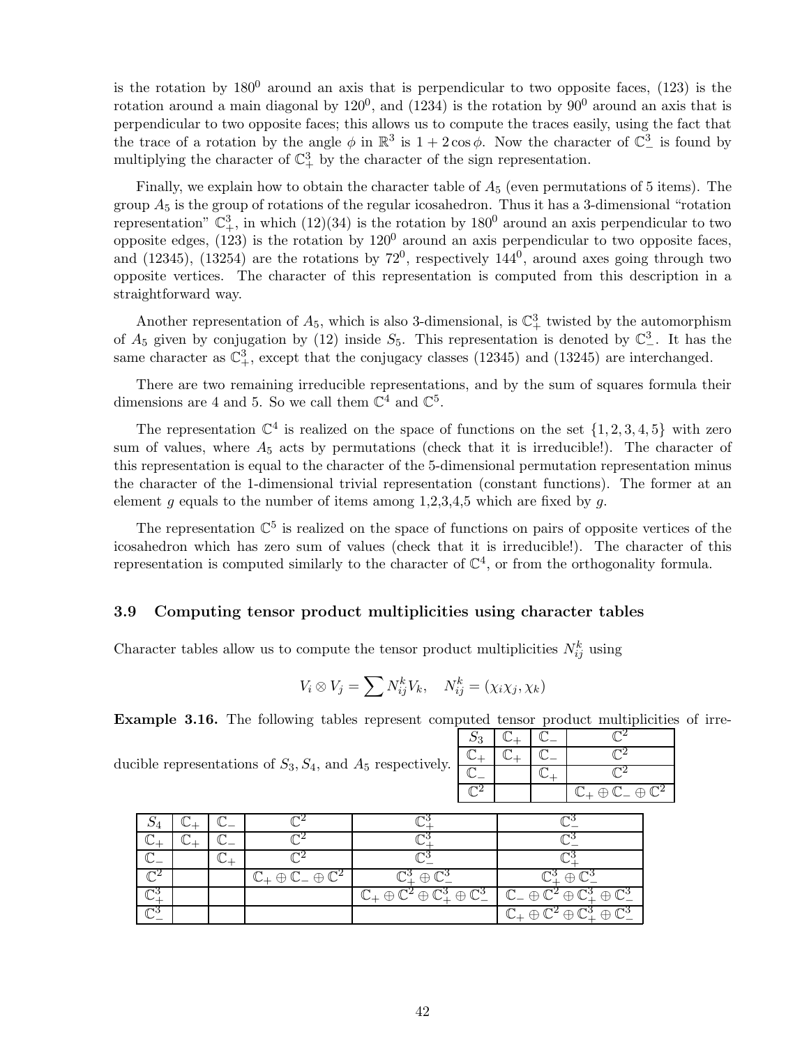is the rotation by $180^0$ around an axis that is perpendicular to two opposite faces, (123) is the rotation around a main diagonal by $120^0$, and (1234) is the rotation by $90^0$ around an axis that is perpendicular to two opposite faces; this allows us to compute the traces easily, using the fact that the trace of a rotation by the angle $\phi$ in $\mathbb{R}^3$ is $1 + 2\cos\phi$. Now the character of $\mathbb{C}^3_-$ is found by multiplying the character of $\mathbb{C}^3_+$ by the character of the sign representation.

Finally, we explain how to obtain the character table of $A_5$ (even permutations of 5 items). The group $A_5$ is the group of rotations of the regular icosahedron. Thus it has a 3-dimensional "rotation representation" $\mathbb{C}^3_+$, in which (12)(34) is the rotation by $180^0$ around an axis perpendicular to two opposite edges, (123) is the rotation by $120^0$ around an axis perpendicular to two opposite faces, and (12345), (13254) are the rotations by $72^0$, respectively $144^0$, around axes going through two opposite vertices. The character of this representation is computed from this description in a straightforward way.

Another representation of $A_5$, which is also 3-dimensional, is $\mathbb{C}^3_+$ twisted by the automorphism of $A_5$ given by conjugation by (12) inside $S_5$. This representation is denoted by $\mathbb{C}^3_-$. It has the same character as $\mathbb{C}^3_+$, except that the conjugacy classes (12345) and (13245) are interchanged.

There are two remaining irreducible representations, and by the sum of squares formula their dimensions are 4 and 5. So we call them $\mathbb{C}^4$ and $\mathbb{C}^5$.

The representation $\mathbb{C}^4$ is realized on the space of functions on the set $\{1, 2, 3, 4, 5\}$ with zero sum of values, where $A_5$ acts by permutations (check that it is irreducible!). The character of this representation is equal to the character of the 5-dimensional permutation representation minus the character of the 1-dimensional trivial representation (constant functions). The former at an element $g$ equals to the number of items among 1,2,3,4,5 which are fixed by $g$.

The representation $\mathbb{C}^5$ is realized on the space of functions on pairs of opposite vertices of the icosahedron which has zero sum of values (check that it is irreducible!). The character of this representation is computed similarly to the character of $\mathbb{C}^4$, or from the orthogonality formula.

### 3.9 Computing tensor product multiplicities using character tables

Character tables allow us to compute the tensor product multiplicities $N^k_{ij}$ using

$$V_i \otimes V_j = \sum N^k_{ij} V_k, \quad N^k_{ij} = (\chi_i \chi_j, \chi_k)$$

**Example 3.16.** The following tables represent computed tensor product multiplicities of irreducible representations of $S_3$, $S_4$, and $A_5$ respectively.

| $S_3$ | $\mathbb{C}_+$ | $\mathbb{C}_-$ | $\mathbb{C}^2$ |
|---|---|---|---|
| $\mathbb{C}_+$ | $\mathbb{C}_+$ | $\mathbb{C}_-$ | $\mathbb{C}^2$ |
| $\mathbb{C}_-$ | | $\mathbb{C}_+$ | $\mathbb{C}^2$ |
| $\mathbb{C}^2$ | | | $\mathbb{C}_+ \oplus \mathbb{C}_- \oplus \mathbb{C}^2$ |

| $S_4$ | $\mathbb{C}_+$ | $\mathbb{C}_-$ | $\mathbb{C}^2$ | $\mathbb{C}^3_+$ | $\mathbb{C}^3_-$ |
|---|---|---|---|---|---|
| $\mathbb{C}_+$ | $\mathbb{C}_+$ | $\mathbb{C}_-$ | $\mathbb{C}^2$ | $\mathbb{C}^3_+$ | $\mathbb{C}^3_-$ |
| $\mathbb{C}_-$ | | $\mathbb{C}_+$ | $\mathbb{C}^2$ | $\mathbb{C}^3_-$ | $\mathbb{C}^3_+$ |
| $\mathbb{C}^2$ | | | $\mathbb{C}_+ \oplus \mathbb{C}_- \oplus \mathbb{C}^2$ | $\mathbb{C}^3_+ \oplus \mathbb{C}^3_-$ | $\mathbb{C}^3_+ \oplus \mathbb{C}^3_-$ |
| $\mathbb{C}^3_+$ | | | | $\mathbb{C}_+ \oplus \mathbb{C}^2 \oplus \mathbb{C}^3_+ \oplus \mathbb{C}^3_-$ | $\mathbb{C}_- \oplus \mathbb{C}^2 \oplus \mathbb{C}^3_+ \oplus \mathbb{C}^3_-$ |
| $\mathbb{C}^3_-$ | | | | | $\mathbb{C}_+ \oplus \mathbb{C}^2 \oplus \mathbb{C}^3_+ \oplus \mathbb{C}^3_-$ |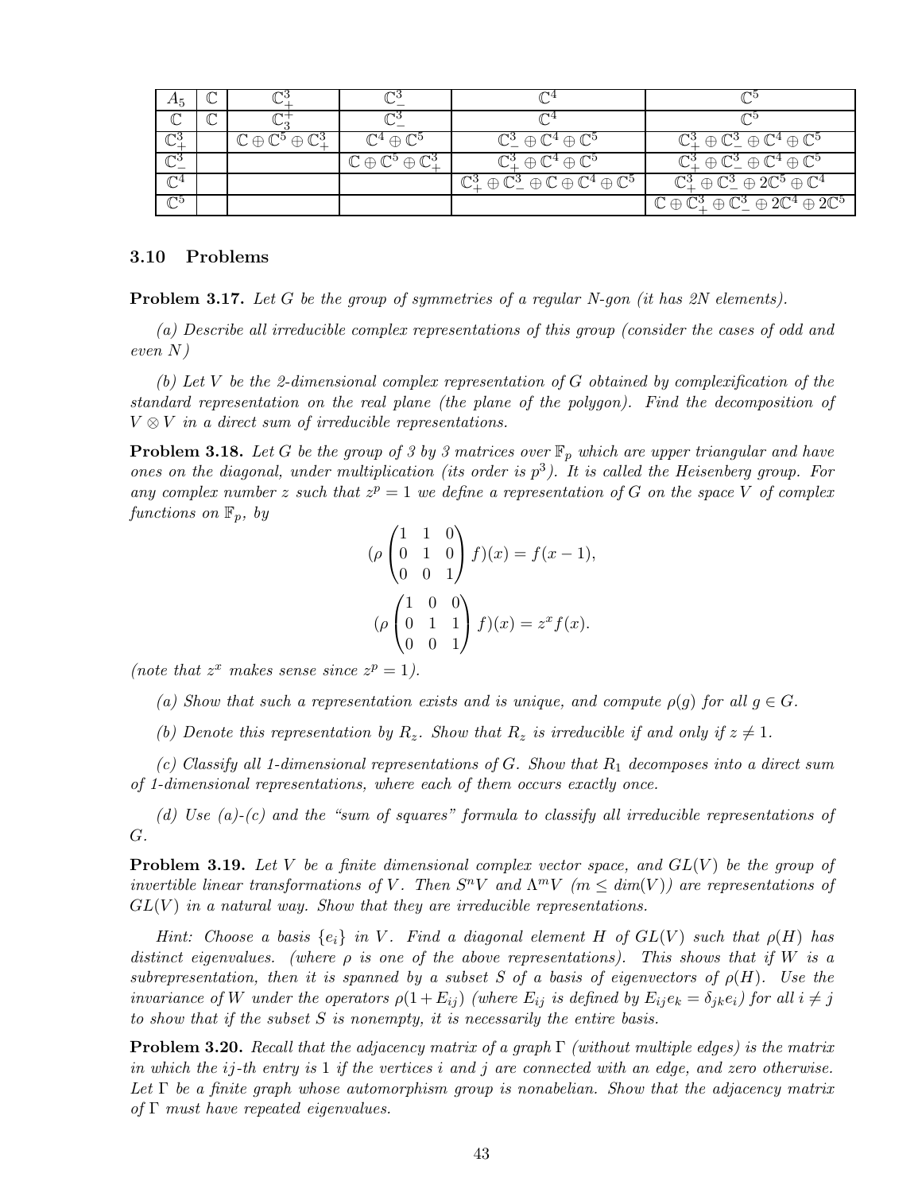| $A_5$ | $\mathbb{C}$ | $\mathbb{C}^3_+$ | $\mathbb{C}^3_-$ | $\mathbb{C}^4$ | $\mathbb{C}^5$ |
|---|---|---|---|---|---|
| $\mathbb{C}$ | $\mathbb{C}$ | $\mathbb{C}^+_3$ | $\mathbb{C}^3_-$ | $\mathbb{C}^4$ | $\mathbb{C}^5$ |
| $\mathbb{C}^3_+$ | | $\mathbb{C} \oplus \mathbb{C}^5 \oplus \mathbb{C}^3_+$ | $\mathbb{C}^4 \oplus \mathbb{C}^5$ | $\mathbb{C}^3_- \oplus \mathbb{C}^4 \oplus \mathbb{C}^5$ | $\mathbb{C}^3_+ \oplus \mathbb{C}^3_- \oplus \mathbb{C}^4 \oplus \mathbb{C}^5$ |
| $\mathbb{C}^3_-$ | | | $\mathbb{C} \oplus \mathbb{C}^5 \oplus \mathbb{C}^3_+$ | $\mathbb{C}^3_+ \oplus \mathbb{C}^4 \oplus \mathbb{C}^5$ | $\mathbb{C}^3_+ \oplus \mathbb{C}^3_- \oplus \mathbb{C}^4 \oplus \mathbb{C}^5$ |
| $\mathbb{C}^4$ | | | | $\mathbb{C}^3_+ \oplus \mathbb{C}^3_- \oplus \mathbb{C} \oplus \mathbb{C}^4 \oplus \mathbb{C}^5$ | $\mathbb{C}^3_+ \oplus \mathbb{C}^3_- \oplus 2\mathbb{C}^5 \oplus \mathbb{C}^4$ |
| $\mathbb{C}^5$ | | | | | $\mathbb{C} \oplus \mathbb{C}^3_+ \oplus \mathbb{C}^3_- \oplus 2\mathbb{C}^4 \oplus 2\mathbb{C}^5$ |

### 3.10 Problems

**Problem 3.17.** *Let $G$ be the group of symmetries of a regular $N$-gon (it has $2N$ elements).*

*(a) Describe all irreducible complex representations of this group (consider the cases of odd and even $N$)*

*(b) Let $V$ be the 2-dimensional complex representation of $G$ obtained by complexification of the standard representation on the real plane (the plane of the polygon). Find the decomposition of $V \otimes V$ in a direct sum of irreducible representations.*

**Problem 3.18.** *Let $G$ be the group of 3 by 3 matrices over $\mathbb{F}_p$ which are upper triangular and have ones on the diagonal, under multiplication (its order is $p^3$). It is called the Heisenberg group. For any complex number $z$ such that $z^p = 1$ we define a representation of $G$ on the space $V$ of complex functions on $\mathbb{F}_p$, by*

$$(\rho \begin{pmatrix} 1 & 1 & 0 \\ 0 & 1 & 0 \\ 0 & 0 & 1 \end{pmatrix} f)(x) = f(x-1),$$

$$(\rho \begin{pmatrix} 1 & 0 & 0 \\ 0 & 1 & 1 \\ 0 & 0 & 1 \end{pmatrix} f)(x) = z^x f(x).$$

*(note that $z^x$ makes sense since $z^p = 1$).*

*(a) Show that such a representation exists and is unique, and compute $\rho(g)$ for all $g \in G$.*

*(b) Denote this representation by $R_z$. Show that $R_z$ is irreducible if and only if $z \neq 1$.*

*(c) Classify all 1-dimensional representations of $G$. Show that $R_1$ decomposes into a direct sum of 1-dimensional representations, where each of them occurs exactly once.*

*(d) Use (a)-(c) and the "sum of squares" formula to classify all irreducible representations of $G$.*

**Problem 3.19.** *Let $V$ be a finite dimensional complex vector space, and $GL(V)$ be the group of invertible linear transformations of $V$. Then $S^nV$ and $\Lambda^mV$ ($m \leq dim(V)$) are representations of $GL(V)$ in a natural way. Show that they are irreducible representations.*

*Hint: Choose a basis $\{e_i\}$ in $V$. Find a diagonal element $H$ of $GL(V)$ such that $\rho(H)$ has distinct eigenvalues. (where $\rho$ is one of the above representations). This shows that if $W$ is a subrepresentation, then it is spanned by a subset $S$ of a basis of eigenvectors of $\rho(H)$. Use the invariance of $W$ under the operators $\rho(1 + E_{ij})$ (where $E_{ij}$ is defined by $E_{ij}e_k = \delta_{jk}e_i$) for all $i \neq j$ to show that if the subset $S$ is nonempty, it is necessarily the entire basis.*

**Problem 3.20.** *Recall that the adjacency matrix of a graph $\Gamma$ (without multiple edges) is the matrix in which the $ij$-th entry is 1 if the vertices $i$ and $j$ are connected with an edge, and zero otherwise. Let $\Gamma$ be a finite graph whose automorphism group is nonabelian. Show that the adjacency matrix of $\Gamma$ must have repeated eigenvalues.*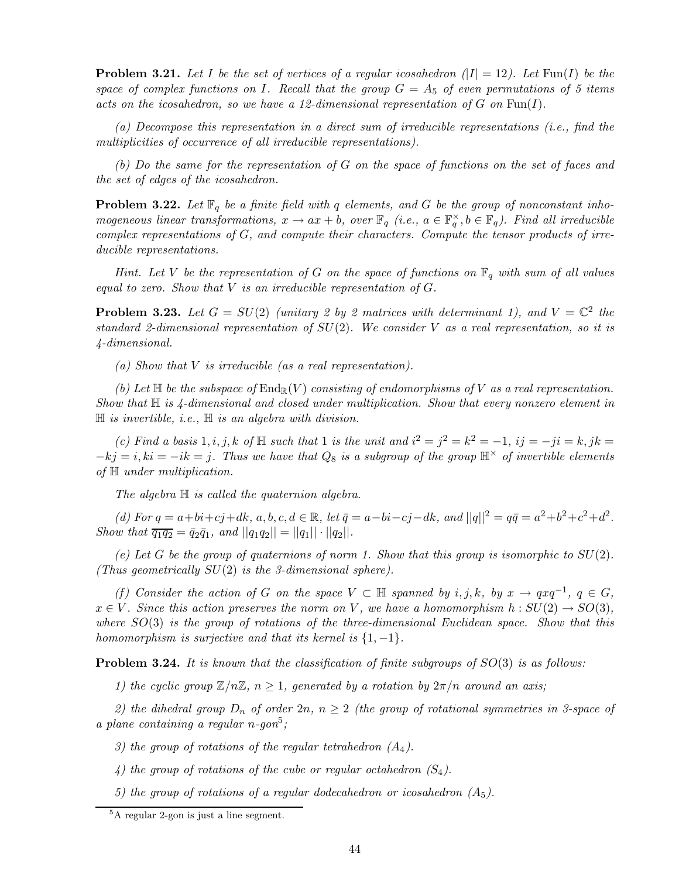**Problem 3.21.** *Let $I$ be the set of vertices of a regular icosahedron ($|I| = 12$). Let $\mathrm{Fun}(I)$ be the space of complex functions on $I$. Recall that the group $G = A_5$ of even permutations of 5 items acts on the icosahedron, so we have a 12-dimensional representation of $G$ on $\mathrm{Fun}(I)$.*

*(a) Decompose this representation in a direct sum of irreducible representations (i.e., find the multiplicities of occurrence of all irreducible representations).*

*(b) Do the same for the representation of $G$ on the space of functions on the set of faces and the set of edges of the icosahedron.*

**Problem 3.22.** *Let $\mathbb{F}_q$ be a finite field with $q$ elements, and $G$ be the group of nonconstant inhomogeneous linear transformations, $x \to ax + b$, over $\mathbb{F}_q$ (i.e., $a \in \mathbb{F}_q^\times, b \in \mathbb{F}_q$). Find all irreducible complex representations of $G$, and compute their characters. Compute the tensor products of irreducible representations.*

*Hint. Let $V$ be the representation of $G$ on the space of functions on $\mathbb{F}_q$ with sum of all values equal to zero. Show that $V$ is an irreducible representation of $G$.*

**Problem 3.23.** *Let $G = SU(2)$ (unitary 2 by 2 matrices with determinant 1), and $V = \mathbb{C}^2$ the standard 2-dimensional representation of $SU(2)$. We consider $V$ as a real representation, so it is 4-dimensional.*

*(a) Show that $V$ is irreducible (as a real representation).*

*(b) Let $\mathbb{H}$ be the subspace of $\mathrm{End}_{\mathbb{R}}(V)$ consisting of endomorphisms of $V$ as a real representation. Show that $\mathbb{H}$ is 4-dimensional and closed under multiplication. Show that every nonzero element in $\mathbb{H}$ is invertible, i.e., $\mathbb{H}$ is an algebra with division.*

*(c) Find a basis $1, i, j, k$ of $\mathbb{H}$ such that 1 is the unit and $i^2 = j^2 = k^2 = -1$, $ij = -ji = k, jk = -kj = i, ki = -ik = j$. Thus we have that $Q_8$ is a subgroup of the group $\mathbb{H}^\times$ of invertible elements of $\mathbb{H}$ under multiplication.*

*The algebra $\mathbb{H}$ is called the quaternion algebra.*

*(d) For $q = a+bi+cj+dk$, $a, b, c, d \in \mathbb{R}$, let $\bar{q} = a-bi-cj-dk$, and $||q||^2 = q\bar{q} = a^2+b^2+c^2+d^2$. Show that $\overline{q_1 q_2} = \bar{q}_2\bar{q}_1$, and $||q_1 q_2|| = ||q_1|| \cdot ||q_2||$.*

*(e) Let $G$ be the group of quaternions of norm 1. Show that this group is isomorphic to $SU(2)$. (Thus geometrically $SU(2)$ is the 3-dimensional sphere).*

*(f) Consider the action of $G$ on the space $V \subset \mathbb{H}$ spanned by $i, j, k$, by $x \to qxq^{-1}$, $q \in G$, $x \in V$. Since this action preserves the norm on $V$, we have a homomorphism $h : SU(2) \to SO(3)$, where $SO(3)$ is the group of rotations of the three-dimensional Euclidean space. Show that this homomorphism is surjective and that its kernel is $\{1, -1\}$.*

**Problem 3.24.** *It is known that the classification of finite subgroups of $SO(3)$ is as follows:*

*1) the cyclic group $\mathbb{Z}/n\mathbb{Z}$, $n \geq 1$, generated by a rotation by $2\pi/n$ around an axis;*

*2) the dihedral group $D_n$ of order $2n$, $n \geq 2$ (the group of rotational symmetries in 3-space of a plane containing a regular $n$-gon[5];*

*3) the group of rotations of the regular tetrahedron ($A_4$).*

*4) the group of rotations of the cube or regular octahedron ($S_4$).*

*5) the group of rotations of a regular dodecahedron or icosahedron ($A_5$).*

[5] A regular 2-gon is just a line segment.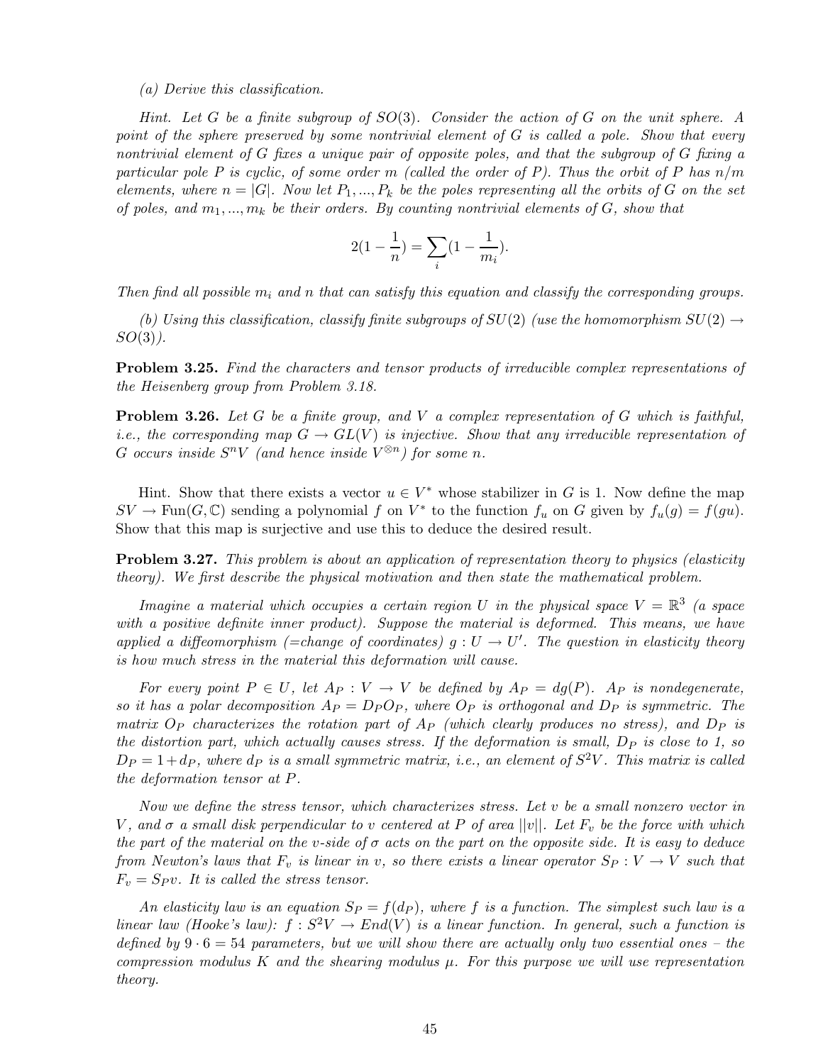*(a) Derive this classification.*

*Hint. Let $G$ be a finite subgroup of $SO(3)$. Consider the action of $G$ on the unit sphere. A point of the sphere preserved by some nontrivial element of $G$ is called a pole. Show that every nontrivial element of $G$ fixes a unique pair of opposite poles, and that the subgroup of $G$ fixing a particular pole $P$ is cyclic, of some order $m$ (called the order of $P$). Thus the orbit of $P$ has $n/m$ elements, where $n = |G|$. Now let $P_1, ..., P_k$ be the poles representing all the orbits of $G$ on the set of poles, and $m_1, ..., m_k$ be their orders. By counting nontrivial elements of $G$, show that*

$$2(1 - \frac{1}{n}) = \sum_i (1 - \frac{1}{m_i}).$$

*Then find all possible $m_i$ and $n$ that can satisfy this equation and classify the corresponding groups.*

*(b) Using this classification, classify finite subgroups of $SU(2)$ (use the homomorphism $SU(2) \to SO(3)$).*

**Problem 3.25.** *Find the characters and tensor products of irreducible complex representations of the Heisenberg group from Problem 3.18.*

**Problem 3.26.** *Let $G$ be a finite group, and $V$ a complex representation of $G$ which is faithful, i.e., the corresponding map $G \to GL(V)$ is injective. Show that any irreducible representation of $G$ occurs inside $S^n V$ (and hence inside $V^{\otimes n}$) for some $n$.*

Hint. Show that there exists a vector $u \in V^*$ whose stabilizer in $G$ is 1. Now define the map $SV \to \mathrm{Fun}(G, \mathbb{C})$ sending a polynomial $f$ on $V^*$ to the function $f_u$ on $G$ given by $f_u(g) = f(gu)$. Show that this map is surjective and use this to deduce the desired result.

**Problem 3.27.** *This problem is about an application of representation theory to physics (elasticity theory). We first describe the physical motivation and then state the mathematical problem.*

*Imagine a material which occupies a certain region $U$ in the physical space $V = \mathbb{R}^3$ (a space with a positive definite inner product). Suppose the material is deformed. This means, we have applied a diffeomorphism (=change of coordinates) $g : U \to U'$. The question in elasticity theory is how much stress in the material this deformation will cause.*

*For every point $P \in U$, let $A_P : V \to V$ be defined by $A_P = dg(P)$. $A_P$ is nondegenerate, so it has a polar decomposition $A_P = D_P O_P$, where $O_P$ is orthogonal and $D_P$ is symmetric. The matrix $O_P$ characterizes the rotation part of $A_P$ (which clearly produces no stress), and $D_P$ is the distortion part, which actually causes stress. If the deformation is small, $D_P$ is close to 1, so $D_P = 1 + d_P$, where $d_P$ is a small symmetric matrix, i.e., an element of $S^2V$. This matrix is called the deformation tensor at $P$.*

*Now we define the stress tensor, which characterizes stress. Let $v$ be a small nonzero vector in $V$, and $\sigma$ a small disk perpendicular to $v$ centered at $P$ of area $||v||$. Let $F_v$ be the force with which the part of the material on the $v$-side of $\sigma$ acts on the part on the opposite side. It is easy to deduce from Newton's laws that $F_v$ is linear in $v$, so there exists a linear operator $S_P : V \to V$ such that $F_v = S_P v$. It is called the stress tensor.*

*An elasticity law is an equation $S_P = f(d_P)$, where $f$ is a function. The simplest such law is a linear law (Hooke's law): $f : S^2V \to End(V)$ is a linear function. In general, such a function is defined by $9 \cdot 6 = 54$ parameters, but we will show there are actually only two essential ones – the compression modulus $K$ and the shearing modulus $\mu$. For this purpose we will use representation theory.*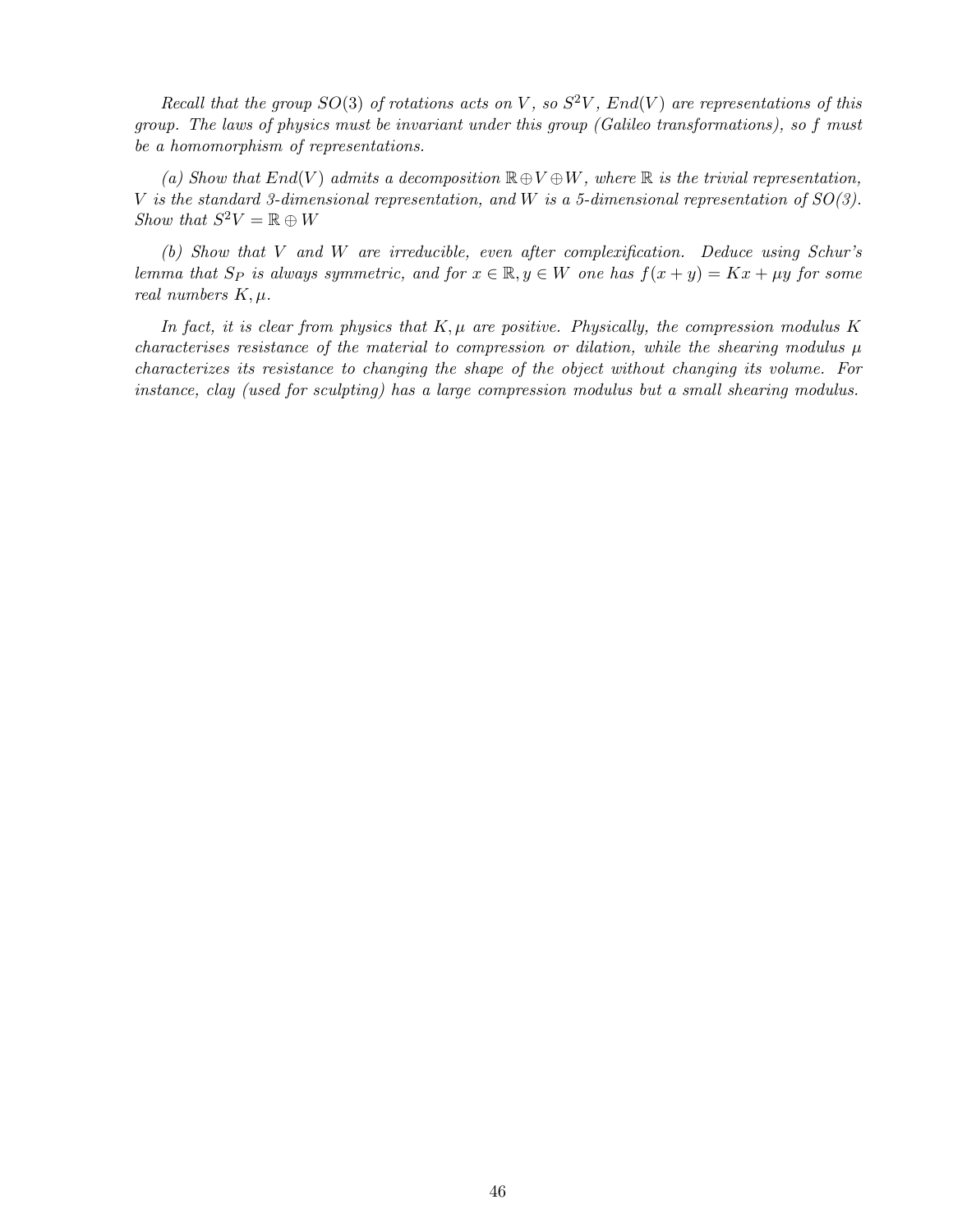*Recall that the group $SO(3)$ of rotations acts on $V$, so $S^2V$, $End(V)$ are representations of this group. The laws of physics must be invariant under this group (Galileo transformations), so $f$ must be a homomorphism of representations.*

*(a) Show that $End(V)$ admits a decomposition $\mathbb{R} \oplus V \oplus W$, where $\mathbb{R}$ is the trivial representation, $V$ is the standard 3-dimensional representation, and $W$ is a 5-dimensional representation of SO(3). Show that $S^2V = \mathbb{R} \oplus W$*

*(b) Show that $V$ and $W$ are irreducible, even after complexification. Deduce using Schur's lemma that $S_P$ is always symmetric, and for $x \in \mathbb{R}, y \in W$ one has $f(x + y) = Kx + \mu y$ for some real numbers $K, \mu$.*

*In fact, it is clear from physics that $K, \mu$ are positive. Physically, the compression modulus $K$ characterises resistance of the material to compression or dilation, while the shearing modulus $\mu$ characterizes its resistance to changing the shape of the object without changing its volume. For instance, clay (used for sculpting) has a large compression modulus but a small shearing modulus.*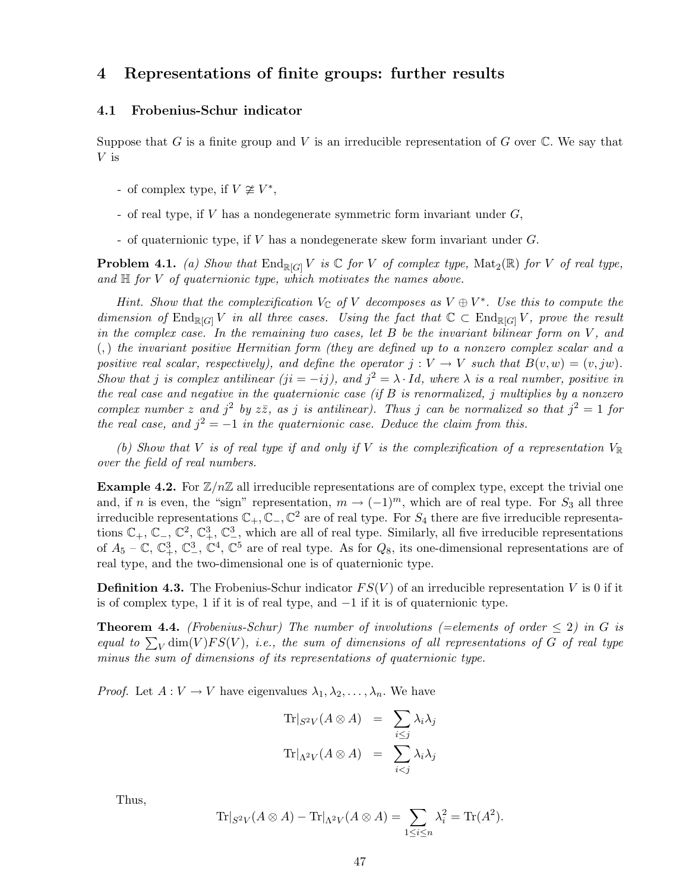# 4 Representations of finite groups: further results

## 4.1 Frobenius-Schur indicator

Suppose that $G$ is a finite group and $V$ is an irreducible representation of $G$ over $\mathbb{C}$. We say that $V$ is

- of complex type, if $V \ncong V^*$,
- of real type, if $V$ has a nondegenerate symmetric form invariant under $G$,
- of quaternionic type, if $V$ has a nondegenerate skew form invariant under $G$.

**Problem 4.1.** *(a) Show that $\mathrm{End}_{\mathbb{R}[G]} V$ is $\mathbb{C}$ for $V$ of complex type, $\mathrm{Mat}_2(\mathbb{R})$ for $V$ of real type, and $\mathbb{H}$ for $V$ of quaternionic type, which motivates the names above.*

*Hint. Show that the complexification $V_{\mathbb{C}}$ of $V$ decomposes as $V \oplus V^*$. Use this to compute the dimension of $\mathrm{End}_{\mathbb{R}[G]} V$ in all three cases. Using the fact that $\mathbb{C} \subset \mathrm{End}_{\mathbb{R}[G]} V$, prove the result in the complex case. In the remaining two cases, let $B$ be the invariant bilinear form on $V$, and $(,)$ the invariant positive Hermitian form (they are defined up to a nonzero complex scalar and a positive real scalar, respectively), and define the operator $j : V \to V$ such that $B(v, w) = (v, jw)$. Show that $j$ is complex antilinear ($ji = -ij$), and $j^2 = \lambda \cdot Id$, where $\lambda$ is a real number, positive in the real case and negative in the quaternionic case (if $B$ is renormalized, $j$ multiplies by a nonzero complex number $z$ and $j^2$ by $z\bar{z}$, as $j$ is antilinear). Thus $j$ can be normalized so that $j^2 = 1$ for the real case, and $j^2 = -1$ in the quaternionic case. Deduce the claim from this.*

*(b) Show that $V$ is of real type if and only if $V$ is the complexification of a representation $V_{\mathbb{R}}$ over the field of real numbers.*

**Example 4.2.** For $\mathbb{Z}/n\mathbb{Z}$ all irreducible representations are of complex type, except the trivial one and, if $n$ is even, the "sign" representation, $m \to (-1)^m$, which are of real type. For $S_3$ all three irreducible representations $\mathbb{C}_+, \mathbb{C}_-, \mathbb{C}^2$ are of real type. For $S_4$ there are five irreducible representations $\mathbb{C}_+$, $\mathbb{C}_-$, $\mathbb{C}^2$, $\mathbb{C}^3_+$, $\mathbb{C}^3_-$, which are all of real type. Similarly, all five irreducible representations of $A_5$ – $\mathbb{C}$, $\mathbb{C}^3_+$, $\mathbb{C}^3_-$, $\mathbb{C}^4$, $\mathbb{C}^5$ are of real type. As for $Q_8$, its one-dimensional representations are of real type, and the two-dimensional one is of quaternionic type.

**Definition 4.3.** The Frobenius-Schur indicator $FS(V)$ of an irreducible representation $V$ is 0 if it is of complex type, 1 if it is of real type, and $-1$ if it is of quaternionic type.

**Theorem 4.4.** *(Frobenius-Schur) The number of involutions (=elements of order $\leq 2$) in $G$ is equal to $\sum_V \dim(V) FS(V)$, i.e., the sum of dimensions of all representations of $G$ of real type minus the sum of dimensions of its representations of quaternionic type.*

*Proof.* Let $A : V \to V$ have eigenvalues $\lambda_1, \lambda_2, \ldots, \lambda_n$. We have

$$\mathrm{Tr}|_{S^2V}(A \otimes A) = \sum_{i \leq j} \lambda_i \lambda_j$$

$$\mathrm{Tr}|_{\Lambda^2 V}(A \otimes A) = \sum_{i < j} \lambda_i \lambda_j$$

Thus,

$$\mathrm{Tr}|_{S^2V}(A \otimes A) - \mathrm{Tr}|_{\Lambda^2 V}(A \otimes A) = \sum_{1 \leq i \leq n} \lambda_i^2 = \mathrm{Tr}(A^2).$$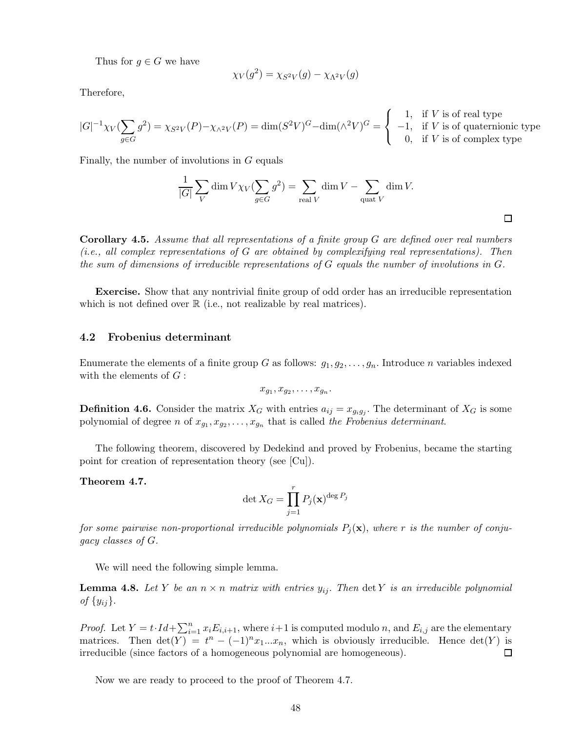Thus for $g \in G$ we have

$$\chi_V(g^2) = \chi_{S^2V}(g) - \chi_{\Lambda^2V}(g)$$

Therefore,

$$|G|^{-1}\chi_V(\sum_{g\in G} g^2) = \chi_{S^2V}(P) - \chi_{\wedge^2V}(P) = \dim(S^2V)^G - \dim(\wedge^2V)^G = \begin{cases} 1, & \text{if } V \text{ is of real type} \\ -1, & \text{if } V \text{ is of quaternionic type} \\ 0, & \text{if } V \text{ is of complex type} \end{cases}$$

Finally, the number of involutions in $G$ equals

$$\frac{1}{|G|}\sum_V \dim V \chi_V(\sum_{g\in G} g^2) = \sum_{\text{real } V} \dim V - \sum_{\text{quat } V} \dim V.$$

∎

**Corollary 4.5.** *Assume that all representations of a finite group $G$ are defined over real numbers (i.e., all complex representations of $G$ are obtained by complexifying real representations). Then the sum of dimensions of irreducible representations of $G$ equals the number of involutions in $G$.*

**Exercise.** Show that any nontrivial finite group of odd order has an irreducible representation which is not defined over $\mathbb{R}$ (i.e., not realizable by real matrices).

## 4.2 Frobenius determinant

Enumerate the elements of a finite group $G$ as follows: $g_1, g_2, \ldots, g_n$. Introduce $n$ variables indexed with the elements of $G$ :

$$x_{g_1}, x_{g_2}, \ldots, x_{g_n}.$$

**Definition 4.6.** Consider the matrix $X_G$ with entries $a_{ij} = x_{g_i g_j}$. The determinant of $X_G$ is some polynomial of degree $n$ of $x_{g_1}, x_{g_2}, \ldots, x_{g_n}$ that is called *the Frobenius determinant*.

The following theorem, discovered by Dedekind and proved by Frobenius, became the starting point for creation of representation theory (see [Cu]).

**Theorem 4.7.**

$$\det X_G = \prod_{j=1}^{r} P_j(\mathbf{x})^{\deg P_j}$$

*for some pairwise non-proportional irreducible polynomials $P_j(\mathbf{x})$, where $r$ is the number of conjugacy classes of $G$.*

We will need the following simple lemma.

**Lemma 4.8.** *Let $Y$ be an $n \times n$ matrix with entries $y_{ij}$. Then $\det Y$ is an irreducible polynomial of $\{y_{ij}\}$.*

*Proof.* Let $Y = t\cdot Id + \sum_{i=1}^{n} x_i E_{i,i+1}$, where $i+1$ is computed modulo $n$, and $E_{i,j}$ are the elementary matrices. Then $\det(Y) = t^n - (-1)^n x_1 \ldots x_n$, which is obviously irreducible. Hence $\det(Y)$ is irreducible (since factors of a homogeneous polynomial are homogeneous). ∎

Now we are ready to proceed to the proof of Theorem 4.7.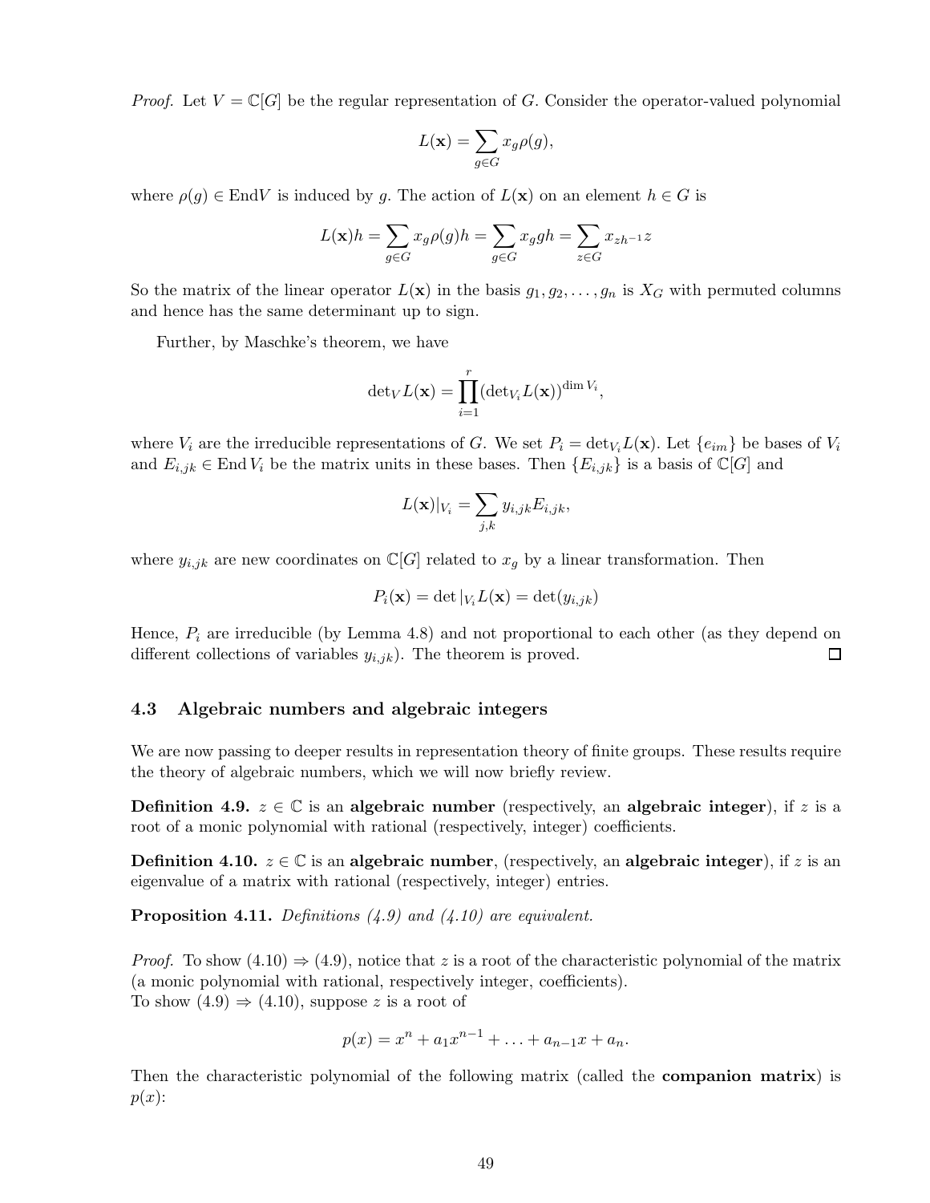*Proof.* Let $V = \mathbb{C}[G]$ be the regular representation of $G$. Consider the operator-valued polynomial

$$L(\mathbf{x}) = \sum_{g \in G} x_g \rho(g),$$

where $\rho(g) \in \mathrm{End}V$ is induced by $g$. The action of $L(\mathbf{x})$ on an element $h \in G$ is

$$L(\mathbf{x})h = \sum_{g \in G} x_g \rho(g)h = \sum_{g \in G} x_g gh = \sum_{z \in G} x_{zh^{-1}} z$$

So the matrix of the linear operator $L(\mathbf{x})$ in the basis $g_1, g_2, \ldots, g_n$ is $X_G$ with permuted columns and hence has the same determinant up to sign.

Further, by Maschke's theorem, we have

$$\det_V L(\mathbf{x}) = \prod_{i=1}^{r} (\det_{V_i} L(\mathbf{x}))^{\dim V_i},$$

where $V_i$ are the irreducible representations of $G$. We set $P_i = \det_{V_i} L(\mathbf{x})$. Let $\{e_{im}\}$ be bases of $V_i$ and $E_{i,jk} \in \mathrm{End}\, V_i$ be the matrix units in these bases. Then $\{E_{i,jk}\}$ is a basis of $\mathbb{C}[G]$ and

$$L(\mathbf{x})|_{V_i} = \sum_{j,k} y_{i,jk} E_{i,jk},$$

where $y_{i,jk}$ are new coordinates on $\mathbb{C}[G]$ related to $x_g$ by a linear transformation. Then

$$P_i(\mathbf{x}) = \det|_{V_i} L(\mathbf{x}) = \det(y_{i,jk})$$

Hence, $P_i$ are irreducible (by Lemma 4.8) and not proportional to each other (as they depend on different collections of variables $y_{i,jk}$). The theorem is proved. □

### 4.3 Algebraic numbers and algebraic integers

We are now passing to deeper results in representation theory of finite groups. These results require the theory of algebraic numbers, which we will now briefly review.

**Definition 4.9.** $z \in \mathbb{C}$ is an **algebraic number** (respectively, an **algebraic integer**), if $z$ is a root of a monic polynomial with rational (respectively, integer) coefficients.

**Definition 4.10.** $z \in \mathbb{C}$ is an **algebraic number**, (respectively, an **algebraic integer**), if $z$ is an eigenvalue of a matrix with rational (respectively, integer) entries.

**Proposition 4.11.** *Definitions (4.9) and (4.10) are equivalent.*

*Proof.* To show (4.10) $\Rightarrow$ (4.9), notice that $z$ is a root of the characteristic polynomial of the matrix (a monic polynomial with rational, respectively integer, coefficients).
To show (4.9) $\Rightarrow$ (4.10), suppose $z$ is a root of

$$p(x) = x^n + a_1 x^{n-1} + \ldots + a_{n-1}x + a_n.$$

Then the characteristic polynomial of the following matrix (called the **companion matrix**) is $p(x)$: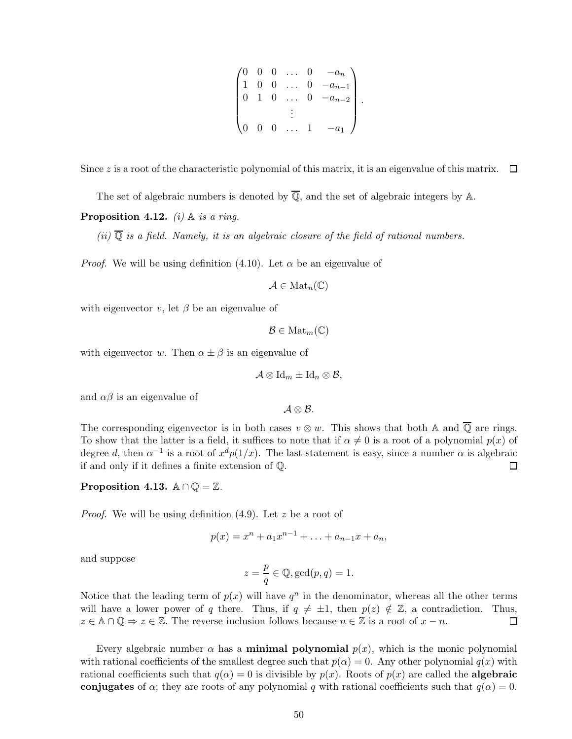$$\begin{pmatrix} 0 & 0 & 0 & \dots & 0 & -a_n \\ 1 & 0 & 0 & \dots & 0 & -a_{n-1} \\ 0 & 1 & 0 & \dots & 0 & -a_{n-2} \\ & & & \vdots & & \\ 0 & 0 & 0 & \dots & 1 & -a_1 \end{pmatrix}.$$

Since $z$ is a root of the characteristic polynomial of this matrix, it is an eigenvalue of this matrix. □

The set of algebraic numbers is denoted by $\overline{\mathbb{Q}}$, and the set of algebraic integers by $\mathbb{A}$.

**Proposition 4.12.** *(i) $\mathbb{A}$ is a ring.*

*(ii) $\overline{\mathbb{Q}}$ is a field. Namely, it is an algebraic closure of the field of rational numbers.*

*Proof.* We will be using definition (4.10). Let $\alpha$ be an eigenvalue of

$$\mathcal{A} \in \mathrm{Mat}_n(\mathbb{C})$$

with eigenvector $v$, let $\beta$ be an eigenvalue of

$$\mathcal{B} \in \mathrm{Mat}_m(\mathbb{C})$$

with eigenvector $w$. Then $\alpha \pm \beta$ is an eigenvalue of

$$\mathcal{A} \otimes \mathrm{Id}_m \pm \mathrm{Id}_n \otimes \mathcal{B},$$

and $\alpha\beta$ is an eigenvalue of

$$\mathcal{A} \otimes \mathcal{B}.$$

The corresponding eigenvector is in both cases $v \otimes w$. This shows that both $\mathbb{A}$ and $\overline{\mathbb{Q}}$ are rings. To show that the latter is a field, it suffices to note that if $\alpha \neq 0$ is a root of a polynomial $p(x)$ of degree $d$, then $\alpha^{-1}$ is a root of $x^d p(1/x)$. The last statement is easy, since a number $\alpha$ is algebraic if and only if it defines a finite extension of $\mathbb{Q}$. □

**Proposition 4.13.** $\mathbb{A} \cap \mathbb{Q} = \mathbb{Z}$.

*Proof.* We will be using definition (4.9). Let $z$ be a root of

$$p(x) = x^n + a_1 x^{n-1} + \ldots + a_{n-1} x + a_n,$$

and suppose

$$z = \frac{p}{q} \in \mathbb{Q}, \gcd(p, q) = 1.$$

Notice that the leading term of $p(x)$ will have $q^n$ in the denominator, whereas all the other terms will have a lower power of $q$ there. Thus, if $q \neq \pm 1$, then $p(z) \notin \mathbb{Z}$, a contradiction. Thus, $z \in \mathbb{A} \cap \mathbb{Q} \Rightarrow z \in \mathbb{Z}$. The reverse inclusion follows because $n \in \mathbb{Z}$ is a root of $x - n$. □

Every algebraic number $\alpha$ has a **minimal polynomial** $p(x)$, which is the monic polynomial with rational coefficients of the smallest degree such that $p(\alpha) = 0$. Any other polynomial $q(x)$ with rational coefficients such that $q(\alpha) = 0$ is divisible by $p(x)$. Roots of $p(x)$ are called the **algebraic conjugates** of $\alpha$; they are roots of any polynomial $q$ with rational coefficients such that $q(\alpha) = 0$.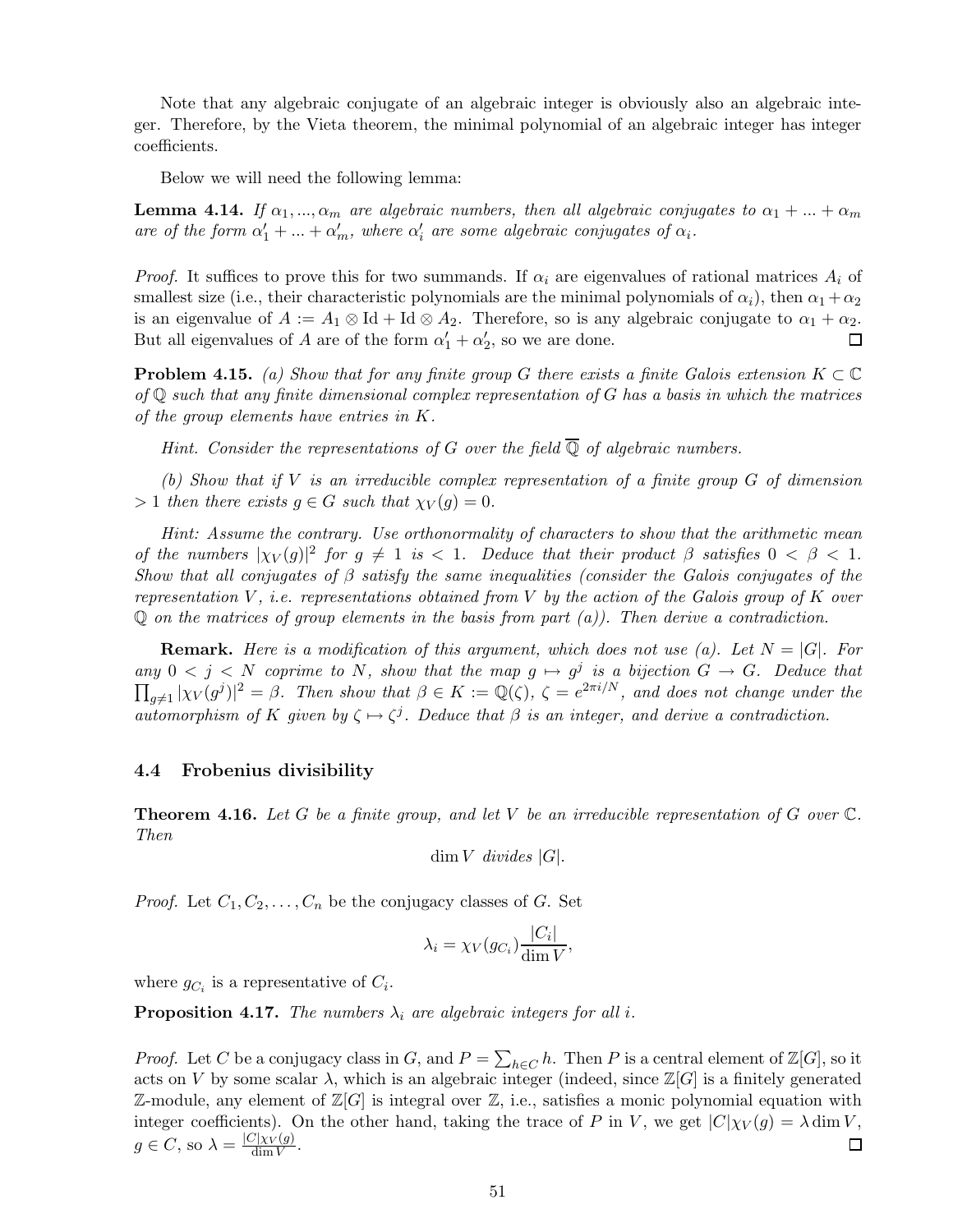Note that any algebraic conjugate of an algebraic integer is obviously also an algebraic integer. Therefore, by the Vieta theorem, the minimal polynomial of an algebraic integer has integer coefficients.

Below we will need the following lemma:

**Lemma 4.14.** *If $\alpha_1, ..., \alpha_m$ are algebraic numbers, then all algebraic conjugates to $\alpha_1 + ... + \alpha_m$ are of the form $\alpha'_1 + ... + \alpha'_m$, where $\alpha'_i$ are some algebraic conjugates of $\alpha_i$.*

*Proof.* It suffices to prove this for two summands. If $\alpha_i$ are eigenvalues of rational matrices $A_i$ of smallest size (i.e., their characteristic polynomials are the minimal polynomials of $\alpha_i$), then $\alpha_1 + \alpha_2$ is an eigenvalue of $A := A_1 \otimes \mathrm{Id} + \mathrm{Id} \otimes A_2$. Therefore, so is any algebraic conjugate to $\alpha_1 + \alpha_2$. But all eigenvalues of $A$ are of the form $\alpha'_1 + \alpha'_2$, so we are done. ◻

**Problem 4.15.** *(a) Show that for any finite group $G$ there exists a finite Galois extension $K \subset \mathbb{C}$ of $\mathbb{Q}$ such that any finite dimensional complex representation of $G$ has a basis in which the matrices of the group elements have entries in $K$.*

*Hint. Consider the representations of $G$ over the field $\overline{\mathbb{Q}}$ of algebraic numbers.*

*(b) Show that if $V$ is an irreducible complex representation of a finite group $G$ of dimension $> 1$ then there exists $g \in G$ such that $\chi_V(g) = 0$.*

*Hint: Assume the contrary. Use orthonormality of characters to show that the arithmetic mean of the numbers $|\chi_V(g)|^2$ for $g \neq 1$ is $< 1$. Deduce that their product $\beta$ satisfies $0 < \beta < 1$. Show that all conjugates of $\beta$ satisfy the same inequalities (consider the Galois conjugates of the representation $V$, i.e. representations obtained from $V$ by the action of the Galois group of $K$ over $\mathbb{Q}$ on the matrices of group elements in the basis from part (a)). Then derive a contradiction.*

**Remark.** *Here is a modification of this argument, which does not use (a). Let $N = |G|$. For any $0 < j < N$ coprime to $N$, show that the map $g \mapsto g^j$ is a bijection $G \to G$. Deduce that $\prod_{g \neq 1} |\chi_V(g^j)|^2 = \beta$. Then show that $\beta \in K := \mathbb{Q}(\zeta)$, $\zeta = e^{2\pi i/N}$, and does not change under the automorphism of $K$ given by $\zeta \mapsto \zeta^j$. Deduce that $\beta$ is an integer, and derive a contradiction.*

## 4.4 Frobenius divisibility

**Theorem 4.16.** *Let $G$ be a finite group, and let $V$ be an irreducible representation of $G$ over $\mathbb{C}$. Then*

$$\dim V \text{ divides } |G|.$$

*Proof.* Let $C_1, C_2, \ldots, C_n$ be the conjugacy classes of $G$. Set

$$\lambda_i = \chi_V(g_{C_i}) \frac{|C_i|}{\dim V},$$

where $g_{C_i}$ is a representative of $C_i$.

**Proposition 4.17.** *The numbers $\lambda_i$ are algebraic integers for all $i$.*

*Proof.* Let $C$ be a conjugacy class in $G$, and $P = \sum_{h \in C} h$. Then $P$ is a central element of $\mathbb{Z}[G]$, so it acts on $V$ by some scalar $\lambda$, which is an algebraic integer (indeed, since $\mathbb{Z}[G]$ is a finitely generated $\mathbb{Z}$-module, any element of $\mathbb{Z}[G]$ is integral over $\mathbb{Z}$, i.e., satisfies a monic polynomial equation with integer coefficients). On the other hand, taking the trace of $P$ in $V$, we get $|C|\chi_V(g) = \lambda \dim V$, $g \in C$, so $\lambda = \frac{|C|\chi_V(g)}{\dim V}$. ◻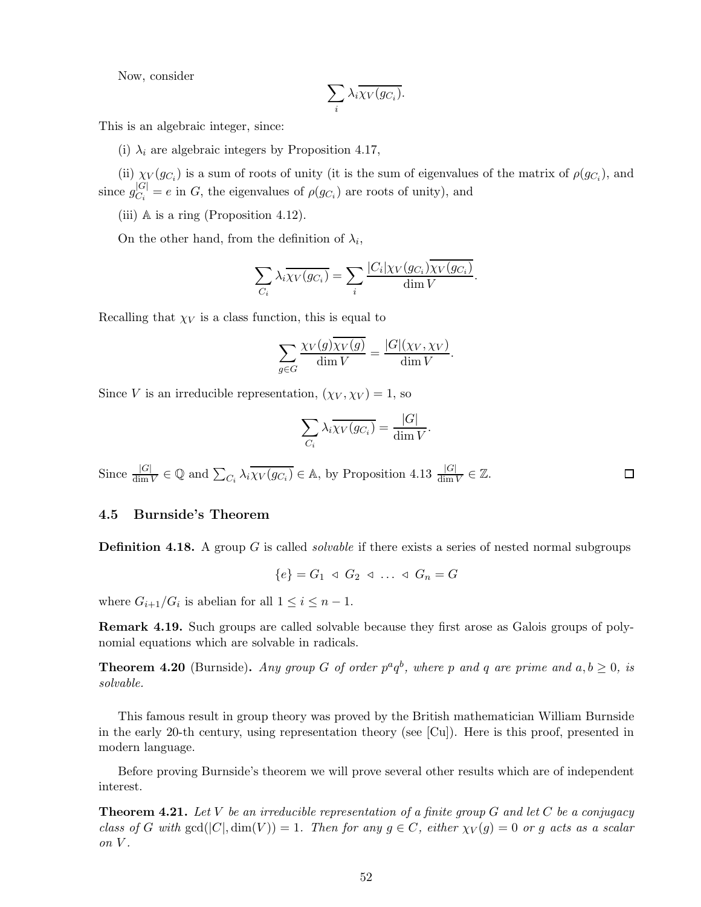Now, consider

$$\sum_i \lambda_i \overline{\chi_V(g_{C_i})}.$$

This is an algebraic integer, since:

(i) $\lambda_i$ are algebraic integers by Proposition 4.17,

(ii) $\chi_V(g_{C_i})$ is a sum of roots of unity (it is the sum of eigenvalues of the matrix of $\rho(g_{C_i})$, and since $g_{C_i}^{|G|} = e$ in $G$, the eigenvalues of $\rho(g_{C_i})$ are roots of unity), and

(iii) $\mathbb{A}$ is a ring (Proposition 4.12).

On the other hand, from the definition of $\lambda_i$,

$$\sum_{C_i} \lambda_i \overline{\chi_V(g_{C_i})} = \sum_i \frac{|C_i|\chi_V(g_{C_i})\overline{\chi_V(g_{C_i})}}{\dim V}.$$

Recalling that $\chi_V$ is a class function, this is equal to

$$\sum_{g \in G} \frac{\chi_V(g)\overline{\chi_V(g)}}{\dim V} = \frac{|G|(\chi_V, \chi_V)}{\dim V}.$$

Since $V$ is an irreducible representation, $(\chi_V, \chi_V) = 1$, so

$$\sum_{C_i} \lambda_i \overline{\chi_V(g_{C_i})} = \frac{|G|}{\dim V}.$$

Since $\frac{|G|}{\dim V} \in \mathbb{Q}$ and $\sum_{C_i} \lambda_i \overline{\chi_V(g_{C_i})} \in \mathbb{A}$, by Proposition 4.13 $\frac{|G|}{\dim V} \in \mathbb{Z}$. □

## 4.5 Burnside's Theorem

**Definition 4.18.** A group $G$ is called *solvable* if there exists a series of nested normal subgroups

$$\{e\} = G_1 \triangleleft G_2 \triangleleft \ldots \triangleleft G_n = G$$

where $G_{i+1}/G_i$ is abelian for all $1 \le i \le n-1$.

**Remark 4.19.** Such groups are called solvable because they first arose as Galois groups of polynomial equations which are solvable in radicals.

**Theorem 4.20** (Burnside)**.** *Any group $G$ of order $p^a q^b$, where $p$ and $q$ are prime and $a, b \ge 0$, is solvable.*

This famous result in group theory was proved by the British mathematician William Burnside in the early 20-th century, using representation theory (see [Cu]). Here is this proof, presented in modern language.

Before proving Burnside's theorem we will prove several other results which are of independent interest.

**Theorem 4.21.** *Let $V$ be an irreducible representation of a finite group $G$ and let $C$ be a conjugacy class of $G$ with $\gcd(|C|, \dim(V)) = 1$. Then for any $g \in C$, either $\chi_V(g) = 0$ or $g$ acts as a scalar on $V$.*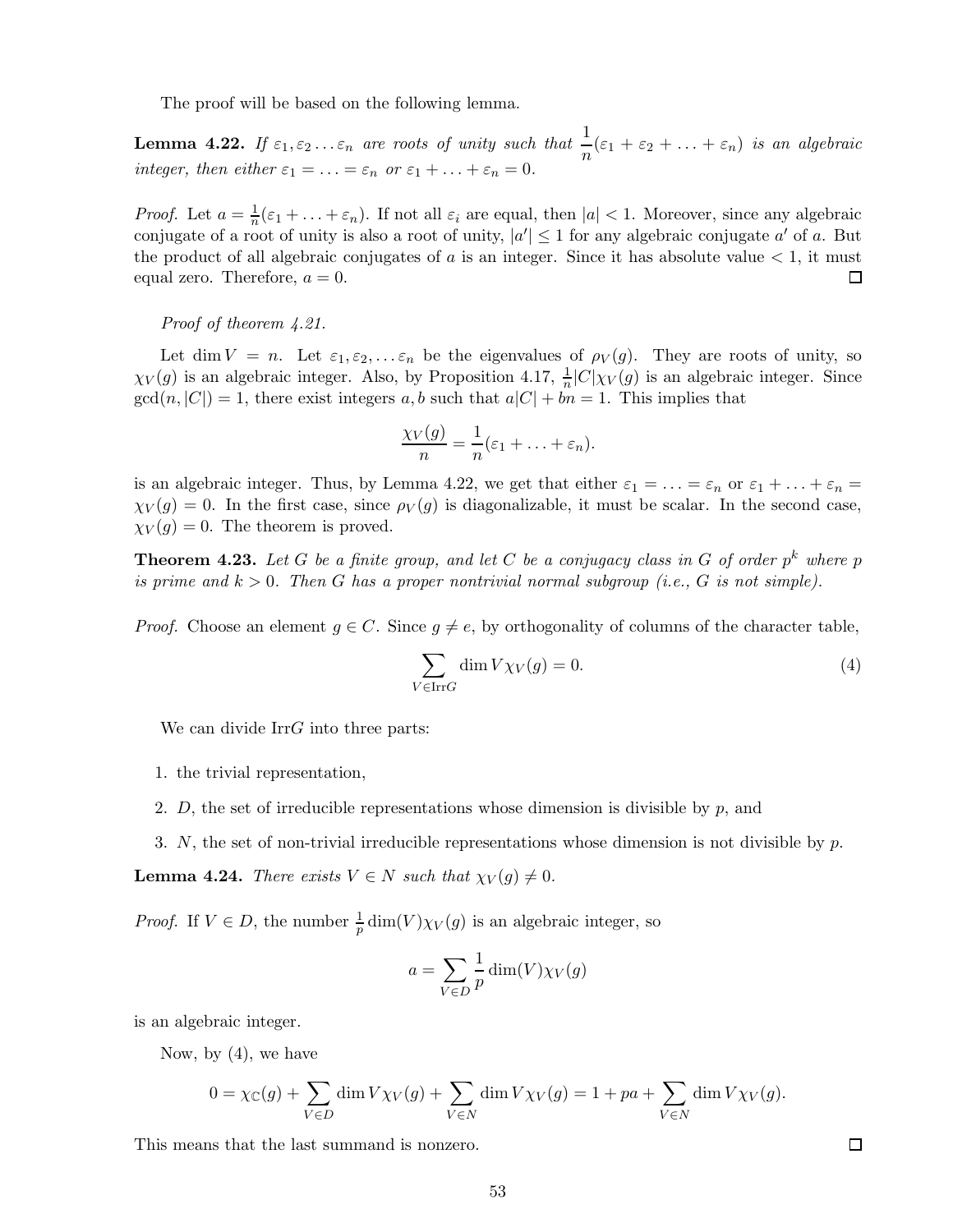The proof will be based on the following lemma.

**Lemma 4.22.** *If $\varepsilon_1, \varepsilon_2 \ldots \varepsilon_n$ are roots of unity such that $\dfrac{1}{n}(\varepsilon_1 + \varepsilon_2 + \ldots + \varepsilon_n)$ is an algebraic integer, then either $\varepsilon_1 = \ldots = \varepsilon_n$ or $\varepsilon_1 + \ldots + \varepsilon_n = 0$.*

*Proof.* Let $a = \frac{1}{n}(\varepsilon_1 + \ldots + \varepsilon_n)$. If not all $\varepsilon_i$ are equal, then $|a| < 1$. Moreover, since any algebraic conjugate of a root of unity is also a root of unity, $|a'| \leq 1$ for any algebraic conjugate $a'$ of $a$. But the product of all algebraic conjugates of $a$ is an integer. Since it has absolute value $< 1$, it must equal zero. Therefore, $a = 0$. $\square$

*Proof of theorem 4.21.*

Let $\dim V = n$. Let $\varepsilon_1, \varepsilon_2, \ldots \varepsilon_n$ be the eigenvalues of $\rho_V(g)$. They are roots of unity, so $\chi_V(g)$ is an algebraic integer. Also, by Proposition 4.17, $\frac{1}{n}|C|\chi_V(g)$ is an algebraic integer. Since $\gcd(n, |C|) = 1$, there exist integers $a, b$ such that $a|C| + bn = 1$. This implies that

$$\frac{\chi_V(g)}{n} = \frac{1}{n}(\varepsilon_1 + \ldots + \varepsilon_n).$$

is an algebraic integer. Thus, by Lemma 4.22, we get that either $\varepsilon_1 = \ldots = \varepsilon_n$ or $\varepsilon_1 + \ldots + \varepsilon_n = \chi_V(g) = 0$. In the first case, since $\rho_V(g)$ is diagonalizable, it must be scalar. In the second case, $\chi_V(g) = 0$. The theorem is proved.

**Theorem 4.23.** *Let $G$ be a finite group, and let $C$ be a conjugacy class in $G$ of order $p^k$ where $p$ is prime and $k > 0$. Then $G$ has a proper nontrivial normal subgroup (i.e., $G$ is not simple).*

*Proof.* Choose an element $g \in C$. Since $g \neq e$, by orthogonality of columns of the character table,

$$\sum_{V \in \mathrm{Irr}G} \dim V \chi_V(g) = 0. \tag{4}$$

We can divide Irr$G$ into three parts:

1. the trivial representation,
2. $D$, the set of irreducible representations whose dimension is divisible by $p$, and
3. $N$, the set of non-trivial irreducible representations whose dimension is not divisible by $p$.

**Lemma 4.24.** *There exists $V \in N$ such that $\chi_V(g) \neq 0$.*

*Proof.* If $V \in D$, the number $\frac{1}{p}\dim(V)\chi_V(g)$ is an algebraic integer, so

$$a = \sum_{V \in D} \frac{1}{p} \dim(V)\chi_V(g)$$

is an algebraic integer.

Now, by (4), we have

$$0 = \chi_{\mathbb{C}}(g) + \sum_{V \in D} \dim V \chi_V(g) + \sum_{V \in N} \dim V \chi_V(g) = 1 + pa + \sum_{V \in N} \dim V \chi_V(g).$$

This means that the last summand is nonzero. $\square$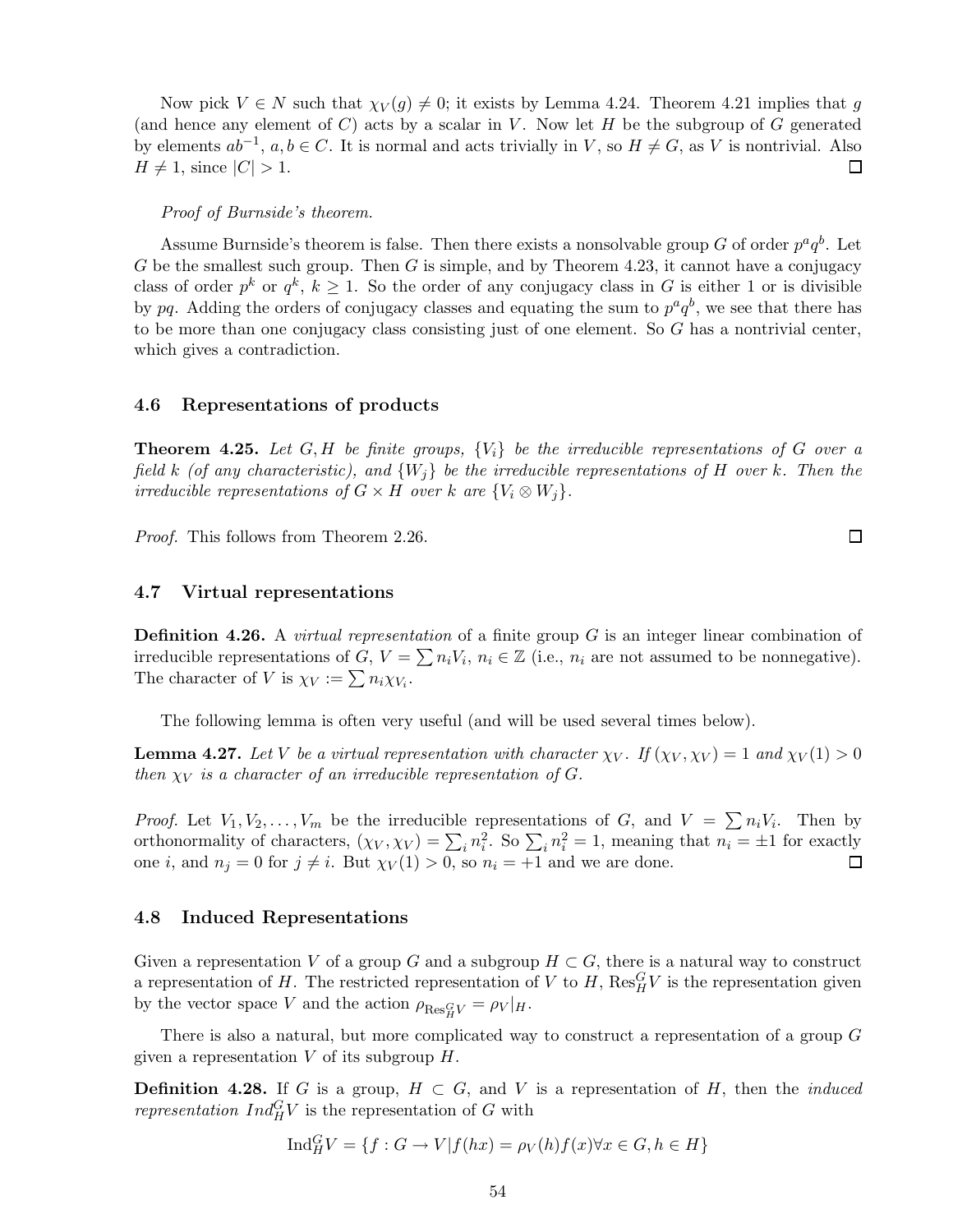Now pick $V \in N$ such that $\chi_V(g) \neq 0$; it exists by Lemma 4.24. Theorem 4.21 implies that $g$ (and hence any element of $C$) acts by a scalar in $V$. Now let $H$ be the subgroup of $G$ generated by elements $ab^{-1}$, $a, b \in C$. It is normal and acts trivially in $V$, so $H \neq G$, as $V$ is nontrivial. Also $H \neq 1$, since $|C| > 1$. ☐

*Proof of Burnside's theorem.*

Assume Burnside's theorem is false. Then there exists a nonsolvable group $G$ of order $p^a q^b$. Let $G$ be the smallest such group. Then $G$ is simple, and by Theorem 4.23, it cannot have a conjugacy class of order $p^k$ or $q^k$, $k \geq 1$. So the order of any conjugacy class in $G$ is either 1 or is divisible by $pq$. Adding the orders of conjugacy classes and equating the sum to $p^a q^b$, we see that there has to be more than one conjugacy class consisting just of one element. So $G$ has a nontrivial center, which gives a contradiction.

## 4.6 Representations of products

**Theorem 4.25.** *Let $G, H$ be finite groups, $\{V_i\}$ be the irreducible representations of $G$ over a field $k$ (of any characteristic), and $\{W_j\}$ be the irreducible representations of $H$ over $k$. Then the irreducible representations of $G \times H$ over $k$ are $\{V_i \otimes W_j\}$.*

*Proof.* This follows from Theorem 2.26. ☐

## 4.7 Virtual representations

**Definition 4.26.** A *virtual representation* of a finite group $G$ is an integer linear combination of irreducible representations of $G$, $V = \sum n_i V_i$, $n_i \in \mathbb{Z}$ (i.e., $n_i$ are not assumed to be nonnegative). The character of $V$ is $\chi_V := \sum n_i \chi_{V_i}$.

The following lemma is often very useful (and will be used several times below).

**Lemma 4.27.** *Let $V$ be a virtual representation with character $\chi_V$. If $(\chi_V, \chi_V) = 1$ and $\chi_V(1) > 0$ then $\chi_V$ is a character of an irreducible representation of $G$.*

*Proof.* Let $V_1, V_2, \ldots, V_m$ be the irreducible representations of $G$, and $V = \sum n_i V_i$. Then by orthonormality of characters, $(\chi_V, \chi_V) = \sum_i n_i^2$. So $\sum_i n_i^2 = 1$, meaning that $n_i = \pm 1$ for exactly one $i$, and $n_j = 0$ for $j \neq i$. But $\chi_V(1) > 0$, so $n_i = +1$ and we are done. ☐

## 4.8 Induced Representations

Given a representation $V$ of a group $G$ and a subgroup $H \subset G$, there is a natural way to construct a representation of $H$. The restricted representation of $V$ to $H$, $\mathrm{Res}_H^G V$ is the representation given by the vector space $V$ and the action $\rho_{\mathrm{Res}_H^G V} = \rho_V|_H$.

There is also a natural, but more complicated way to construct a representation of a group $G$ given a representation $V$ of its subgroup $H$.

**Definition 4.28.** If $G$ is a group, $H \subset G$, and $V$ is a representation of $H$, then the *induced representation $Ind_H^G V$* is the representation of $G$ with

$$\mathrm{Ind}_H^G V = \{f : G \to V | f(hx) = \rho_V(h) f(x) \forall x \in G, h \in H\}$$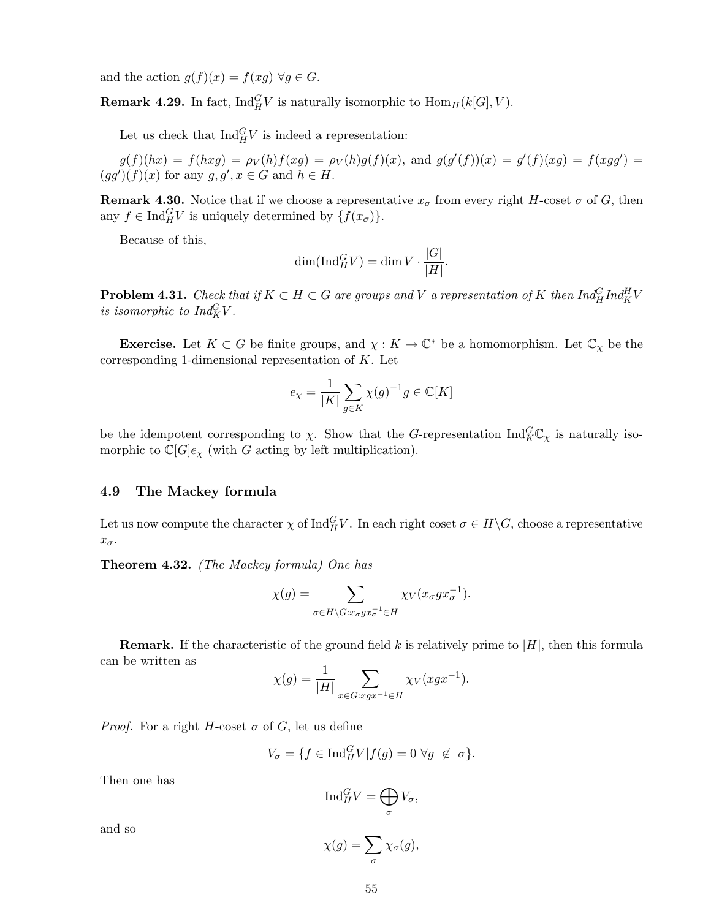and the action $g(f)(x) = f(xg)\ \forall g \in G$.

**Remark 4.29.** In fact, $\mathrm{Ind}_H^G V$ is naturally isomorphic to $\mathrm{Hom}_H(k[G], V)$.

Let us check that $\mathrm{Ind}_H^G V$ is indeed a representation:

$g(f)(hx) = f(hxg) = \rho_V(h)f(xg) = \rho_V(h)g(f)(x)$, and $g(g'(f))(x) = g'(f)(xg) = f(xgg') = (gg')(f)(x)$ for any $g, g', x \in G$ and $h \in H$.

**Remark 4.30.** Notice that if we choose a representative $x_\sigma$ from every right $H$-coset $\sigma$ of $G$, then any $f \in \mathrm{Ind}_H^G V$ is uniquely determined by $\{f(x_\sigma)\}$.

Because of this,

$$\dim(\mathrm{Ind}_H^G V) = \dim V \cdot \frac{|G|}{|H|}.$$

**Problem 4.31.** *Check that if $K \subset H \subset G$ are groups and $V$ a representation of $K$ then $\mathrm{Ind}_H^G \mathrm{Ind}_K^H V$ is isomorphic to $\mathrm{Ind}_K^G V$.*

**Exercise.** Let $K \subset G$ be finite groups, and $\chi : K \to \mathbb{C}^*$ be a homomorphism. Let $\mathbb{C}_\chi$ be the corresponding 1-dimensional representation of $K$. Let

$$e_\chi = \frac{1}{|K|} \sum_{g \in K} \chi(g)^{-1} g \in \mathbb{C}[K]$$

be the idempotent corresponding to $\chi$. Show that the $G$-representation $\mathrm{Ind}_K^G \mathbb{C}_\chi$ is naturally isomorphic to $\mathbb{C}[G]e_\chi$ (with $G$ acting by left multiplication).

### 4.9 The Mackey formula

Let us now compute the character $\chi$ of $\mathrm{Ind}_H^G V$. In each right coset $\sigma \in H \backslash G$, choose a representative $x_\sigma$.

**Theorem 4.32.** *(The Mackey formula) One has*

$$\chi(g) = \sum_{\sigma \in H\backslash G : x_\sigma g x_\sigma^{-1} \in H} \chi_V(x_\sigma g x_\sigma^{-1}).$$

**Remark.** If the characteristic of the ground field $k$ is relatively prime to $|H|$, then this formula can be written as

$$\chi(g) = \frac{1}{|H|} \sum_{x \in G : xgx^{-1} \in H} \chi_V(xgx^{-1}).$$

*Proof.* For a right $H$-coset $\sigma$ of $G$, let us define

$$V_\sigma = \{f \in \mathrm{Ind}_H^G V | f(g) = 0\ \forall g \notin \sigma\}.$$

Then one has

$$\mathrm{Ind}_H^G V = \bigoplus_\sigma V_\sigma,$$

and so

$$\chi(g) = \sum_\sigma \chi_\sigma(g),$$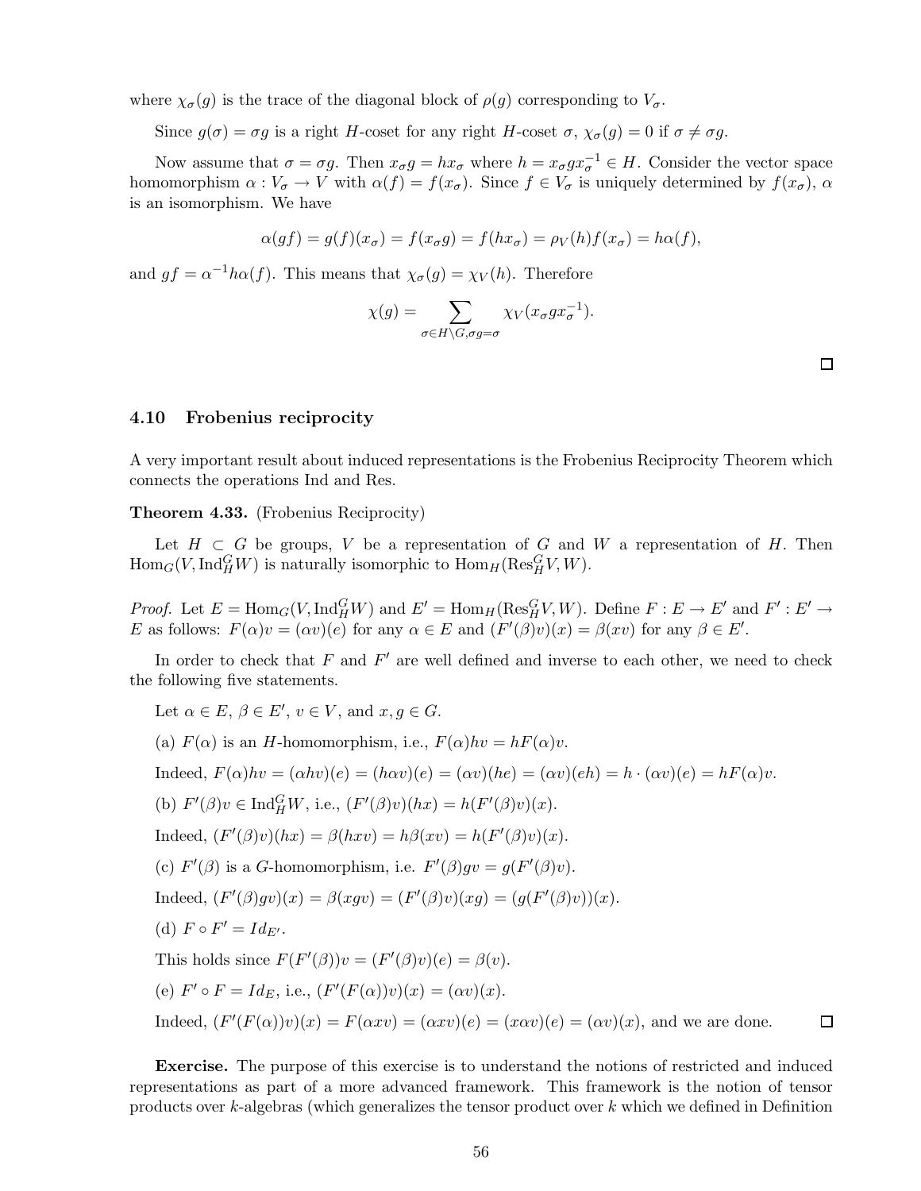where $\chi_\sigma(g)$ is the trace of the diagonal block of $\rho(g)$ corresponding to $V_\sigma$.

Since $g(\sigma) = \sigma g$ is a right $H$-coset for any right $H$-coset $\sigma$, $\chi_\sigma(g) = 0$ if $\sigma \neq \sigma g$.

Now assume that $\sigma = \sigma g$. Then $x_\sigma g = h x_\sigma$ where $h = x_\sigma g x_\sigma^{-1} \in H$. Consider the vector space homomorphism $\alpha : V_\sigma \to V$ with $\alpha(f) = f(x_\sigma)$. Since $f \in V_\sigma$ is uniquely determined by $f(x_\sigma)$, $\alpha$ is an isomorphism. We have

$$\alpha(gf) = g(f)(x_\sigma) = f(x_\sigma g) = f(h x_\sigma) = \rho_V(h) f(x_\sigma) = h\alpha(f),$$

and $gf = \alpha^{-1} h \alpha(f)$. This means that $\chi_\sigma(g) = \chi_V(h)$. Therefore

$$\chi(g) = \sum_{\sigma \in H\backslash G, \sigma g = \sigma} \chi_V(x_\sigma g x_\sigma^{-1}).$$

□

### 4.10 Frobenius reciprocity

A very important result about induced representations is the Frobenius Reciprocity Theorem which connects the operations Ind and Res.

**Theorem 4.33.** (Frobenius Reciprocity)

Let $H \subset G$ be groups, $V$ be a representation of $G$ and $W$ a representation of $H$. Then $\mathrm{Hom}_G(V, \mathrm{Ind}_H^G W)$ is naturally isomorphic to $\mathrm{Hom}_H(\mathrm{Res}_H^G V, W)$.

*Proof.* Let $E = \mathrm{Hom}_G(V, \mathrm{Ind}_H^G W)$ and $E' = \mathrm{Hom}_H(\mathrm{Res}_H^G V, W)$. Define $F : E \to E'$ and $F' : E' \to E$ as follows: $F(\alpha)v = (\alpha v)(e)$ for any $\alpha \in E$ and $(F'(\beta)v)(x) = \beta(xv)$ for any $\beta \in E'$.

In order to check that $F$ and $F'$ are well defined and inverse to each other, we need to check the following five statements.

Let $\alpha \in E$, $\beta \in E'$, $v \in V$, and $x, g \in G$.

(a) $F(\alpha)$ is an $H$-homomorphism, i.e., $F(\alpha)hv = hF(\alpha)v$.

Indeed, $F(\alpha)hv = (\alpha hv)(e) = (h\alpha v)(e) = (\alpha v)(he) = (\alpha v)(eh) = h \cdot (\alpha v)(e) = hF(\alpha)v$.

(b) $F'(\beta)v \in \mathrm{Ind}_H^G W$, i.e., $(F'(\beta)v)(hx) = h(F'(\beta)v)(x)$.

Indeed, $(F'(\beta)v)(hx) = \beta(hxv) = h\beta(xv) = h(F'(\beta)v)(x)$.

(c) $F'(\beta)$ is a $G$-homomorphism, i.e. $F'(\beta)gv = g(F'(\beta)v)$.

Indeed, $(F'(\beta)gv)(x) = \beta(xgv) = (F'(\beta)v)(xg) = (g(F'(\beta)v))(x)$.

(d) $F \circ F' = Id_{E'}$.

This holds since $F(F'(\beta))v = (F'(\beta)v)(e) = \beta(v)$.

(e) $F' \circ F = Id_E$, i.e., $(F'(F(\alpha))v)(x) = (\alpha v)(x)$.

Indeed, $(F'(F(\alpha))v)(x) = F(\alpha xv) = (\alpha xv)(e) = (x\alpha v)(e) = (\alpha v)(x)$, and we are done. □

**Exercise.** The purpose of this exercise is to understand the notions of restricted and induced representations as part of a more advanced framework. This framework is the notion of tensor products over $k$-algebras (which generalizes the tensor product over $k$ which we defined in Definition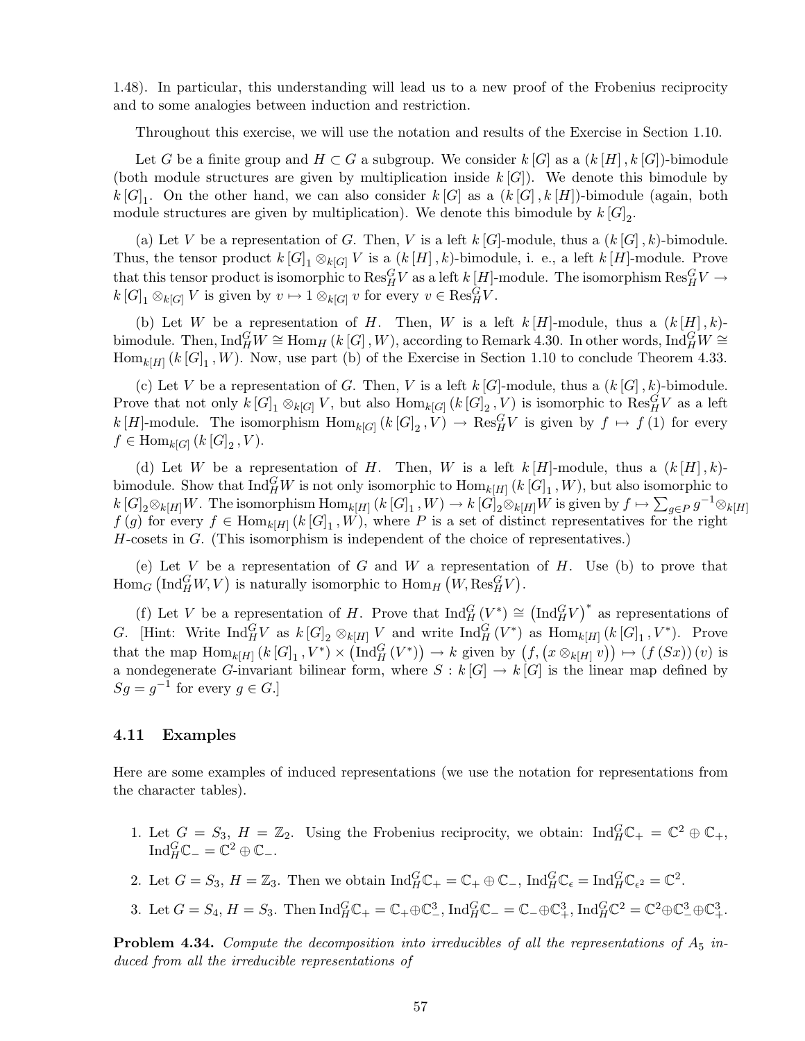1.48). In particular, this understanding will lead us to a new proof of the Frobenius reciprocity and to some analogies between induction and restriction.

Throughout this exercise, we will use the notation and results of the Exercise in Section 1.10.

Let $G$ be a finite group and $H \subset G$ a subgroup. We consider $k[G]$ as a $(k[H], k[G])$-bimodule (both module structures are given by multiplication inside $k[G]$). We denote this bimodule by $k[G]_1$. On the other hand, we can also consider $k[G]$ as a $(k[G], k[H])$-bimodule (again, both module structures are given by multiplication). We denote this bimodule by $k[G]_2$.

(a) Let $V$ be a representation of $G$. Then, $V$ is a left $k[G]$-module, thus a $(k[G], k)$-bimodule. Thus, the tensor product $k[G]_1 \otimes_{k[G]} V$ is a $(k[H], k)$-bimodule, i. e., a left $k[H]$-module. Prove that this tensor product is isomorphic to $\operatorname{Res}_H^G V$ as a left $k[H]$-module. The isomorphism $\operatorname{Res}_H^G V \to k[G]_1 \otimes_{k[G]} V$ is given by $v \mapsto 1 \otimes_{k[G]} v$ for every $v \in \operatorname{Res}_H^G V$.

(b) Let $W$ be a representation of $H$. Then, $W$ is a left $k[H]$-module, thus a $(k[H], k)$-bimodule. Then, $\operatorname{Ind}_H^G W \cong \operatorname{Hom}_H(k[G], W)$, according to Remark 4.30. In other words, $\operatorname{Ind}_H^G W \cong \operatorname{Hom}_{k[H]}(k[G]_1, W)$. Now, use part (b) of the Exercise in Section 1.10 to conclude Theorem 4.33.

(c) Let $V$ be a representation of $G$. Then, $V$ is a left $k[G]$-module, thus a $(k[G], k)$-bimodule. Prove that not only $k[G]_1 \otimes_{k[G]} V$, but also $\operatorname{Hom}_{k[G]}(k[G]_2, V)$ is isomorphic to $\operatorname{Res}_H^G V$ as a left $k[H]$-module. The isomorphism $\operatorname{Hom}_{k[G]}(k[G]_2, V) \to \operatorname{Res}_H^G V$ is given by $f \mapsto f(1)$ for every $f \in \operatorname{Hom}_{k[G]}(k[G]_2, V)$.

(d) Let $W$ be a representation of $H$. Then, $W$ is a left $k[H]$-module, thus a $(k[H], k)$-bimodule. Show that $\operatorname{Ind}_H^G W$ is not only isomorphic to $\operatorname{Hom}_{k[H]}(k[G]_1, W)$, but also isomorphic to $k[G]_2 \otimes_{k[H]} W$. The isomorphism $\operatorname{Hom}_{k[H]}(k[G]_1, W) \to k[G]_2 \otimes_{k[H]} W$ is given by $f \mapsto \sum_{g \in P} g^{-1} \otimes_{k[H]} f(g)$ for every $f \in \operatorname{Hom}_{k[H]}(k[G]_1, W)$, where $P$ is a set of distinct representatives for the right $H$-cosets in $G$. (This isomorphism is independent of the choice of representatives.)

(e) Let $V$ be a representation of $G$ and $W$ a representation of $H$. Use (b) to prove that $\operatorname{Hom}_G(\operatorname{Ind}_H^G W, V)$ is naturally isomorphic to $\operatorname{Hom}_H(W, \operatorname{Res}_H^G V)$.

(f) Let $V$ be a representation of $H$. Prove that $\operatorname{Ind}_H^G(V^*) \cong (\operatorname{Ind}_H^G V)^*$ as representations of $G$. [Hint: Write $\operatorname{Ind}_H^G V$ as $k[G]_2 \otimes_{k[H]} V$ and write $\operatorname{Ind}_H^G(V^*)$ as $\operatorname{Hom}_{k[H]}(k[G]_1, V^*)$. Prove that the map $\operatorname{Hom}_{k[H]}(k[G]_1, V^*) \times (\operatorname{Ind}_H^G(V^*)) \to k$ given by $(f, (x \otimes_{k[H]} v)) \mapsto (f(Sx))(v)$ is a nondegenerate $G$-invariant bilinear form, where $S : k[G] \to k[G]$ is the linear map defined by $Sg = g^{-1}$ for every $g \in G$.]

### 4.11 Examples

Here are some examples of induced representations (we use the notation for representations from the character tables).

1. Let $G = S_3$, $H = \mathbb{Z}_2$. Using the Frobenius reciprocity, we obtain: $\operatorname{Ind}_H^G \mathbb{C}_+ = \mathbb{C}^2 \oplus \mathbb{C}_+$, $\operatorname{Ind}_H^G \mathbb{C}_- = \mathbb{C}^2 \oplus \mathbb{C}_-$.

2. Let $G = S_3$, $H = \mathbb{Z}_3$. Then we obtain $\operatorname{Ind}_H^G \mathbb{C}_+ = \mathbb{C}_+ \oplus \mathbb{C}_-$, $\operatorname{Ind}_H^G \mathbb{C}_\epsilon = \operatorname{Ind}_H^G \mathbb{C}_{\epsilon^2} = \mathbb{C}^2$.

3. Let $G = S_4$, $H = S_3$. Then $\operatorname{Ind}_H^G \mathbb{C}_+ = \mathbb{C}_+ \oplus \mathbb{C}_-^3$, $\operatorname{Ind}_H^G \mathbb{C}_- = \mathbb{C}_- \oplus \mathbb{C}_+^3$, $\operatorname{Ind}_H^G \mathbb{C}^2 = \mathbb{C}^2 \oplus \mathbb{C}_-^3 \oplus \mathbb{C}_+^3$.

**Problem 4.34.** *Compute the decomposition into irreducibles of all the representations of $A_5$ induced from all the irreducible representations of*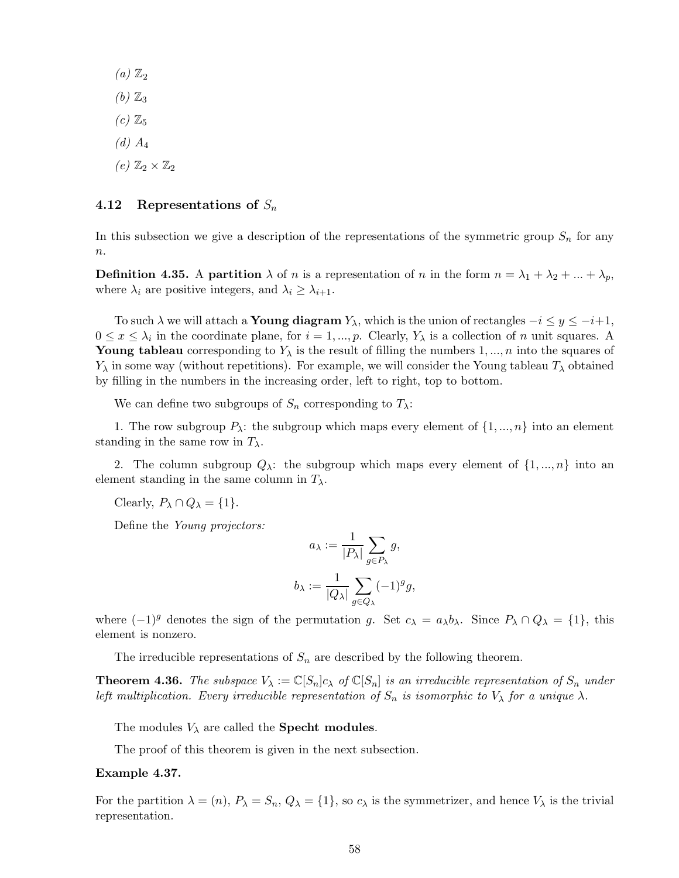*(a)* $\mathbb{Z}_2$

*(b)* $\mathbb{Z}_3$

*(c)* $\mathbb{Z}_5$

*(d)* $A_4$

*(e)* $\mathbb{Z}_2 \times \mathbb{Z}_2$

## 4.12 Representations of $S_n$

In this subsection we give a description of the representations of the symmetric group $S_n$ for any $n$.

**Definition 4.35.** A **partition** $\lambda$ of $n$ is a representation of $n$ in the form $n = \lambda_1 + \lambda_2 + ... + \lambda_p$, where $\lambda_i$ are positive integers, and $\lambda_i \geq \lambda_{i+1}$.

To such $\lambda$ we will attach a **Young diagram** $Y_\lambda$, which is the union of rectangles $-i \leq y \leq -i+1$, $0 \leq x \leq \lambda_i$ in the coordinate plane, for $i = 1, ..., p$. Clearly, $Y_\lambda$ is a collection of $n$ unit squares. A **Young tableau** corresponding to $Y_\lambda$ is the result of filling the numbers $1, ..., n$ into the squares of $Y_\lambda$ in some way (without repetitions). For example, we will consider the Young tableau $T_\lambda$ obtained by filling in the numbers in the increasing order, left to right, top to bottom.

We can define two subgroups of $S_n$ corresponding to $T_\lambda$:

1. The row subgroup $P_\lambda$: the subgroup which maps every element of $\{1, ..., n\}$ into an element standing in the same row in $T_\lambda$.

2. The column subgroup $Q_\lambda$: the subgroup which maps every element of $\{1, ..., n\}$ into an element standing in the same column in $T_\lambda$.

Clearly, $P_\lambda \cap Q_\lambda = \{1\}$.

Define the *Young projectors:*

$$a_\lambda := \frac{1}{|P_\lambda|} \sum_{g \in P_\lambda} g,$$

$$b_\lambda := \frac{1}{|Q_\lambda|} \sum_{g \in Q_\lambda} (-1)^g g,$$

where $(-1)^g$ denotes the sign of the permutation $g$. Set $c_\lambda = a_\lambda b_\lambda$. Since $P_\lambda \cap Q_\lambda = \{1\}$, this element is nonzero.

The irreducible representations of $S_n$ are described by the following theorem.

**Theorem 4.36.** *The subspace $V_\lambda := \mathbb{C}[S_n]c_\lambda$ of $\mathbb{C}[S_n]$ is an irreducible representation of $S_n$ under left multiplication. Every irreducible representation of $S_n$ is isomorphic to $V_\lambda$ for a unique $\lambda$.*

The modules $V_\lambda$ are called the **Specht modules**.

The proof of this theorem is given in the next subsection.

**Example 4.37.**

For the partition $\lambda = (n)$, $P_\lambda = S_n$, $Q_\lambda = \{1\}$, so $c_\lambda$ is the symmetrizer, and hence $V_\lambda$ is the trivial representation.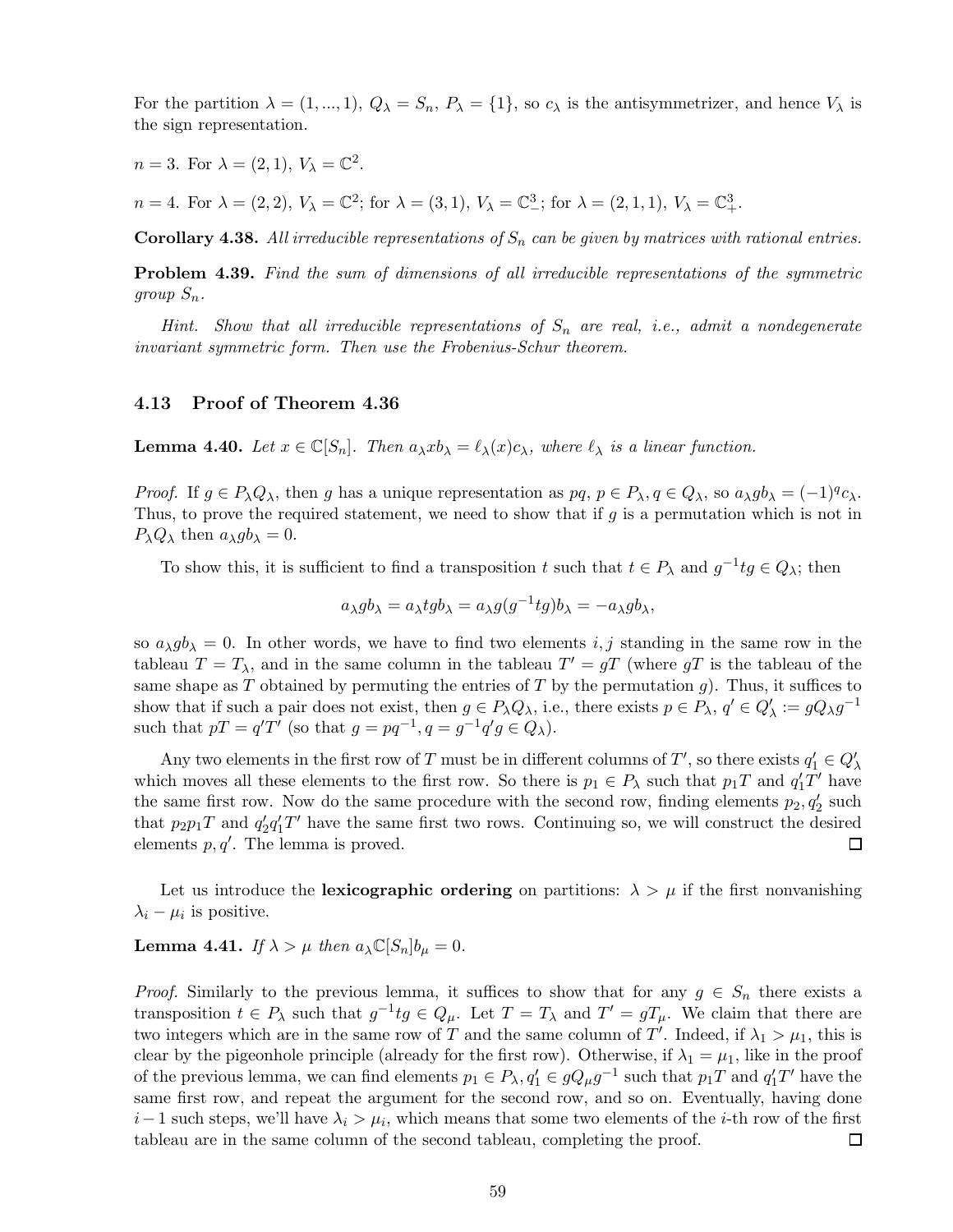For the partition $\lambda = (1, ..., 1)$, $Q_\lambda = S_n$, $P_\lambda = \{1\}$, so $c_\lambda$ is the antisymmetrizer, and hence $V_\lambda$ is the sign representation.

$n = 3$. For $\lambda = (2, 1)$, $V_\lambda = \mathbb{C}^2$.

$n = 4$. For $\lambda = (2, 2)$, $V_\lambda = \mathbb{C}^2$; for $\lambda = (3, 1)$, $V_\lambda = \mathbb{C}^3_-$; for $\lambda = (2, 1, 1)$, $V_\lambda = \mathbb{C}^3_+$.

**Corollary 4.38.** *All irreducible representations of $S_n$ can be given by matrices with rational entries.*

**Problem 4.39.** *Find the sum of dimensions of all irreducible representations of the symmetric group $S_n$.*

*Hint. Show that all irreducible representations of $S_n$ are real, i.e., admit a nondegenerate invariant symmetric form. Then use the Frobenius-Schur theorem.*

## 4.13 Proof of Theorem 4.36

**Lemma 4.40.** *Let $x \in \mathbb{C}[S_n]$. Then $a_\lambda x b_\lambda = \ell_\lambda(x) c_\lambda$, where $\ell_\lambda$ is a linear function.*

*Proof.* If $g \in P_\lambda Q_\lambda$, then $g$ has a unique representation as $pq$, $p \in P_\lambda, q \in Q_\lambda$, so $a_\lambda g b_\lambda = (-1)^q c_\lambda$. Thus, to prove the required statement, we need to show that if $g$ is a permutation which is not in $P_\lambda Q_\lambda$ then $a_\lambda g b_\lambda = 0$.

To show this, it is sufficient to find a transposition $t$ such that $t \in P_\lambda$ and $g^{-1} t g \in Q_\lambda$; then

$$a_\lambda g b_\lambda = a_\lambda t g b_\lambda = a_\lambda g (g^{-1} t g) b_\lambda = -a_\lambda g b_\lambda,$$

so $a_\lambda g b_\lambda = 0$. In other words, we have to find two elements $i, j$ standing in the same row in the tableau $T = T_\lambda$, and in the same column in the tableau $T' = gT$ (where $gT$ is the tableau of the same shape as $T$ obtained by permuting the entries of $T$ by the permutation $g$). Thus, it suffices to show that if such a pair does not exist, then $g \in P_\lambda Q_\lambda$, i.e., there exists $p \in P_\lambda$, $q' \in Q'_\lambda := g Q_\lambda g^{-1}$ such that $pT = q'T'$ (so that $g = pq^{-1}, q = g^{-1} q' g \in Q_\lambda$).

Any two elements in the first row of $T$ must be in different columns of $T'$, so there exists $q'_1 \in Q'_\lambda$ which moves all these elements to the first row. So there is $p_1 \in P_\lambda$ such that $p_1 T$ and $q'_1 T'$ have the same first row. Now do the same procedure with the second row, finding elements $p_2, q'_2$ such that $p_2 p_1 T$ and $q'_2 q'_1 T'$ have the same first two rows. Continuing so, we will construct the desired elements $p, q'$. The lemma is proved. $\square$

Let us introduce the **lexicographic ordering** on partitions: $\lambda > \mu$ if the first nonvanishing $\lambda_i - \mu_i$ is positive.

**Lemma 4.41.** *If $\lambda > \mu$ then $a_\lambda \mathbb{C}[S_n] b_\mu = 0$.*

*Proof.* Similarly to the previous lemma, it suffices to show that for any $g \in S_n$ there exists a transposition $t \in P_\lambda$ such that $g^{-1} t g \in Q_\mu$. Let $T = T_\lambda$ and $T' = gT_\mu$. We claim that there are two integers which are in the same row of $T$ and the same column of $T'$. Indeed, if $\lambda_1 > \mu_1$, this is clear by the pigeonhole principle (already for the first row). Otherwise, if $\lambda_1 = \mu_1$, like in the proof of the previous lemma, we can find elements $p_1 \in P_\lambda, q'_1 \in g Q_\mu g^{-1}$ such that $p_1 T$ and $q'_1 T'$ have the same first row, and repeat the argument for the second row, and so on. Eventually, having done $i - 1$ such steps, we'll have $\lambda_i > \mu_i$, which means that some two elements of the $i$-th row of the first tableau are in the same column of the second tableau, completing the proof. $\square$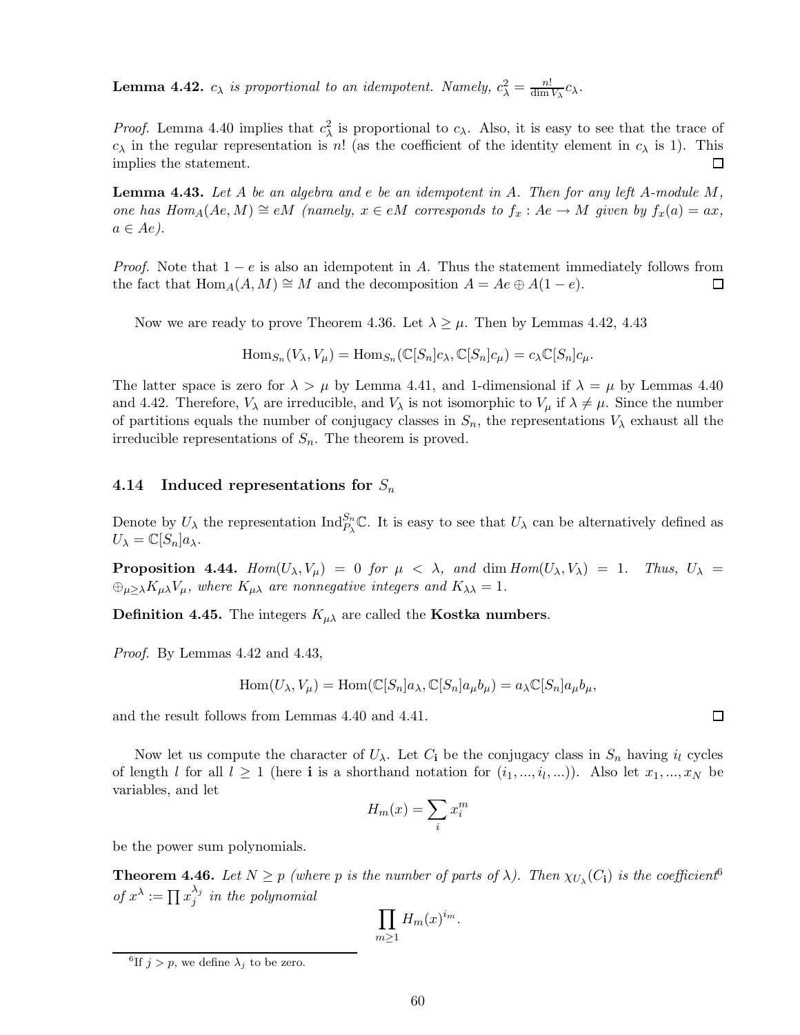**Lemma 4.42.** *$c_\lambda$ is proportional to an idempotent. Namely, $c_\lambda^2 = \frac{n!}{\dim V_\lambda} c_\lambda$.*

*Proof.* Lemma 4.40 implies that $c_\lambda^2$ is proportional to $c_\lambda$. Also, it is easy to see that the trace of $c_\lambda$ in the regular representation is $n!$ (as the coefficient of the identity element in $c_\lambda$ is 1). This implies the statement. $\square$

**Lemma 4.43.** *Let $A$ be an algebra and $e$ be an idempotent in $A$. Then for any left $A$-module $M$, one has $Hom_A(Ae, M) \cong eM$ (namely, $x \in eM$ corresponds to $f_x : Ae \to M$ given by $f_x(a) = ax$, $a \in Ae$).*

*Proof.* Note that $1 - e$ is also an idempotent in $A$. Thus the statement immediately follows from the fact that $\mathrm{Hom}_A(A, M) \cong M$ and the decomposition $A = Ae \oplus A(1 - e)$. $\square$

Now we are ready to prove Theorem 4.36. Let $\lambda \geq \mu$. Then by Lemmas 4.42, 4.43

$$\mathrm{Hom}_{S_n}(V_\lambda, V_\mu) = \mathrm{Hom}_{S_n}(\mathbb{C}[S_n]c_\lambda, \mathbb{C}[S_n]c_\mu) = c_\lambda \mathbb{C}[S_n]c_\mu.$$

The latter space is zero for $\lambda > \mu$ by Lemma 4.41, and 1-dimensional if $\lambda = \mu$ by Lemmas 4.40 and 4.42. Therefore, $V_\lambda$ are irreducible, and $V_\lambda$ is not isomorphic to $V_\mu$ if $\lambda \neq \mu$. Since the number of partitions equals the number of conjugacy classes in $S_n$, the representations $V_\lambda$ exhaust all the irreducible representations of $S_n$. The theorem is proved.

## 4.14 Induced representations for $S_n$

Denote by $U_\lambda$ the representation $\mathrm{Ind}_{P_\lambda}^{S_n}\mathbb{C}$. It is easy to see that $U_\lambda$ can be alternatively defined as $U_\lambda = \mathbb{C}[S_n]a_\lambda$.

**Proposition 4.44.** *$Hom(U_\lambda, V_\mu) = 0$ for $\mu < \lambda$, and $\dim Hom(U_\lambda, V_\lambda) = 1$. Thus, $U_\lambda = \oplus_{\mu \geq \lambda} K_{\mu\lambda} V_\mu$, where $K_{\mu\lambda}$ are nonnegative integers and $K_{\lambda\lambda} = 1$.*

**Definition 4.45.** The integers $K_{\mu\lambda}$ are called the **Kostka numbers**.

*Proof.* By Lemmas 4.42 and 4.43,

$$\mathrm{Hom}(U_\lambda, V_\mu) = \mathrm{Hom}(\mathbb{C}[S_n]a_\lambda, \mathbb{C}[S_n]a_\mu b_\mu) = a_\lambda \mathbb{C}[S_n]a_\mu b_\mu,$$

and the result follows from Lemmas 4.40 and 4.41. $\square$

Now let us compute the character of $U_\lambda$. Let $C_{\mathbf{i}}$ be the conjugacy class in $S_n$ having $i_l$ cycles of length $l$ for all $l \geq 1$ (here $\mathbf{i}$ is a shorthand notation for $(i_1, ..., i_l, ...)$). Also let $x_1, ..., x_N$ be variables, and let

$$H_m(x) = \sum_i x_i^m$$

be the power sum polynomials.

**Theorem 4.46.** *Let $N \geq p$ (where $p$ is the number of parts of $\lambda$). Then $\chi_{U_\lambda}(C_{\mathbf{i}})$ is the coefficient[6] of $x^\lambda := \prod x_j^{\lambda_j}$ in the polynomial*

$$\prod_{m \geq 1} H_m(x)^{i_m}.$$

[6] If $j > p$, we define $\lambda_j$ to be zero.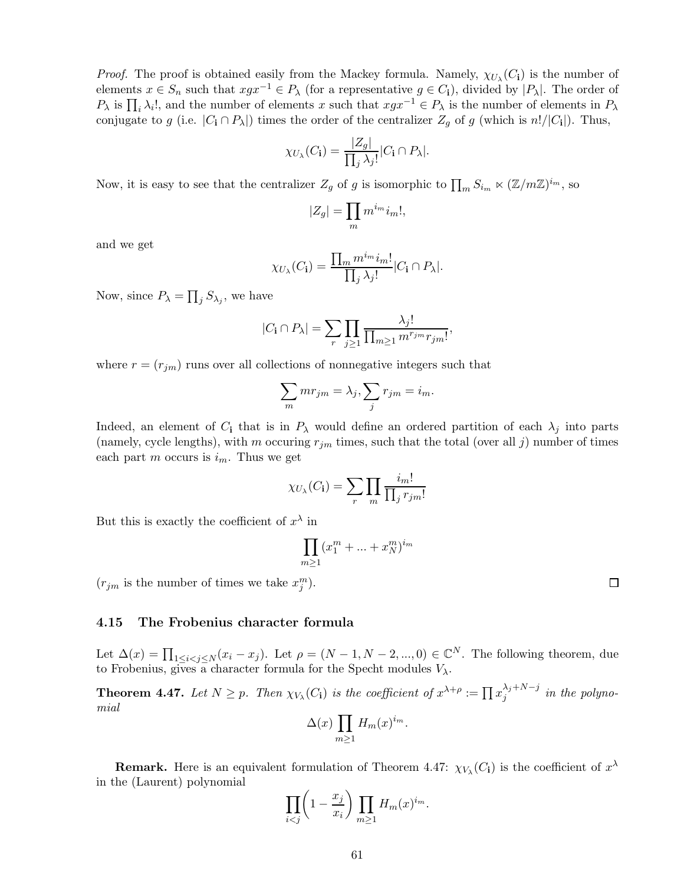*Proof.* The proof is obtained easily from the Mackey formula. Namely, $\chi_{U_\lambda}(C_{\mathbf{i}})$ is the number of elements $x \in S_n$ such that $xgx^{-1} \in P_\lambda$ (for a representative $g \in C_{\mathbf{i}}$), divided by $|P_\lambda|$. The order of $P_\lambda$ is $\prod_i \lambda_i!$, and the number of elements $x$ such that $xgx^{-1} \in P_\lambda$ is the number of elements in $P_\lambda$ conjugate to $g$ (i.e. $|C_{\mathbf{i}} \cap P_\lambda|$) times the order of the centralizer $Z_g$ of $g$ (which is $n!/|C_{\mathbf{i}}|$). Thus,

$$\chi_{U_\lambda}(C_{\mathbf{i}}) = \frac{|Z_g|}{\prod_j \lambda_j!}|C_{\mathbf{i}} \cap P_\lambda|.$$

Now, it is easy to see that the centralizer $Z_g$ of $g$ is isomorphic to $\prod_m S_{i_m} \ltimes (\mathbb{Z}/m\mathbb{Z})^{i_m}$, so

$$|Z_g| = \prod_m m^{i_m} i_m!,$$

and we get

$$\chi_{U_\lambda}(C_{\mathbf{i}}) = \frac{\prod_m m^{i_m} i_m!}{\prod_j \lambda_j!}|C_{\mathbf{i}} \cap P_\lambda|.$$

Now, since $P_\lambda = \prod_j S_{\lambda_j}$, we have

$$|C_{\mathbf{i}} \cap P_\lambda| = \sum_r \prod_{j \geq 1} \frac{\lambda_j!}{\prod_{m \geq 1} m^{r_{jm}} r_{jm}!},$$

where $r = (r_{jm})$ runs over all collections of nonnegative integers such that

$$\sum_m m r_{jm} = \lambda_j, \sum_j r_{jm} = i_m.$$

Indeed, an element of $C_{\mathbf{i}}$ that is in $P_\lambda$ would define an ordered partition of each $\lambda_j$ into parts (namely, cycle lengths), with $m$ occuring $r_{jm}$ times, such that the total (over all $j$) number of times each part $m$ occurs is $i_m$. Thus we get

$$\chi_{U_\lambda}(C_{\mathbf{i}}) = \sum_r \prod_m \frac{i_m!}{\prod_j r_{jm}!}$$

But this is exactly the coefficient of $x^\lambda$ in

$$\prod_{m \geq 1} (x_1^m + ... + x_N^m)^{i_m}$$

($r_{jm}$ is the number of times we take $x_j^m$). ∎

### 4.15 The Frobenius character formula

Let $\Delta(x) = \prod_{1 \leq i < j \leq N}(x_i - x_j)$. Let $\rho = (N-1, N-2, ..., 0) \in \mathbb{C}^N$. The following theorem, due to Frobenius, gives a character formula for the Specht modules $V_\lambda$.

**Theorem 4.47.** *Let $N \geq p$. Then $\chi_{V_\lambda}(C_{\mathbf{i}})$ is the coefficient of $x^{\lambda+\rho} := \prod x_j^{\lambda_j+N-j}$ in the polynomial*

$$\Delta(x) \prod_{m \geq 1} H_m(x)^{i_m}.$$

**Remark.** Here is an equivalent formulation of Theorem 4.47: $\chi_{V_\lambda}(C_{\mathbf{i}})$ is the coefficient of $x^\lambda$ in the (Laurent) polynomial

$$\prod_{i<j}\left(1 - \frac{x_j}{x_i}\right) \prod_{m \geq 1} H_m(x)^{i_m}.$$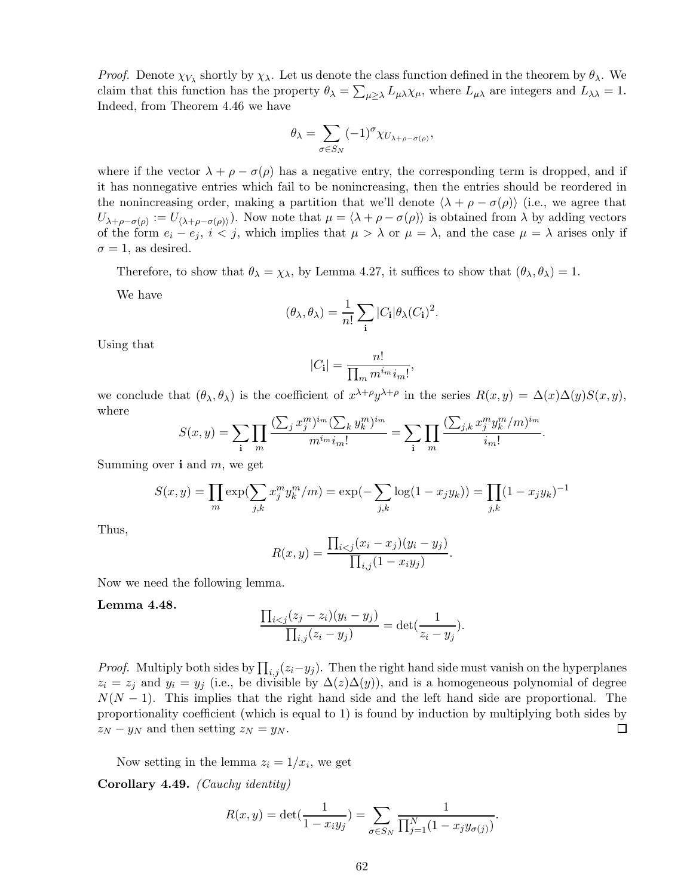*Proof.* Denote $\chi_{V_\lambda}$ shortly by $\chi_\lambda$. Let us denote the class function defined in the theorem by $\theta_\lambda$. We claim that this function has the property $\theta_\lambda = \sum_{\mu \geq \lambda} L_{\mu\lambda}\chi_\mu$, where $L_{\mu\lambda}$ are integers and $L_{\lambda\lambda} = 1$. Indeed, from Theorem 4.46 we have

$$\theta_\lambda = \sum_{\sigma \in S_N} (-1)^\sigma \chi_{U_{\lambda+\rho-\sigma(\rho)}},$$

where if the vector $\lambda + \rho - \sigma(\rho)$ has a negative entry, the corresponding term is dropped, and if it has nonnegative entries which fail to be nonincreasing, then the entries should be reordered in the nonincreasing order, making a partition that we'll denote $\langle \lambda + \rho - \sigma(\rho) \rangle$ (i.e., we agree that $U_{\lambda+\rho-\sigma(\rho)} := U_{\langle\lambda+\rho-\sigma(\rho)\rangle}$). Now note that $\mu = \langle \lambda + \rho - \sigma(\rho) \rangle$ is obtained from $\lambda$ by adding vectors of the form $e_i - e_j$, $i < j$, which implies that $\mu > \lambda$ or $\mu = \lambda$, and the case $\mu = \lambda$ arises only if $\sigma = 1$, as desired.

Therefore, to show that $\theta_\lambda = \chi_\lambda$, by Lemma 4.27, it suffices to show that $(\theta_\lambda, \theta_\lambda) = 1$.

We have

$$(\theta_\lambda, \theta_\lambda) = \frac{1}{n!} \sum_{\mathbf{i}} |C_{\mathbf{i}}| \theta_\lambda(C_{\mathbf{i}})^2.$$

Using that

$$|C_{\mathbf{i}}| = \frac{n!}{\prod_m m^{i_m} i_m!},$$

we conclude that $(\theta_\lambda, \theta_\lambda)$ is the coefficient of $x^{\lambda+\rho}y^{\lambda+\rho}$ in the series $R(x, y) = \Delta(x)\Delta(y)S(x, y)$, where

$$S(x, y) = \sum_{\mathbf{i}} \prod_m \frac{(\sum_j x_j^m)^{i_m} (\sum_k y_k^m)^{i_m}}{m^{i_m} i_m!} = \sum_{\mathbf{i}} \prod_m \frac{(\sum_{j,k} x_j^m y_k^m / m)^{i_m}}{i_m!}.$$

Summing over $\mathbf{i}$ and $m$, we get

$$S(x, y) = \prod_m \exp(\sum_{j,k} x_j^m y_k^m / m) = \exp(-\sum_{j,k} \log(1 - x_j y_k)) = \prod_{j,k} (1 - x_j y_k)^{-1}$$

Thus,

$$R(x, y) = \frac{\prod_{i<j} (x_i - x_j)(y_i - y_j)}{\prod_{i,j} (1 - x_i y_j)}.$$

Now we need the following lemma.

**Lemma 4.48.**

$$\frac{\prod_{i<j} (z_j - z_i)(y_i - y_j)}{\prod_{i,j} (z_i - y_j)} = \det\left(\frac{1}{z_i - y_j}\right).$$

*Proof.* Multiply both sides by $\prod_{i,j}(z_i - y_j)$. Then the right hand side must vanish on the hyperplanes $z_i = z_j$ and $y_i = y_j$ (i.e., be divisible by $\Delta(z)\Delta(y)$), and is a homogeneous polynomial of degree $N(N-1)$. This implies that the right hand side and the left hand side are proportional. The proportionality coefficient (which is equal to 1) is found by induction by multiplying both sides by $z_N - y_N$ and then setting $z_N = y_N$. ∎

Now setting in the lemma $z_i = 1/x_i$, we get

**Corollary 4.49.** *(Cauchy identity)*

$$R(x, y) = \det\left(\frac{1}{1 - x_i y_j}\right) = \sum_{\sigma \in S_N} \frac{1}{\prod_{j=1}^N (1 - x_j y_{\sigma(j)})}.$$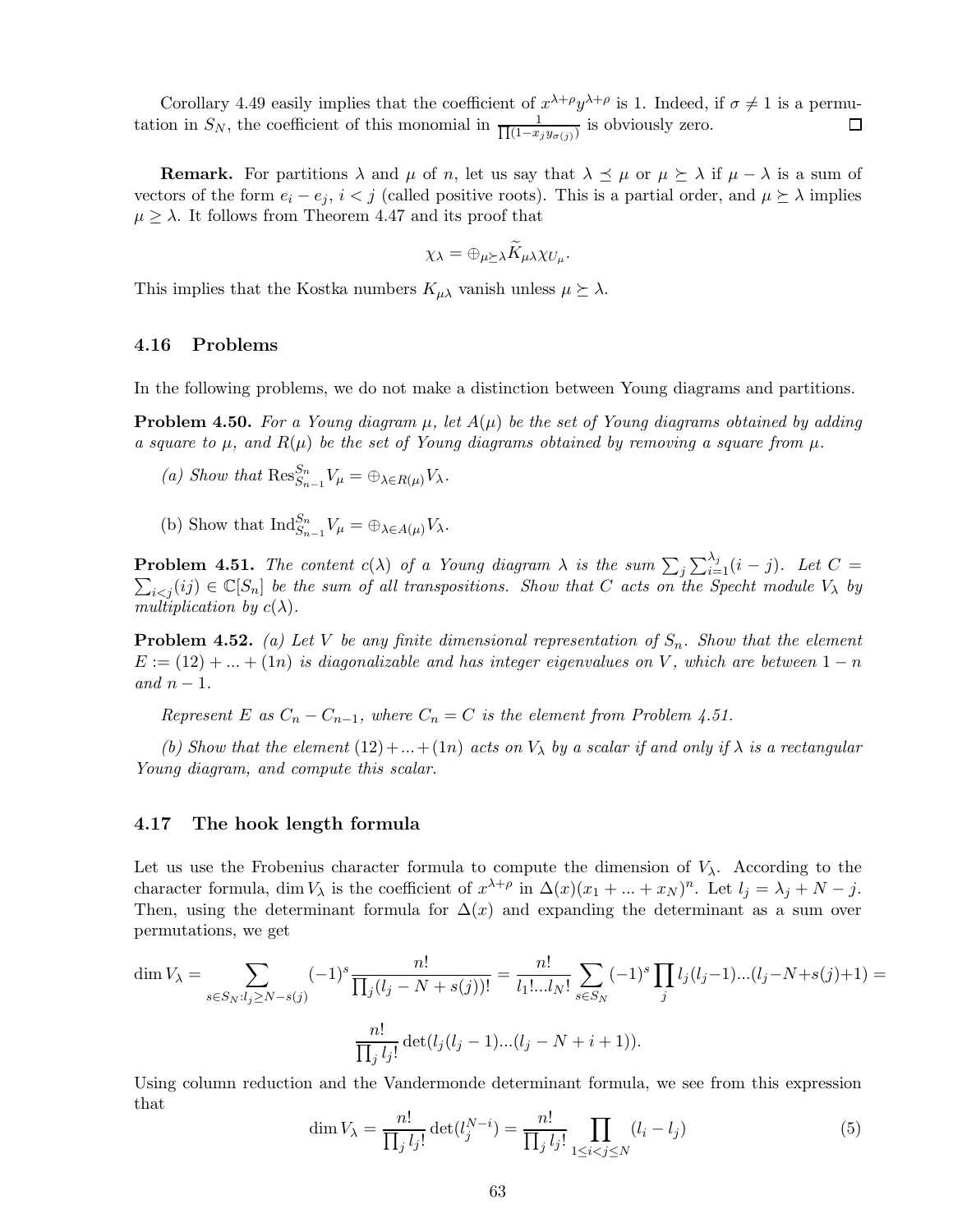Corollary 4.49 easily implies that the coefficient of $x^{\lambda+\rho}y^{\lambda+\rho}$ is 1. Indeed, if $\sigma \neq 1$ is a permutation in $S_N$, the coefficient of this monomial in $\frac{1}{\prod(1-x_j y_{\sigma(j)})}$ is obviously zero. $\square$

**Remark.** For partitions $\lambda$ and $\mu$ of $n$, let us say that $\lambda \preceq \mu$ or $\mu \succeq \lambda$ if $\mu - \lambda$ is a sum of vectors of the form $e_i - e_j$, $i < j$ (called positive roots). This is a partial order, and $\mu \succeq \lambda$ implies $\mu \geq \lambda$. It follows from Theorem 4.47 and its proof that

$$\chi_\lambda = \oplus_{\mu \succeq \lambda} \widetilde{K}_{\mu\lambda} \chi_{U_\mu}.$$

This implies that the Kostka numbers $K_{\mu\lambda}$ vanish unless $\mu \succeq \lambda$.

### 4.16 Problems

In the following problems, we do not make a distinction between Young diagrams and partitions.

**Problem 4.50.** *For a Young diagram $\mu$, let $A(\mu)$ be the set of Young diagrams obtained by adding a square to $\mu$, and $R(\mu)$ be the set of Young diagrams obtained by removing a square from $\mu$.*

*(a) Show that $\mathrm{Res}^{S_n}_{S_{n-1}} V_\mu = \oplus_{\lambda \in R(\mu)} V_\lambda$.*

(b) Show that $\mathrm{Ind}^{S_n}_{S_{n-1}} V_\mu = \oplus_{\lambda \in A(\mu)} V_\lambda$.

**Problem 4.51.** *The content $c(\lambda)$ of a Young diagram $\lambda$ is the sum $\sum_j \sum_{i=1}^{\lambda_j}(i-j)$. Let $C = \sum_{i<j}(ij) \in \mathbb{C}[S_n]$ be the sum of all transpositions. Show that $C$ acts on the Specht module $V_\lambda$ by multiplication by $c(\lambda)$.*

**Problem 4.52.** *(a) Let $V$ be any finite dimensional representation of $S_n$. Show that the element $E := (12) + ... + (1n)$ is diagonalizable and has integer eigenvalues on $V$, which are between $1-n$ and $n-1$.*

*Represent $E$ as $C_n - C_{n-1}$, where $C_n = C$ is the element from Problem 4.51.*

*(b) Show that the element $(12)+...+(1n)$ acts on $V_\lambda$ by a scalar if and only if $\lambda$ is a rectangular Young diagram, and compute this scalar.*

### 4.17 The hook length formula

Let us use the Frobenius character formula to compute the dimension of $V_\lambda$. According to the character formula, $\dim V_\lambda$ is the coefficient of $x^{\lambda+\rho}$ in $\Delta(x)(x_1 + ... + x_N)^n$. Let $l_j = \lambda_j + N - j$. Then, using the determinant formula for $\Delta(x)$ and expanding the determinant as a sum over permutations, we get

$$\dim V_\lambda = \sum_{s \in S_N : l_j \geq N - s(j)} (-1)^s \frac{n!}{\prod_j (l_j - N + s(j))!} = \frac{n!}{l_1!...l_N!} \sum_{s \in S_N} (-1)^s \prod_j l_j(l_j-1)...(l_j-N+s(j)+1) =$$

$$\frac{n!}{\prod_j l_j!} \det(l_j(l_j-1)...(l_j-N+i+1)).$$

Using column reduction and the Vandermonde determinant formula, we see from this expression that

$$\dim V_\lambda = \frac{n!}{\prod_j l_j!} \det(l_j^{N-i}) = \frac{n!}{\prod_j l_j!} \prod_{1 \leq i < j \leq N} (l_i - l_j) \tag{5}$$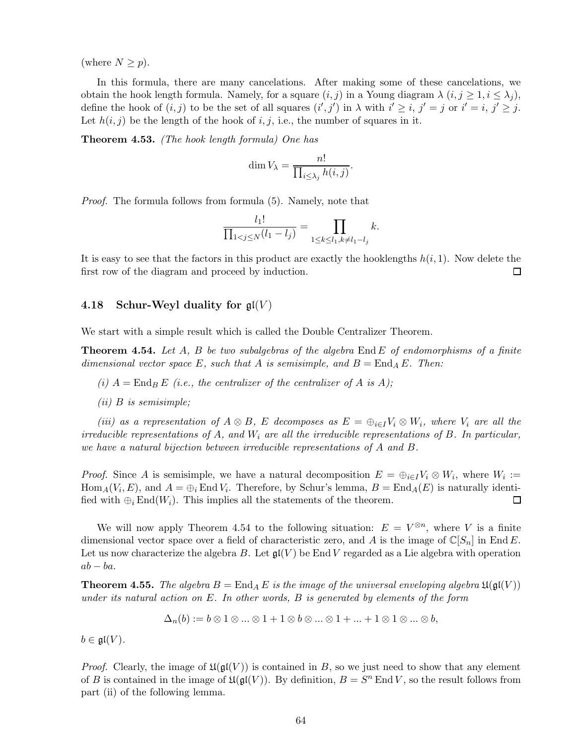(where $N \geq p$).

In this formula, there are many cancelations. After making some of these cancelations, we obtain the hook length formula. Namely, for a square $(i, j)$ in a Young diagram $\lambda$ ($i, j \geq 1, i \leq \lambda_j$), define the hook of $(i, j)$ to be the set of all squares $(i', j')$ in $\lambda$ with $i' \geq i$, $j' = j$ or $i' = i$, $j' \geq j$. Let $h(i, j)$ be the length of the hook of $i, j$, i.e., the number of squares in it.

**Theorem 4.53.** *(The hook length formula) One has*

$$\dim V_\lambda = \frac{n!}{\prod_{i \leq \lambda_j} h(i, j)}.$$

*Proof.* The formula follows from formula (5). Namely, note that

$$\frac{l_1!}{\prod_{1<j\leq N}(l_1 - l_j)} = \prod_{1 \leq k \leq l_1, k \neq l_1 - l_j} k.$$

It is easy to see that the factors in this product are exactly the hooklengths $h(i, 1)$. Now delete the first row of the diagram and proceed by induction. □

### 4.18 Schur-Weyl duality for $\mathfrak{gl}(V)$

We start with a simple result which is called the Double Centralizer Theorem.

**Theorem 4.54.** *Let $A$, $B$ be two subalgebras of the algebra $\operatorname{End} E$ of endomorphisms of a finite dimensional vector space $E$, such that $A$ is semisimple, and $B = \operatorname{End}_A E$. Then:*

*(i) $A = \operatorname{End}_B E$ (i.e., the centralizer of the centralizer of $A$ is $A$);*

*(ii) $B$ is semisimple;*

*(iii) as a representation of $A \otimes B$, $E$ decomposes as $E = \oplus_{i \in I} V_i \otimes W_i$, where $V_i$ are all the irreducible representations of $A$, and $W_i$ are all the irreducible representations of $B$. In particular, we have a natural bijection between irreducible representations of $A$ and $B$.*

*Proof.* Since $A$ is semisimple, we have a natural decomposition $E = \oplus_{i \in I} V_i \otimes W_i$, where $W_i := \operatorname{Hom}_A(V_i, E)$, and $A = \oplus_i \operatorname{End} V_i$. Therefore, by Schur's lemma, $B = \operatorname{End}_A(E)$ is naturally identified with $\oplus_i \operatorname{End}(W_i)$. This implies all the statements of the theorem. □

We will now apply Theorem 4.54 to the following situation: $E = V^{\otimes n}$, where $V$ is a finite dimensional vector space over a field of characteristic zero, and $A$ is the image of $\mathbb{C}[S_n]$ in $\operatorname{End} E$. Let us now characterize the algebra $B$. Let $\mathfrak{gl}(V)$ be $\operatorname{End} V$ regarded as a Lie algebra with operation $ab - ba$.

**Theorem 4.55.** *The algebra $B = \operatorname{End}_A E$ is the image of the universal enveloping algebra $\mathfrak{U}(\mathfrak{gl}(V))$ under its natural action on $E$. In other words, $B$ is generated by elements of the form*

$$\Delta_n(b) := b \otimes 1 \otimes ... \otimes 1 + 1 \otimes b \otimes ... \otimes 1 + ... + 1 \otimes 1 \otimes ... \otimes b,$$

*$b \in \mathfrak{gl}(V)$.*

*Proof.* Clearly, the image of $\mathfrak{U}(\mathfrak{gl}(V))$ is contained in $B$, so we just need to show that any element of $B$ is contained in the image of $\mathfrak{U}(\mathfrak{gl}(V))$. By definition, $B = S^n \operatorname{End} V$, so the result follows from part (ii) of the following lemma.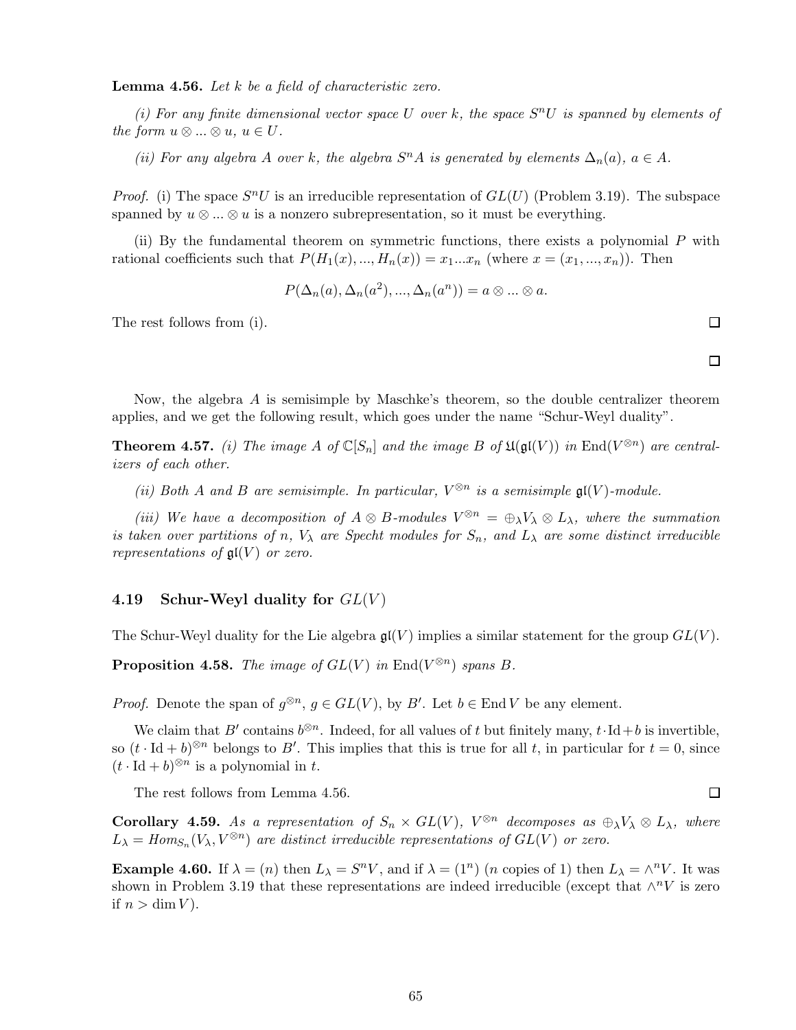**Lemma 4.56.** *Let $k$ be a field of characteristic zero.*

*(i) For any finite dimensional vector space $U$ over $k$, the space $S^nU$ is spanned by elements of the form $u \otimes ... \otimes u$, $u \in U$.*

*(ii) For any algebra $A$ over $k$, the algebra $S^nA$ is generated by elements $\Delta_n(a)$, $a \in A$.*

*Proof.* (i) The space $S^nU$ is an irreducible representation of $GL(U)$ (Problem 3.19). The subspace spanned by $u \otimes ... \otimes u$ is a nonzero subrepresentation, so it must be everything.

(ii) By the fundamental theorem on symmetric functions, there exists a polynomial $P$ with rational coefficients such that $P(H_1(x), ..., H_n(x)) = x_1...x_n$ (where $x = (x_1, ..., x_n)$). Then

$$P(\Delta_n(a), \Delta_n(a^2), ..., \Delta_n(a^n)) = a \otimes ... \otimes a.$$

The rest follows from (i). □

□

Now, the algebra $A$ is semisimple by Maschke's theorem, so the double centralizer theorem applies, and we get the following result, which goes under the name "Schur-Weyl duality".

**Theorem 4.57.** *(i) The image $A$ of $\mathbb{C}[S_n]$ and the image $B$ of $\mathfrak{U}(\mathfrak{gl}(V))$ in $\mathrm{End}(V^{\otimes n})$ are centralizers of each other.*

*(ii) Both $A$ and $B$ are semisimple. In particular, $V^{\otimes n}$ is a semisimple $\mathfrak{gl}(V)$-module.*

*(iii) We have a decomposition of $A \otimes B$-modules $V^{\otimes n} = \oplus_\lambda V_\lambda \otimes L_\lambda$, where the summation is taken over partitions of $n$, $V_\lambda$ are Specht modules for $S_n$, and $L_\lambda$ are some distinct irreducible representations of $\mathfrak{gl}(V)$ or zero.*

### 4.19 Schur-Weyl duality for $GL(V)$

The Schur-Weyl duality for the Lie algebra $\mathfrak{gl}(V)$ implies a similar statement for the group $GL(V)$.

**Proposition 4.58.** *The image of $GL(V)$ in $\mathrm{End}(V^{\otimes n})$ spans $B$.*

*Proof.* Denote the span of $g^{\otimes n}$, $g \in GL(V)$, by $B'$. Let $b \in \mathrm{End}\, V$ be any element.

We claim that $B'$ contains $b^{\otimes n}$. Indeed, for all values of $t$ but finitely many, $t \cdot \mathrm{Id} + b$ is invertible, so $(t \cdot \mathrm{Id} + b)^{\otimes n}$ belongs to $B'$. This implies that this is true for all $t$, in particular for $t = 0$, since $(t \cdot \mathrm{Id} + b)^{\otimes n}$ is a polynomial in $t$.

The rest follows from Lemma 4.56. □

**Corollary 4.59.** *As a representation of $S_n \times GL(V)$, $V^{\otimes n}$ decomposes as $\oplus_\lambda V_\lambda \otimes L_\lambda$, where $L_\lambda = Hom_{S_n}(V_\lambda, V^{\otimes n})$ are distinct irreducible representations of $GL(V)$ or zero.*

**Example 4.60.** If $\lambda = (n)$ then $L_\lambda = S^nV$, and if $\lambda = (1^n)$ ($n$ copies of 1) then $L_\lambda = \wedge^n V$. It was shown in Problem 3.19 that these representations are indeed irreducible (except that $\wedge^n V$ is zero if $n > \dim V$).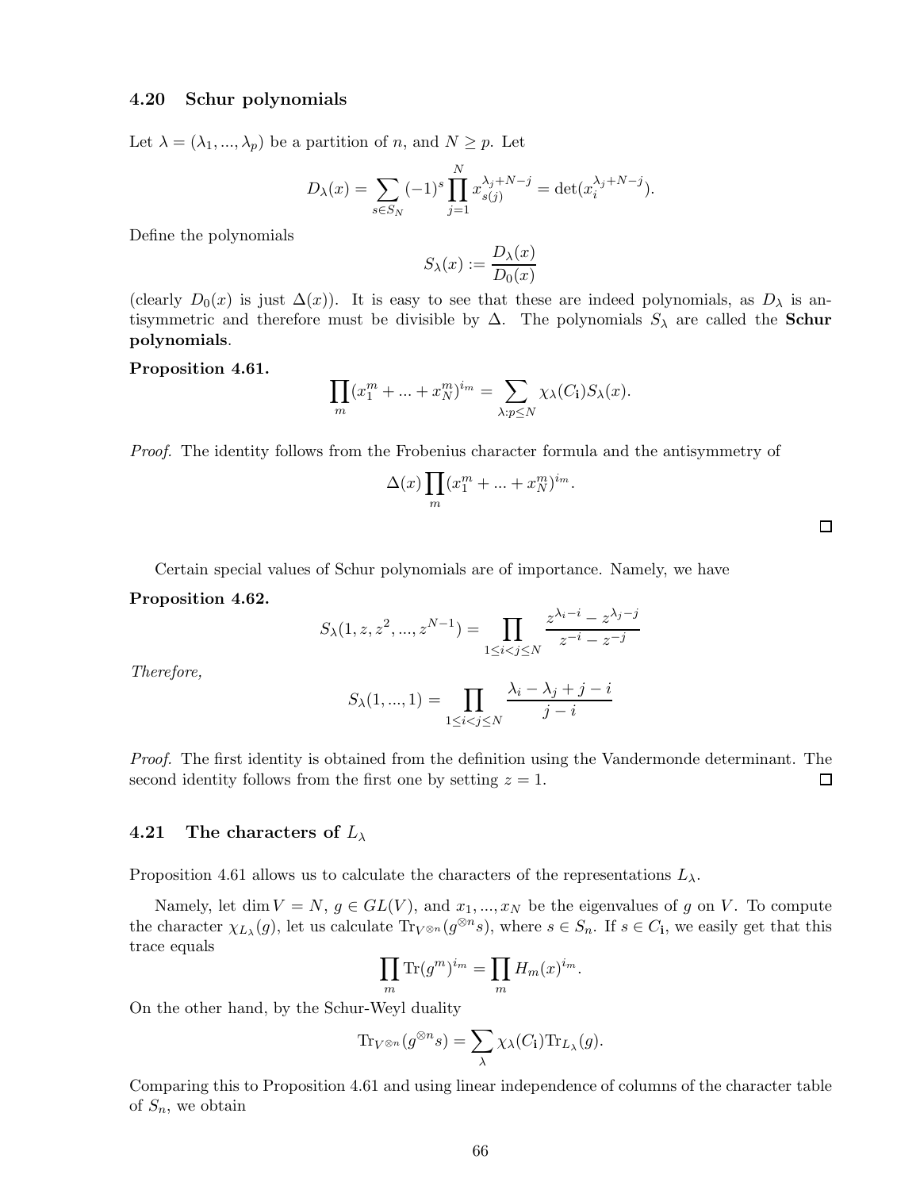### 4.20 Schur polynomials

Let $\lambda = (\lambda_1, ..., \lambda_p)$ be a partition of $n$, and $N \geq p$. Let

$$D_\lambda(x) = \sum_{s \in S_N} (-1)^s \prod_{j=1}^{N} x_{s(j)}^{\lambda_j + N - j} = \det(x_i^{\lambda_j + N - j}).$$

Define the polynomials

$$S_\lambda(x) := \frac{D_\lambda(x)}{D_0(x)}$$

(clearly $D_0(x)$ is just $\Delta(x)$). It is easy to see that these are indeed polynomials, as $D_\lambda$ is antisymmetric and therefore must be divisible by $\Delta$. The polynomials $S_\lambda$ are called the **Schur polynomials**.

**Proposition 4.61.**

$$\prod_m (x_1^m + ... + x_N^m)^{i_m} = \sum_{\lambda : p \leq N} \chi_\lambda(C_{\mathbf{i}}) S_\lambda(x).$$

*Proof.* The identity follows from the Frobenius character formula and the antisymmetry of

$$\Delta(x) \prod_m (x_1^m + ... + x_N^m)^{i_m}.$$

□

Certain special values of Schur polynomials are of importance. Namely, we have

**Proposition 4.62.**

$$S_\lambda(1, z, z^2, ..., z^{N-1}) = \prod_{1 \leq i < j \leq N} \frac{z^{\lambda_i - i} - z^{\lambda_j - j}}{z^{-i} - z^{-j}}$$

*Therefore,*

$$S_\lambda(1, ..., 1) = \prod_{1 \leq i < j \leq N} \frac{\lambda_i - \lambda_j + j - i}{j - i}$$

*Proof.* The first identity is obtained from the definition using the Vandermonde determinant. The second identity follows from the first one by setting $z = 1$. □

### 4.21 The characters of $L_\lambda$

Proposition 4.61 allows us to calculate the characters of the representations $L_\lambda$.

Namely, let $\dim V = N$, $g \in GL(V)$, and $x_1, ..., x_N$ be the eigenvalues of $g$ on $V$. To compute the character $\chi_{L_\lambda}(g)$, let us calculate $\mathrm{Tr}_{V^{\otimes n}}(g^{\otimes n} s)$, where $s \in S_n$. If $s \in C_{\mathbf{i}}$, we easily get that this trace equals

$$\prod_m \mathrm{Tr}(g^m)^{i_m} = \prod_m H_m(x)^{i_m}.$$

On the other hand, by the Schur-Weyl duality

$$\mathrm{Tr}_{V^{\otimes n}}(g^{\otimes n} s) = \sum_\lambda \chi_\lambda(C_{\mathbf{i}}) \mathrm{Tr}_{L_\lambda}(g).$$

Comparing this to Proposition 4.61 and using linear independence of columns of the character table of $S_n$, we obtain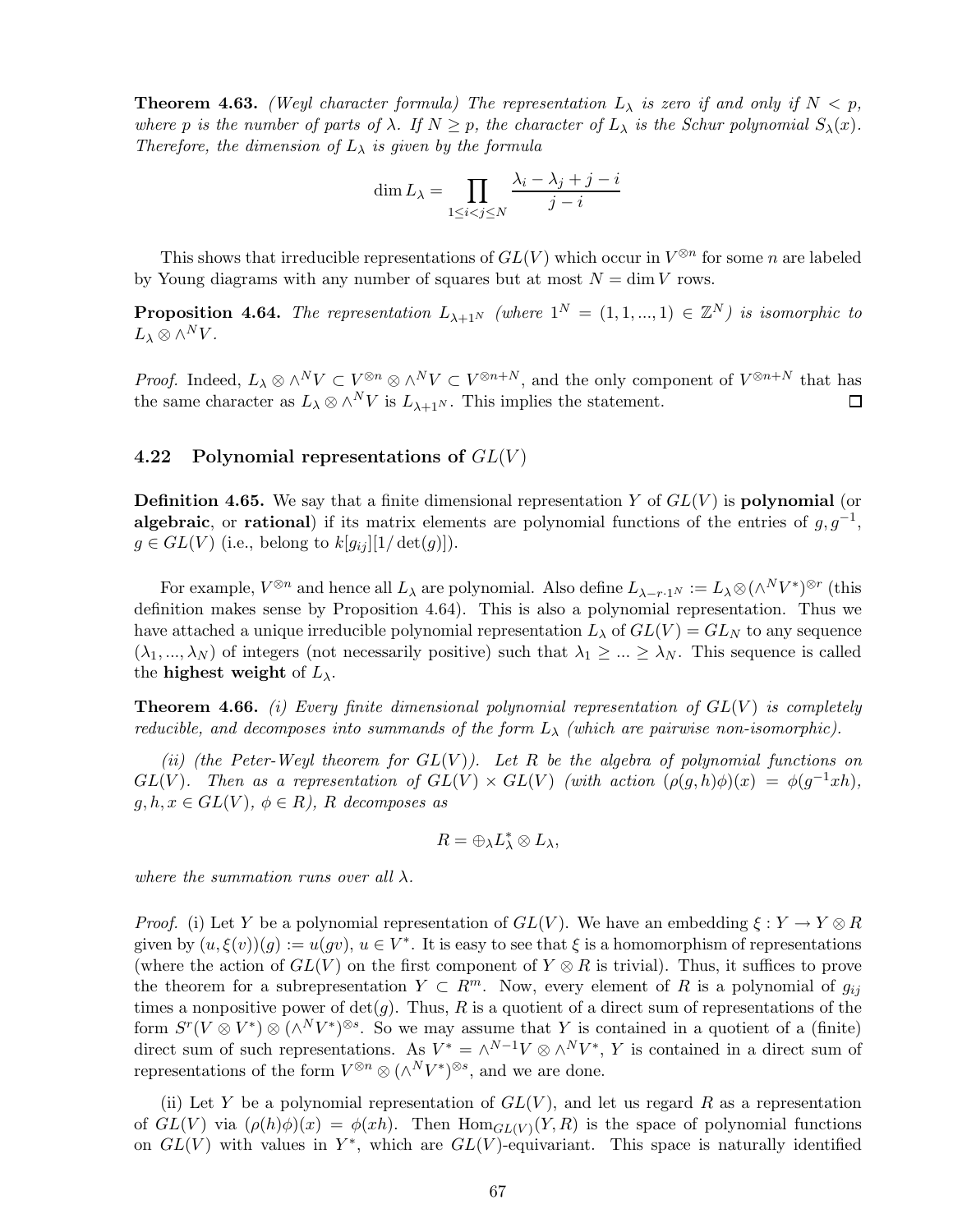**Theorem 4.63.** *(Weyl character formula) The representation $L_\lambda$ is zero if and only if $N < p$, where $p$ is the number of parts of $\lambda$. If $N \geq p$, the character of $L_\lambda$ is the Schur polynomial $S_\lambda(x)$. Therefore, the dimension of $L_\lambda$ is given by the formula*

$$\dim L_\lambda = \prod_{1 \leq i < j \leq N} \frac{\lambda_i - \lambda_j + j - i}{j - i}$$

This shows that irreducible representations of $GL(V)$ which occur in $V^{\otimes n}$ for some $n$ are labeled by Young diagrams with any number of squares but at most $N = \dim V$ rows.

**Proposition 4.64.** *The representation $L_{\lambda + 1^N}$ (where $1^N = (1, 1, ..., 1) \in \mathbb{Z}^N$) is isomorphic to $L_\lambda \otimes \wedge^N V$.*

*Proof.* Indeed, $L_\lambda \otimes \wedge^N V \subset V^{\otimes n} \otimes \wedge^N V \subset V^{\otimes n+N}$, and the only component of $V^{\otimes n+N}$ that has the same character as $L_\lambda \otimes \wedge^N V$ is $L_{\lambda+1^N}$. This implies the statement. $\square$

### 4.22 Polynomial representations of $GL(V)$

**Definition 4.65.** We say that a finite dimensional representation $Y$ of $GL(V)$ is **polynomial** (or **algebraic**, or **rational**) if its matrix elements are polynomial functions of the entries of $g, g^{-1}$, $g \in GL(V)$ (i.e., belong to $k[g_{ij}][1/\det(g)]$).

For example, $V^{\otimes n}$ and hence all $L_\lambda$ are polynomial. Also define $L_{\lambda - r \cdot 1^N} := L_\lambda \otimes (\wedge^N V^*)^{\otimes r}$ (this definition makes sense by Proposition 4.64). This is also a polynomial representation. Thus we have attached a unique irreducible polynomial representation $L_\lambda$ of $GL(V) = GL_N$ to any sequence $(\lambda_1, ..., \lambda_N)$ of integers (not necessarily positive) such that $\lambda_1 \geq ... \geq \lambda_N$. This sequence is called the **highest weight** of $L_\lambda$.

**Theorem 4.66.** *(i) Every finite dimensional polynomial representation of $GL(V)$ is completely reducible, and decomposes into summands of the form $L_\lambda$ (which are pairwise non-isomorphic).*

*(ii) (the Peter-Weyl theorem for $GL(V)$). Let $R$ be the algebra of polynomial functions on $GL(V)$. Then as a representation of $GL(V) \times GL(V)$ (with action $(\rho(g, h)\phi)(x) = \phi(g^{-1}xh)$, $g, h, x \in GL(V)$, $\phi \in R$), $R$ decomposes as*

$$R = \oplus_\lambda L_\lambda^* \otimes L_\lambda,$$

*where the summation runs over all $\lambda$.*

*Proof.* (i) Let $Y$ be a polynomial representation of $GL(V)$. We have an embedding $\xi : Y \to Y \otimes R$ given by $(u, \xi(v))(g) := u(gv)$, $u \in V^*$. It is easy to see that $\xi$ is a homomorphism of representations (where the action of $GL(V)$ on the first component of $Y \otimes R$ is trivial). Thus, it suffices to prove the theorem for a subrepresentation $Y \subset R^m$. Now, every element of $R$ is a polynomial of $g_{ij}$ times a nonpositive power of $\det(g)$. Thus, $R$ is a quotient of a direct sum of representations of the form $S^r(V \otimes V^*) \otimes (\wedge^N V^*)^{\otimes s}$. So we may assume that $Y$ is contained in a quotient of a (finite) direct sum of such representations. As $V^* = \wedge^{N-1} V \otimes \wedge^N V^*$, $Y$ is contained in a direct sum of representations of the form $V^{\otimes n} \otimes (\wedge^N V^*)^{\otimes s}$, and we are done.

(ii) Let $Y$ be a polynomial representation of $GL(V)$, and let us regard $R$ as a representation of $GL(V)$ via $(\rho(h)\phi)(x) = \phi(xh)$. Then $\mathrm{Hom}_{GL(V)}(Y, R)$ is the space of polynomial functions on $GL(V)$ with values in $Y^*$, which are $GL(V)$-equivariant. This space is naturally identified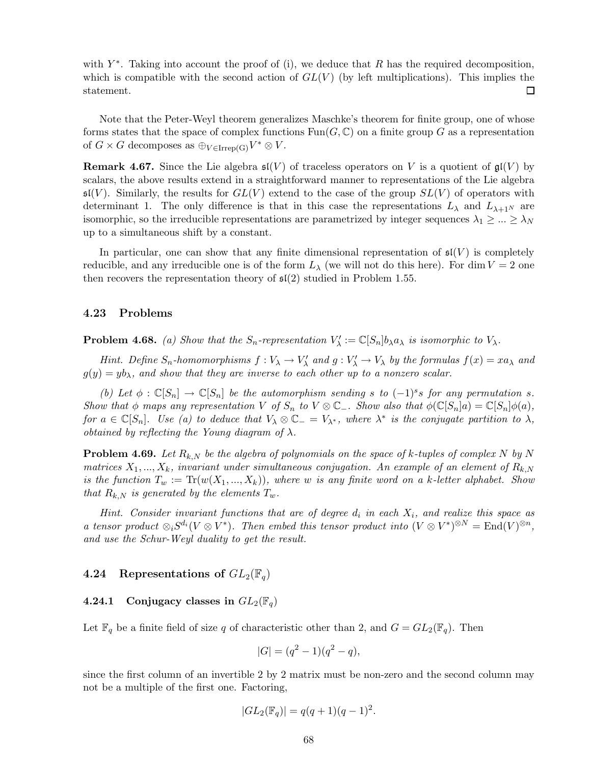with $Y^*$. Taking into account the proof of (i), we deduce that $R$ has the required decomposition, which is compatible with the second action of $GL(V)$ (by left multiplications). This implies the statement. $\square$

Note that the Peter-Weyl theorem generalizes Maschke's theorem for finite group, one of whose forms states that the space of complex functions $\mathrm{Fun}(G, \mathbb{C})$ on a finite group $G$ as a representation of $G \times G$ decomposes as $\oplus_{V \in \mathrm{Irrep(G)}} V^* \otimes V$.

**Remark 4.67.** Since the Lie algebra $\mathfrak{sl}(V)$ of traceless operators on $V$ is a quotient of $\mathfrak{gl}(V)$ by scalars, the above results extend in a straightforward manner to representations of the Lie algebra $\mathfrak{sl}(V)$. Similarly, the results for $GL(V)$ extend to the case of the group $SL(V)$ of operators with determinant 1. The only difference is that in this case the representations $L_\lambda$ and $L_{\lambda+1^N}$ are isomorphic, so the irreducible representations are parametrized by integer sequences $\lambda_1 \geq ... \geq \lambda_N$ up to a simultaneous shift by a constant.

In particular, one can show that any finite dimensional representation of $\mathfrak{sl}(V)$ is completely reducible, and any irreducible one is of the form $L_\lambda$ (we will not do this here). For $\dim V = 2$ one then recovers the representation theory of $\mathfrak{sl}(2)$ studied in Problem 1.55.

## 4.23 Problems

**Problem 4.68.** *(a) Show that the $S_n$-representation $V'_\lambda := \mathbb{C}[S_n]b_\lambda a_\lambda$ is isomorphic to $V_\lambda$.*

*Hint. Define $S_n$-homomorphisms $f : V_\lambda \to V'_\lambda$ and $g : V'_\lambda \to V_\lambda$ by the formulas $f(x) = xa_\lambda$ and $g(y) = yb_\lambda$, and show that they are inverse to each other up to a nonzero scalar.*

*(b) Let $\phi : \mathbb{C}[S_n] \to \mathbb{C}[S_n]$ be the automorphism sending $s$ to $(-1)^s s$ for any permutation $s$. Show that $\phi$ maps any representation $V$ of $S_n$ to $V \otimes \mathbb{C}_-$. Show also that $\phi(\mathbb{C}[S_n]a) = \mathbb{C}[S_n]\phi(a)$, for $a \in \mathbb{C}[S_n]$. Use (a) to deduce that $V_\lambda \otimes \mathbb{C}_- = V_{\lambda^*}$, where $\lambda^*$ is the conjugate partition to $\lambda$, obtained by reflecting the Young diagram of $\lambda$.*

**Problem 4.69.** *Let $R_{k,N}$ be the algebra of polynomials on the space of $k$-tuples of complex $N$ by $N$ matrices $X_1, ..., X_k$, invariant under simultaneous conjugation. An example of an element of $R_{k,N}$ is the function $T_w := \mathrm{Tr}(w(X_1, ..., X_k))$, where $w$ is any finite word on a $k$-letter alphabet. Show that $R_{k,N}$ is generated by the elements $T_w$.*

*Hint. Consider invariant functions that are of degree $d_i$ in each $X_i$, and realize this space as a tensor product $\otimes_i S^{d_i}(V \otimes V^*)$. Then embed this tensor product into $(V \otimes V^*)^{\otimes N} = \mathrm{End}(V)^{\otimes n}$, and use the Schur-Weyl duality to get the result.*

## 4.24 Representations of $GL_2(\mathbb{F}_q)$

### 4.24.1 Conjugacy classes in $GL_2(\mathbb{F}_q)$

Let $\mathbb{F}_q$ be a finite field of size $q$ of characteristic other than 2, and $G = GL_2(\mathbb{F}_q)$. Then

$$|G| = (q^2 - 1)(q^2 - q),$$

since the first column of an invertible 2 by 2 matrix must be non-zero and the second column may not be a multiple of the first one. Factoring,

$$|GL_2(\mathbb{F}_q)| = q(q + 1)(q - 1)^2.$$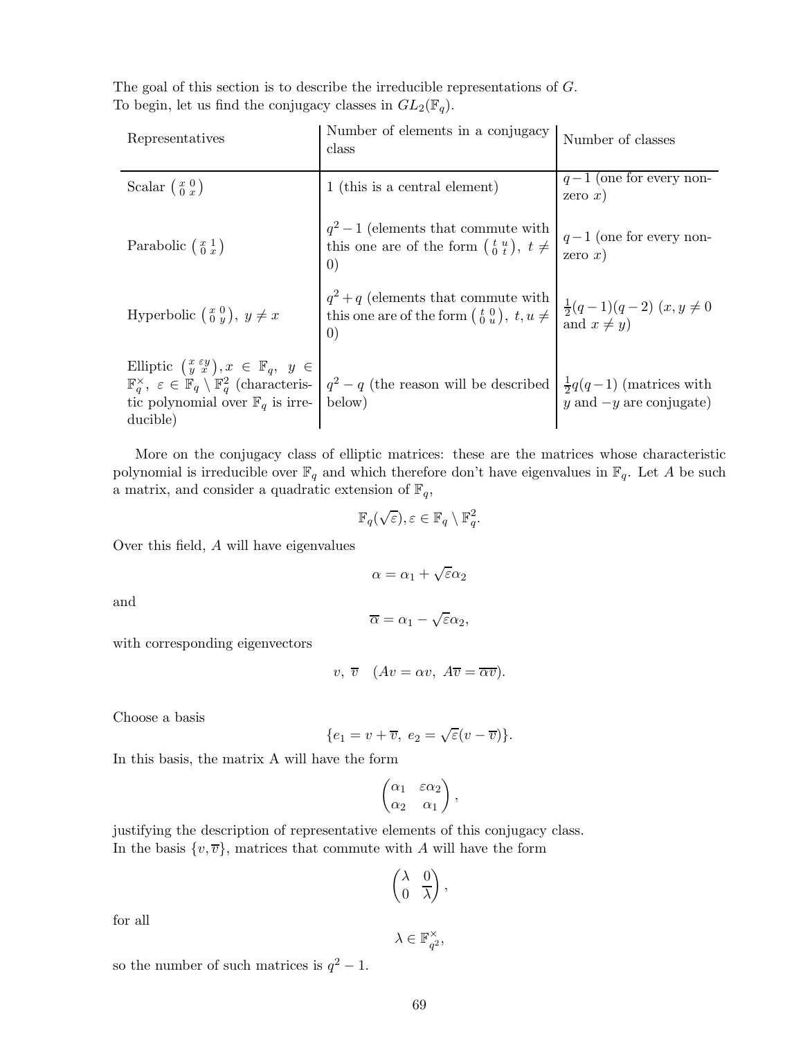The goal of this section is to describe the irreducible representations of $G$.
To begin, let us find the conjugacy classes in $GL_2(\mathbb{F}_q)$.

| Representatives | Number of elements in a conjugacy class | Number of classes |
|---|---|---|
| Scalar $\left(\begin{smallmatrix} x & 0 \\ 0 & x \end{smallmatrix}\right)$ | 1 (this is a central element) | $q-1$ (one for every non-zero $x$) |
| Parabolic $\left(\begin{smallmatrix} x & 1 \\ 0 & x \end{smallmatrix}\right)$ | $q^2-1$ (elements that commute with this one are of the form $\left(\begin{smallmatrix} t & u \\ 0 & t \end{smallmatrix}\right)$, $t \neq 0$) | $q-1$ (one for every non-zero $x$) |
| Hyperbolic $\left(\begin{smallmatrix} x & 0 \\ 0 & y \end{smallmatrix}\right)$, $y \neq x$ | $q^2+q$ (elements that commute with this one are of the form $\left(\begin{smallmatrix} t & 0 \\ 0 & u \end{smallmatrix}\right)$, $t, u \neq 0$) | $\frac{1}{2}(q-1)(q-2)$ ($x, y \neq 0$ and $x \neq y$) |
| Elliptic $\left(\begin{smallmatrix} x & \varepsilon y \\ y & x \end{smallmatrix}\right)$, $x \in \mathbb{F}_q$, $y \in \mathbb{F}_q^\times$, $\varepsilon \in \mathbb{F}_q \setminus \mathbb{F}_q^2$ (characteristic polynomial over $\mathbb{F}_q$ is irreducible) | $q^2-q$ (the reason will be described below) | $\frac{1}{2}q(q-1)$ (matrices with $y$ and $-y$ are conjugate) |

More on the conjugacy class of elliptic matrices: these are the matrices whose characteristic polynomial is irreducible over $\mathbb{F}_q$ and which therefore don't have eigenvalues in $\mathbb{F}_q$. Let $A$ be such a matrix, and consider a quadratic extension of $\mathbb{F}_q$,

$$\mathbb{F}_q(\sqrt{\varepsilon}), \varepsilon \in \mathbb{F}_q \setminus \mathbb{F}_q^2.$$

Over this field, $A$ will have eigenvalues

$$\alpha = \alpha_1 + \sqrt{\varepsilon}\alpha_2$$

and

$$\overline{\alpha} = \alpha_1 - \sqrt{\varepsilon}\alpha_2,$$

with corresponding eigenvectors

$$v, \ \overline{v} \quad (Av = \alpha v, \ A\overline{v} = \overline{\alpha v}).$$

Choose a basis

$$\{e_1 = v + \overline{v}, \ e_2 = \sqrt{\varepsilon}(v - \overline{v})\}.$$

In this basis, the matrix A will have the form

$$\begin{pmatrix} \alpha_1 & \varepsilon\alpha_2 \\ \alpha_2 & \alpha_1 \end{pmatrix},$$

justifying the description of representative elements of this conjugacy class.
In the basis $\{v, \overline{v}\}$, matrices that commute with $A$ will have the form

$$\begin{pmatrix} \lambda & 0 \\ 0 & \overline{\lambda} \end{pmatrix},$$

for all

$$\lambda \in \mathbb{F}_{q^2}^\times,$$

so the number of such matrices is $q^2 - 1$.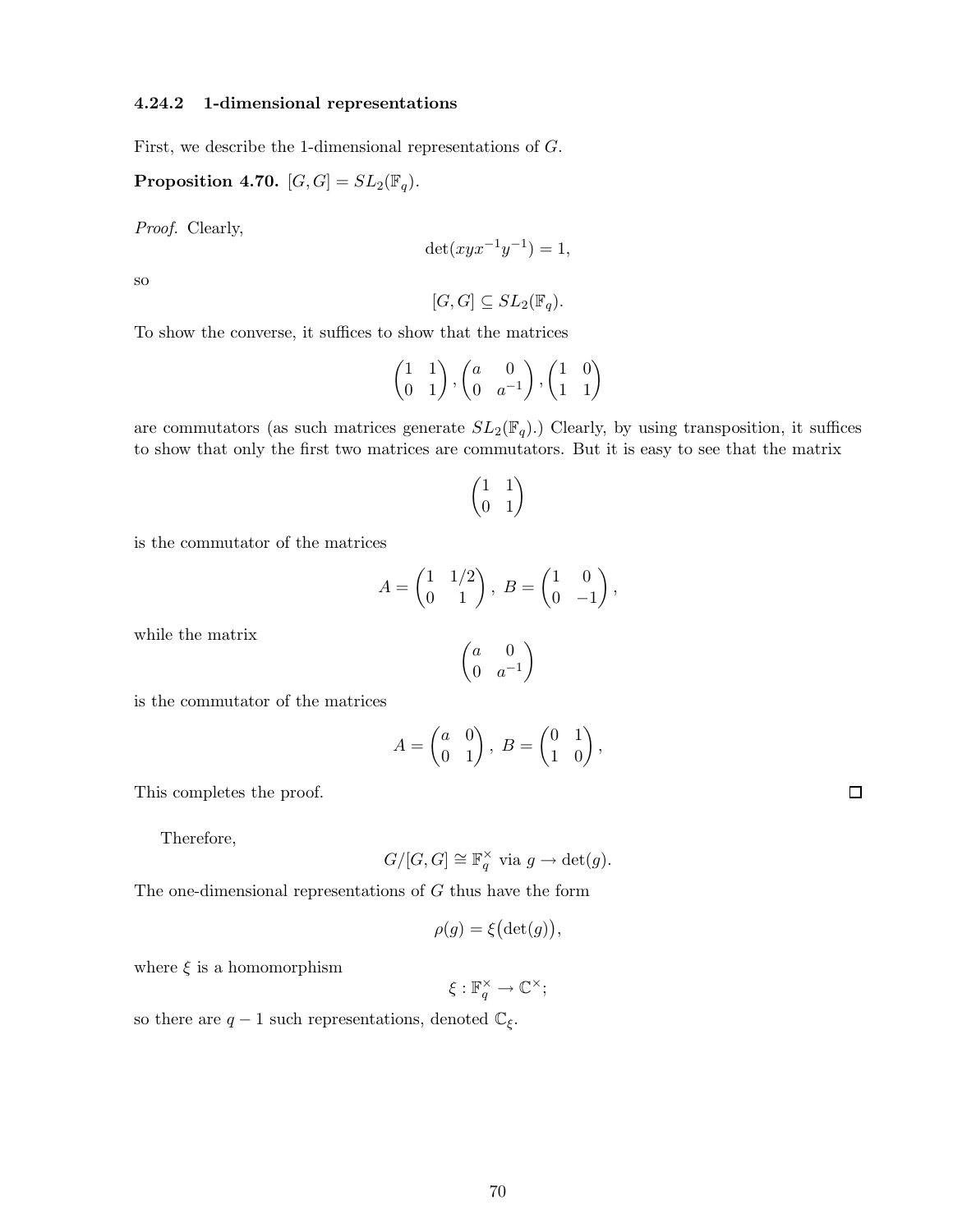### 4.24.2 1-dimensional representations

First, we describe the 1-dimensional representations of $G$.

**Proposition 4.70.** $[G, G] = SL_2(\mathbb{F}_q)$.

*Proof.* Clearly,

$$\det(xyx^{-1}y^{-1}) = 1,$$

so

$$[G, G] \subseteq SL_2(\mathbb{F}_q).$$

To show the converse, it suffices to show that the matrices

$$\begin{pmatrix} 1 & 1 \\ 0 & 1 \end{pmatrix}, \begin{pmatrix} a & 0 \\ 0 & a^{-1} \end{pmatrix}, \begin{pmatrix} 1 & 0 \\ 1 & 1 \end{pmatrix}$$

are commutators (as such matrices generate $SL_2(\mathbb{F}_q)$.) Clearly, by using transposition, it suffices to show that only the first two matrices are commutators. But it is easy to see that the matrix

$$\begin{pmatrix} 1 & 1 \\ 0 & 1 \end{pmatrix}$$

is the commutator of the matrices

$$A = \begin{pmatrix} 1 & 1/2 \\ 0 & 1 \end{pmatrix},\ B = \begin{pmatrix} 1 & 0 \\ 0 & -1 \end{pmatrix},$$

while the matrix

$$\begin{pmatrix} a & 0 \\ 0 & a^{-1} \end{pmatrix}$$

is the commutator of the matrices

$$A = \begin{pmatrix} a & 0 \\ 0 & 1 \end{pmatrix},\ B = \begin{pmatrix} 0 & 1 \\ 1 & 0 \end{pmatrix},$$

This completes the proof. $\square$

Therefore,

$$G/[G, G] \cong \mathbb{F}_q^\times \text{ via } g \to \det(g).$$

The one-dimensional representations of $G$ thus have the form

$$\rho(g) = \xi\big(\det(g)\big),$$

where $\xi$ is a homomorphism

$$\xi : \mathbb{F}_q^\times \to \mathbb{C}^\times;$$

so there are $q - 1$ such representations, denoted $\mathbb{C}_\xi$.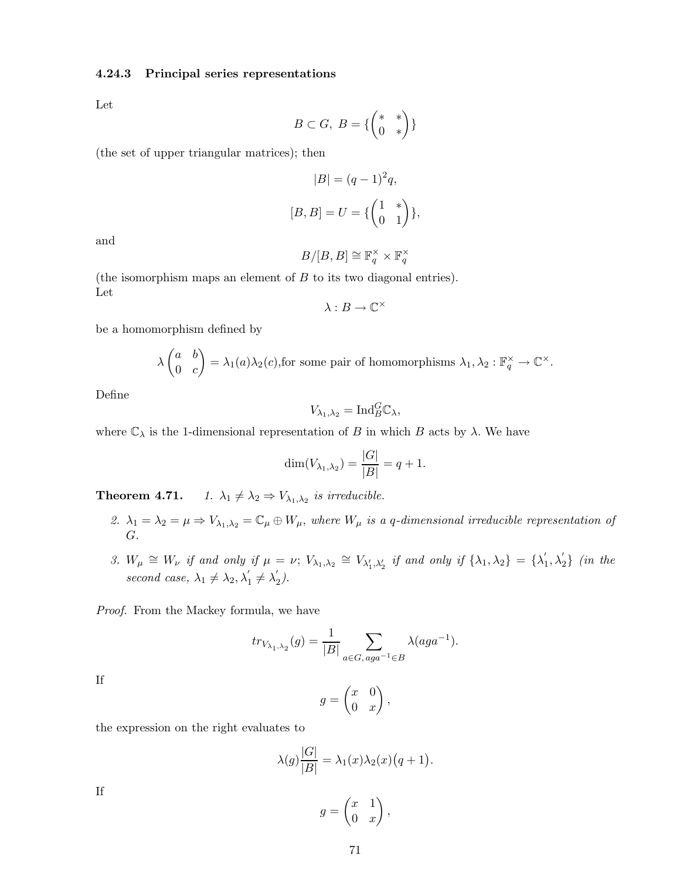### 4.24.3 Principal series representations

Let

$$B \subset G,\ B = \{\begin{pmatrix} * & * \\ 0 & * \end{pmatrix}\}$$

(the set of upper triangular matrices); then

$$|B| = (q-1)^2 q,$$

$$[B,B] = U = \{\begin{pmatrix} 1 & * \\ 0 & 1 \end{pmatrix}\},$$

and

$$B/[B,B] \cong \mathbb{F}_q^\times \times \mathbb{F}_q^\times$$

(the isomorphism maps an element of $B$ to its two diagonal entries).

Let

$$\lambda : B \to \mathbb{C}^\times$$

be a homomorphism defined by

$$\lambda \begin{pmatrix} a & b \\ 0 & c \end{pmatrix} = \lambda_1(a)\lambda_2(c), \text{for some pair of homomorphisms } \lambda_1, \lambda_2 : \mathbb{F}_q^\times \to \mathbb{C}^\times.$$

Define

$$V_{\lambda_1,\lambda_2} = \mathrm{Ind}_B^G \mathbb{C}_\lambda,$$

where $\mathbb{C}_\lambda$ is the 1-dimensional representation of $B$ in which $B$ acts by $\lambda$. We have

$$\dim(V_{\lambda_1,\lambda_2}) = \frac{|G|}{|B|} = q+1.$$

**Theorem 4.71.** *1. $\lambda_1 \neq \lambda_2 \Rightarrow V_{\lambda_1,\lambda_2}$ is irreducible.*

*2. $\lambda_1 = \lambda_2 = \mu \Rightarrow V_{\lambda_1,\lambda_2} = \mathbb{C}_\mu \oplus W_\mu$, where $W_\mu$ is a $q$-dimensional irreducible representation of $G$.*

*3. $W_\mu \cong W_\nu$ if and only if $\mu = \nu$; $V_{\lambda_1,\lambda_2} \cong V_{\lambda_1',\lambda_2'}$ if and only if $\{\lambda_1, \lambda_2\} = \{\lambda_1', \lambda_2'\}$ (in the second case, $\lambda_1 \neq \lambda_2, \lambda_1' \neq \lambda_2'$).*

*Proof.* From the Mackey formula, we have

$$tr_{V_{\lambda_1,\lambda_2}}(g) = \frac{1}{|B|} \sum_{a \in G,\, aga^{-1} \in B} \lambda(aga^{-1}).$$

If

$$g = \begin{pmatrix} x & 0 \\ 0 & x \end{pmatrix},$$

the expression on the right evaluates to

$$\lambda(g)\frac{|G|}{|B|} = \lambda_1(x)\lambda_2(x)\big(q+1\big).$$

If

$$g = \begin{pmatrix} x & 1 \\ 0 & x \end{pmatrix},$$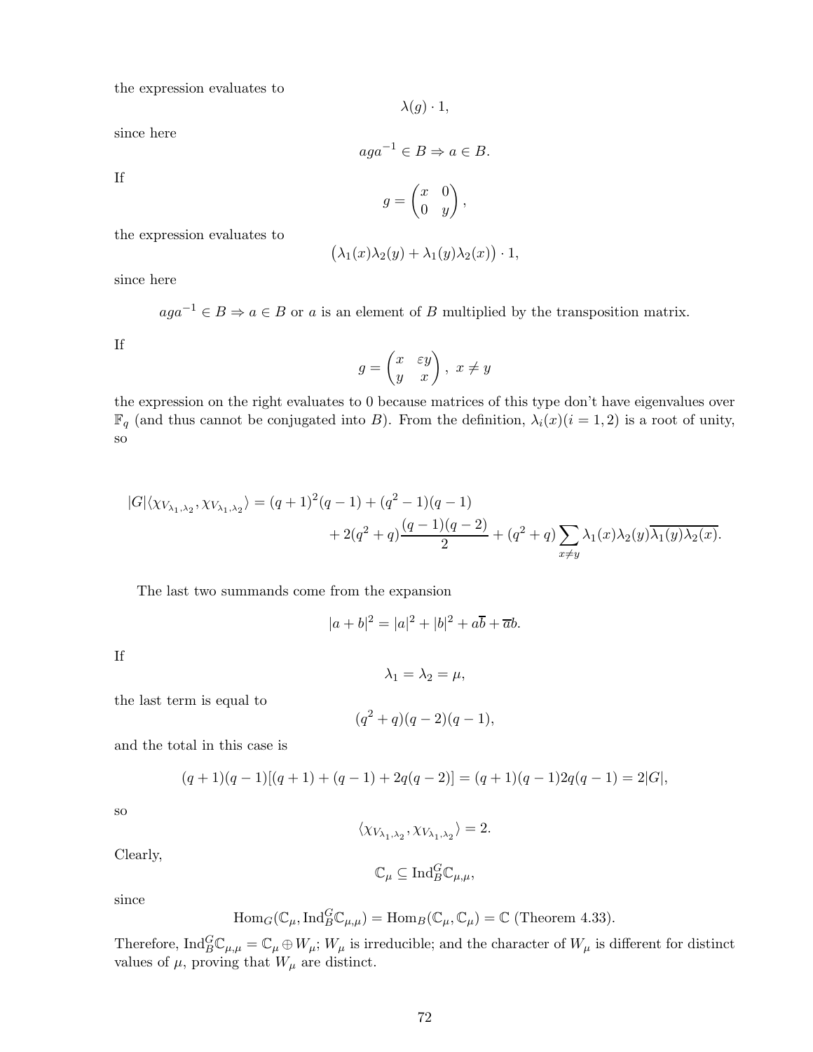the expression evaluates to

$$\lambda(g) \cdot 1,$$

since here

$$aga^{-1} \in B \Rightarrow a \in B.$$

If

$$g = \begin{pmatrix} x & 0 \\ 0 & y \end{pmatrix},$$

the expression evaluates to

$$\big(\lambda_1(x)\lambda_2(y) + \lambda_1(y)\lambda_2(x)\big) \cdot 1,$$

since here

$$aga^{-1} \in B \Rightarrow a \in B \text{ or } a \text{ is an element of } B \text{ multiplied by the transposition matrix.}$$

If

$$g = \begin{pmatrix} x & \varepsilon y \\ y & x \end{pmatrix},\ x \neq y$$

the expression on the right evaluates to 0 because matrices of this type don't have eigenvalues over $\mathbb{F}_q$ (and thus cannot be conjugated into $B$). From the definition, $\lambda_i(x) (i = 1, 2)$ is a root of unity, so

$$|G|\langle \chi_{V_{\lambda_1,\lambda_2}}, \chi_{V_{\lambda_1,\lambda_2}} \rangle = (q+1)^2(q-1) + (q^2-1)(q-1) \\ + 2(q^2+q)\frac{(q-1)(q-2)}{2} + (q^2+q)\sum_{x \neq y} \lambda_1(x)\lambda_2(y)\overline{\lambda_1(y)\lambda_2(x)}.$$

The last two summands come from the expansion

$$|a+b|^2 = |a|^2 + |b|^2 + a\overline{b} + \overline{a}b.$$

If

$$\lambda_1 = \lambda_2 = \mu,$$

the last term is equal to

$$(q^2+q)(q-2)(q-1),$$

and the total in this case is

$$(q+1)(q-1)[(q+1) + (q-1) + 2q(q-2)] = (q+1)(q-1)2q(q-1) = 2|G|,$$

so

$$\langle \chi_{V_{\lambda_1,\lambda_2}}, \chi_{V_{\lambda_1,\lambda_2}} \rangle = 2.$$

Clearly,

$$\mathbb{C}_\mu \subseteq \operatorname{Ind}_B^G \mathbb{C}_{\mu,\mu},$$

since

$$\operatorname{Hom}_G(\mathbb{C}_\mu, \operatorname{Ind}_B^G \mathbb{C}_{\mu,\mu}) = \operatorname{Hom}_B(\mathbb{C}_\mu, \mathbb{C}_\mu) = \mathbb{C} \text{ (Theorem 4.33).}$$

Therefore, $\operatorname{Ind}_B^G \mathbb{C}_{\mu,\mu} = \mathbb{C}_\mu \oplus W_\mu$; $W_\mu$ is irreducible; and the character of $W_\mu$ is different for distinct values of $\mu$, proving that $W_\mu$ are distinct.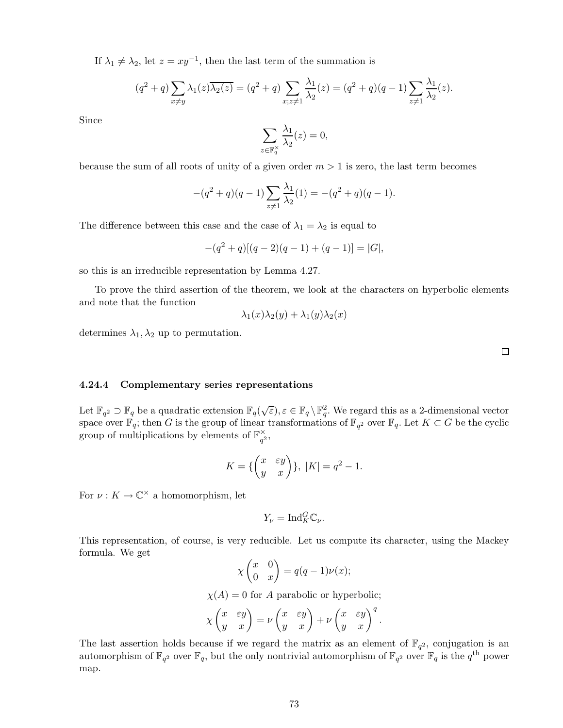If $\lambda_1 \neq \lambda_2$, let $z = xy^{-1}$, then the last term of the summation is

$$(q^2+q)\sum_{x \neq y} \lambda_1(z)\overline{\lambda_2(z)} = (q^2+q)\sum_{x;z\neq 1} \frac{\lambda_1}{\lambda_2}(z) = (q^2+q)(q-1)\sum_{z\neq 1} \frac{\lambda_1}{\lambda_2}(z).$$

Since

$$\sum_{z \in \mathbb{F}_q^\times} \frac{\lambda_1}{\lambda_2}(z) = 0,$$

because the sum of all roots of unity of a given order $m > 1$ is zero, the last term becomes

$$-(q^2+q)(q-1)\sum_{z\neq 1} \frac{\lambda_1}{\lambda_2}(1) = -(q^2+q)(q-1).$$

The difference between this case and the case of $\lambda_1 = \lambda_2$ is equal to

$$-(q^2+q)[(q-2)(q-1)+(q-1)] = |G|,$$

so this is an irreducible representation by Lemma 4.27.

To prove the third assertion of the theorem, we look at the characters on hyperbolic elements and note that the function

$$\lambda_1(x)\lambda_2(y) + \lambda_1(y)\lambda_2(x)$$

determines $\lambda_1, \lambda_2$ up to permutation.

□

### 4.24.4 Complementary series representations

Let $\mathbb{F}_{q^2} \supset \mathbb{F}_q$ be a quadratic extension $\mathbb{F}_q(\sqrt{\varepsilon}), \varepsilon \in \mathbb{F}_q \setminus \mathbb{F}_q^2$. We regard this as a 2-dimensional vector space over $\mathbb{F}_q$; then $G$ is the group of linear transformations of $\mathbb{F}_{q^2}$ over $\mathbb{F}_q$. Let $K \subset G$ be the cyclic group of multiplications by elements of $\mathbb{F}_{q^2}^\times$,

$$K = \{\begin{pmatrix} x & \varepsilon y \\ y & x \end{pmatrix}\},\ |K| = q^2 - 1.$$

For $\nu : K \to \mathbb{C}^\times$ a homomorphism, let

$$Y_\nu = \mathrm{Ind}_K^G \mathbb{C}_\nu.$$

This representation, of course, is very reducible. Let us compute its character, using the Mackey formula. We get

$$\chi\begin{pmatrix} x & 0 \\ 0 & x \end{pmatrix} = q(q-1)\nu(x);$$

$$\chi(A) = 0 \text{ for } A \text{ parabolic or hyperbolic;}$$

$$\chi\begin{pmatrix} x & \varepsilon y \\ y & x \end{pmatrix} = \nu\begin{pmatrix} x & \varepsilon y \\ y & x \end{pmatrix} + \nu\begin{pmatrix} x & \varepsilon y \\ y & x \end{pmatrix}^q.$$

The last assertion holds because if we regard the matrix as an element of $\mathbb{F}_{q^2}$, conjugation is an automorphism of $\mathbb{F}_{q^2}$ over $\mathbb{F}_q$, but the only nontrivial automorphism of $\mathbb{F}_{q^2}$ over $\mathbb{F}_q$ is the $q^{\text{th}}$ power map.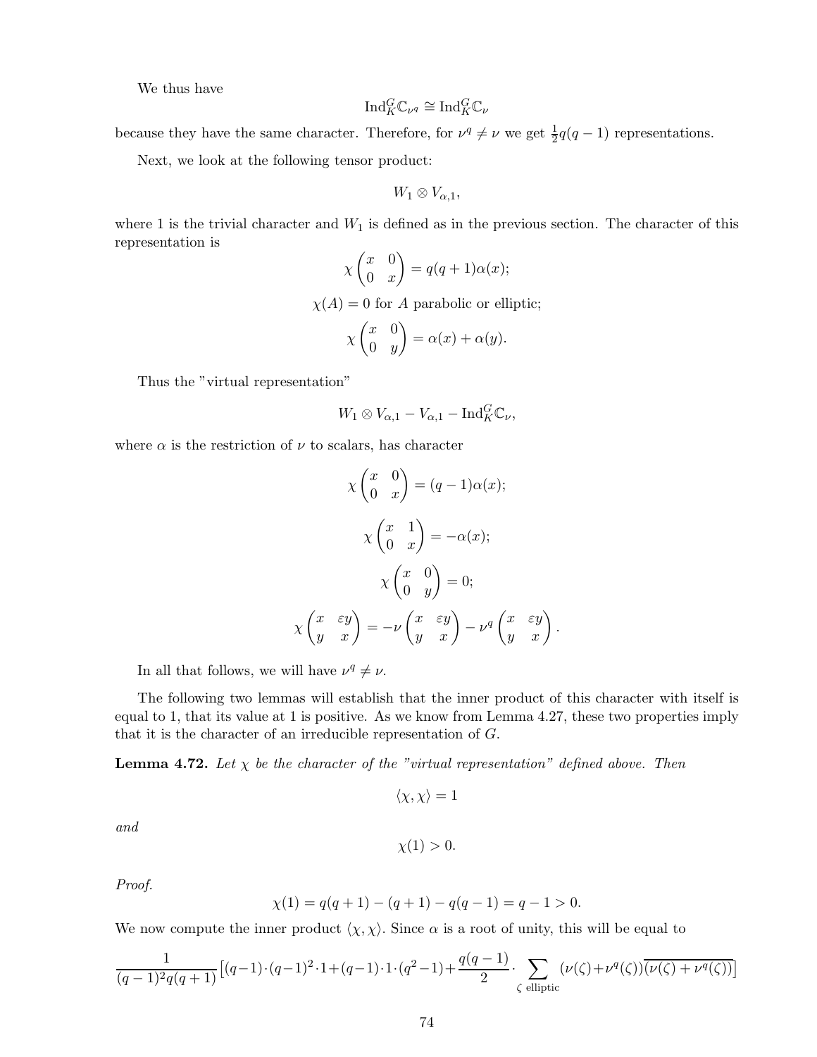We thus have

$$\mathrm{Ind}_K^G \mathbb{C}_{\nu^q} \cong \mathrm{Ind}_K^G \mathbb{C}_\nu$$

because they have the same character. Therefore, for $\nu^q \neq \nu$ we get $\frac{1}{2}q(q-1)$ representations.

Next, we look at the following tensor product:

$$W_1 \otimes V_{\alpha,1},$$

where 1 is the trivial character and $W_1$ is defined as in the previous section. The character of this representation is

$$\chi \begin{pmatrix} x & 0 \\ 0 & x \end{pmatrix} = q(q+1)\alpha(x);$$

$$\chi(A) = 0 \text{ for } A \text{ parabolic or elliptic};$$

$$\chi \begin{pmatrix} x & 0 \\ 0 & y \end{pmatrix} = \alpha(x) + \alpha(y).$$

Thus the "virtual representation"

$$W_1 \otimes V_{\alpha,1} - V_{\alpha,1} - \mathrm{Ind}_K^G \mathbb{C}_\nu,$$

where $\alpha$ is the restriction of $\nu$ to scalars, has character

$$\chi \begin{pmatrix} x & 0 \\ 0 & x \end{pmatrix} = (q-1)\alpha(x);$$

$$\chi \begin{pmatrix} x & 1 \\ 0 & x \end{pmatrix} = -\alpha(x);$$

$$\chi \begin{pmatrix} x & 0 \\ 0 & y \end{pmatrix} = 0;$$

$$\chi \begin{pmatrix} x & \varepsilon y \\ y & x \end{pmatrix} = -\nu \begin{pmatrix} x & \varepsilon y \\ y & x \end{pmatrix} - \nu^q \begin{pmatrix} x & \varepsilon y \\ y & x \end{pmatrix}.$$

In all that follows, we will have $\nu^q \neq \nu$.

The following two lemmas will establish that the inner product of this character with itself is equal to 1, that its value at 1 is positive. As we know from Lemma 4.27, these two properties imply that it is the character of an irreducible representation of $G$.

**Lemma 4.72.** *Let $\chi$ be the character of the "virtual representation" defined above. Then*

$$\langle \chi, \chi \rangle = 1$$

*and*

$$\chi(1) > 0.$$

*Proof.*

$$\chi(1) = q(q+1) - (q+1) - q(q-1) = q - 1 > 0.$$

We now compute the inner product $\langle \chi, \chi \rangle$. Since $\alpha$ is a root of unity, this will be equal to

$$\frac{1}{(q-1)^2 q(q+1)} \big[(q-1)\cdot(q-1)^2 \cdot 1 + (q-1)\cdot 1 \cdot (q^2-1) + \frac{q(q-1)}{2} \cdot \sum_{\zeta \text{ elliptic}} (\nu(\zeta) + \nu^q(\zeta)) \overline{(\nu(\zeta) + \nu^q(\zeta))}\big]$$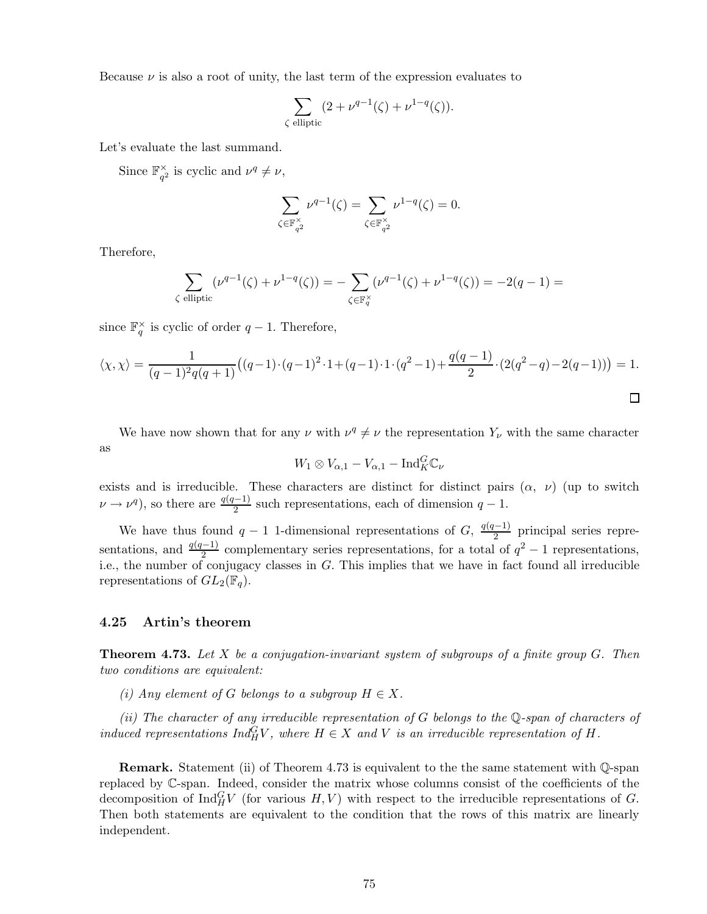Because $\nu$ is also a root of unity, the last term of the expression evaluates to

$$\sum_{\zeta \text{ elliptic}} (2 + \nu^{q-1}(\zeta) + \nu^{1-q}(\zeta)).$$

Let's evaluate the last summand.

Since $\mathbb{F}_{q^2}^\times$ is cyclic and $\nu^q \neq \nu$,

$$\sum_{\zeta \in \mathbb{F}_{q^2}^\times} \nu^{q-1}(\zeta) = \sum_{\zeta \in \mathbb{F}_{q^2}^\times} \nu^{1-q}(\zeta) = 0.$$

Therefore,

$$\sum_{\zeta \text{ elliptic}} (\nu^{q-1}(\zeta) + \nu^{1-q}(\zeta)) = -\sum_{\zeta \in \mathbb{F}_q^\times} (\nu^{q-1}(\zeta) + \nu^{1-q}(\zeta)) = -2(q-1) =$$

since $\mathbb{F}_q^\times$ is cyclic of order $q-1$. Therefore,

$$\langle \chi, \chi \rangle = \frac{1}{(q-1)^2 q(q+1)} \big( (q-1) \cdot (q-1)^2 \cdot 1 + (q-1) \cdot 1 \cdot (q^2-1) + \frac{q(q-1)}{2} \cdot (2(q^2-q) - 2(q-1)) \big) = 1.$$

□

We have now shown that for any $\nu$ with $\nu^q \neq \nu$ the representation $Y_\nu$ with the same character as

$$W_1 \otimes V_{\alpha,1} - V_{\alpha,1} - \mathrm{Ind}_K^G \mathbb{C}_\nu$$

exists and is irreducible. These characters are distinct for distinct pairs $(\alpha, \nu)$ (up to switch $\nu \to \nu^q$), so there are $\frac{q(q-1)}{2}$ such representations, each of dimension $q-1$.

We have thus found $q-1$ 1-dimensional representations of $G$, $\frac{q(q-1)}{2}$ principal series representations, and $\frac{q(q-1)}{2}$ complementary series representations, for a total of $q^2-1$ representations, i.e., the number of conjugacy classes in $G$. This implies that we have in fact found all irreducible representations of $GL_2(\mathbb{F}_q)$.

### 4.25 Artin's theorem

**Theorem 4.73.** *Let $X$ be a conjugation-invariant system of subgroups of a finite group $G$. Then two conditions are equivalent:*

*(i) Any element of $G$ belongs to a subgroup $H \in X$.*

*(ii) The character of any irreducible representation of $G$ belongs to the $\mathbb{Q}$-span of characters of induced representations $\mathrm{Ind}_H^G V$, where $H \in X$ and $V$ is an irreducible representation of $H$.*

**Remark.** Statement (ii) of Theorem 4.73 is equivalent to the the same statement with $\mathbb{Q}$-span replaced by $\mathbb{C}$-span. Indeed, consider the matrix whose columns consist of the coefficients of the decomposition of $\mathrm{Ind}_H^G V$ (for various $H, V$) with respect to the irreducible representations of $G$. Then both statements are equivalent to the condition that the rows of this matrix are linearly independent.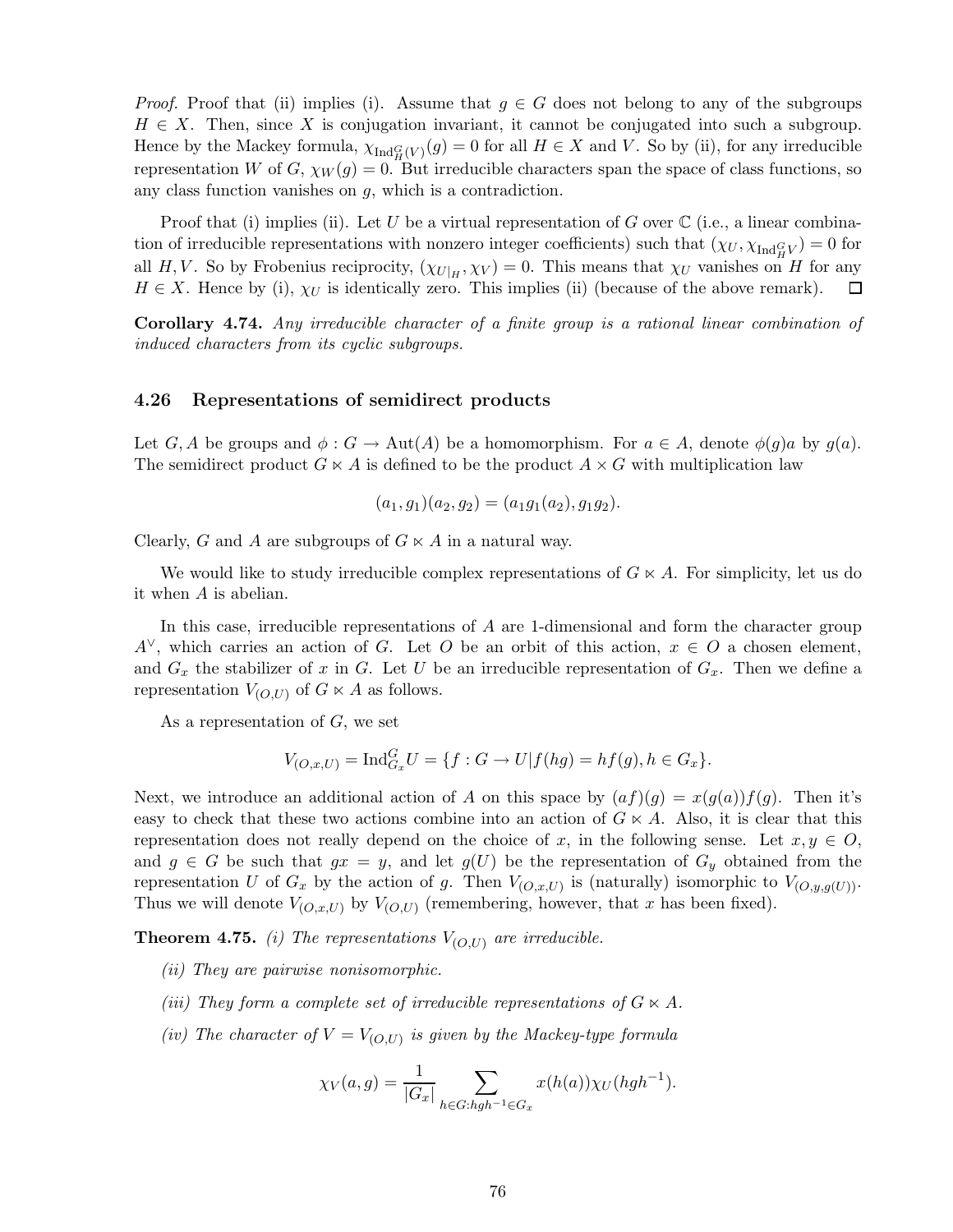*Proof.* Proof that (ii) implies (i). Assume that $g \in G$ does not belong to any of the subgroups $H \in X$. Then, since $X$ is conjugation invariant, it cannot be conjugated into such a subgroup. Hence by the Mackey formula, $\chi_{\mathrm{Ind}_H^G(V)}(g) = 0$ for all $H \in X$ and $V$. So by (ii), for any irreducible representation $W$ of $G$, $\chi_W(g) = 0$. But irreducible characters span the space of class functions, so any class function vanishes on $g$, which is a contradiction.

Proof that (i) implies (ii). Let $U$ be a virtual representation of $G$ over $\mathbb{C}$ (i.e., a linear combination of irreducible representations with nonzero integer coefficients) such that $(\chi_U, \chi_{\mathrm{Ind}_H^G V}) = 0$ for all $H, V$. So by Frobenius reciprocity, $(\chi_{U|_H}, \chi_V) = 0$. This means that $\chi_U$ vanishes on $H$ for any $H \in X$. Hence by (i), $\chi_U$ is identically zero. This implies (ii) (because of the above remark). $\square$

**Corollary 4.74.** *Any irreducible character of a finite group is a rational linear combination of induced characters from its cyclic subgroups.*

### 4.26 Representations of semidirect products

Let $G, A$ be groups and $\phi : G \to \mathrm{Aut}(A)$ be a homomorphism. For $a \in A$, denote $\phi(g)a$ by $g(a)$. The semidirect product $G \ltimes A$ is defined to be the product $A \times G$ with multiplication law

$$(a_1, g_1)(a_2, g_2) = (a_1 g_1(a_2), g_1 g_2).$$

Clearly, $G$ and $A$ are subgroups of $G \ltimes A$ in a natural way.

We would like to study irreducible complex representations of $G \ltimes A$. For simplicity, let us do it when $A$ is abelian.

In this case, irreducible representations of $A$ are 1-dimensional and form the character group $A^\vee$, which carries an action of $G$. Let $O$ be an orbit of this action, $x \in O$ a chosen element, and $G_x$ the stabilizer of $x$ in $G$. Let $U$ be an irreducible representation of $G_x$. Then we define a representation $V_{(O,U)}$ of $G \ltimes A$ as follows.

As a representation of $G$, we set

$$V_{(O,x,U)} = \mathrm{Ind}_{G_x}^G U = \{f : G \to U | f(hg) = hf(g), h \in G_x\}.$$

Next, we introduce an additional action of $A$ on this space by $(af)(g) = x(g(a))f(g)$. Then it's easy to check that these two actions combine into an action of $G \ltimes A$. Also, it is clear that this representation does not really depend on the choice of $x$, in the following sense. Let $x, y \in O$, and $g \in G$ be such that $gx = y$, and let $g(U)$ be the representation of $G_y$ obtained from the representation $U$ of $G_x$ by the action of $g$. Then $V_{(O,x,U)}$ is (naturally) isomorphic to $V_{(O,y,g(U))}$. Thus we will denote $V_{(O,x,U)}$ by $V_{(O,U)}$ (remembering, however, that $x$ has been fixed).

**Theorem 4.75.** *(i) The representations $V_{(O,U)}$ are irreducible.*

*(ii) They are pairwise nonisomorphic.*

*(iii) They form a complete set of irreducible representations of $G \ltimes A$.*

*(iv) The character of $V = V_{(O,U)}$ is given by the Mackey-type formula*

$$\chi_V(a, g) = \frac{1}{|G_x|} \sum_{h \in G : hgh^{-1} \in G_x} x(h(a)) \chi_U(hgh^{-1}).$$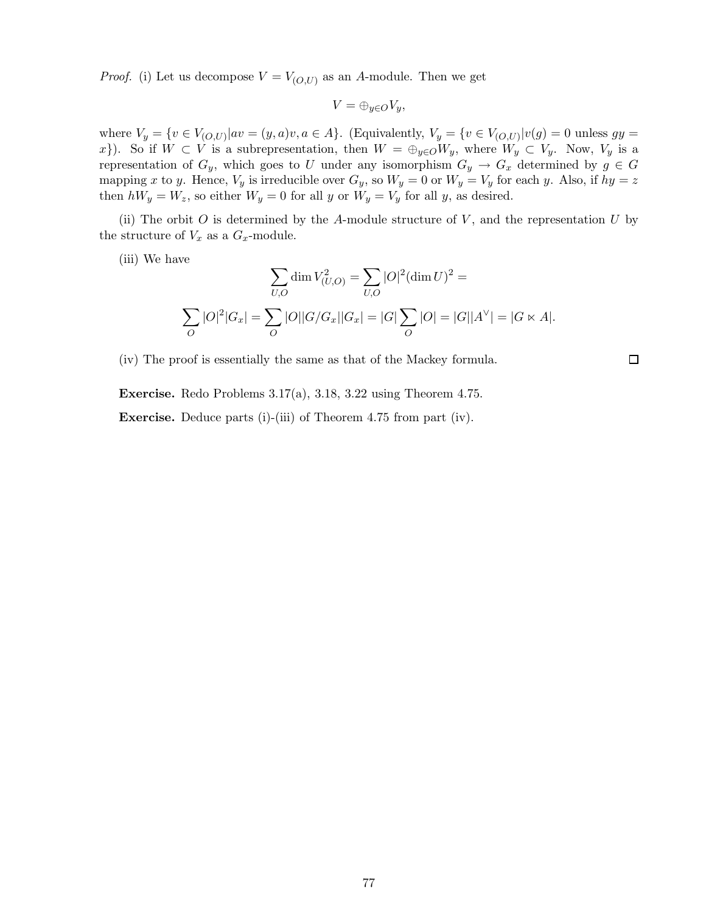*Proof.* (i) Let us decompose $V = V_{(O,U)}$ as an $A$-module. Then we get

$$V = \oplus_{y \in O} V_y,$$

where $V_y = \{v \in V_{(O,U)} | av = (y,a)v, a \in A\}$. (Equivalently, $V_y = \{v \in V_{(O,U)} | v(g) = 0$ unless $gy = x\}$). So if $W \subset V$ is a subrepresentation, then $W = \oplus_{y \in O} W_y$, where $W_y \subset V_y$. Now, $V_y$ is a representation of $G_y$, which goes to $U$ under any isomorphism $G_y \to G_x$ determined by $g \in G$ mapping $x$ to $y$. Hence, $V_y$ is irreducible over $G_y$, so $W_y = 0$ or $W_y = V_y$ for each $y$. Also, if $hy = z$ then $hW_y = W_z$, so either $W_y = 0$ for all $y$ or $W_y = V_y$ for all $y$, as desired.

(ii) The orbit $O$ is determined by the $A$-module structure of $V$, and the representation $U$ by the structure of $V_x$ as a $G_x$-module.

(iii) We have

$$\sum_{U,O} \dim V_{(U,O)}^2 = \sum_{U,O} |O|^2 (\dim U)^2 =$$

$$\sum_O |O|^2 |G_x| = \sum_O |O||G/G_x||G_x| = |G| \sum_O |O| = |G||A^\vee| = |G \ltimes A|.$$

(iv) The proof is essentially the same as that of the Mackey formula. $\square$

**Exercise.** Redo Problems 3.17(a), 3.18, 3.22 using Theorem 4.75.

**Exercise.** Deduce parts (i)-(iii) of Theorem 4.75 from part (iv).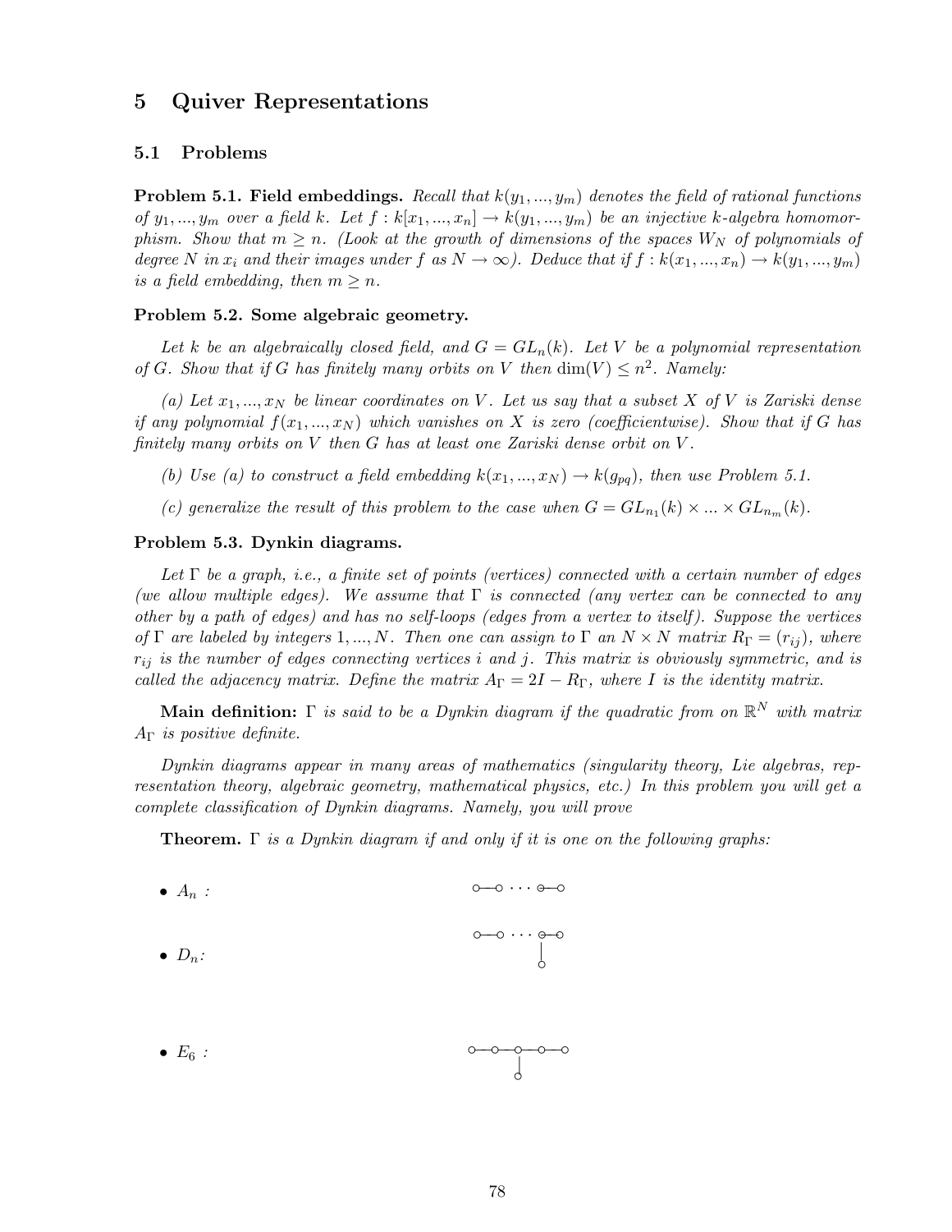# 5 Quiver Representations

## 5.1 Problems

**Problem 5.1. Field embeddings.** *Recall that $k(y_1, ..., y_m)$ denotes the field of rational functions of $y_1, ..., y_m$ over a field $k$. Let $f : k[x_1, ..., x_n] \to k(y_1, ..., y_m)$ be an injective $k$-algebra homomorphism. Show that $m \geq n$. (Look at the growth of dimensions of the spaces $W_N$ of polynomials of degree $N$ in $x_i$ and their images under $f$ as $N \to \infty$). Deduce that if $f : k(x_1, ..., x_n) \to k(y_1, ..., y_m)$ is a field embedding, then $m \geq n$.*

**Problem 5.2. Some algebraic geometry.**

*Let $k$ be an algebraically closed field, and $G = GL_n(k)$. Let $V$ be a polynomial representation of $G$. Show that if $G$ has finitely many orbits on $V$ then $\dim(V) \leq n^2$. Namely:*

*(a) Let $x_1, ..., x_N$ be linear coordinates on $V$. Let us say that a subset $X$ of $V$ is Zariski dense if any polynomial $f(x_1, ..., x_N)$ which vanishes on $X$ is zero (coefficientwise). Show that if $G$ has finitely many orbits on $V$ then $G$ has at least one Zariski dense orbit on $V$.*

*(b) Use (a) to construct a field embedding $k(x_1, ..., x_N) \to k(g_{pq})$, then use Problem 5.1.*

*(c) generalize the result of this problem to the case when $G = GL_{n_1}(k) \times ... \times GL_{n_m}(k)$.*

**Problem 5.3. Dynkin diagrams.**

*Let $\Gamma$ be a graph, i.e., a finite set of points (vertices) connected with a certain number of edges (we allow multiple edges). We assume that $\Gamma$ is connected (any vertex can be connected to any other by a path of edges) and has no self-loops (edges from a vertex to itself). Suppose the vertices of $\Gamma$ are labeled by integers $1, ..., N$. Then one can assign to $\Gamma$ an $N \times N$ matrix $R_\Gamma = (r_{ij})$, where $r_{ij}$ is the number of edges connecting vertices $i$ and $j$. This matrix is obviously symmetric, and is called the adjacency matrix. Define the matrix $A_\Gamma = 2I - R_\Gamma$, where $I$ is the identity matrix.*

**Main definition:** *$\Gamma$ is said to be a Dynkin diagram if the quadratic from on $\mathbb{R}^N$ with matrix $A_\Gamma$ is positive definite.*

*Dynkin diagrams appear in many areas of mathematics (singularity theory, Lie algebras, representation theory, algebraic geometry, mathematical physics, etc.) In this problem you will get a complete classification of Dynkin diagrams. Namely, you will prove*

**Theorem.** *$\Gamma$ is a Dynkin diagram if and only if it is one on the following graphs:*

- $A_n$ :
- $D_n$:
- $E_6$ :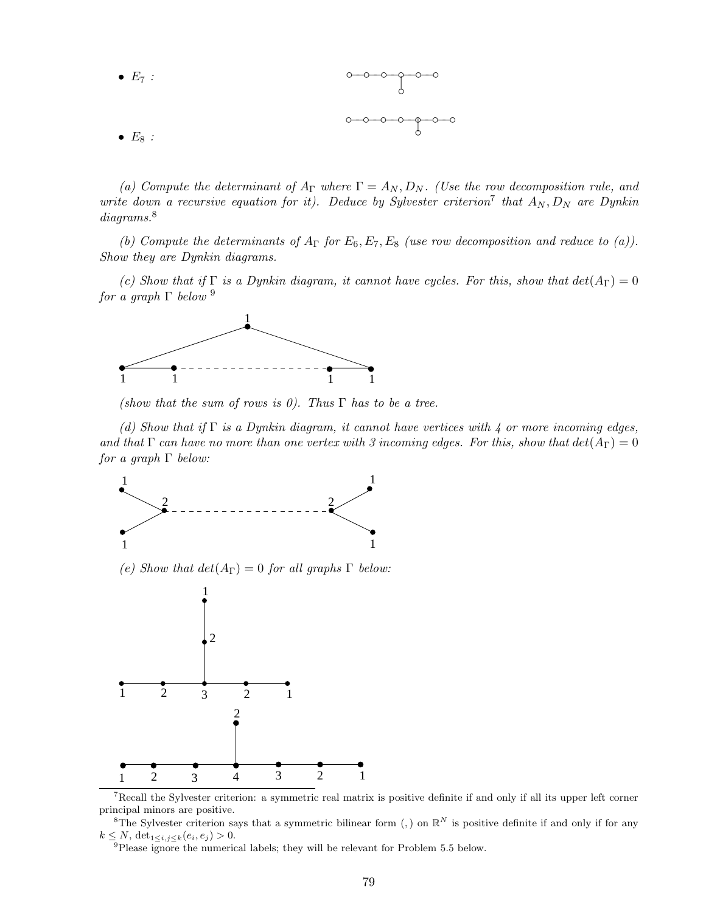- $E_7$ :

- $E_8$ :

*(a) Compute the determinant of $A_\Gamma$ where $\Gamma = A_N, D_N$. (Use the row decomposition rule, and write down a recursive equation for it). Deduce by Sylvester criterion*[7] *that $A_N, D_N$ are Dynkin diagrams.*[8]

*(b) Compute the determinants of $A_\Gamma$ for $E_6, E_7, E_8$ (use row decomposition and reduce to (a)). Show they are Dynkin diagrams.*

*(c) Show that if $\Gamma$ is a Dynkin diagram, it cannot have cycles. For this, show that $det(A_\Gamma) = 0$ for a graph $\Gamma$ below* [9]

*(show that the sum of rows is 0). Thus $\Gamma$ has to be a tree.*

*(d) Show that if $\Gamma$ is a Dynkin diagram, it cannot have vertices with 4 or more incoming edges, and that $\Gamma$ can have no more than one vertex with 3 incoming edges. For this, show that $det(A_\Gamma) = 0$ for a graph $\Gamma$ below:*

*(e) Show that $det(A_\Gamma) = 0$ for all graphs $\Gamma$ below:*

---

[7] Recall the Sylvester criterion: a symmetric real matrix is positive definite if and only if all its upper left corner principal minors are positive.

[8] The Sylvester criterion says that a symmetric bilinear form $(,)$ on $\mathbb{R}^N$ is positive definite if and only if for any $k \leq N$, $\det_{1 \leq i,j \leq k}(e_i, e_j) > 0$.

[9] Please ignore the numerical labels; they will be relevant for Problem 5.5 below.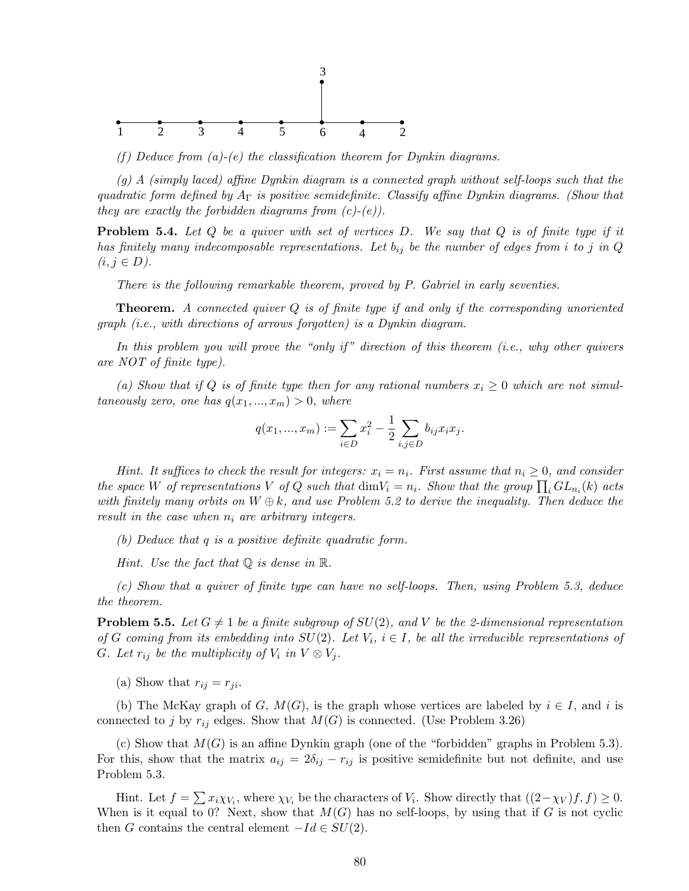*(f) Deduce from (a)-(e) the classification theorem for Dynkin diagrams.*

*(g) A (simply laced) affine Dynkin diagram is a connected graph without self-loops such that the quadratic form defined by $A_\Gamma$ is positive semidefinite. Classify affine Dynkin diagrams. (Show that they are exactly the forbidden diagrams from (c)-(e)).*

**Problem 5.4.** *Let $Q$ be a quiver with set of vertices $D$. We say that $Q$ is of finite type if it has finitely many indecomposable representations. Let $b_{ij}$ be the number of edges from $i$ to $j$ in $Q$ ($i, j \in D$).*

*There is the following remarkable theorem, proved by P. Gabriel in early seventies.*

**Theorem.** *A connected quiver $Q$ is of finite type if and only if the corresponding unoriented graph (i.e., with directions of arrows forgotten) is a Dynkin diagram.*

*In this problem you will prove the "only if" direction of this theorem (i.e., why other quivers are NOT of finite type).*

*(a) Show that if $Q$ is of finite type then for any rational numbers $x_i \geq 0$ which are not simultaneously zero, one has $q(x_1, ..., x_m) > 0$, where*

$$q(x_1, ..., x_m) := \sum_{i \in D} x_i^2 - \frac{1}{2} \sum_{i,j \in D} b_{ij} x_i x_j.$$

*Hint. It suffices to check the result for integers: $x_i = n_i$. First assume that $n_i \geq 0$, and consider the space $W$ of representations $V$ of $Q$ such that $\dim V_i = n_i$. Show that the group $\prod_i GL_{n_i}(k)$ acts with finitely many orbits on $W \oplus k$, and use Problem 5.2 to derive the inequality. Then deduce the result in the case when $n_i$ are arbitrary integers.*

*(b) Deduce that $q$ is a positive definite quadratic form.*

*Hint. Use the fact that $\mathbb{Q}$ is dense in $\mathbb{R}$.*

*(c) Show that a quiver of finite type can have no self-loops. Then, using Problem 5.3, deduce the theorem.*

**Problem 5.5.** *Let $G \neq 1$ be a finite subgroup of $SU(2)$, and $V$ be the 2-dimensional representation of $G$ coming from its embedding into $SU(2)$. Let $V_i$, $i \in I$, be all the irreducible representations of $G$. Let $r_{ij}$ be the multiplicity of $V_i$ in $V \otimes V_j$.*

(a) Show that $r_{ij} = r_{ji}$.

(b) The McKay graph of $G$, $M(G)$, is the graph whose vertices are labeled by $i \in I$, and $i$ is connected to $j$ by $r_{ij}$ edges. Show that $M(G)$ is connected. (Use Problem 3.26)

(c) Show that $M(G)$ is an affine Dynkin graph (one of the "forbidden" graphs in Problem 5.3). For this, show that the matrix $a_{ij} = 2\delta_{ij} - r_{ij}$ is positive semidefinite but not definite, and use Problem 5.3.

Hint. Let $f = \sum x_i \chi_{V_i}$, where $\chi_{V_i}$ be the characters of $V_i$. Show directly that $((2-\chi_V)f, f) \geq 0$. When is it equal to 0? Next, show that $M(G)$ has no self-loops, by using that if $G$ is not cyclic then $G$ contains the central element $-Id \in SU(2)$.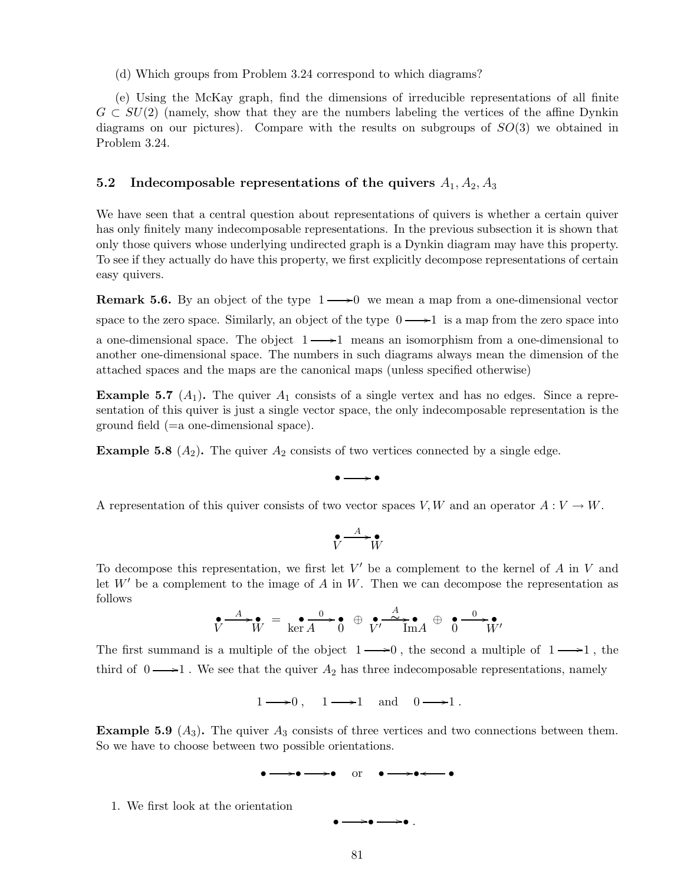(d) Which groups from Problem 3.24 correspond to which diagrams?

(e) Using the McKay graph, find the dimensions of irreducible representations of all finite $G \subset SU(2)$ (namely, show that they are the numbers labeling the vertices of the affine Dynkin diagrams on our pictures). Compare with the results on subgroups of $SO(3)$ we obtained in Problem 3.24.

### 5.2 Indecomposable representations of the quivers $A_1, A_2, A_3$

We have seen that a central question about representations of quivers is whether a certain quiver has only finitely many indecomposable representations. In the previous subsection it is shown that only those quivers whose underlying undirected graph is a Dynkin diagram may have this property. To see if they actually do have this property, we first explicitly decompose representations of certain easy quivers.

**Remark 5.6.** By an object of the type $1 \longrightarrow 0$ we mean a map from a one-dimensional vector space to the zero space. Similarly, an object of the type $0 \longrightarrow 1$ is a map from the zero space into a one-dimensional space. The object $1 \longrightarrow 1$ means an isomorphism from a one-dimensional to another one-dimensional space. The numbers in such diagrams always mean the dimension of the attached spaces and the maps are the canonical maps (unless specified otherwise)

**Example 5.7** ($A_1$)**.** The quiver $A_1$ consists of a single vertex and has no edges. Since a representation of this quiver is just a single vector space, the only indecomposable representation is the ground field (=a one-dimensional space).

**Example 5.8** ($A_2$)**.** The quiver $A_2$ consists of two vertices connected by a single edge.

$$\bullet \longrightarrow \bullet$$

A representation of this quiver consists of two vector spaces $V, W$ and an operator $A : V \to W$.

$$\underset{V}{\bullet} \xrightarrow{A} \underset{W}{\bullet}$$

To decompose this representation, we first let $V'$ be a complement to the kernel of $A$ in $V$ and let $W'$ be a complement to the image of $A$ in $W$. Then we can decompose the representation as follows

$$\underset{V}{\bullet} \xrightarrow{A} \underset{W}{\bullet} \;=\; \underset{\ker A}{\bullet} \xrightarrow{0} \underset{0}{\bullet} \;\oplus\; \underset{V'}{\bullet} \xrightarrow[\sim]{A} \underset{\operatorname{Im} A}{\bullet} \;\oplus\; \underset{0}{\bullet} \xrightarrow{0} \underset{W'}{\bullet}$$

The first summand is a multiple of the object $1 \longrightarrow 0$, the second a multiple of $1 \longrightarrow 1$, the third of $0 \longrightarrow 1$. We see that the quiver $A_2$ has three indecomposable representations, namely

$$1 \longrightarrow 0\,, \quad 1 \longrightarrow 1 \quad \text{and} \quad 0 \longrightarrow 1\,.$$

**Example 5.9** ($A_3$)**.** The quiver $A_3$ consists of three vertices and two connections between them. So we have to choose between two possible orientations.

$$\bullet \longrightarrow \bullet \longrightarrow \bullet \quad \text{or} \quad \bullet \longrightarrow \bullet \longleftarrow \bullet$$

1. We first look at the orientation

$$\bullet \longrightarrow \bullet \longrightarrow \bullet\,.$$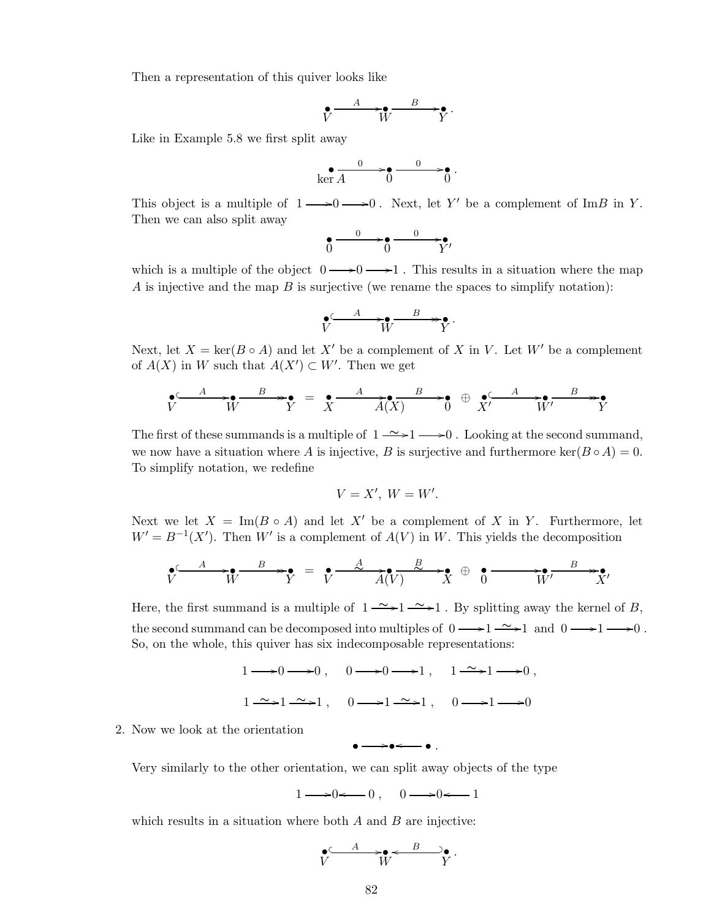Then a representation of this quiver looks like

$$\underset{V}{\bullet} \xrightarrow{A} \underset{W}{\bullet} \xrightarrow{B} \underset{Y}{\bullet}.$$

Like in Example 5.8 we first split away

$$\underset{\ker A}{\bullet} \xrightarrow{0} \underset{0}{\bullet} \xrightarrow{0} \underset{0}{\bullet}.$$

This object is a multiple of $1 \longrightarrow 0 \longrightarrow 0$. Next, let $Y'$ be a complement of $\mathrm{Im} B$ in $Y$. Then we can also split away

$$\underset{0}{\bullet} \xrightarrow{0} \underset{0}{\bullet} \xrightarrow{0} \underset{Y'}{\bullet}$$

which is a multiple of the object $0 \longrightarrow 0 \longrightarrow 1$. This results in a situation where the map $A$ is injective and the map $B$ is surjective (we rename the spaces to simplify notation):

$$\underset{V}{\bullet} \overset{A}{\hookrightarrow} \underset{W}{\bullet} \overset{B}{\twoheadrightarrow} \underset{Y}{\bullet}.$$

Next, let $X = \ker(B \circ A)$ and let $X'$ be a complement of $X$ in $V$. Let $W'$ be a complement of $A(X)$ in $W$ such that $A(X') \subset W'$. Then we get

$$\underset{V}{\bullet} \overset{A}{\hookrightarrow} \underset{W}{\bullet} \overset{B}{\twoheadrightarrow} \underset{Y}{\bullet} \;=\; \underset{X}{\bullet} \xrightarrow{A} \underset{A(X)}{\bullet} \xrightarrow{B} \underset{0}{\bullet} \;\oplus\; \underset{X'}{\bullet} \overset{A}{\hookrightarrow} \underset{W'}{\bullet} \overset{B}{\twoheadrightarrow} \underset{Y}{\bullet}$$

The first of these summands is a multiple of $1 \xrightarrow{\sim} 1 \longrightarrow 0$. Looking at the second summand, we now have a situation where $A$ is injective, $B$ is surjective and furthermore $\ker(B \circ A) = 0$. To simplify notation, we redefine

$$V = X', \; W = W'.$$

Next we let $X = \mathrm{Im}(B \circ A)$ and let $X'$ be a complement of $X$ in $Y$. Furthermore, let $W' = B^{-1}(X')$. Then $W'$ is a complement of $A(V)$ in $W$. This yields the decomposition

$$\underset{V}{\bullet} \overset{A}{\hookrightarrow} \underset{W}{\bullet} \overset{B}{\twoheadrightarrow} \underset{Y}{\bullet} \;=\; \underset{V}{\bullet} \xrightarrow[\sim]{A} \underset{A(V)}{\bullet} \xrightarrow[\sim]{B} \underset{X}{\bullet} \;\oplus\; \underset{0}{\bullet} \longrightarrow \underset{W'}{\bullet} \overset{B}{\twoheadrightarrow} \underset{X'}{\bullet}$$

Here, the first summand is a multiple of $1 \xrightarrow{\sim} 1 \xrightarrow{\sim} 1$. By splitting away the kernel of $B$, the second summand can be decomposed into multiples of $0 \longrightarrow 1 \xrightarrow{\sim} 1$ and $0 \longrightarrow 1 \longrightarrow 0$. So, on the whole, this quiver has six indecomposable representations:

$$1 \longrightarrow 0 \longrightarrow 0, \quad 0 \longrightarrow 0 \longrightarrow 1, \quad 1 \xrightarrow{\sim} 1 \longrightarrow 0,$$

$$1 \xrightarrow{\sim} 1 \xrightarrow{\sim} 1, \quad 0 \longrightarrow 1 \xrightarrow{\sim} 1, \quad 0 \longrightarrow 1 \longrightarrow 0$$

2. Now we look at the orientation

$$\bullet \longrightarrow \bullet \longleftarrow \bullet.$$

Very similarly to the other orientation, we can split away objects of the type

$$1 \longrightarrow 0 \longleftarrow 0, \quad 0 \longrightarrow 0 \longleftarrow 1$$

which results in a situation where both $A$ and $B$ are injective:

$$\underset{V}{\bullet} \overset{A}{\hookrightarrow} \underset{W}{\bullet} \overset{B}{\hookleftarrow} \underset{Y}{\bullet}.$$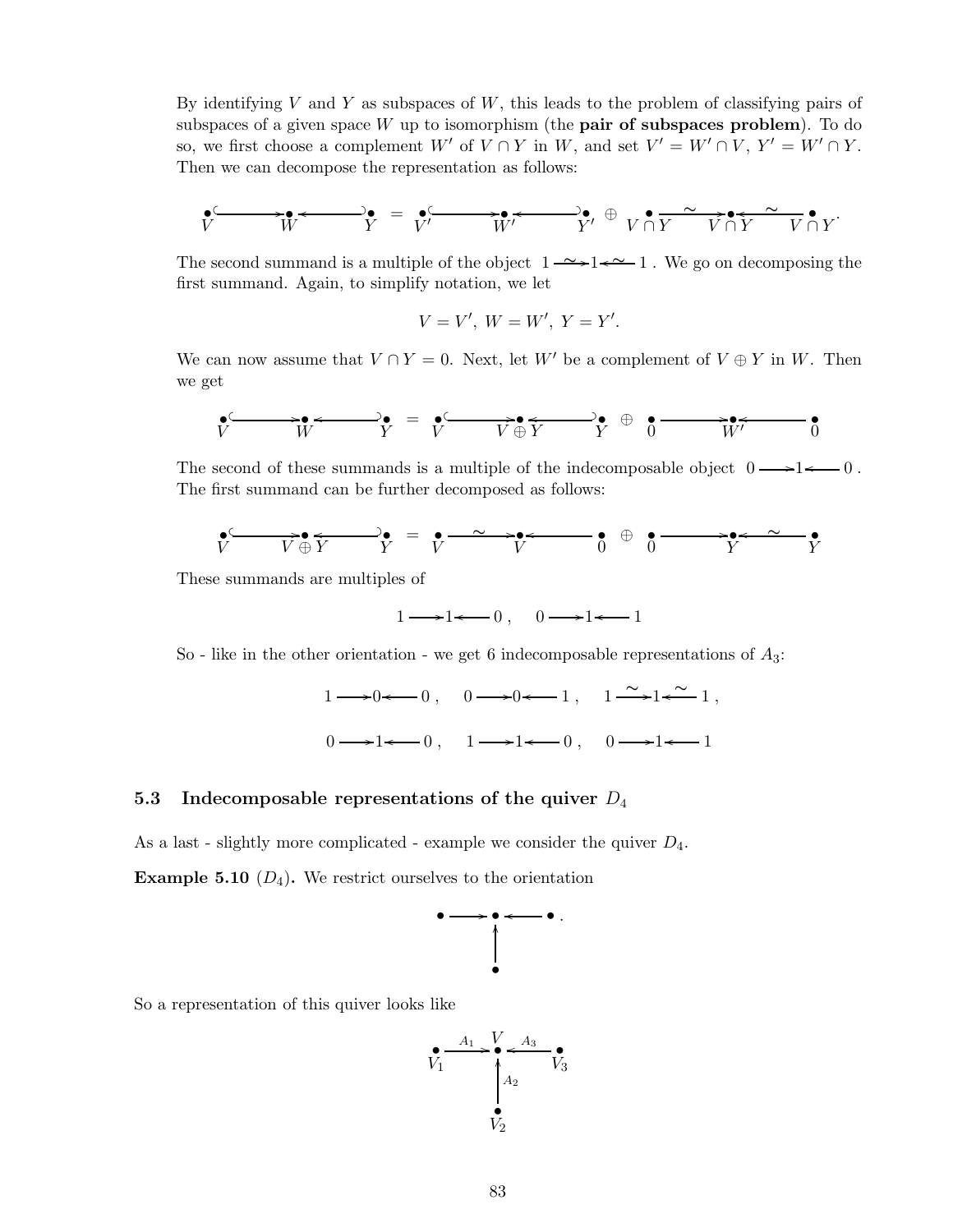By identifying $V$ and $Y$ as subspaces of $W$, this leads to the problem of classifying pairs of subspaces of a given space $W$ up to isomorphism (the **pair of subspaces problem**). To do so, we first choose a complement $W'$ of $V \cap Y$ in $W$, and set $V' = W' \cap V$, $Y' = W' \cap Y$. Then we can decompose the representation as follows:

$$\underset{V}{\bullet} \hookrightarrow \underset{W}{\bullet} \hookleftarrow \underset{Y}{\bullet} \;=\; \underset{V'}{\bullet} \hookrightarrow \underset{W'}{\bullet} \hookleftarrow \underset{Y'}{\bullet} \;\oplus\; \underset{V\cap Y}{\bullet} \xrightarrow{\sim} \underset{V\cap Y}{\bullet} \xleftarrow{\sim} \underset{V\cap Y}{\bullet}.$$

The second summand is a multiple of the object $1 \xrightarrow{\sim} 1 \xleftarrow{\sim} 1$. We go on decomposing the first summand. Again, to simplify notation, we let

$$V = V',\ W = W',\ Y = Y'.$$

We can now assume that $V \cap Y = 0$. Next, let $W'$ be a complement of $V \oplus Y$ in $W$. Then we get

$$\underset{V}{\bullet} \hookrightarrow \underset{W}{\bullet} \hookleftarrow \underset{Y}{\bullet} \;=\; \underset{V}{\bullet} \hookrightarrow \underset{V\oplus Y}{\bullet} \hookleftarrow \underset{Y}{\bullet} \;\oplus\; \underset{0}{\bullet} \longrightarrow \underset{W'}{\bullet} \longleftarrow \underset{0}{\bullet}$$

The second of these summands is a multiple of the indecomposable object $0 \longrightarrow 1 \longleftarrow 0$. The first summand can be further decomposed as follows:

$$\underset{V}{\bullet} \hookrightarrow \underset{V\oplus Y}{\bullet} \hookleftarrow \underset{Y}{\bullet} \;=\; \underset{V}{\bullet} \xrightarrow{\sim} \underset{V}{\bullet} \longleftarrow \underset{0}{\bullet} \;\oplus\; \underset{0}{\bullet} \longrightarrow \underset{Y}{\bullet} \xleftarrow{\sim} \underset{Y}{\bullet}$$

These summands are multiples of

$$1 \longrightarrow 1 \longleftarrow 0\,, \quad 0 \longrightarrow 1 \longleftarrow 1$$

So - like in the other orientation - we get 6 indecomposable representations of $A_3$:

$$1 \longrightarrow 0 \longleftarrow 0\,, \quad 0 \longrightarrow 0 \longleftarrow 1\,, \quad 1 \xrightarrow{\sim} 1 \xleftarrow{\sim} 1\,,$$

$$0 \longrightarrow 1 \longleftarrow 0\,, \quad 1 \longrightarrow 1 \longleftarrow 0\,, \quad 0 \longrightarrow 1 \longleftarrow 1$$

### 5.3 Indecomposable representations of the quiver $D_4$

As a last - slightly more complicated - example we consider the quiver $D_4$.

**Example 5.10** ($D_4$)**.** We restrict ourselves to the orientation

$$\begin{array}{ccccc} \bullet & \longrightarrow & \bullet & \longleftarrow & \bullet \\ & & \uparrow & & \\ & & \bullet & & \end{array}.$$

So a representation of this quiver looks like

$$\begin{array}{ccccc} \underset{V_1}{\bullet} & \xrightarrow{A_1} & \overset{V}{\bullet} & \xleftarrow{A_3} & \underset{V_3}{\bullet} \\ & & \uparrow{\scriptstyle A_2} & & \\ & & \underset{V_2}{\bullet} & & \end{array}$$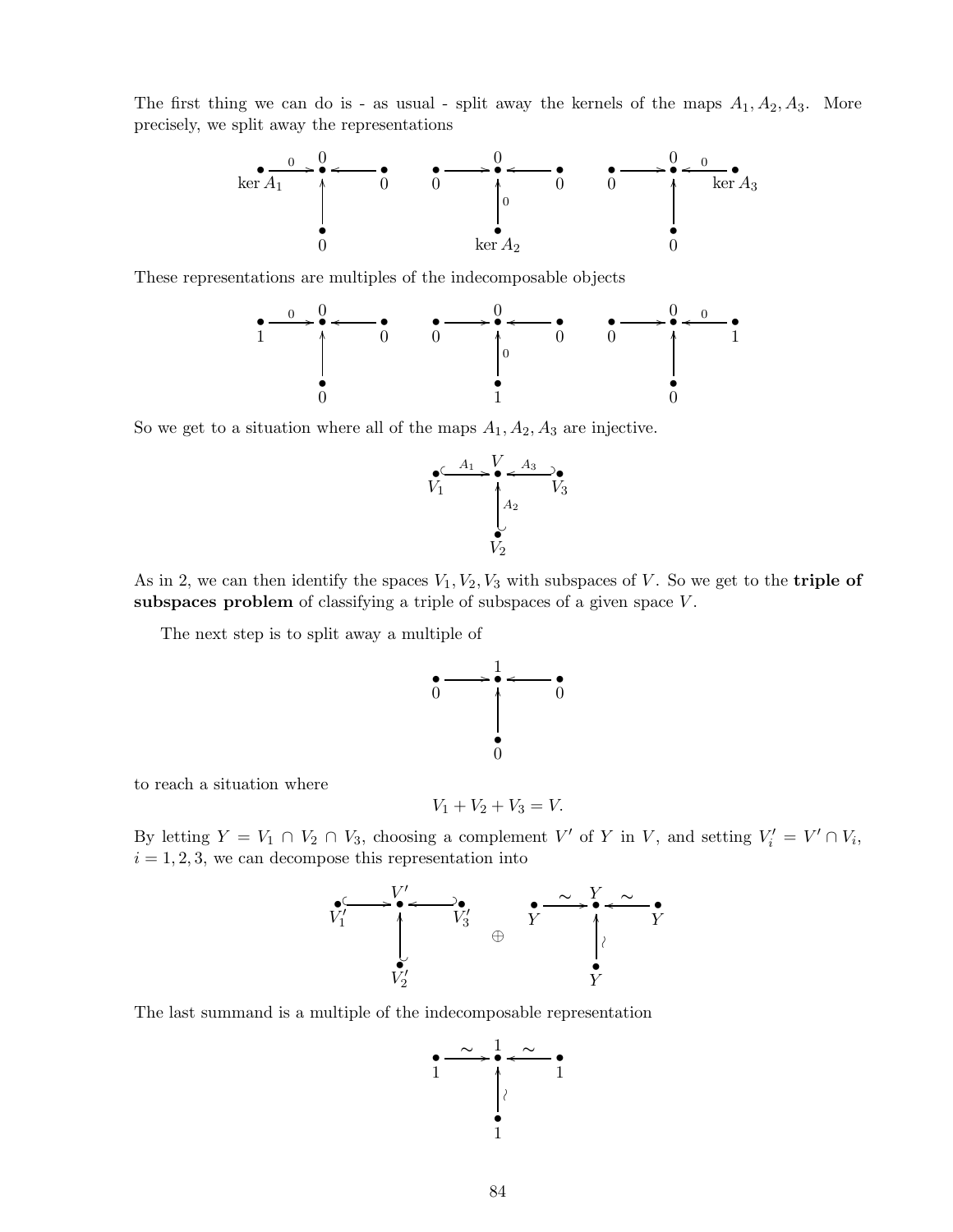The first thing we can do is - as usual - split away the kernels of the maps $A_1, A_2, A_3$. More precisely, we split away the representations

$$
\begin{array}{ccc}
\ker A_1 \xrightarrow{0} 0 \leftarrow 0, \quad 0 \uparrow & \quad 0 \rightarrow 0 \leftarrow 0, \quad \ker A_2 \xrightarrow{0} \uparrow & \quad 0 \rightarrow 0 \xleftarrow{0} \ker A_3, \quad 0 \uparrow
\end{array}
$$

These representations are multiples of the indecomposable objects

$$
\begin{array}{ccc}
1 \xrightarrow{0} 0 \leftarrow 0, \quad 0 \uparrow & \quad 0 \rightarrow 0 \leftarrow 0, \quad 1 \xrightarrow{0} \uparrow & \quad 0 \rightarrow 0 \xleftarrow{0} 1, \quad 0 \uparrow
\end{array}
$$

So we get to a situation where all of the maps $A_1, A_2, A_3$ are injective.

$$
V_1 \xhookrightarrow{A_1} V \xhookleftarrow{A_3} V_3, \quad V_2 \xhookrightarrow{A_2} V
$$

As in 2, we can then identify the spaces $V_1, V_2, V_3$ with subspaces of $V$. So we get to the **triple of subspaces problem** of classifying a triple of subspaces of a given space $V$.

The next step is to split away a multiple of

$$
0 \rightarrow 1 \leftarrow 0, \quad 0 \rightarrow 1
$$

to reach a situation where

$$V_1 + V_2 + V_3 = V.$$

By letting $Y = V_1 \cap V_2 \cap V_3$, choosing a complement $V'$ of $Y$ in $V$, and setting $V_i' = V' \cap V_i$, $i = 1, 2, 3$, we can decompose this representation into

$$
\left( V_1' \hookrightarrow V' \hookleftarrow V_3', \quad V_2' \hookrightarrow V' \right) \oplus \left( Y \xrightarrow{\sim} Y \xleftarrow{\sim} Y, \quad Y \xrightarrow{\sim} Y \right)
$$

The last summand is a multiple of the indecomposable representation

$$
1 \xrightarrow{\sim} 1 \xleftarrow{\sim} 1, \quad 1 \xrightarrow{\sim} 1
$$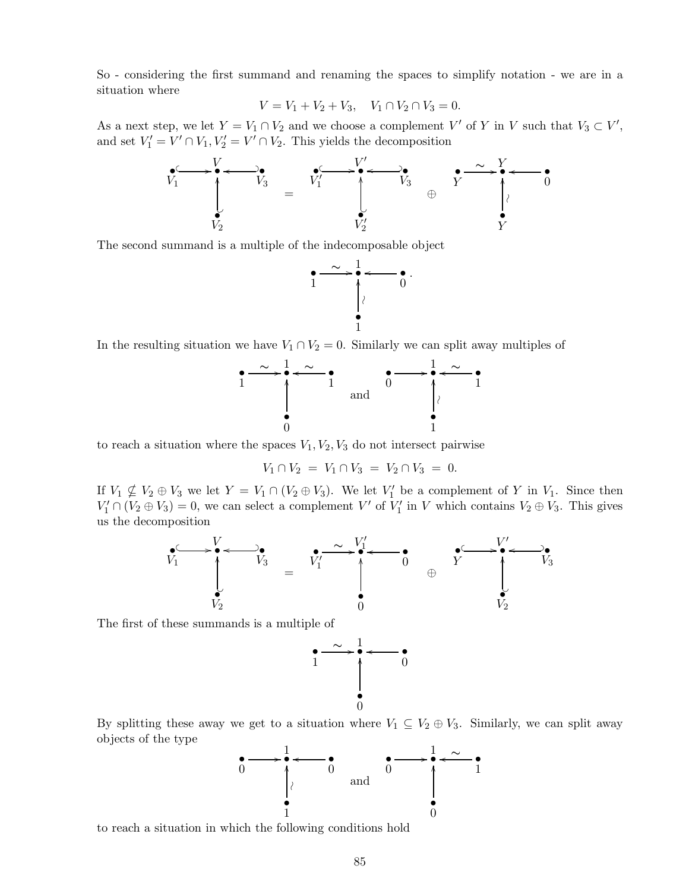So - considering the first summand and renaming the spaces to simplify notation - we are in a situation where

$$V = V_1 + V_2 + V_3, \quad V_1 \cap V_2 \cap V_3 = 0.$$

As a next step, we let $Y = V_1 \cap V_2$ and we choose a complement $V'$ of $Y$ in $V$ such that $V_3 \subset V'$, and set $V_1' = V' \cap V_1, V_2' = V' \cap V_2$. This yields the decomposition

$$\begin{array}{ccc} V_1 \hookrightarrow & V & \hookleftarrow V_3 \\ & \uparrow & \\ & V_2 & \end{array} \quad = \quad \begin{array}{ccc} V_1' \hookrightarrow & V' & \hookleftarrow V_3 \\ & \uparrow & \\ & V_2' & \end{array} \quad \oplus \quad \begin{array}{ccc} Y \xrightarrow{\sim} & Y & \leftarrow 0 \\ & \uparrow \wr & \\ & Y & \end{array}$$

The second summand is a multiple of the indecomposable object

$$\begin{array}{ccc} 1 \xrightarrow{\sim} & 1 & \leftarrow 0 \\ & \uparrow \wr & \\ & 1 & \end{array}.$$

In the resulting situation we have $V_1 \cap V_2 = 0$. Similarly we can split away multiples of

$$\begin{array}{ccc} 1 \xrightarrow{\sim} & 1 & \xleftarrow{\sim} 1 \\ & \uparrow & \\ & 0 & \end{array} \quad \text{and} \quad \begin{array}{ccc} 0 \rightarrow & 1 & \xleftarrow{\sim} 1 \\ & \uparrow \wr & \\ & 1 & \end{array}$$

to reach a situation where the spaces $V_1, V_2, V_3$ do not intersect pairwise

$$V_1 \cap V_2 \; = \; V_1 \cap V_3 \; = \; V_2 \cap V_3 \; = \; 0.$$

If $V_1 \not\subseteq V_2 \oplus V_3$ we let $Y = V_1 \cap (V_2 \oplus V_3)$. We let $V_1'$ be a complement of $Y$ in $V_1$. Since then $V_1' \cap (V_2 \oplus V_3) = 0$, we can select a complement $V'$ of $V_1'$ in $V$ which contains $V_2 \oplus V_3$. This gives us the decomposition

$$\begin{array}{ccc} V_1 \hookrightarrow & V & \hookleftarrow V_3 \\ & \uparrow & \\ & V_2 & \end{array} \quad = \quad \begin{array}{ccc} V_1' \xrightarrow{\sim} & V_1' & \leftarrow 0 \\ & \uparrow & \\ & 0 & \end{array} \quad \oplus \quad \begin{array}{ccc} Y \hookrightarrow & V' & \hookleftarrow V_3 \\ & \uparrow & \\ & V_2 & \end{array}$$

The first of these summands is a multiple of

$$\begin{array}{ccc} 1 \xrightarrow{\sim} & 1 & \leftarrow 0 \\ & \uparrow & \\ & 0 & \end{array}$$

By splitting these away we get to a situation where $V_1 \subseteq V_2 \oplus V_3$. Similarly, we can split away objects of the type

$$\begin{array}{ccc} 0 \rightarrow & 1 & \leftarrow 0 \\ & \uparrow \wr & \\ & 1 & \end{array} \quad \text{and} \quad \begin{array}{ccc} 0 \rightarrow & 1 & \xleftarrow{\sim} 1 \\ & \uparrow & \\ & 0 & \end{array}$$

to reach a situation in which the following conditions hold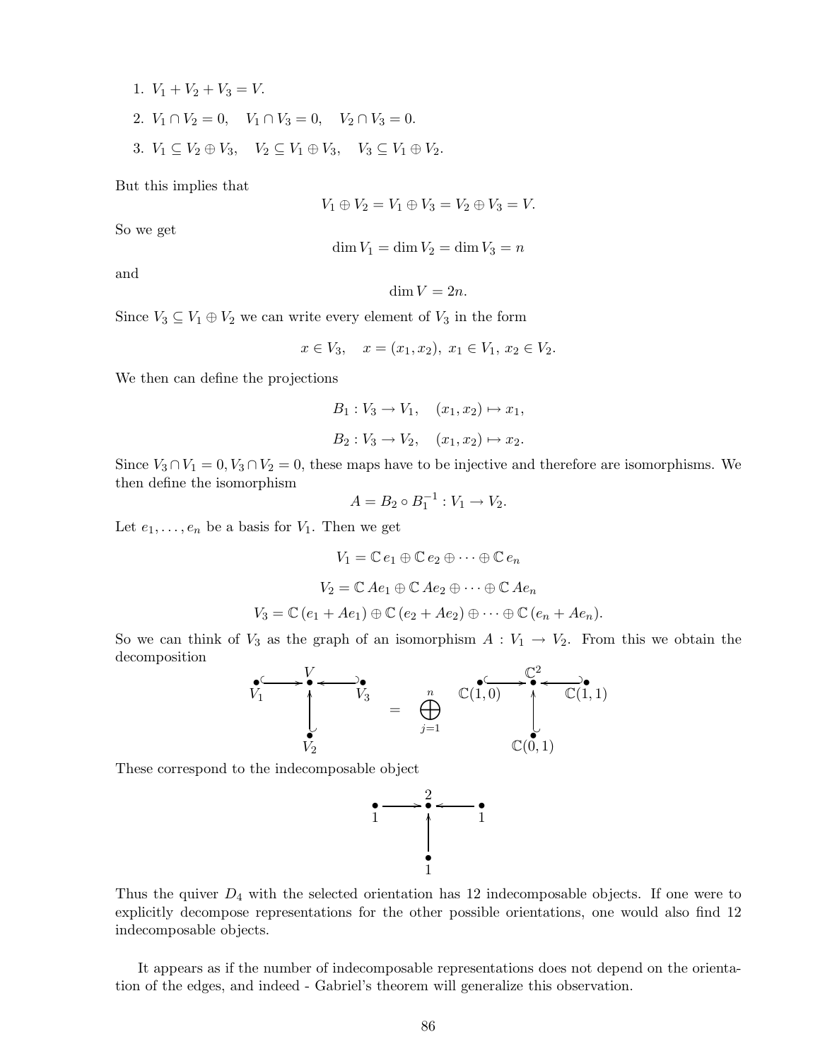1. $V_1 + V_2 + V_3 = V$.
2. $V_1 \cap V_2 = 0, \quad V_1 \cap V_3 = 0, \quad V_2 \cap V_3 = 0$.
3. $V_1 \subseteq V_2 \oplus V_3, \quad V_2 \subseteq V_1 \oplus V_3, \quad V_3 \subseteq V_1 \oplus V_2$.

But this implies that

$$V_1 \oplus V_2 = V_1 \oplus V_3 = V_2 \oplus V_3 = V.$$

So we get

$$\dim V_1 = \dim V_2 = \dim V_3 = n$$

and

$$\dim V = 2n.$$

Since $V_3 \subseteq V_1 \oplus V_2$ we can write every element of $V_3$ in the form

$$x \in V_3, \quad x = (x_1, x_2),\ x_1 \in V_1,\ x_2 \in V_2.$$

We then can define the projections

$$B_1 : V_3 \to V_1, \quad (x_1, x_2) \mapsto x_1,$$

$$B_2 : V_3 \to V_2, \quad (x_1, x_2) \mapsto x_2.$$

Since $V_3 \cap V_1 = 0, V_3 \cap V_2 = 0$, these maps have to be injective and therefore are isomorphisms. We then define the isomorphism

$$A = B_2 \circ B_1^{-1} : V_1 \to V_2.$$

Let $e_1, \ldots, e_n$ be a basis for $V_1$. Then we get

$$V_1 = \mathbb{C}\, e_1 \oplus \mathbb{C}\, e_2 \oplus \cdots \oplus \mathbb{C}\, e_n$$

$$V_2 = \mathbb{C}\, Ae_1 \oplus \mathbb{C}\, Ae_2 \oplus \cdots \oplus \mathbb{C}\, Ae_n$$

$$V_3 = \mathbb{C}\,(e_1 + Ae_1) \oplus \mathbb{C}\,(e_2 + Ae_2) \oplus \cdots \oplus \mathbb{C}\,(e_n + Ae_n).$$

So we can think of $V_3$ as the graph of an isomorphism $A : V_1 \to V_2$. From this we obtain the decomposition

$$\begin{array}{ccc} V_1 \hookrightarrow & V & \hookleftarrow V_3 \\ & \uparrow & \\ & V_2 & \end{array} \quad = \quad \bigoplus_{j=1}^{n} \quad \begin{array}{ccc} \mathbb{C}(1,0) \hookrightarrow & \mathbb{C}^2 & \hookleftarrow \mathbb{C}(1,1) \\ & \uparrow & \\ & \mathbb{C}(0,1) & \end{array}$$

These correspond to the indecomposable object

$$\begin{array}{ccc} 1 \longrightarrow & 2 & \longleftarrow 1 \\ & \uparrow & \\ & 1 & \end{array}$$

Thus the quiver $D_4$ with the selected orientation has 12 indecomposable objects. If one were to explicitly decompose representations for the other possible orientations, one would also find 12 indecomposable objects.

It appears as if the number of indecomposable representations does not depend on the orientation of the edges, and indeed - Gabriel's theorem will generalize this observation.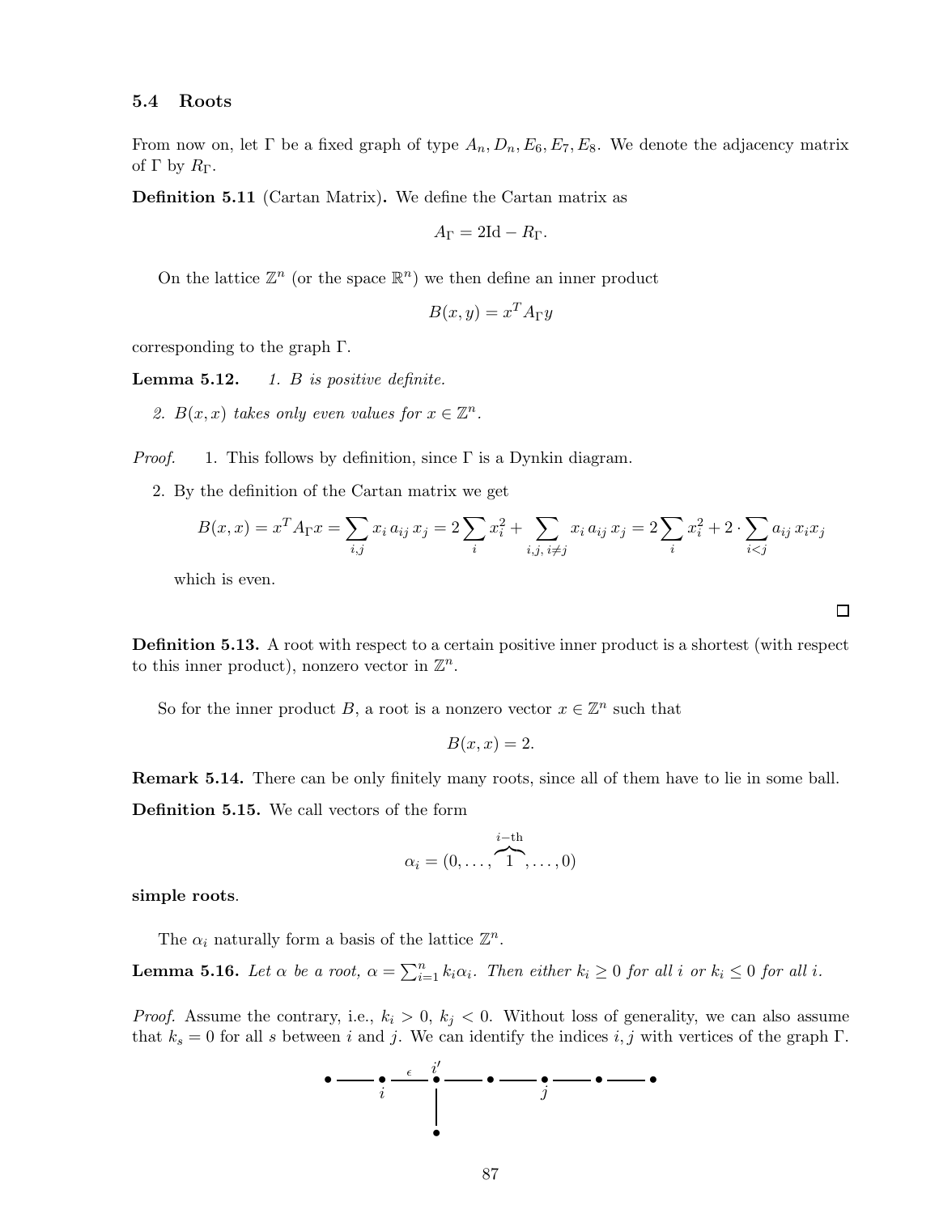### 5.4 Roots

From now on, let $\Gamma$ be a fixed graph of type $A_n, D_n, E_6, E_7, E_8$. We denote the adjacency matrix of $\Gamma$ by $R_\Gamma$.

**Definition 5.11** (Cartan Matrix)**.** We define the Cartan matrix as

$$A_\Gamma = 2\mathrm{Id} - R_\Gamma.$$

On the lattice $\mathbb{Z}^n$ (or the space $\mathbb{R}^n$) we then define an inner product

$$B(x, y) = x^T A_\Gamma y$$

corresponding to the graph $\Gamma$.

**Lemma 5.12.** *1. $B$ is positive definite.*

*2. $B(x, x)$ takes only even values for $x \in \mathbb{Z}^n$.*

*Proof.* 1. This follows by definition, since $\Gamma$ is a Dynkin diagram.

2. By the definition of the Cartan matrix we get

$$B(x,x) = x^T A_\Gamma x = \sum_{i,j} x_i \, a_{ij} \, x_j = 2\sum_i x_i^2 + \sum_{i,j,\, i \neq j} x_i \, a_{ij} \, x_j = 2\sum_i x_i^2 + 2 \cdot \sum_{i<j} a_{ij} \, x_i x_j$$

which is even.

□

**Definition 5.13.** A root with respect to a certain positive inner product is a shortest (with respect to this inner product), nonzero vector in $\mathbb{Z}^n$.

So for the inner product $B$, a root is a nonzero vector $x \in \mathbb{Z}^n$ such that

$$B(x, x) = 2.$$

**Remark 5.14.** There can be only finitely many roots, since all of them have to lie in some ball.

**Definition 5.15.** We call vectors of the form

$$\alpha_i = (0, \ldots, \overbrace{1}^{i\text{-th}}, \ldots, 0)$$

**simple roots**.

The $\alpha_i$ naturally form a basis of the lattice $\mathbb{Z}^n$.

**Lemma 5.16.** *Let $\alpha$ be a root, $\alpha = \sum_{i=1}^n k_i \alpha_i$. Then either $k_i \geq 0$ for all $i$ or $k_i \leq 0$ for all $i$.*

*Proof.* Assume the contrary, i.e., $k_i > 0$, $k_j < 0$. Without loss of generality, we can also assume that $k_s = 0$ for all $s$ between $i$ and $j$. We can identify the indices $i, j$ with vertices of the graph $\Gamma$.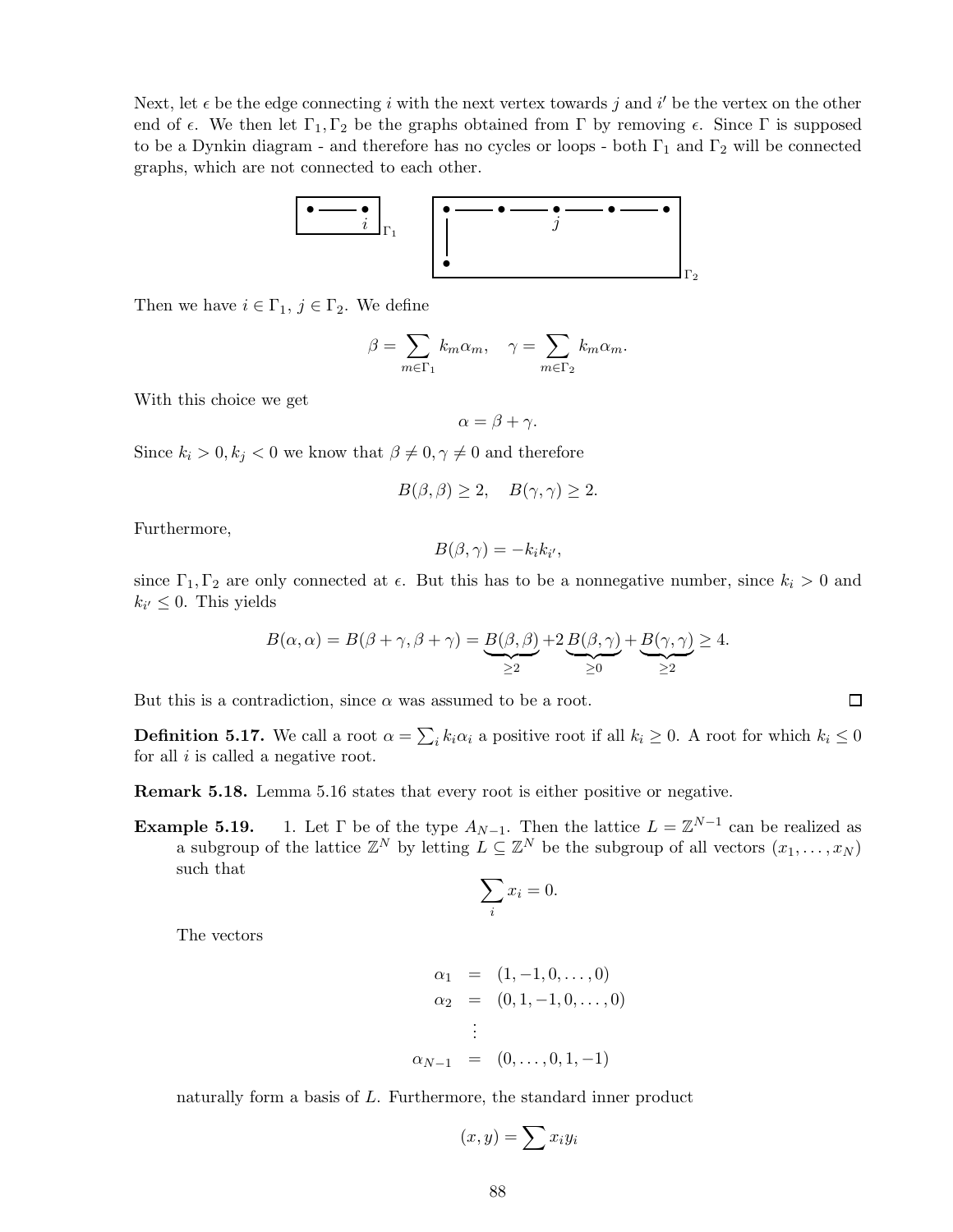Next, let $\epsilon$ be the edge connecting $i$ with the next vertex towards $j$ and $i'$ be the vertex on the other end of $\epsilon$. We then let $\Gamma_1, \Gamma_2$ be the graphs obtained from $\Gamma$ by removing $\epsilon$. Since $\Gamma$ is supposed to be a Dynkin diagram - and therefore has no cycles or loops - both $\Gamma_1$ and $\Gamma_2$ will be connected graphs, which are not connected to each other.

Then we have $i \in \Gamma_1$, $j \in \Gamma_2$. We define

$$\beta = \sum_{m \in \Gamma_1} k_m \alpha_m, \quad \gamma = \sum_{m \in \Gamma_2} k_m \alpha_m.$$

With this choice we get

$$\alpha = \beta + \gamma.$$

Since $k_i > 0, k_j < 0$ we know that $\beta \neq 0, \gamma \neq 0$ and therefore

$$B(\beta, \beta) \geq 2, \quad B(\gamma, \gamma) \geq 2.$$

Furthermore,

$$B(\beta, \gamma) = -k_i k_{i'},$$

since $\Gamma_1, \Gamma_2$ are only connected at $\epsilon$. But this has to be a nonnegative number, since $k_i > 0$ and $k_{i'} \leq 0$. This yields

$$B(\alpha, \alpha) = B(\beta + \gamma, \beta + \gamma) = \underbrace{B(\beta, \beta)}_{\geq 2} + 2\underbrace{B(\beta, \gamma)}_{\geq 0} + \underbrace{B(\gamma, \gamma)}_{\geq 2} \geq 4.$$

But this is a contradiction, since $\alpha$ was assumed to be a root. □

**Definition 5.17.** We call a root $\alpha = \sum_i k_i \alpha_i$ a positive root if all $k_i \geq 0$. A root for which $k_i \leq 0$ for all $i$ is called a negative root.

**Remark 5.18.** Lemma 5.16 states that every root is either positive or negative.

**Example 5.19.**

1. Let $\Gamma$ be of the type $A_{N-1}$. Then the lattice $L = \mathbb{Z}^{N-1}$ can be realized as a subgroup of the lattice $\mathbb{Z}^N$ by letting $L \subseteq \mathbb{Z}^N$ be the subgroup of all vectors $(x_1, \ldots, x_N)$ such that

   $$\sum_i x_i = 0.$$

   The vectors

   $$\begin{aligned} \alpha_1 &= (1, -1, 0, \ldots, 0) \\ \alpha_2 &= (0, 1, -1, 0, \ldots, 0) \\ &\vdots \\ \alpha_{N-1} &= (0, \ldots, 0, 1, -1) \end{aligned}$$

   naturally form a basis of $L$. Furthermore, the standard inner product

   $$(x, y) = \sum x_i y_i$$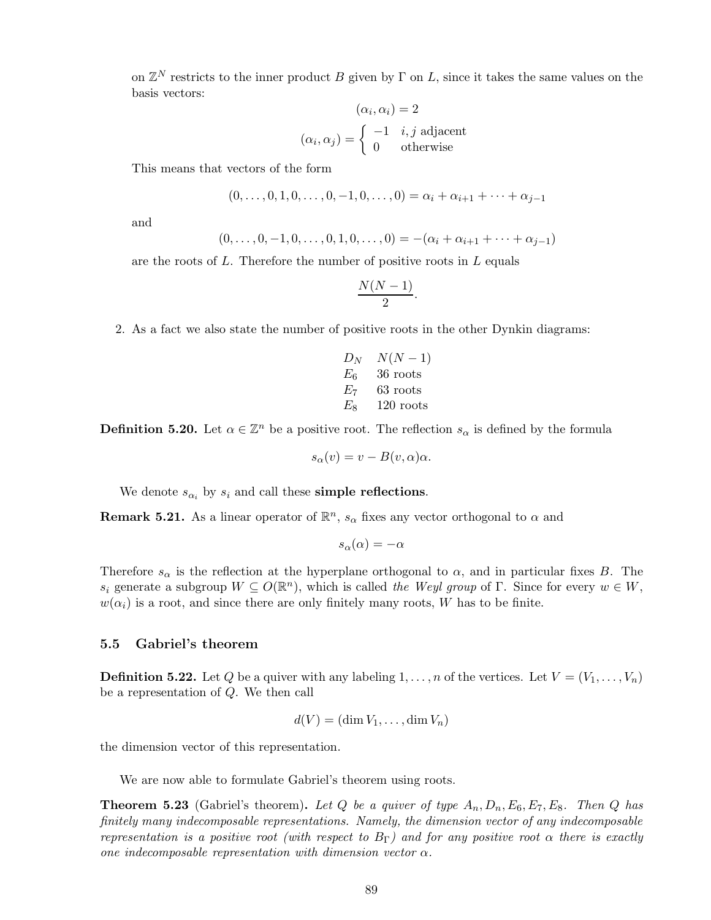on $\mathbb{Z}^N$ restricts to the inner product $B$ given by $\Gamma$ on $L$, since it takes the same values on the basis vectors:

$$(\alpha_i, \alpha_i) = 2$$

$$(\alpha_i, \alpha_j) = \begin{cases} -1 & i, j \text{ adjacent} \\ 0 & \text{otherwise} \end{cases}$$

This means that vectors of the form

$$(0, \ldots, 0, 1, 0, \ldots, 0, -1, 0, \ldots, 0) = \alpha_i + \alpha_{i+1} + \cdots + \alpha_{j-1}$$

and

$$(0, \ldots, 0, -1, 0, \ldots, 0, 1, 0, \ldots, 0) = -(\alpha_i + \alpha_{i+1} + \cdots + \alpha_{j-1})$$

are the roots of $L$. Therefore the number of positive roots in $L$ equals

$$\frac{N(N-1)}{2}.$$

2. As a fact we also state the number of positive roots in the other Dynkin diagrams:

| | |
|---|---|
| $D_N$ | $N(N-1)$ |
| $E_6$ | 36 roots |
| $E_7$ | 63 roots |
| $E_8$ | 120 roots |

**Definition 5.20.** Let $\alpha \in \mathbb{Z}^n$ be a positive root. The reflection $s_\alpha$ is defined by the formula

$$s_\alpha(v) = v - B(v, \alpha)\alpha.$$

We denote $s_{\alpha_i}$ by $s_i$ and call these **simple reflections**.

**Remark 5.21.** As a linear operator of $\mathbb{R}^n$, $s_\alpha$ fixes any vector orthogonal to $\alpha$ and

$$s_\alpha(\alpha) = -\alpha$$

Therefore $s_\alpha$ is the reflection at the hyperplane orthogonal to $\alpha$, and in particular fixes $B$. The $s_i$ generate a subgroup $W \subseteq O(\mathbb{R}^n)$, which is called *the Weyl group* of $\Gamma$. Since for every $w \in W$, $w(\alpha_i)$ is a root, and since there are only finitely many roots, $W$ has to be finite.

## 5.5 Gabriel's theorem

**Definition 5.22.** Let $Q$ be a quiver with any labeling $1, \ldots, n$ of the vertices. Let $V = (V_1, \ldots, V_n)$ be a representation of $Q$. We then call

$$d(V) = (\dim V_1, \ldots, \dim V_n)$$

the dimension vector of this representation.

We are now able to formulate Gabriel's theorem using roots.

**Theorem 5.23** (Gabriel's theorem)**.** *Let $Q$ be a quiver of type $A_n, D_n, E_6, E_7, E_8$. Then $Q$ has finitely many indecomposable representations. Namely, the dimension vector of any indecomposable representation is a positive root (with respect to $B_\Gamma$) and for any positive root $\alpha$ there is exactly one indecomposable representation with dimension vector $\alpha$.*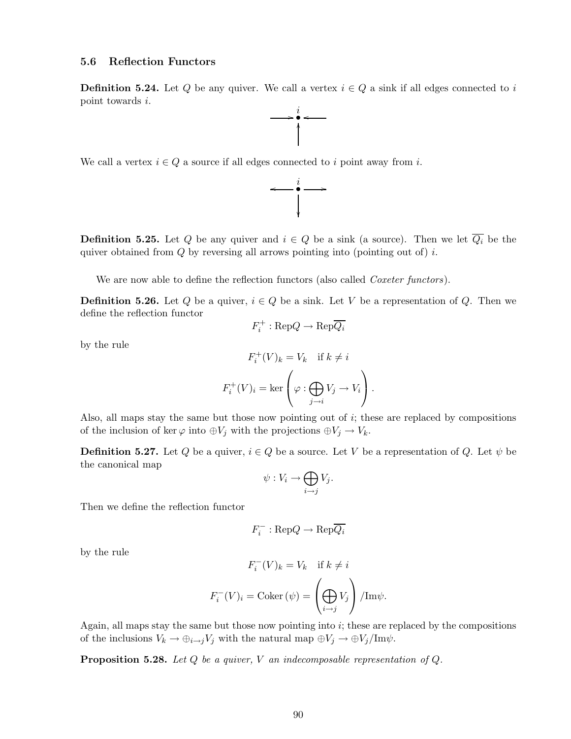### 5.6 Reflection Functors

**Definition 5.24.** Let $Q$ be any quiver. We call a vertex $i \in Q$ a sink if all edges connected to $i$ point towards $i$.

We call a vertex $i \in Q$ a source if all edges connected to $i$ point away from $i$.

**Definition 5.25.** Let $Q$ be any quiver and $i \in Q$ be a sink (a source). Then we let $\overline{Q_i}$ be the quiver obtained from $Q$ by reversing all arrows pointing into (pointing out of) $i$.

We are now able to define the reflection functors (also called *Coxeter functors*).

**Definition 5.26.** Let $Q$ be a quiver, $i \in Q$ be a sink. Let $V$ be a representation of $Q$. Then we define the reflection functor

$$F_i^+ : \text{Rep}Q \to \text{Rep}\overline{Q_i}$$

by the rule

$$F_i^+(V)_k = V_k \quad \text{if } k \neq i$$

$$F_i^+(V)_i = \ker\left(\varphi : \bigoplus_{j \to i} V_j \to V_i\right).$$

Also, all maps stay the same but those now pointing out of $i$; these are replaced by compositions of the inclusion of $\ker \varphi$ into $\oplus V_j$ with the projections $\oplus V_j \to V_k$.

**Definition 5.27.** Let $Q$ be a quiver, $i \in Q$ be a source. Let $V$ be a representation of $Q$. Let $\psi$ be the canonical map

$$\psi : V_i \to \bigoplus_{i \to j} V_j.$$

Then we define the reflection functor

$$F_i^- : \text{Rep}Q \to \text{Rep}\overline{Q_i}$$

by the rule

$$F_i^-(V)_k = V_k \quad \text{if } k \neq i$$

$$F_i^-(V)_i = \text{Coker}\,(\psi) = \left(\bigoplus_{i \to j} V_j\right) / \text{Im}\psi.$$

Again, all maps stay the same but those now pointing into $i$; these are replaced by the compositions of the inclusions $V_k \to \oplus_{i \to j} V_j$ with the natural map $\oplus V_j \to \oplus V_j / \text{Im}\psi$.

**Proposition 5.28.** *Let $Q$ be a quiver, $V$ an indecomposable representation of $Q$.*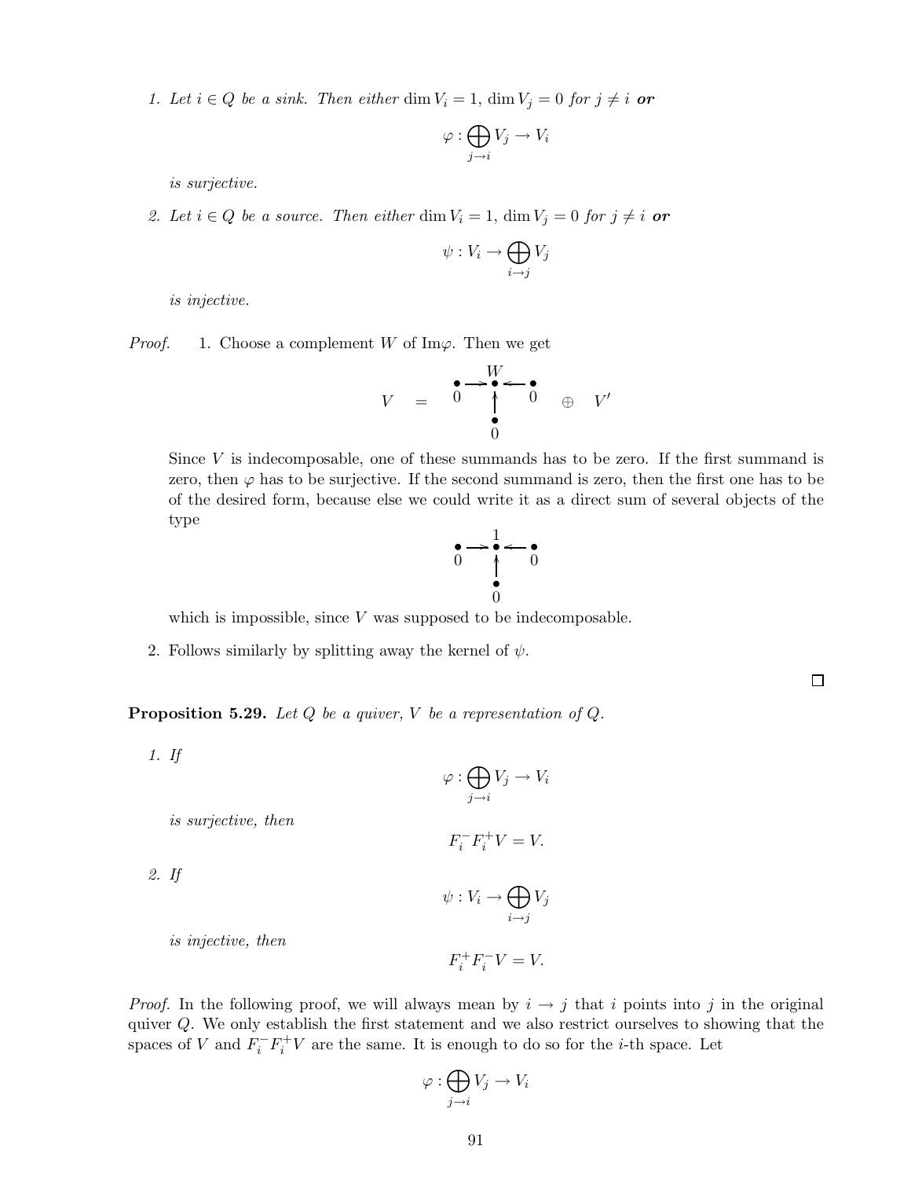1. *Let $i \in Q$ be a sink. Then either $\dim V_i = 1$, $\dim V_j = 0$ for $j \neq i$* ***or***

$$\varphi : \bigoplus_{j \to i} V_j \to V_i$$

*is surjective.*

2. *Let $i \in Q$ be a source. Then either $\dim V_i = 1$, $\dim V_j = 0$ for $j \neq i$* ***or***

$$\psi : V_i \to \bigoplus_{i \to j} V_j$$

*is injective.*

*Proof.* 1. Choose a complement $W$ of $\mathrm{Im}\varphi$. Then we get

$$V \quad = \quad \begin{array}{ccccc} & & W & & \\ \bullet & \longrightarrow & \bullet & \longleftarrow & \bullet \\ 0 & & \uparrow & & 0 \\ & & \bullet & & \\ & & 0 & & \end{array} \quad \oplus \quad V'$$

Since $V$ is indecomposable, one of these summands has to be zero. If the first summand is zero, then $\varphi$ has to be surjective. If the second summand is zero, then the first one has to be of the desired form, because else we could write it as a direct sum of several objects of the type

$$\begin{array}{ccccc} & & 1 & & \\ \bullet & \longrightarrow & \bullet & \longleftarrow & \bullet \\ 0 & & \uparrow & & 0 \\ & & \bullet & & \\ & & 0 & & \end{array}$$

which is impossible, since $V$ was supposed to be indecomposable.

2. Follows similarly by splitting away the kernel of $\psi$.

□

**Proposition 5.29.** *Let $Q$ be a quiver, $V$ be a representation of $Q$.*

1. *If*

$$\varphi : \bigoplus_{j \to i} V_j \to V_i$$

*is surjective, then*

$$F_i^- F_i^+ V = V.$$

2. *If*

$$\psi : V_i \to \bigoplus_{i \to j} V_j$$

*is injective, then*

$$F_i^+ F_i^- V = V.$$

*Proof.* In the following proof, we will always mean by $i \to j$ that $i$ points into $j$ in the original quiver $Q$. We only establish the first statement and we also restrict ourselves to showing that the spaces of $V$ and $F_i^- F_i^+ V$ are the same. It is enough to do so for the $i$-th space. Let

$$\varphi : \bigoplus_{j \to i} V_j \to V_i$$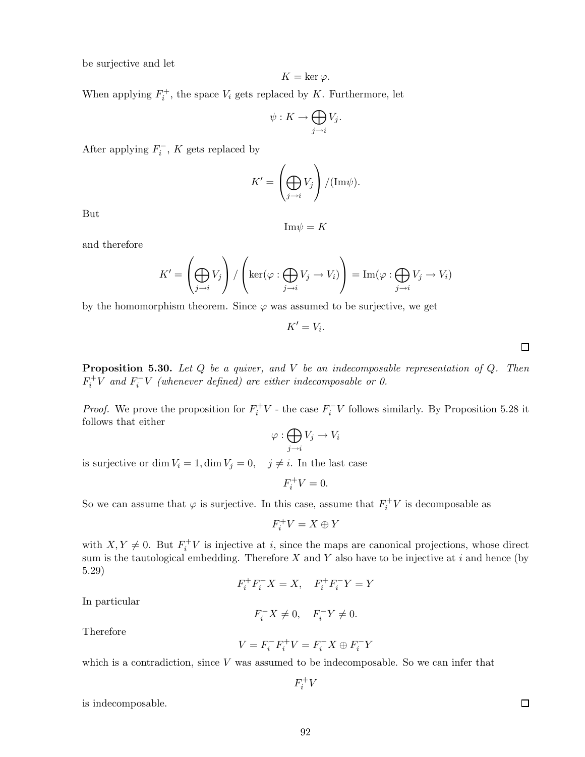be surjective and let

$$K = \ker \varphi.$$

When applying $F_i^+$, the space $V_i$ gets replaced by $K$. Furthermore, let

$$\psi : K \to \bigoplus_{j \to i} V_j.$$

After applying $F_i^-$, $K$ gets replaced by

$$K' = \left( \bigoplus_{j \to i} V_j \right) / (\mathrm{Im}\psi).$$

But

$$\mathrm{Im}\psi = K$$

and therefore

$$K' = \left( \bigoplus_{j \to i} V_j \right) / \left( \ker(\varphi : \bigoplus_{j \to i} V_j \to V_i) \right) = \mathrm{Im}(\varphi : \bigoplus_{j \to i} V_j \to V_i)$$

by the homomorphism theorem. Since $\varphi$ was assumed to be surjective, we get

$$K' = V_i.$$

□

**Proposition 5.30.** *Let $Q$ be a quiver, and $V$ be an indecomposable representation of $Q$. Then $F_i^+ V$ and $F_i^- V$ (whenever defined) are either indecomposable or 0.*

*Proof.* We prove the proposition for $F_i^+ V$ - the case $F_i^- V$ follows similarly. By Proposition 5.28 it follows that either

$$\varphi : \bigoplus_{j \to i} V_j \to V_i$$

is surjective or $\dim V_i = 1, \dim V_j = 0, \quad j \neq i$. In the last case

$$F_i^+ V = 0.$$

So we can assume that $\varphi$ is surjective. In this case, assume that $F_i^+ V$ is decomposable as

$$F_i^+ V = X \oplus Y$$

with $X, Y \neq 0$. But $F_i^+ V$ is injective at $i$, since the maps are canonical projections, whose direct sum is the tautological embedding. Therefore $X$ and $Y$ also have to be injective at $i$ and hence (by 5.29)

$$F_i^+ F_i^- X = X, \quad F_i^+ F_i^- Y = Y$$

In particular

$$F_i^- X \neq 0, \quad F_i^- Y \neq 0.$$

Therefore

$$V = F_i^- F_i^+ V = F_i^- X \oplus F_i^- Y$$

which is a contradiction, since $V$ was assumed to be indecomposable. So we can infer that

$$F_i^+ V$$

is indecomposable. □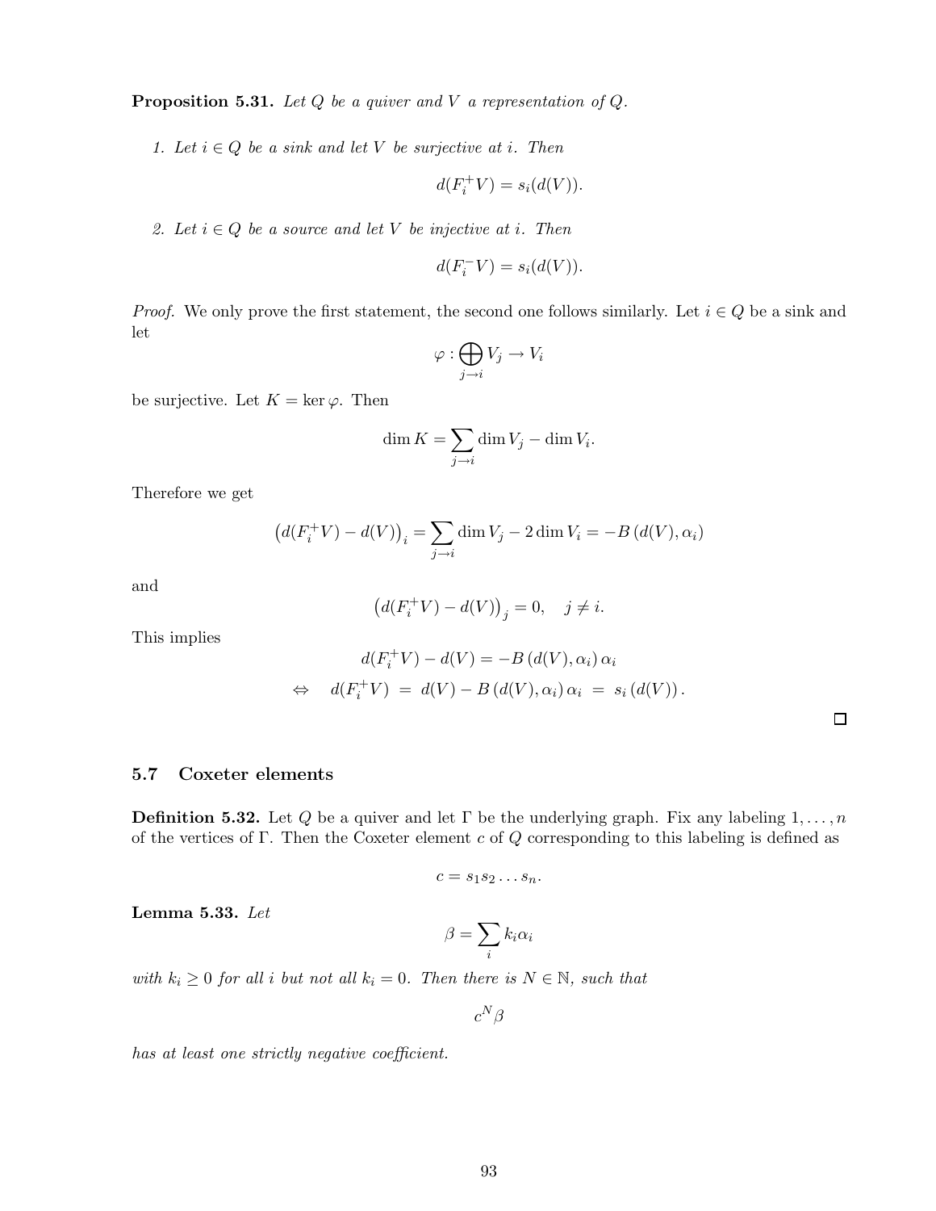**Proposition 5.31.** *Let $Q$ be a quiver and $V$ a representation of $Q$.*

1. *Let $i \in Q$ be a sink and let $V$ be surjective at $i$. Then*

$$d(F_i^+ V) = s_i(d(V)).$$

2. *Let $i \in Q$ be a source and let $V$ be injective at $i$. Then*

$$d(F_i^- V) = s_i(d(V)).$$

*Proof.* We only prove the first statement, the second one follows similarly. Let $i \in Q$ be a sink and let

$$\varphi : \bigoplus_{j \to i} V_j \to V_i$$

be surjective. Let $K = \ker \varphi$. Then

$$\dim K = \sum_{j \to i} \dim V_j - \dim V_i.$$

Therefore we get

$$\left(d(F_i^+ V) - d(V)\right)_i = \sum_{j \to i} \dim V_j - 2 \dim V_i = -B\left(d(V), \alpha_i\right)$$

and

$$\left(d(F_i^+ V) - d(V)\right)_j = 0, \quad j \neq i.$$

This implies

$$\begin{aligned} d(F_i^+ V) - d(V) &= -B\left(d(V), \alpha_i\right) \alpha_i \\ \Leftrightarrow \quad d(F_i^+ V) \ = \ d(V) - B\left(d(V), \alpha_i\right) \alpha_i \ &= \ s_i\left(d(V)\right). \end{aligned}$$

□

## 5.7 Coxeter elements

**Definition 5.32.** Let $Q$ be a quiver and let $\Gamma$ be the underlying graph. Fix any labeling $1, \ldots, n$ of the vertices of $\Gamma$. Then the Coxeter element $c$ of $Q$ corresponding to this labeling is defined as

$$c = s_1 s_2 \ldots s_n.$$

**Lemma 5.33.** *Let*

$$\beta = \sum_i k_i \alpha_i$$

*with $k_i \geq 0$ for all $i$ but not all $k_i = 0$. Then there is $N \in \mathbb{N}$, such that*

$$c^N \beta$$

*has at least one strictly negative coefficient.*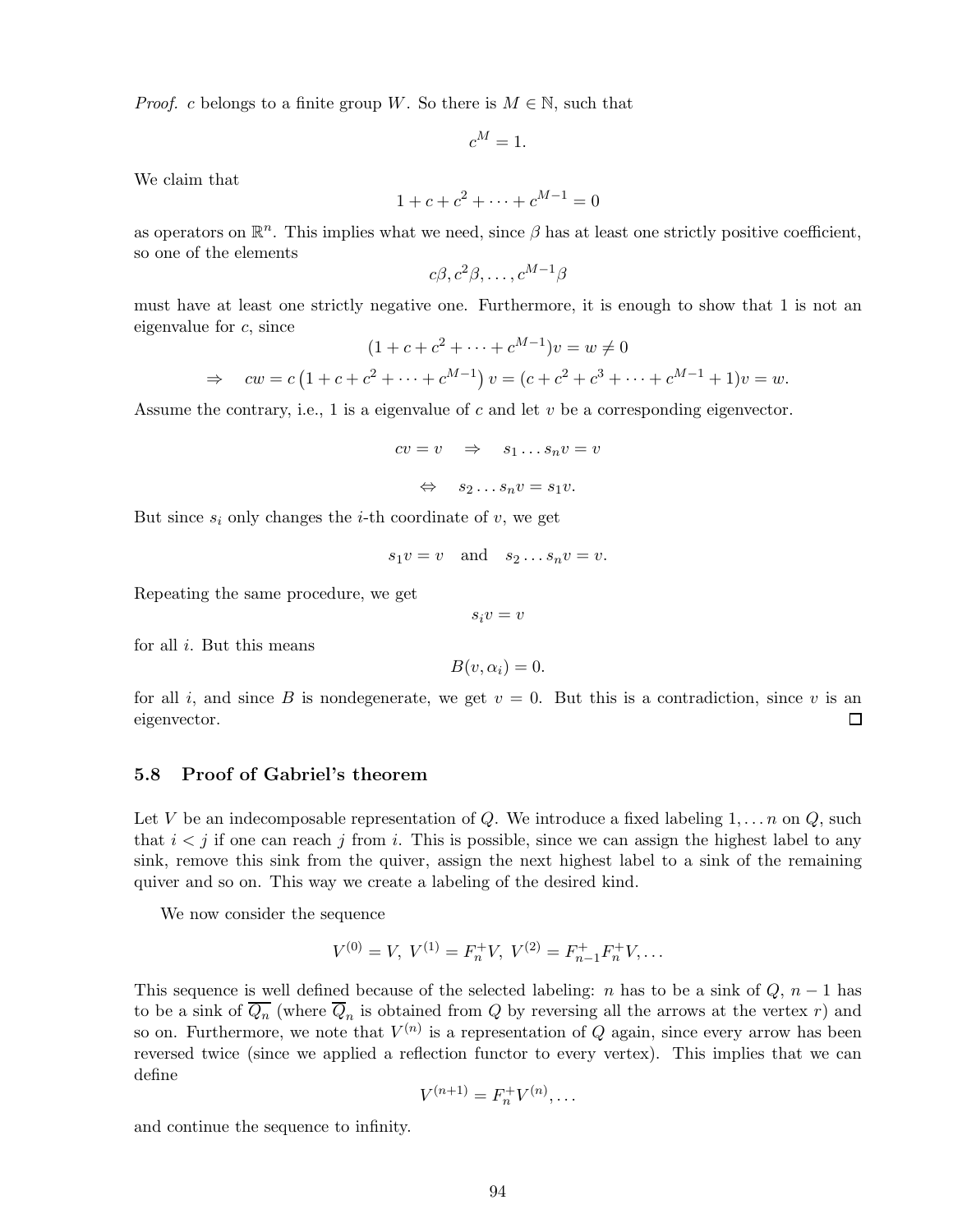*Proof.* $c$ belongs to a finite group $W$. So there is $M \in \mathbb{N}$, such that

$$c^M = 1.$$

We claim that

$$1 + c + c^2 + \cdots + c^{M-1} = 0$$

as operators on $\mathbb{R}^n$. This implies what we need, since $\beta$ has at least one strictly positive coefficient, so one of the elements

$$c\beta, c^2\beta, \ldots, c^{M-1}\beta$$

must have at least one strictly negative one. Furthermore, it is enough to show that 1 is not an eigenvalue for $c$, since

$$(1 + c + c^2 + \cdots + c^{M-1})v = w \neq 0$$

$$\Rightarrow \quad cw = c\left(1 + c + c^2 + \cdots + c^{M-1}\right)v = (c + c^2 + c^3 + \cdots + c^{M-1} + 1)v = w.$$

Assume the contrary, i.e., 1 is a eigenvalue of $c$ and let $v$ be a corresponding eigenvector.

$$cv = v \quad \Rightarrow \quad s_1 \ldots s_n v = v$$

$$\Leftrightarrow \quad s_2 \ldots s_n v = s_1 v.$$

But since $s_i$ only changes the $i$-th coordinate of $v$, we get

$$s_1 v = v \quad \text{and} \quad s_2 \ldots s_n v = v.$$

Repeating the same procedure, we get

$$s_i v = v$$

for all $i$. But this means

$$B(v, \alpha_i) = 0.$$

for all $i$, and since $B$ is nondegenerate, we get $v = 0$. But this is a contradiction, since $v$ is an eigenvector. □

### 5.8 Proof of Gabriel's theorem

Let $V$ be an indecomposable representation of $Q$. We introduce a fixed labeling $1, \ldots n$ on $Q$, such that $i < j$ if one can reach $j$ from $i$. This is possible, since we can assign the highest label to any sink, remove this sink from the quiver, assign the next highest label to a sink of the remaining quiver and so on. This way we create a labeling of the desired kind.

We now consider the sequence

$$V^{(0)} = V,\ V^{(1)} = F_n^+ V,\ V^{(2)} = F_{n-1}^+ F_n^+ V, \ldots$$

This sequence is well defined because of the selected labeling: $n$ has to be a sink of $Q$, $n-1$ has to be a sink of $\overline{Q_n}$ (where $\overline{Q}_n$ is obtained from $Q$ by reversing all the arrows at the vertex $r$) and so on. Furthermore, we note that $V^{(n)}$ is a representation of $Q$ again, since every arrow has been reversed twice (since we applied a reflection functor to every vertex). This implies that we can define

$$V^{(n+1)} = F_n^+ V^{(n)}, \ldots$$

and continue the sequence to infinity.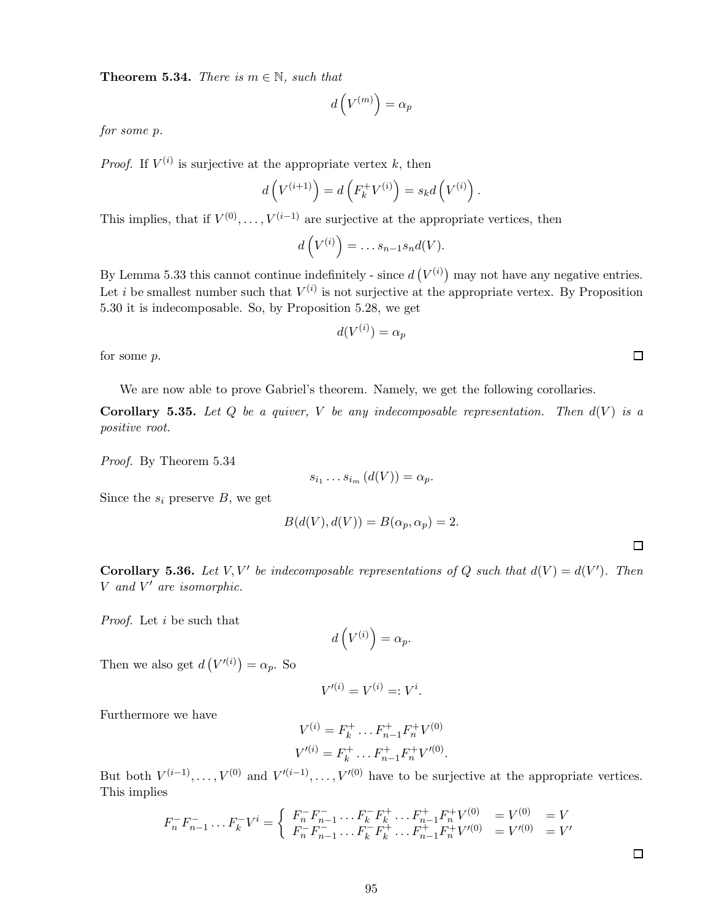**Theorem 5.34.** *There is $m \in \mathbb{N}$, such that*

$$d\left(V^{(m)}\right) = \alpha_p$$

*for some $p$.*

*Proof.* If $V^{(i)}$ is surjective at the appropriate vertex $k$, then

$$d\left(V^{(i+1)}\right) = d\left(F_k^+ V^{(i)}\right) = s_k d\left(V^{(i)}\right).$$

This implies, that if $V^{(0)}, \ldots, V^{(i-1)}$ are surjective at the appropriate vertices, then

$$d\left(V^{(i)}\right) = \ldots s_{n-1} s_n d(V).$$

By Lemma 5.33 this cannot continue indefinitely - since $d\left(V^{(i)}\right)$ may not have any negative entries. Let $i$ be smallest number such that $V^{(i)}$ is not surjective at the appropriate vertex. By Proposition 5.30 it is indecomposable. So, by Proposition 5.28, we get

$$d(V^{(i)}) = \alpha_p$$

for some $p$. □

We are now able to prove Gabriel's theorem. Namely, we get the following corollaries.

**Corollary 5.35.** *Let $Q$ be a quiver, $V$ be any indecomposable representation. Then $d(V)$ is a positive root.*

*Proof.* By Theorem 5.34

$$s_{i_1} \ldots s_{i_m}(d(V)) = \alpha_p.$$

Since the $s_i$ preserve $B$, we get

$$B(d(V), d(V)) = B(\alpha_p, \alpha_p) = 2.$$

□

**Corollary 5.36.** *Let $V, V'$ be indecomposable representations of $Q$ such that $d(V) = d(V')$. Then $V$ and $V'$ are isomorphic.*

*Proof.* Let $i$ be such that

$$d\left(V^{(i)}\right) = \alpha_p.$$

Then we also get $d\left(V'^{(i)}\right) = \alpha_p$. So

$$V'^{(i)} = V^{(i)} =: V^i.$$

Furthermore we have

$$V^{(i)} = F_k^+ \ldots F_{n-1}^+ F_n^+ V^{(0)}$$
$$V'^{(i)} = F_k^+ \ldots F_{n-1}^+ F_n^+ V'^{(0)}.$$

But both $V^{(i-1)}, \ldots, V^{(0)}$ and $V'^{(i-1)}, \ldots, V'^{(0)}$ have to be surjective at the appropriate vertices. This implies

$$F_n^- F_{n-1}^- \ldots F_k^- V^i = \begin{cases} F_n^- F_{n-1}^- \ldots F_k^- F_k^+ \ldots F_{n-1}^+ F_n^+ V^{(0)} & = V^{(0)} \quad = V \\ F_n^- F_{n-1}^- \ldots F_k^- F_k^+ \ldots F_{n-1}^+ F_n^+ V'^{(0)} & = V'^{(0)} \quad = V' \end{cases}$$

□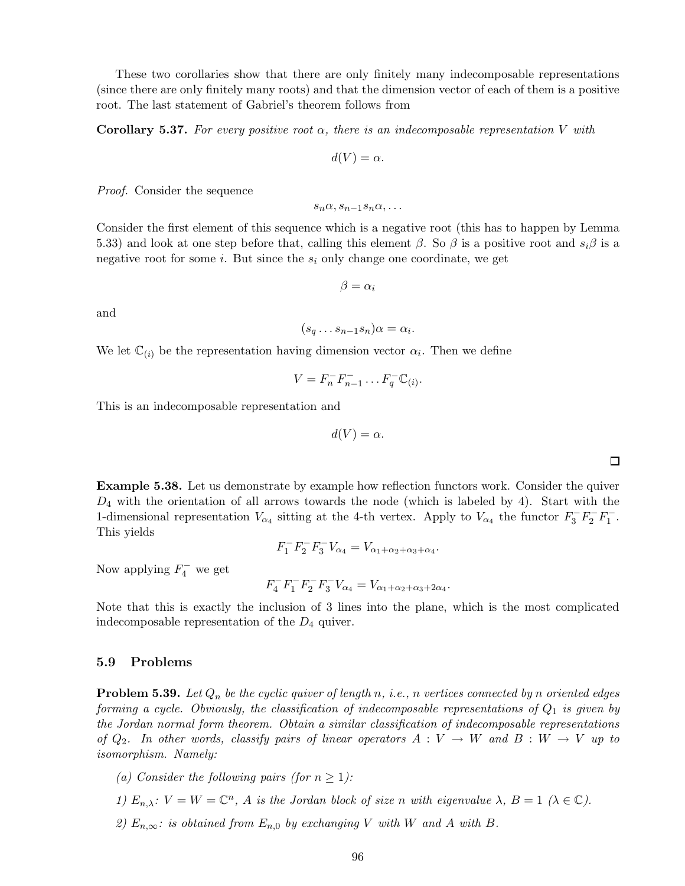These two corollaries show that there are only finitely many indecomposable representations (since there are only finitely many roots) and that the dimension vector of each of them is a positive root. The last statement of Gabriel's theorem follows from

**Corollary 5.37.** *For every positive root $\alpha$, there is an indecomposable representation $V$ with*

$$d(V) = \alpha.$$

*Proof.* Consider the sequence

$$s_n\alpha, s_{n-1}s_n\alpha, \ldots$$

Consider the first element of this sequence which is a negative root (this has to happen by Lemma 5.33) and look at one step before that, calling this element $\beta$. So $\beta$ is a positive root and $s_i\beta$ is a negative root for some $i$. But since the $s_i$ only change one coordinate, we get

$$\beta = \alpha_i$$

and

$$(s_q \ldots s_{n-1}s_n)\alpha = \alpha_i.$$

We let $\mathbb{C}_{(i)}$ be the representation having dimension vector $\alpha_i$. Then we define

$$V = F_n^- F_{n-1}^- \ldots F_q^- \mathbb{C}_{(i)}.$$

This is an indecomposable representation and

$$d(V) = \alpha.$$

□

**Example 5.38.** Let us demonstrate by example how reflection functors work. Consider the quiver $D_4$ with the orientation of all arrows towards the node (which is labeled by 4). Start with the 1-dimensional representation $V_{\alpha_4}$ sitting at the 4-th vertex. Apply to $V_{\alpha_4}$ the functor $F_3^- F_2^- F_1^-$. This yields

$$F_1^- F_2^- F_3^- V_{\alpha_4} = V_{\alpha_1+\alpha_2+\alpha_3+\alpha_4}.$$

Now applying $F_4^-$ we get

$$F_4^- F_1^- F_2^- F_3^- V_{\alpha_4} = V_{\alpha_1+\alpha_2+\alpha_3+2\alpha_4}.$$

Note that this is exactly the inclusion of 3 lines into the plane, which is the most complicated indecomposable representation of the $D_4$ quiver.

## 5.9 Problems

**Problem 5.39.** *Let $Q_n$ be the cyclic quiver of length $n$, i.e., $n$ vertices connected by $n$ oriented edges forming a cycle. Obviously, the classification of indecomposable representations of $Q_1$ is given by the Jordan normal form theorem. Obtain a similar classification of indecomposable representations of $Q_2$. In other words, classify pairs of linear operators $A : V \to W$ and $B : W \to V$ up to isomorphism. Namely:*

*(a) Consider the following pairs (for $n \geq 1$):*

*1) $E_{n,\lambda}$: $V = W = \mathbb{C}^n$, $A$ is the Jordan block of size $n$ with eigenvalue $\lambda$, $B = 1$ ($\lambda \in \mathbb{C}$).*

*2) $E_{n,\infty}$: is obtained from $E_{n,0}$ by exchanging $V$ with $W$ and $A$ with $B$.*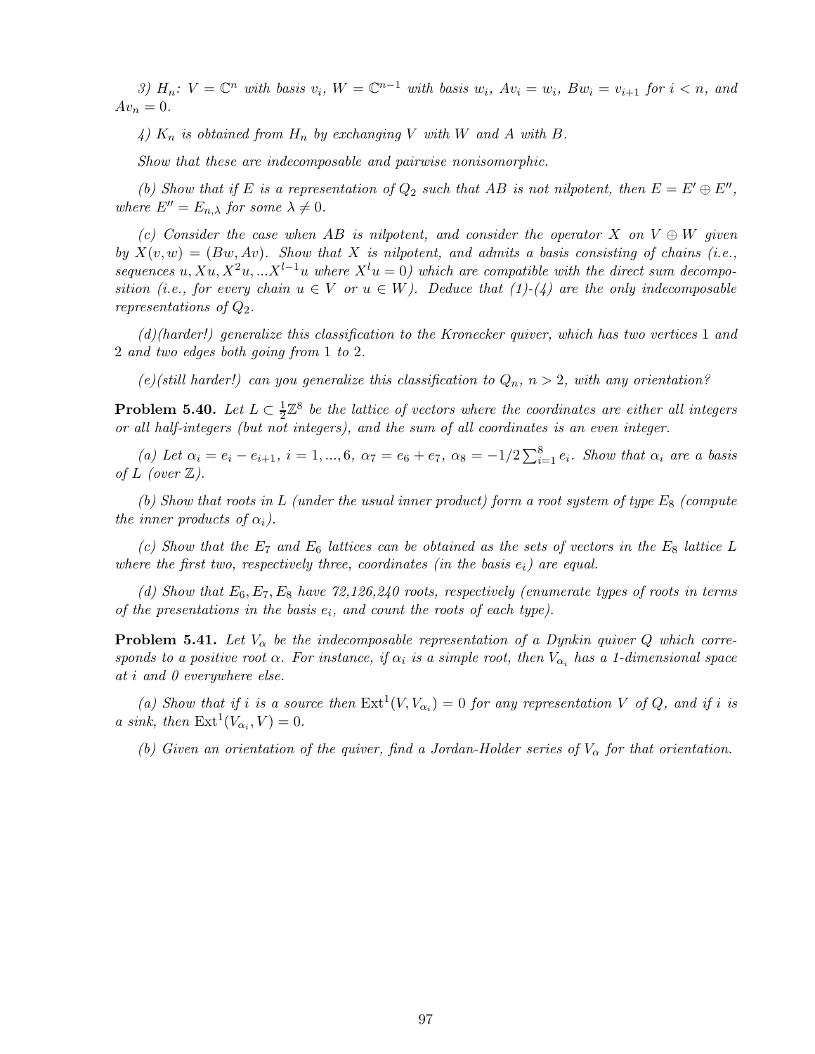*3) $H_n$: $V = \mathbb{C}^n$ with basis $v_i$, $W = \mathbb{C}^{n-1}$ with basis $w_i$, $Av_i = w_i$, $Bw_i = v_{i+1}$ for $i < n$, and $Av_n = 0$.*

*4) $K_n$ is obtained from $H_n$ by exchanging $V$ with $W$ and $A$ with $B$.*

*Show that these are indecomposable and pairwise nonisomorphic.*

*(b) Show that if $E$ is a representation of $Q_2$ such that $AB$ is not nilpotent, then $E = E' \oplus E''$, where $E'' = E_{n,\lambda}$ for some $\lambda \neq 0$.*

*(c) Consider the case when $AB$ is nilpotent, and consider the operator $X$ on $V \oplus W$ given by $X(v, w) = (Bw, Av)$. Show that $X$ is nilpotent, and admits a basis consisting of chains (i.e., sequences $u, Xu, X^2u, ...X^{l-1}u$ where $X^l u = 0$) which are compatible with the direct sum decomposition (i.e., for every chain $u \in V$ or $u \in W$). Deduce that (1)-(4) are the only indecomposable representations of $Q_2$.*

*(d)(harder!) generalize this classification to the Kronecker quiver, which has two vertices 1 and 2 and two edges both going from 1 to 2.*

*(e)(still harder!) can you generalize this classification to $Q_n$, $n > 2$, with any orientation?*

**Problem 5.40.** *Let $L \subset \frac{1}{2}\mathbb{Z}^8$ be the lattice of vectors where the coordinates are either all integers or all half-integers (but not integers), and the sum of all coordinates is an even integer.*

*(a) Let $\alpha_i = e_i - e_{i+1}$, $i = 1, ..., 6$, $\alpha_7 = e_6 + e_7$, $\alpha_8 = -1/2 \sum_{i=1}^{8} e_i$. Show that $\alpha_i$ are a basis of $L$ (over $\mathbb{Z}$).*

*(b) Show that roots in $L$ (under the usual inner product) form a root system of type $E_8$ (compute the inner products of $\alpha_i$).*

*(c) Show that the $E_7$ and $E_6$ lattices can be obtained as the sets of vectors in the $E_8$ lattice $L$ where the first two, respectively three, coordinates (in the basis $e_i$) are equal.*

*(d) Show that $E_6, E_7, E_8$ have 72,126,240 roots, respectively (enumerate types of roots in terms of the presentations in the basis $e_i$, and count the roots of each type).*

**Problem 5.41.** *Let $V_\alpha$ be the indecomposable representation of a Dynkin quiver $Q$ which corresponds to a positive root $\alpha$. For instance, if $\alpha_i$ is a simple root, then $V_{\alpha_i}$ has a 1-dimensional space at $i$ and 0 everywhere else.*

*(a) Show that if $i$ is a source then $\mathrm{Ext}^1(V, V_{\alpha_i}) = 0$ for any representation $V$ of $Q$, and if $i$ is a sink, then $\mathrm{Ext}^1(V_{\alpha_i}, V) = 0$.*

*(b) Given an orientation of the quiver, find a Jordan-Holder series of $V_\alpha$ for that orientation.*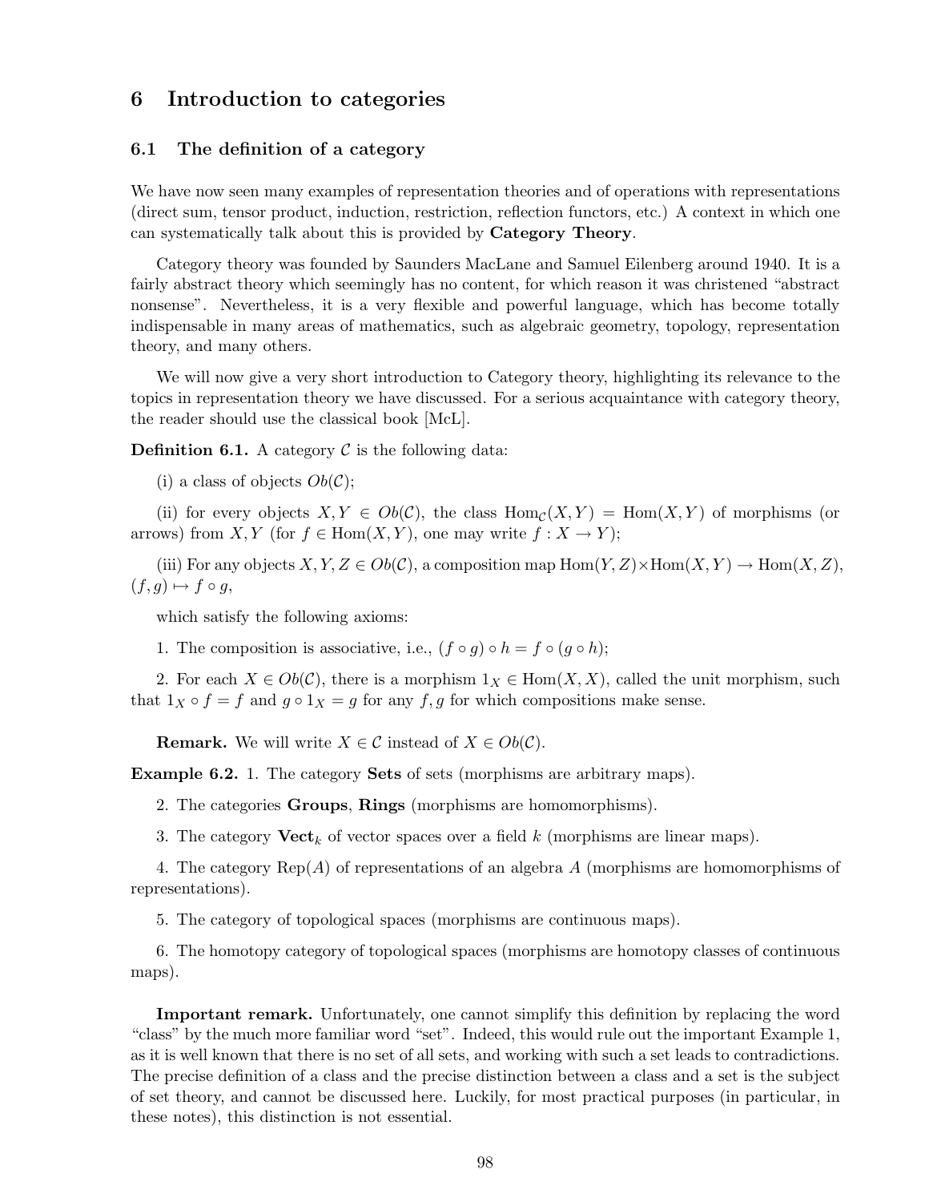# 6 Introduction to categories

## 6.1 The definition of a category

We have now seen many examples of representation theories and of operations with representations (direct sum, tensor product, induction, restriction, reflection functors, etc.) A context in which one can systematically talk about this is provided by **Category Theory**.

Category theory was founded by Saunders MacLane and Samuel Eilenberg around 1940. It is a fairly abstract theory which seemingly has no content, for which reason it was christened "abstract nonsense". Nevertheless, it is a very flexible and powerful language, which has become totally indispensable in many areas of mathematics, such as algebraic geometry, topology, representation theory, and many others.

We will now give a very short introduction to Category theory, highlighting its relevance to the topics in representation theory we have discussed. For a serious acquaintance with category theory, the reader should use the classical book [McL].

**Definition 6.1.** A category $\mathcal{C}$ is the following data:

(i) a class of objects $Ob(\mathcal{C})$;

(ii) for every objects $X, Y \in Ob(\mathcal{C})$, the class $\mathrm{Hom}_{\mathcal{C}}(X, Y) = \mathrm{Hom}(X, Y)$ of morphisms (or arrows) from $X, Y$ (for $f \in \mathrm{Hom}(X, Y)$, one may write $f : X \to Y$);

(iii) For any objects $X, Y, Z \in Ob(\mathcal{C})$, a composition map $\mathrm{Hom}(Y, Z) \times \mathrm{Hom}(X, Y) \to \mathrm{Hom}(X, Z)$, $(f, g) \mapsto f \circ g$,

which satisfy the following axioms:

1. The composition is associative, i.e., $(f \circ g) \circ h = f \circ (g \circ h)$;

2. For each $X \in Ob(\mathcal{C})$, there is a morphism $1_X \in \mathrm{Hom}(X, X)$, called the unit morphism, such that $1_X \circ f = f$ and $g \circ 1_X = g$ for any $f, g$ for which compositions make sense.

**Remark.** We will write $X \in \mathcal{C}$ instead of $X \in Ob(\mathcal{C})$.

**Example 6.2.** 1. The category **Sets** of sets (morphisms are arbitrary maps).

2. The categories **Groups**, **Rings** (morphisms are homomorphisms).

3. The category $\mathbf{Vect}_k$ of vector spaces over a field $k$ (morphisms are linear maps).

4. The category $\mathrm{Rep}(A)$ of representations of an algebra $A$ (morphisms are homomorphisms of representations).

5. The category of topological spaces (morphisms are continuous maps).

6. The homotopy category of topological spaces (morphisms are homotopy classes of continuous maps).

**Important remark.** Unfortunately, one cannot simplify this definition by replacing the word "class" by the much more familiar word "set". Indeed, this would rule out the important Example 1, as it is well known that there is no set of all sets, and working with such a set leads to contradictions. The precise definition of a class and the precise distinction between a class and a set is the subject of set theory, and cannot be discussed here. Luckily, for most practical purposes (in particular, in these notes), this distinction is not essential.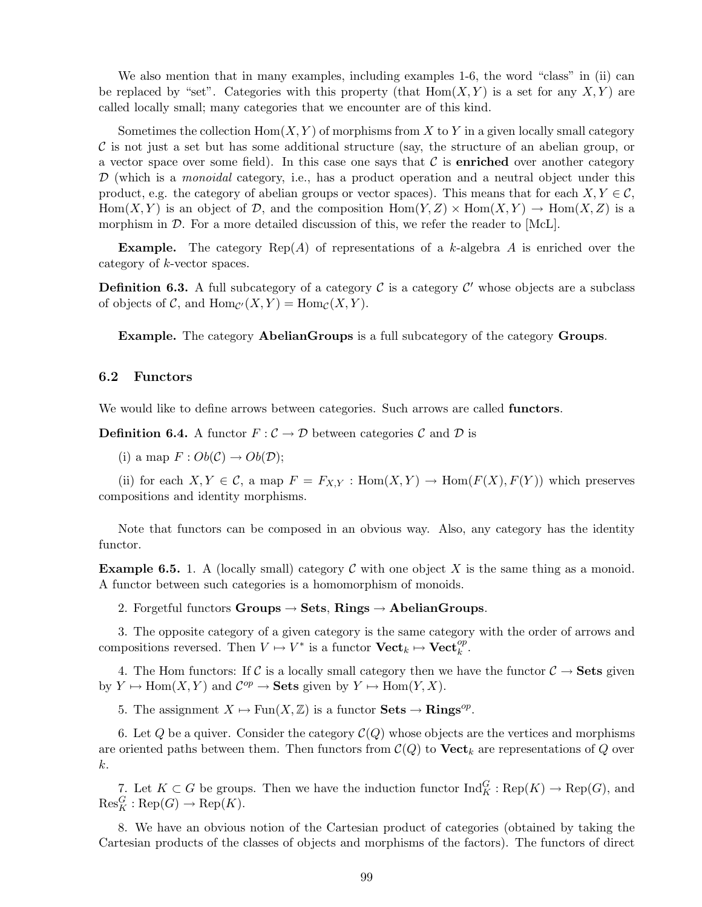We also mention that in many examples, including examples 1-6, the word "class" in (ii) can be replaced by "set". Categories with this property (that $\mathrm{Hom}(X, Y)$ is a set for any $X, Y$) are called locally small; many categories that we encounter are of this kind.

Sometimes the collection $\mathrm{Hom}(X, Y)$ of morphisms from $X$ to $Y$ in a given locally small category $\mathcal{C}$ is not just a set but has some additional structure (say, the structure of an abelian group, or a vector space over some field). In this case one says that $\mathcal{C}$ is **enriched** over another category $\mathcal{D}$ (which is a *monoidal* category, i.e., has a product operation and a neutral object under this product, e.g. the category of abelian groups or vector spaces). This means that for each $X, Y \in \mathcal{C}$, $\mathrm{Hom}(X, Y)$ is an object of $\mathcal{D}$, and the composition $\mathrm{Hom}(Y, Z) \times \mathrm{Hom}(X, Y) \to \mathrm{Hom}(X, Z)$ is a morphism in $\mathcal{D}$. For a more detailed discussion of this, we refer the reader to [McL].

**Example.** The category $\mathrm{Rep}(A)$ of representations of a $k$-algebra $A$ is enriched over the category of $k$-vector spaces.

**Definition 6.3.** A full subcategory of a category $\mathcal{C}$ is a category $\mathcal{C}'$ whose objects are a subclass of objects of $\mathcal{C}$, and $\mathrm{Hom}_{\mathcal{C}'}(X, Y) = \mathrm{Hom}_{\mathcal{C}}(X, Y)$.

**Example.** The category **AbelianGroups** is a full subcategory of the category **Groups**.

## 6.2 Functors

We would like to define arrows between categories. Such arrows are called **functors**.

**Definition 6.4.** A functor $F : \mathcal{C} \to \mathcal{D}$ between categories $\mathcal{C}$ and $\mathcal{D}$ is

(i) a map $F : Ob(\mathcal{C}) \to Ob(\mathcal{D})$;

(ii) for each $X, Y \in \mathcal{C}$, a map $F = F_{X,Y} : \mathrm{Hom}(X, Y) \to \mathrm{Hom}(F(X), F(Y))$ which preserves compositions and identity morphisms.

Note that functors can be composed in an obvious way. Also, any category has the identity functor.

**Example 6.5.** 1. A (locally small) category $\mathcal{C}$ with one object $X$ is the same thing as a monoid. A functor between such categories is a homomorphism of monoids.

2. Forgetful functors **Groups** $\to$ **Sets**, **Rings** $\to$ **AbelianGroups**.

3. The opposite category of a given category is the same category with the order of arrows and compositions reversed. Then $V \mapsto V^*$ is a functor $\mathbf{Vect}_k \mapsto \mathbf{Vect}_k^{op}$.

4. The Hom functors: If $\mathcal{C}$ is a locally small category then we have the functor $\mathcal{C} \to$ **Sets** given by $Y \mapsto \mathrm{Hom}(X, Y)$ and $\mathcal{C}^{op} \to$ **Sets** given by $Y \mapsto \mathrm{Hom}(Y, X)$.

5. The assignment $X \mapsto \mathrm{Fun}(X, \mathbb{Z})$ is a functor **Sets** $\to$ $\mathbf{Rings}^{op}$.

6. Let $Q$ be a quiver. Consider the category $\mathcal{C}(Q)$ whose objects are the vertices and morphisms are oriented paths between them. Then functors from $\mathcal{C}(Q)$ to $\mathbf{Vect}_k$ are representations of $Q$ over $k$.

7. Let $K \subset G$ be groups. Then we have the induction functor $\mathrm{Ind}_K^G : \mathrm{Rep}(K) \to \mathrm{Rep}(G)$, and $\mathrm{Res}_K^G : \mathrm{Rep}(G) \to \mathrm{Rep}(K)$.

8. We have an obvious notion of the Cartesian product of categories (obtained by taking the Cartesian products of the classes of objects and morphisms of the factors). The functors of direct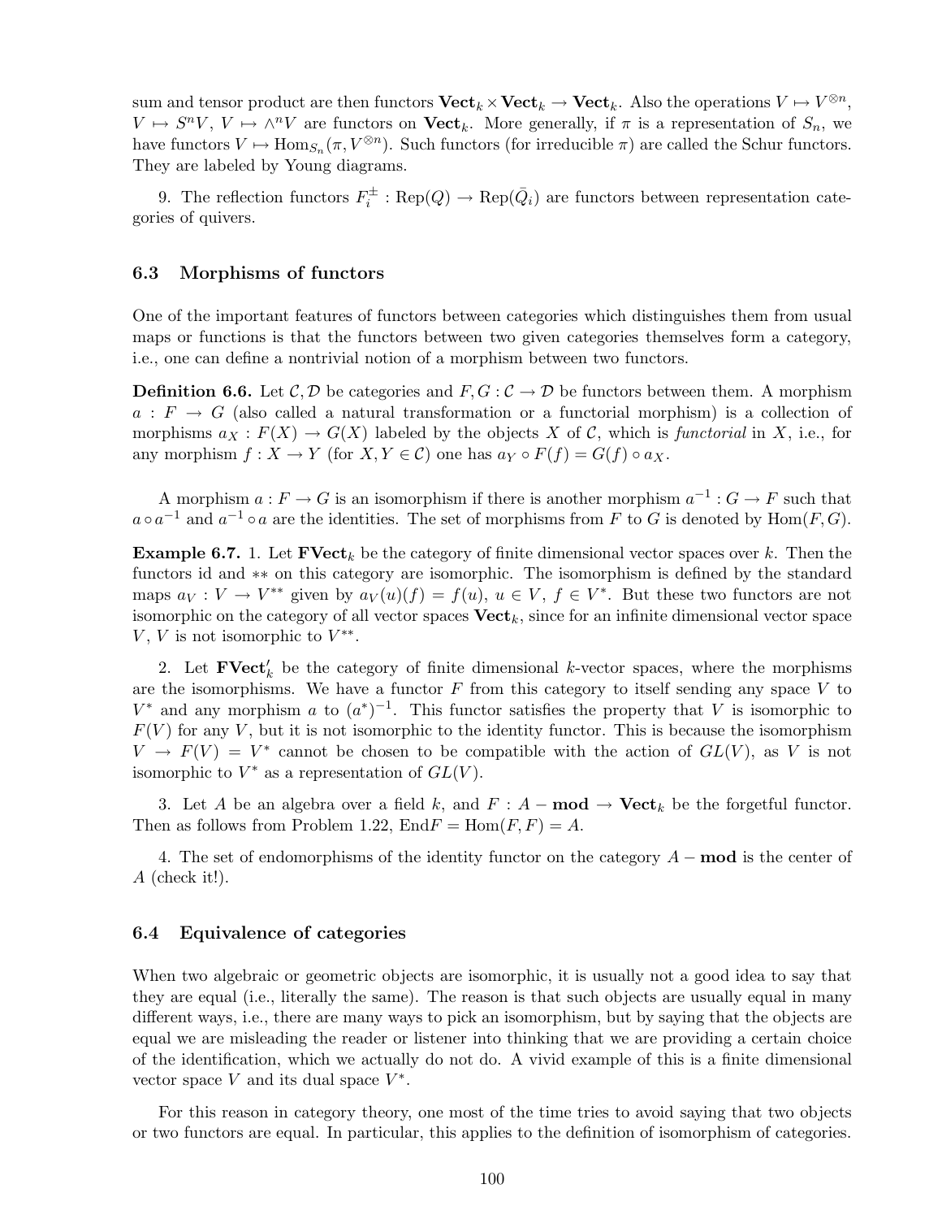sum and tensor product are then functors $\mathbf{Vect}_k \times \mathbf{Vect}_k \to \mathbf{Vect}_k$. Also the operations $V \mapsto V^{\otimes n}$, $V \mapsto S^n V$, $V \mapsto \wedge^n V$ are functors on $\mathbf{Vect}_k$. More generally, if $\pi$ is a representation of $S_n$, we have functors $V \mapsto \mathrm{Hom}_{S_n}(\pi, V^{\otimes n})$. Such functors (for irreducible $\pi$) are called the Schur functors. They are labeled by Young diagrams.

9. The reflection functors $F_i^{\pm} : \mathrm{Rep}(Q) \to \mathrm{Rep}(\bar{Q}_i)$ are functors between representation categories of quivers.

### 6.3 Morphisms of functors

One of the important features of functors between categories which distinguishes them from usual maps or functions is that the functors between two given categories themselves form a category, i.e., one can define a nontrivial notion of a morphism between two functors.

**Definition 6.6.** Let $\mathcal{C}, \mathcal{D}$ be categories and $F, G : \mathcal{C} \to \mathcal{D}$ be functors between them. A morphism $a : F \to G$ (also called a natural transformation or a functorial morphism) is a collection of morphisms $a_X : F(X) \to G(X)$ labeled by the objects $X$ of $\mathcal{C}$, which is *functorial* in $X$, i.e., for any morphism $f : X \to Y$ (for $X, Y \in \mathcal{C}$) one has $a_Y \circ F(f) = G(f) \circ a_X$.

A morphism $a : F \to G$ is an isomorphism if there is another morphism $a^{-1} : G \to F$ such that $a \circ a^{-1}$ and $a^{-1} \circ a$ are the identities. The set of morphisms from $F$ to $G$ is denoted by $\mathrm{Hom}(F, G)$.

**Example 6.7.** 1. Let $\mathbf{FVect}_k$ be the category of finite dimensional vector spaces over $k$. Then the functors id and $**$ on this category are isomorphic. The isomorphism is defined by the standard maps $a_V : V \to V^{**}$ given by $a_V(u)(f) = f(u)$, $u \in V$, $f \in V^*$. But these two functors are not isomorphic on the category of all vector spaces $\mathbf{Vect}_k$, since for an infinite dimensional vector space $V$, $V$ is not isomorphic to $V^{**}$.

2. Let $\mathbf{FVect}_k'$ be the category of finite dimensional $k$-vector spaces, where the morphisms are the isomorphisms. We have a functor $F$ from this category to itself sending any space $V$ to $V^*$ and any morphism $a$ to $(a^*)^{-1}$. This functor satisfies the property that $V$ is isomorphic to $F(V)$ for any $V$, but it is not isomorphic to the identity functor. This is because the isomorphism $V \to F(V) = V^*$ cannot be chosen to be compatible with the action of $GL(V)$, as $V$ is not isomorphic to $V^*$ as a representation of $GL(V)$.

3. Let $A$ be an algebra over a field $k$, and $F : A - \mathbf{mod} \to \mathbf{Vect}_k$ be the forgetful functor. Then as follows from Problem 1.22, $\mathrm{End} F = \mathrm{Hom}(F, F) = A$.

4. The set of endomorphisms of the identity functor on the category $A - \mathbf{mod}$ is the center of $A$ (check it!).

### 6.4 Equivalence of categories

When two algebraic or geometric objects are isomorphic, it is usually not a good idea to say that they are equal (i.e., literally the same). The reason is that such objects are usually equal in many different ways, i.e., there are many ways to pick an isomorphism, but by saying that the objects are equal we are misleading the reader or listener into thinking that we are providing a certain choice of the identification, which we actually do not do. A vivid example of this is a finite dimensional vector space $V$ and its dual space $V^*$.

For this reason in category theory, one most of the time tries to avoid saying that two objects or two functors are equal. In particular, this applies to the definition of isomorphism of categories.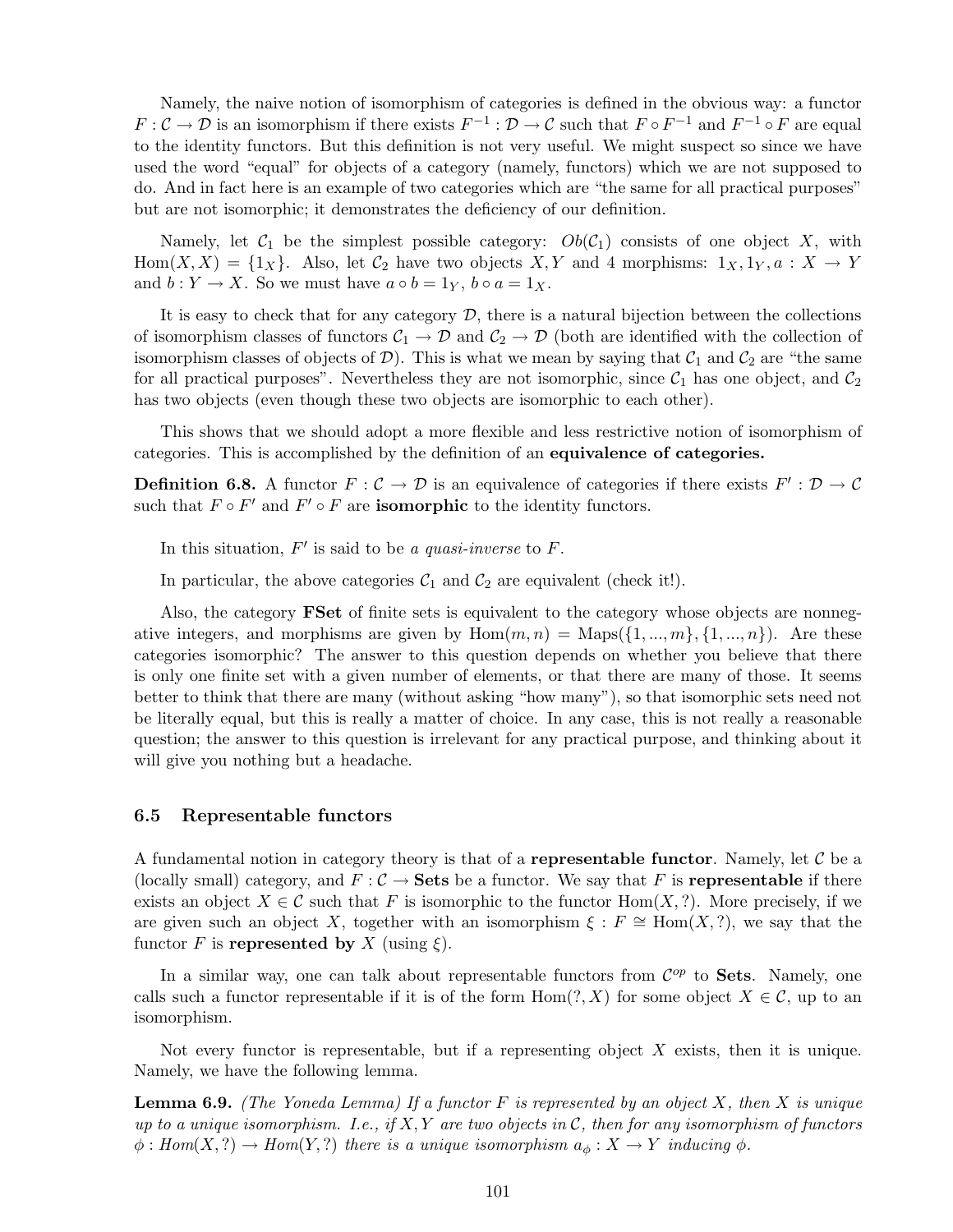Namely, the naive notion of isomorphism of categories is defined in the obvious way: a functor $F : \mathcal{C} \to \mathcal{D}$ is an isomorphism if there exists $F^{-1} : \mathcal{D} \to \mathcal{C}$ such that $F \circ F^{-1}$ and $F^{-1} \circ F$ are equal to the identity functors. But this definition is not very useful. We might suspect so since we have used the word "equal" for objects of a category (namely, functors) which we are not supposed to do. And in fact here is an example of two categories which are "the same for all practical purposes" but are not isomorphic; it demonstrates the deficiency of our definition.

Namely, let $\mathcal{C}_1$ be the simplest possible category: $Ob(\mathcal{C}_1)$ consists of one object $X$, with $\mathrm{Hom}(X, X) = \{1_X\}$. Also, let $\mathcal{C}_2$ have two objects $X, Y$ and 4 morphisms: $1_X, 1_Y, a : X \to Y$ and $b : Y \to X$. So we must have $a \circ b = 1_Y$, $b \circ a = 1_X$.

It is easy to check that for any category $\mathcal{D}$, there is a natural bijection between the collections of isomorphism classes of functors $\mathcal{C}_1 \to \mathcal{D}$ and $\mathcal{C}_2 \to \mathcal{D}$ (both are identified with the collection of isomorphism classes of objects of $\mathcal{D}$). This is what we mean by saying that $\mathcal{C}_1$ and $\mathcal{C}_2$ are "the same for all practical purposes". Nevertheless they are not isomorphic, since $\mathcal{C}_1$ has one object, and $\mathcal{C}_2$ has two objects (even though these two objects are isomorphic to each other).

This shows that we should adopt a more flexible and less restrictive notion of isomorphism of categories. This is accomplished by the definition of an **equivalence of categories.**

**Definition 6.8.** A functor $F : \mathcal{C} \to \mathcal{D}$ is an equivalence of categories if there exists $F' : \mathcal{D} \to \mathcal{C}$ such that $F \circ F'$ and $F' \circ F$ are **isomorphic** to the identity functors.

In this situation, $F'$ is said to be *a quasi-inverse* to $F$.

In particular, the above categories $\mathcal{C}_1$ and $\mathcal{C}_2$ are equivalent (check it!).

Also, the category **FSet** of finite sets is equivalent to the category whose objects are nonnegative integers, and morphisms are given by $\mathrm{Hom}(m, n) = \mathrm{Maps}(\{1, ..., m\}, \{1, ..., n\})$. Are these categories isomorphic? The answer to this question depends on whether you believe that there is only one finite set with a given number of elements, or that there are many of those. It seems better to think that there are many (without asking "how many"), so that isomorphic sets need not be literally equal, but this is really a matter of choice. In any case, this is not really a reasonable question; the answer to this question is irrelevant for any practical purpose, and thinking about it will give you nothing but a headache.

### 6.5 Representable functors

A fundamental notion in category theory is that of a **representable functor**. Namely, let $\mathcal{C}$ be a (locally small) category, and $F : \mathcal{C} \to \mathbf{Sets}$ be a functor. We say that $F$ is **representable** if there exists an object $X \in \mathcal{C}$ such that $F$ is isomorphic to the functor $\mathrm{Hom}(X, ?)$. More precisely, if we are given such an object $X$, together with an isomorphism $\xi : F \cong \mathrm{Hom}(X, ?)$, we say that the functor $F$ is **represented by** $X$ (using $\xi$).

In a similar way, one can talk about representable functors from $\mathcal{C}^{op}$ to **Sets**. Namely, one calls such a functor representable if it is of the form $\mathrm{Hom}(?, X)$ for some object $X \in \mathcal{C}$, up to an isomorphism.

Not every functor is representable, but if a representing object $X$ exists, then it is unique. Namely, we have the following lemma.

**Lemma 6.9.** *(The Yoneda Lemma) If a functor $F$ is represented by an object $X$, then $X$ is unique up to a unique isomorphism. I.e., if $X, Y$ are two objects in $\mathcal{C}$, then for any isomorphism of functors $\phi : Hom(X, ?) \to Hom(Y, ?)$ there is a unique isomorphism $a_\phi : X \to Y$ inducing $\phi$.*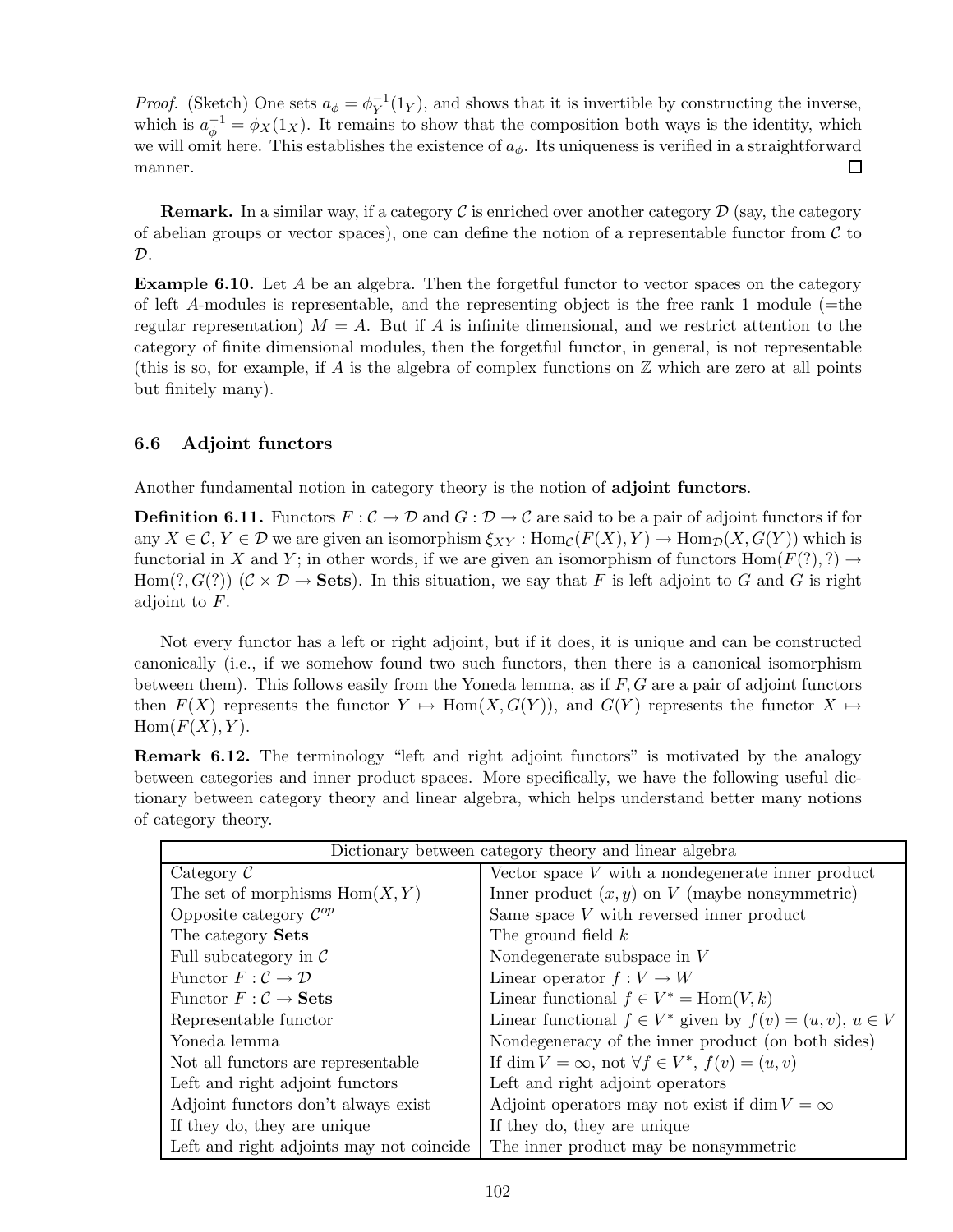*Proof.* (Sketch) One sets $a_\phi = \phi_Y^{-1}(1_Y)$, and shows that it is invertible by constructing the inverse, which is $a_\phi^{-1} = \phi_X(1_X)$. It remains to show that the composition both ways is the identity, which we will omit here. This establishes the existence of $a_\phi$. Its uniqueness is verified in a straightforward manner. $\square$

**Remark.** In a similar way, if a category $\mathcal{C}$ is enriched over another category $\mathcal{D}$ (say, the category of abelian groups or vector spaces), one can define the notion of a representable functor from $\mathcal{C}$ to $\mathcal{D}$.

**Example 6.10.** Let $A$ be an algebra. Then the forgetful functor to vector spaces on the category of left $A$-modules is representable, and the representing object is the free rank 1 module (=the regular representation) $M = A$. But if $A$ is infinite dimensional, and we restrict attention to the category of finite dimensional modules, then the forgetful functor, in general, is not representable (this is so, for example, if $A$ is the algebra of complex functions on $\mathbb{Z}$ which are zero at all points but finitely many).

### 6.6 Adjoint functors

Another fundamental notion in category theory is the notion of **adjoint functors**.

**Definition 6.11.** Functors $F : \mathcal{C} \to \mathcal{D}$ and $G : \mathcal{D} \to \mathcal{C}$ are said to be a pair of adjoint functors if for any $X \in \mathcal{C}$, $Y \in \mathcal{D}$ we are given an isomorphism $\xi_{XY} : \mathrm{Hom}_{\mathcal{C}}(F(X), Y) \to \mathrm{Hom}_{\mathcal{D}}(X, G(Y))$ which is functorial in $X$ and $Y$; in other words, if we are given an isomorphism of functors $\mathrm{Hom}(F(?), ?) \to \mathrm{Hom}(?, G(?))$ ($\mathcal{C} \times \mathcal{D} \to \mathbf{Sets}$). In this situation, we say that $F$ is left adjoint to $G$ and $G$ is right adjoint to $F$.

Not every functor has a left or right adjoint, but if it does, it is unique and can be constructed canonically (i.e., if we somehow found two such functors, then there is a canonical isomorphism between them). This follows easily from the Yoneda lemma, as if $F, G$ are a pair of adjoint functors then $F(X)$ represents the functor $Y \mapsto \mathrm{Hom}(X, G(Y))$, and $G(Y)$ represents the functor $X \mapsto \mathrm{Hom}(F(X), Y)$.

**Remark 6.12.** The terminology "left and right adjoint functors" is motivated by the analogy between categories and inner product spaces. More specifically, we have the following useful dictionary between category theory and linear algebra, which helps understand better many notions of category theory.

| Dictionary between category theory and linear algebra | |
|---|---|
| Category $\mathcal{C}$ | Vector space $V$ with a nondegenerate inner product |
| The set of morphisms $\mathrm{Hom}(X, Y)$ | Inner product $(x, y)$ on $V$ (maybe nonsymmetric) |
| Opposite category $\mathcal{C}^{op}$ | Same space $V$ with reversed inner product |
| The category **Sets** | The ground field $k$ |
| Full subcategory in $\mathcal{C}$ | Nondegenerate subspace in $V$ |
| Functor $F : \mathcal{C} \to \mathcal{D}$ | Linear operator $f : V \to W$ |
| Functor $F : \mathcal{C} \to \mathbf{Sets}$ | Linear functional $f \in V^* = \mathrm{Hom}(V, k)$ |
| Representable functor | Linear functional $f \in V^*$ given by $f(v) = (u, v)$, $u \in V$ |
| Yoneda lemma | Nondegeneracy of the inner product (on both sides) |
| Not all functors are representable | If $\dim V = \infty$, not $\forall f \in V^*$, $f(v) = (u, v)$ |
| Left and right adjoint functors | Left and right adjoint operators |
| Adjoint functors don't always exist | Adjoint operators may not exist if $\dim V = \infty$ |
| If they do, they are unique | If they do, they are unique |
| Left and right adjoints may not coincide | The inner product may be nonsymmetric |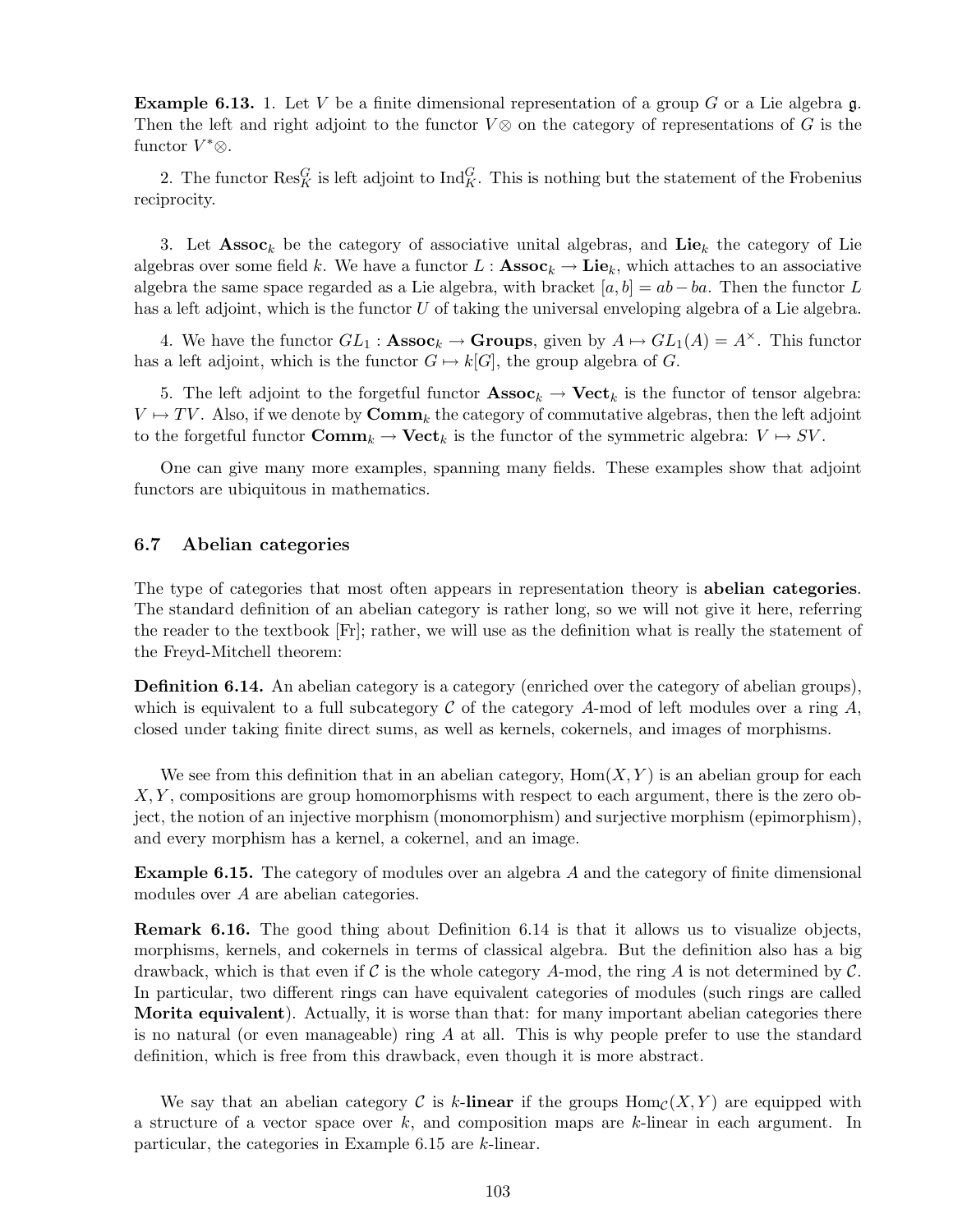**Example 6.13.** 1. Let $V$ be a finite dimensional representation of a group $G$ or a Lie algebra $\mathfrak{g}$. Then the left and right adjoint to the functor $V\otimes$ on the category of representations of $G$ is the functor $V^*\otimes$.

2. The functor $\mathrm{Res}_K^G$ is left adjoint to $\mathrm{Ind}_K^G$. This is nothing but the statement of the Frobenius reciprocity.

3. Let $\mathbf{Assoc}_k$ be the category of associative unital algebras, and $\mathbf{Lie}_k$ the category of Lie algebras over some field $k$. We have a functor $L : \mathbf{Assoc}_k \to \mathbf{Lie}_k$, which attaches to an associative algebra the same space regarded as a Lie algebra, with bracket $[a, b] = ab - ba$. Then the functor $L$ has a left adjoint, which is the functor $U$ of taking the universal enveloping algebra of a Lie algebra.

4. We have the functor $GL_1 : \mathbf{Assoc}_k \to \mathbf{Groups}$, given by $A \mapsto GL_1(A) = A^\times$. This functor has a left adjoint, which is the functor $G \mapsto k[G]$, the group algebra of $G$.

5. The left adjoint to the forgetful functor $\mathbf{Assoc}_k \to \mathbf{Vect}_k$ is the functor of tensor algebra: $V \mapsto TV$. Also, if we denote by $\mathbf{Comm}_k$ the category of commutative algebras, then the left adjoint to the forgetful functor $\mathbf{Comm}_k \to \mathbf{Vect}_k$ is the functor of the symmetric algebra: $V \mapsto SV$.

One can give many more examples, spanning many fields. These examples show that adjoint functors are ubiquitous in mathematics.

### 6.7 Abelian categories

The type of categories that most often appears in representation theory is **abelian categories**. The standard definition of an abelian category is rather long, so we will not give it here, referring the reader to the textbook [Fr]; rather, we will use as the definition what is really the statement of the Freyd-Mitchell theorem:

**Definition 6.14.** An abelian category is a category (enriched over the category of abelian groups), which is equivalent to a full subcategory $\mathcal{C}$ of the category $A$-mod of left modules over a ring $A$, closed under taking finite direct sums, as well as kernels, cokernels, and images of morphisms.

We see from this definition that in an abelian category, $\mathrm{Hom}(X, Y)$ is an abelian group for each $X, Y$, compositions are group homomorphisms with respect to each argument, there is the zero object, the notion of an injective morphism (monomorphism) and surjective morphism (epimorphism), and every morphism has a kernel, a cokernel, and an image.

**Example 6.15.** The category of modules over an algebra $A$ and the category of finite dimensional modules over $A$ are abelian categories.

**Remark 6.16.** The good thing about Definition 6.14 is that it allows us to visualize objects, morphisms, kernels, and cokernels in terms of classical algebra. But the definition also has a big drawback, which is that even if $\mathcal{C}$ is the whole category $A$-mod, the ring $A$ is not determined by $\mathcal{C}$. In particular, two different rings can have equivalent categories of modules (such rings are called **Morita equivalent**). Actually, it is worse than that: for many important abelian categories there is no natural (or even manageable) ring $A$ at all. This is why people prefer to use the standard definition, which is free from this drawback, even though it is more abstract.

We say that an abelian category $\mathcal{C}$ is $k$-**linear** if the groups $\mathrm{Hom}_{\mathcal{C}}(X, Y)$ are equipped with a structure of a vector space over $k$, and composition maps are $k$-linear in each argument. In particular, the categories in Example 6.15 are $k$-linear.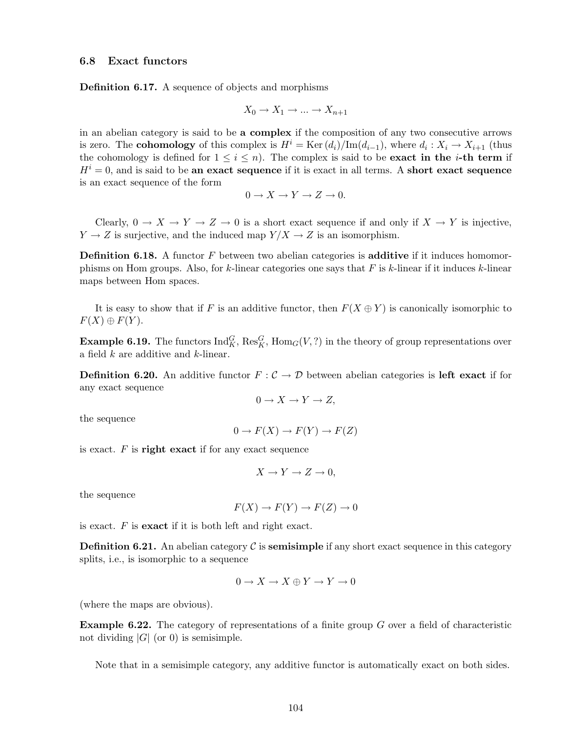### 6.8 Exact functors

**Definition 6.17.** A sequence of objects and morphisms

$$X_0 \to X_1 \to ... \to X_{n+1}$$

in an abelian category is said to be **a complex** if the composition of any two consecutive arrows is zero. The **cohomology** of this complex is $H^i = \mathrm{Ker}\,(d_i)/\mathrm{Im}(d_{i-1})$, where $d_i : X_i \to X_{i+1}$ (thus the cohomology is defined for $1 \le i \le n$). The complex is said to be **exact in the $i$-th term** if $H^i = 0$, and is said to be **an exact sequence** if it is exact in all terms. A **short exact sequence** is an exact sequence of the form

$$0 \to X \to Y \to Z \to 0.$$

Clearly, $0 \to X \to Y \to Z \to 0$ is a short exact sequence if and only if $X \to Y$ is injective, $Y \to Z$ is surjective, and the induced map $Y/X \to Z$ is an isomorphism.

**Definition 6.18.** A functor $F$ between two abelian categories is **additive** if it induces homomorphisms on Hom groups. Also, for $k$-linear categories one says that $F$ is $k$-linear if it induces $k$-linear maps between Hom spaces.

It is easy to show that if $F$ is an additive functor, then $F(X \oplus Y)$ is canonically isomorphic to $F(X) \oplus F(Y)$.

**Example 6.19.** The functors $\mathrm{Ind}_K^G$, $\mathrm{Res}_K^G$, $\mathrm{Hom}_G(V, ?)$ in the theory of group representations over a field $k$ are additive and $k$-linear.

**Definition 6.20.** An additive functor $F : \mathcal{C} \to \mathcal{D}$ between abelian categories is **left exact** if for any exact sequence

$$0 \to X \to Y \to Z,$$

the sequence

$$0 \to F(X) \to F(Y) \to F(Z)$$

is exact. $F$ is **right exact** if for any exact sequence

$$X \to Y \to Z \to 0,$$

the sequence

$$F(X) \to F(Y) \to F(Z) \to 0$$

is exact. $F$ is **exact** if it is both left and right exact.

**Definition 6.21.** An abelian category $\mathcal{C}$ is **semisimple** if any short exact sequence in this category splits, i.e., is isomorphic to a sequence

$$0 \to X \to X \oplus Y \to Y \to 0$$

(where the maps are obvious).

**Example 6.22.** The category of representations of a finite group $G$ over a field of characteristic not dividing $|G|$ (or 0) is semisimple.

Note that in a semisimple category, any additive functor is automatically exact on both sides.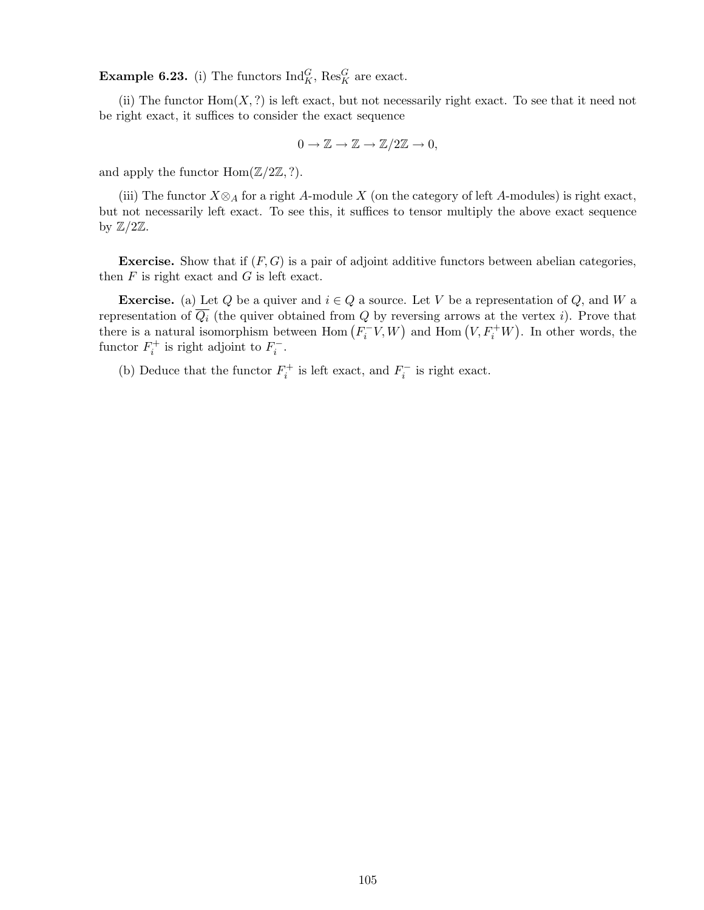**Example 6.23.** (i) The functors $\mathrm{Ind}_K^G$, $\mathrm{Res}_K^G$ are exact.

(ii) The functor $\mathrm{Hom}(X, ?)$ is left exact, but not necessarily right exact. To see that it need not be right exact, it suffices to consider the exact sequence

$$0 \to \mathbb{Z} \to \mathbb{Z} \to \mathbb{Z}/2\mathbb{Z} \to 0,$$

and apply the functor $\mathrm{Hom}(\mathbb{Z}/2\mathbb{Z}, ?)$.

(iii) The functor $X \otimes_A$ for a right $A$-module $X$ (on the category of left $A$-modules) is right exact, but not necessarily left exact. To see this, it suffices to tensor multiply the above exact sequence by $\mathbb{Z}/2\mathbb{Z}$.

**Exercise.** Show that if $(F, G)$ is a pair of adjoint additive functors between abelian categories, then $F$ is right exact and $G$ is left exact.

**Exercise.** (a) Let $Q$ be a quiver and $i \in Q$ a source. Let $V$ be a representation of $Q$, and $W$ a representation of $\overline{Q_i}$ (the quiver obtained from $Q$ by reversing arrows at the vertex $i$). Prove that there is a natural isomorphism between $\mathrm{Hom}\left(F_i^- V, W\right)$ and $\mathrm{Hom}\left(V, F_i^+ W\right)$. In other words, the functor $F_i^+$ is right adjoint to $F_i^-$.

(b) Deduce that the functor $F_i^+$ is left exact, and $F_i^-$ is right exact.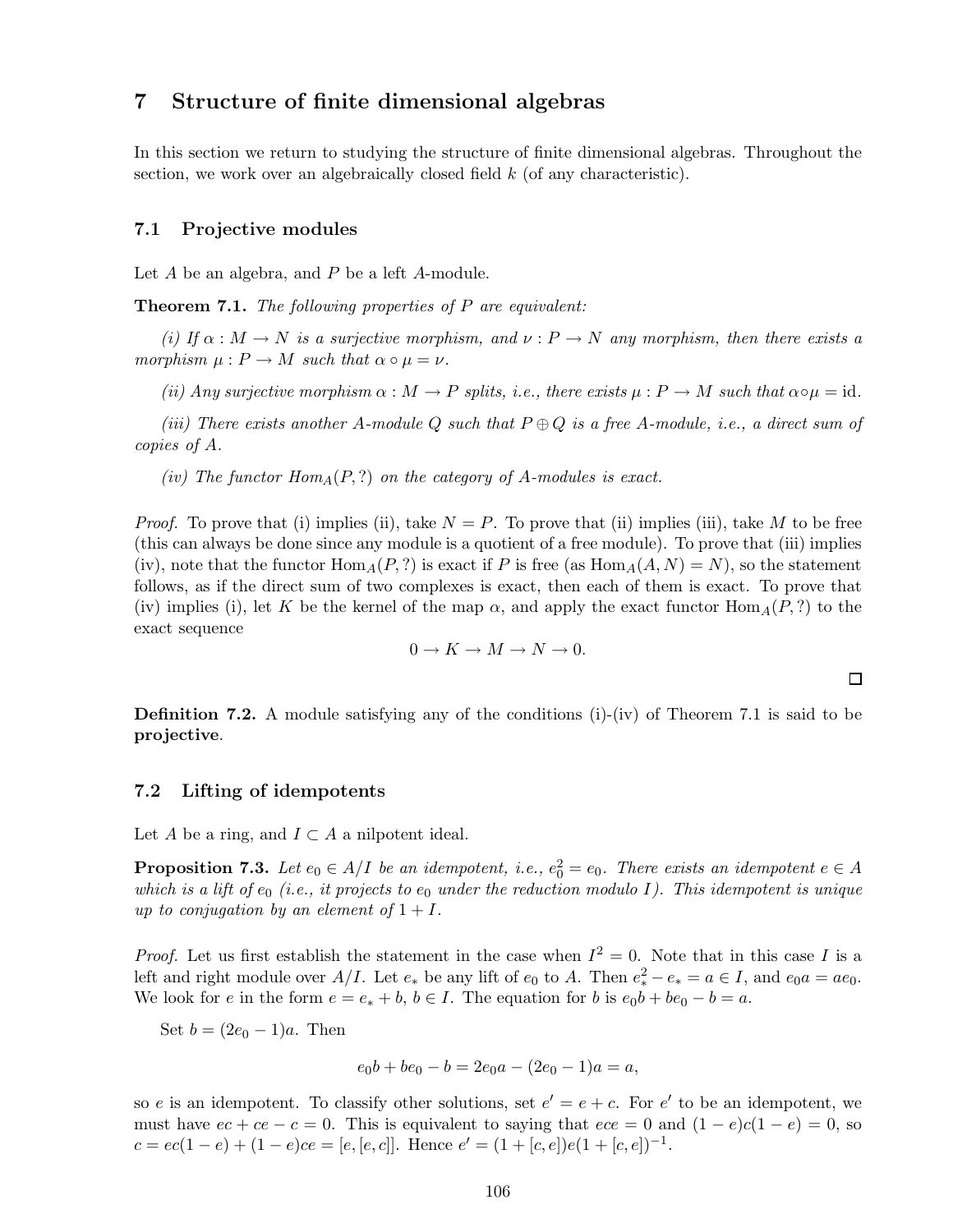# 7 Structure of finite dimensional algebras

In this section we return to studying the structure of finite dimensional algebras. Throughout the section, we work over an algebraically closed field $k$ (of any characteristic).

## 7.1 Projective modules

Let $A$ be an algebra, and $P$ be a left $A$-module.

**Theorem 7.1.** *The following properties of $P$ are equivalent:*

*(i) If $\alpha : M \to N$ is a surjective morphism, and $\nu : P \to N$ any morphism, then there exists a morphism $\mu : P \to M$ such that $\alpha \circ \mu = \nu$.*

*(ii) Any surjective morphism $\alpha : M \to P$ splits, i.e., there exists $\mu : P \to M$ such that $\alpha \circ \mu = \mathrm{id}$.*

*(iii) There exists another $A$-module $Q$ such that $P \oplus Q$ is a free $A$-module, i.e., a direct sum of copies of $A$.*

*(iv) The functor $Hom_A(P, ?)$ on the category of $A$-modules is exact.*

*Proof.* To prove that (i) implies (ii), take $N = P$. To prove that (ii) implies (iii), take $M$ to be free (this can always be done since any module is a quotient of a free module). To prove that (iii) implies (iv), note that the functor $\mathrm{Hom}_A(P, ?)$ is exact if $P$ is free (as $\mathrm{Hom}_A(A, N) = N$), so the statement follows, as if the direct sum of two complexes is exact, then each of them is exact. To prove that (iv) implies (i), let $K$ be the kernel of the map $\alpha$, and apply the exact functor $\mathrm{Hom}_A(P, ?)$ to the exact sequence

$$0 \to K \to M \to N \to 0.$$

□

**Definition 7.2.** A module satisfying any of the conditions (i)-(iv) of Theorem 7.1 is said to be **projective**.

## 7.2 Lifting of idempotents

Let $A$ be a ring, and $I \subset A$ a nilpotent ideal.

**Proposition 7.3.** *Let $e_0 \in A/I$ be an idempotent, i.e., $e_0^2 = e_0$. There exists an idempotent $e \in A$ which is a lift of $e_0$ (i.e., it projects to $e_0$ under the reduction modulo $I$). This idempotent is unique up to conjugation by an element of $1 + I$.*

*Proof.* Let us first establish the statement in the case when $I^2 = 0$. Note that in this case $I$ is a left and right module over $A/I$. Let $e_*$ be any lift of $e_0$ to $A$. Then $e_*^2 - e_* = a \in I$, and $e_0 a = a e_0$. We look for $e$ in the form $e = e_* + b$, $b \in I$. The equation for $b$ is $e_0 b + b e_0 - b = a$.

Set $b = (2e_0 - 1)a$. Then

$$e_0 b + b e_0 - b = 2e_0 a - (2e_0 - 1)a = a,$$

so $e$ is an idempotent. To classify other solutions, set $e' = e + c$. For $e'$ to be an idempotent, we must have $ec + ce - c = 0$. This is equivalent to saying that $ece = 0$ and $(1 - e)c(1 - e) = 0$, so $c = ec(1 - e) + (1 - e)ce = [e, [e, c]]$. Hence $e' = (1 + [c, e])e(1 + [c, e])^{-1}$.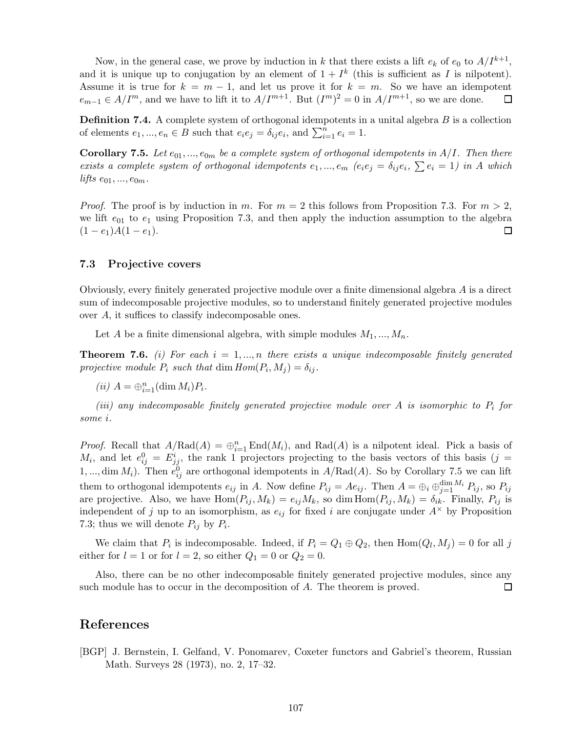Now, in the general case, we prove by induction in $k$ that there exists a lift $e_k$ of $e_0$ to $A/I^{k+1}$, and it is unique up to conjugation by an element of $1 + I^k$ (this is sufficient as $I$ is nilpotent). Assume it is true for $k = m - 1$, and let us prove it for $k = m$. So we have an idempotent $e_{m-1} \in A/I^m$, and we have to lift it to $A/I^{m+1}$. But $(I^m)^2 = 0$ in $A/I^{m+1}$, so we are done. $\square$

**Definition 7.4.** A complete system of orthogonal idempotents in a unital algebra $B$ is a collection of elements $e_1, ..., e_n \in B$ such that $e_i e_j = \delta_{ij} e_i$, and $\sum_{i=1}^n e_i = 1$.

**Corollary 7.5.** *Let $e_{01}, ..., e_{0m}$ be a complete system of orthogonal idempotents in $A/I$. Then there exists a complete system of orthogonal idempotents $e_1, ..., e_m$ ($e_i e_j = \delta_{ij} e_i$, $\sum e_i = 1$) in $A$ which lifts $e_{01}, ..., e_{0m}$.*

*Proof.* The proof is by induction in $m$. For $m = 2$ this follows from Proposition 7.3. For $m > 2$, we lift $e_{01}$ to $e_1$ using Proposition 7.3, and then apply the induction assumption to the algebra $(1 - e_1)A(1 - e_1)$. $\square$

### 7.3 Projective covers

Obviously, every finitely generated projective module over a finite dimensional algebra $A$ is a direct sum of indecomposable projective modules, so to understand finitely generated projective modules over $A$, it suffices to classify indecomposable ones.

Let $A$ be a finite dimensional algebra, with simple modules $M_1, ..., M_n$.

**Theorem 7.6.** *(i) For each $i = 1, ..., n$ there exists a unique indecomposable finitely generated projective module $P_i$ such that $\dim Hom(P_i, M_j) = \delta_{ij}$.*

*(ii) $A = \oplus_{i=1}^n (\dim M_i) P_i$.*

*(iii) any indecomposable finitely generated projective module over $A$ is isomorphic to $P_i$ for some $i$.*

*Proof.* Recall that $A/\mathrm{Rad}(A) = \oplus_{i=1}^n \mathrm{End}(M_i)$, and $\mathrm{Rad}(A)$ is a nilpotent ideal. Pick a basis of $M_i$, and let $e_{ij}^0 = E_{jj}^i$, the rank 1 projectors projecting to the basis vectors of this basis ($j = 1, ..., \dim M_i$). Then $e_{ij}^0$ are orthogonal idempotents in $A/\mathrm{Rad}(A)$. So by Corollary 7.5 we can lift them to orthogonal idempotents $e_{ij}$ in $A$. Now define $P_{ij} = Ae_{ij}$. Then $A = \oplus_i \oplus_{j=1}^{\dim M_i} P_{ij}$, so $P_{ij}$ are projective. Also, we have $\mathrm{Hom}(P_{ij}, M_k) = e_{ij} M_k$, so $\dim \mathrm{Hom}(P_{ij}, M_k) = \delta_{ik}$. Finally, $P_{ij}$ is independent of $j$ up to an isomorphism, as $e_{ij}$ for fixed $i$ are conjugate under $A^\times$ by Proposition 7.3; thus we will denote $P_{ij}$ by $P_i$.

We claim that $P_i$ is indecomposable. Indeed, if $P_i = Q_1 \oplus Q_2$, then $\mathrm{Hom}(Q_l, M_j) = 0$ for all $j$ either for $l = 1$ or for $l = 2$, so either $Q_1 = 0$ or $Q_2 = 0$.

Also, there can be no other indecomposable finitely generated projective modules, since any such module has to occur in the decomposition of $A$. The theorem is proved. $\square$

## References

[BGP] J. Bernstein, I. Gelfand, V. Ponomarev, Coxeter functors and Gabriel's theorem, Russian Math. Surveys 28 (1973), no. 2, 17–32.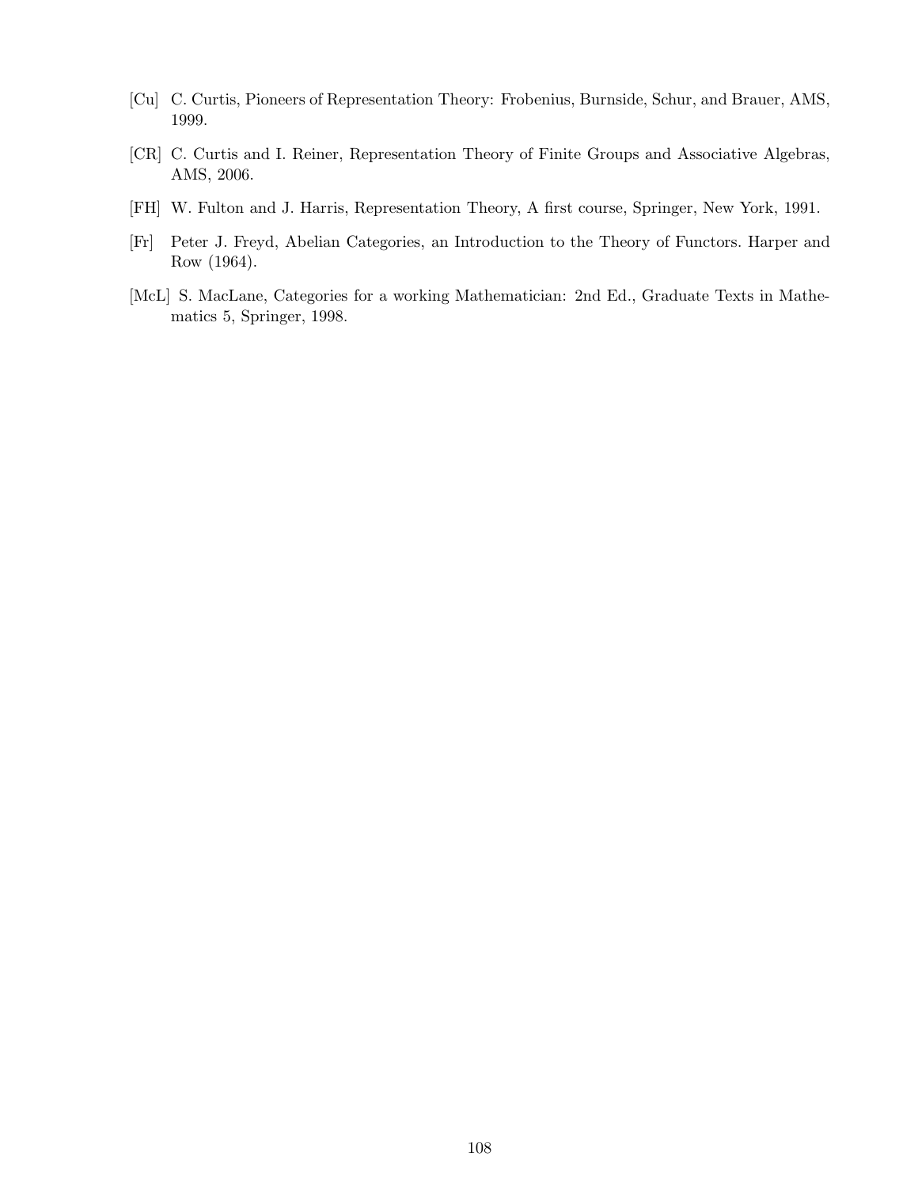[Cu] C. Curtis, Pioneers of Representation Theory: Frobenius, Burnside, Schur, and Brauer, AMS, 1999.

[CR] C. Curtis and I. Reiner, Representation Theory of Finite Groups and Associative Algebras, AMS, 2006.

[FH] W. Fulton and J. Harris, Representation Theory, A first course, Springer, New York, 1991.

[Fr] Peter J. Freyd, Abelian Categories, an Introduction to the Theory of Functors. Harper and Row (1964).

[McL] S. MacLane, Categories for a working Mathematician: 2nd Ed., Graduate Texts in Mathematics 5, Springer, 1998.